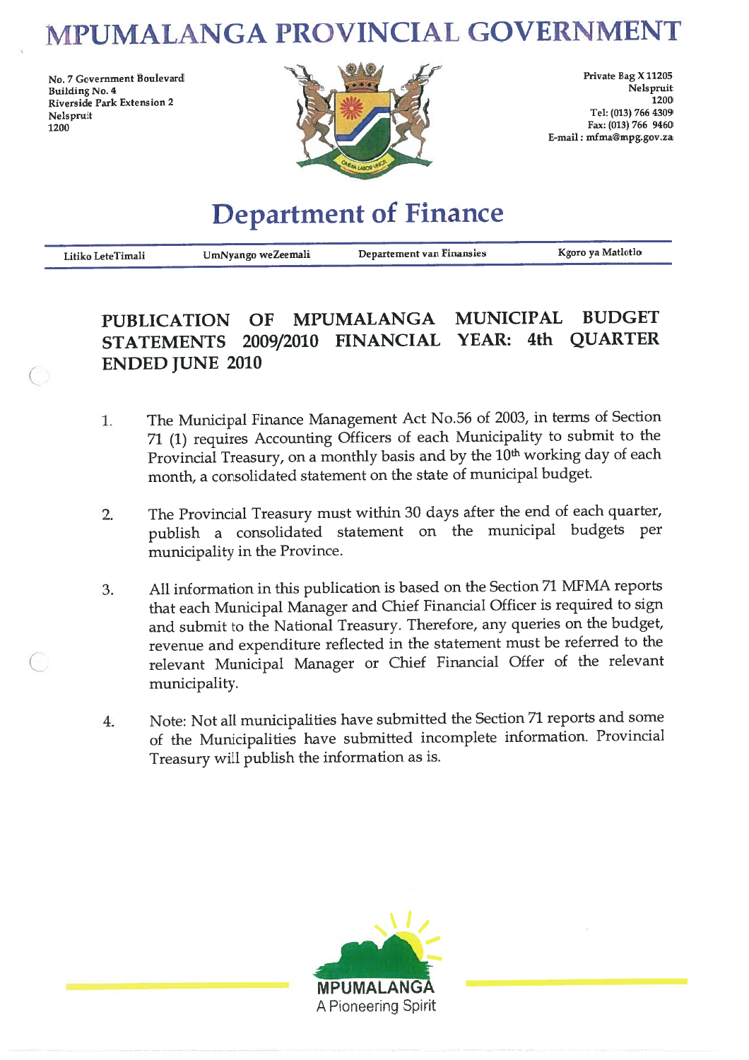# MPUMALANGA PROVINCIAL GOVERNMENT

No. 7 Government Boulevard
Building No. 4
Riverside Park Extension 2
Nelspruit
1200

Private Bag X 11205
Nelspruit
1200
Tel: (013) 766 4309
Fax: (013) 766 9460
E-mail : mfma@mpg.gov.za

## Department of Finance

Litiko LeteTimali | UmNyango weZeemali | Departement van Finansies | Kgoro ya Matlotlo

### PUBLICATION OF MPUMALANGA MUNICIPAL BUDGET STATEMENTS 2009/2010 FINANCIAL YEAR: 4th QUARTER ENDED JUNE 2010

1. The Municipal Finance Management Act No.56 of 2003, in terms of Section 71 (1) requires Accounting Officers of each Municipality to submit to the Provincial Treasury, on a monthly basis and by the 10th working day of each month, a consolidated statement on the state of municipal budget.

2. The Provincial Treasury must within 30 days after the end of each quarter, publish a consolidated statement on the municipal budgets per municipality in the Province.

3. All information in this publication is based on the Section 71 MFMA reports that each Municipal Manager and Chief Financial Officer is required to sign and submit to the National Treasury. Therefore, any queries on the budget, revenue and expenditure reflected in the statement must be referred to the relevant Municipal Manager or Chief Financial Offer of the relevant municipality.

4. Note: Not all municipalities have submitted the Section 71 reports and some of the Municipalities have submitted incomplete information. Provincial Treasury will publish the information as is.

MPUMALANGA
A Pioneering Spirit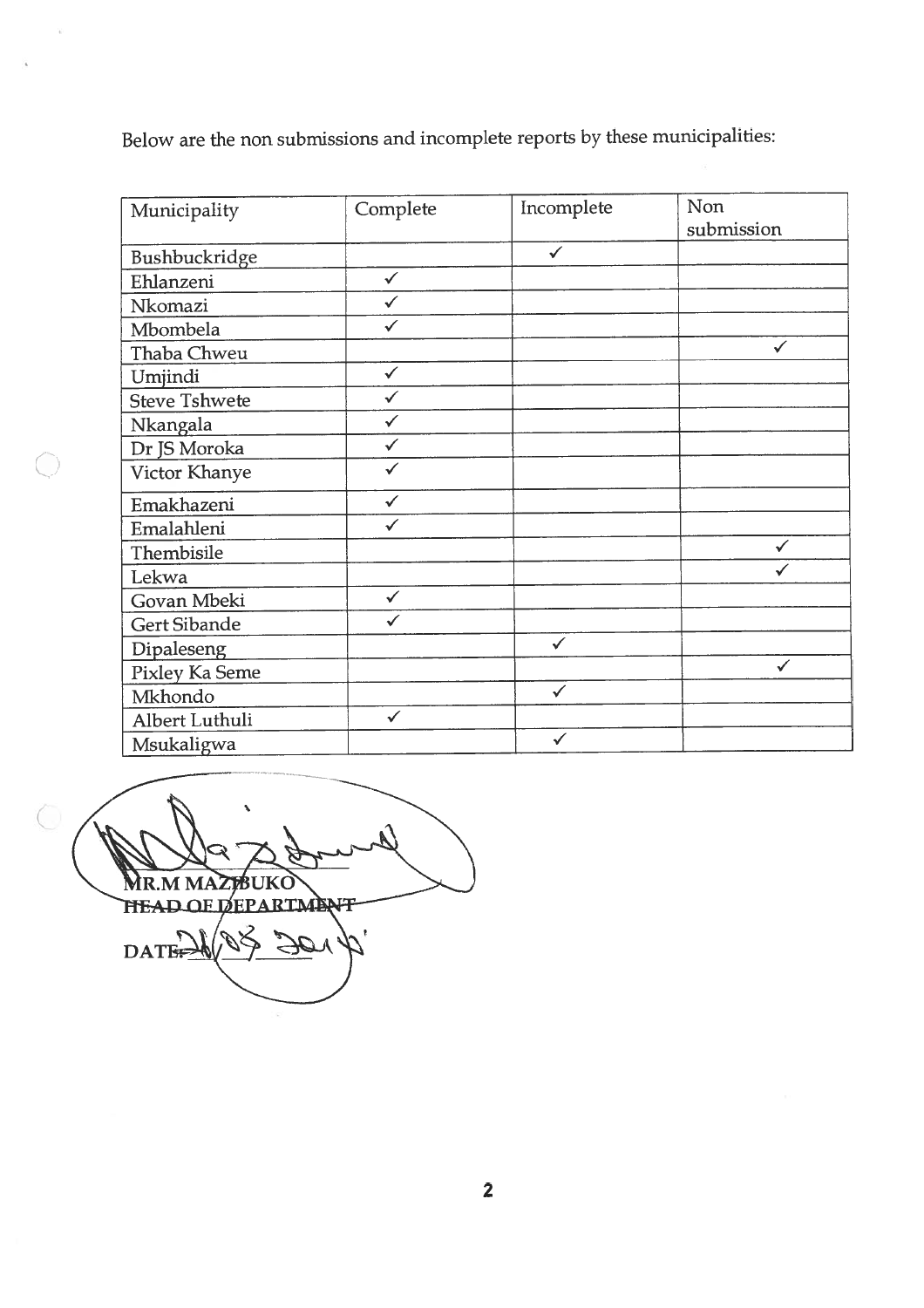Below are the non submissions and incomplete reports by these municipalities:

| Municipality | Complete | Incomplete | Non submission |
|---|---|---|---|
| Bushbuckridge | | ✓ | |
| Ehlanzeni | ✓ | | |
| Nkomazi | ✓ | | |
| Mbombela | ✓ | | |
| Thaba Chweu | | | ✓ |
| Umjindi | ✓ | | |
| Steve Tshwete | ✓ | | |
| Nkangala | ✓ | | |
| Dr JS Moroka | ✓ | | |
| Victor Khanye | ✓ | | |
| Emakhazeni | ✓ | | |
| Emalahleni | ✓ | | |
| Thembisile | | | ✓ |
| Lekwa | | | ✓ |
| Govan Mbeki | ✓ | | |
| Gert Sibande | ✓ | | |
| Dipaleseng | | ✓ | |
| Pixley Ka Seme | | | ✓ |
| Mkhondo | | ✓ | |
| Albert Luthuli | ✓ | | |
| Msukaligwa | | ✓ | |

MR.M MAZIBUKO
HEAD OF DEPARTMENT

DATE: 26/08/2014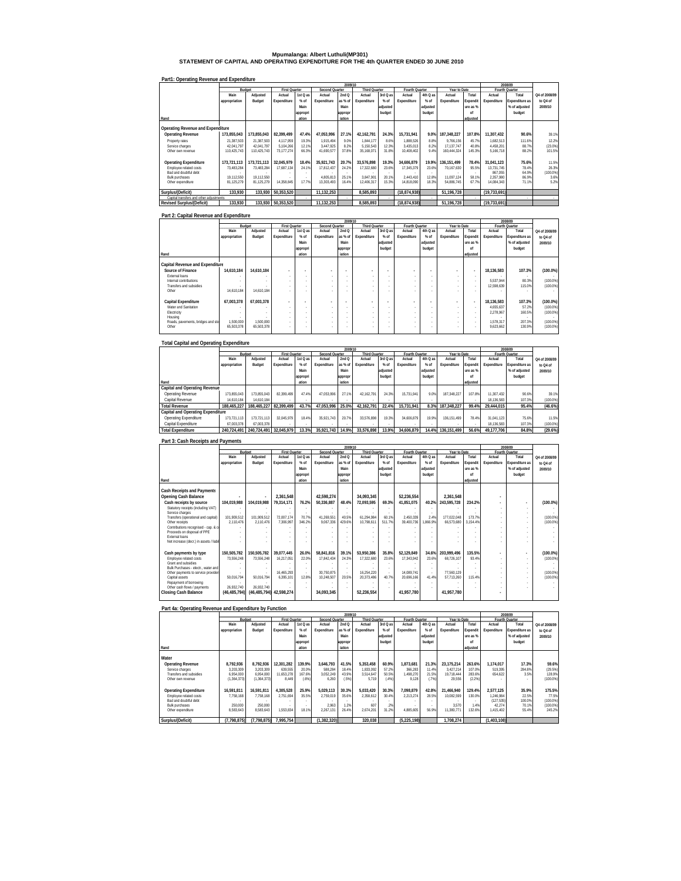# Mpumalanga: Albert Luthuli(MP301)
## STATEMENT OF CAPITAL AND OPERATING EXPENDITURE FOR THE 4th QUARTER ENDED 30 JUNE 2010

### Part1: Operating Revenue and Expenditure

| Rand | 2009/10 Budget Main appropriation | Adjusted Budget | First Quarter Actual Expenditure | 1st Q as % of Main appropriation | Second Quarter Actual Expenditure | 2nd Q as % of Main appropriation | Third Quarter Actual Expenditure | 3rd Q as % of adjusted budget | Fourth Quarter Actual Expenditure | 4th Q as % of adjusted budget | Year to Date Actual Expenditure | Total Expenditure as % of adjusted | 2008/09 Fourth Quarter Actual Expenditure | Total Expenditure as % of adjusted budget | Q4 of 2008/09 to Q4 of 2009/10 |
|---|---|---|---|---|---|---|---|---|---|---|---|---|---|---|---|
| **Operating Revenue and Expenditure** | | | | | | | | | | | | | | | |
| **Operating Revenue** | **173,855,043** | **173,855,043** | **82,399,499** | **47.4%** | **47,053,996** | **27.1%** | **42,162,791** | **24.3%** | **15,731,941** | **9.0%** | **187,348,227** | **107.8%** | **11,307,432** | **90.6%** | 39.1% |
| Property rates | 21,387,503 | 21,387,503 | 4,117,959 | 19.3% | 1,915,494 | 9.0% | 1,844,177 | 8.6% | 1,888,526 | 8.8% | 9,766,156 | 45.7% | 1,682,513 | 111.6% | 12.2% |
| Service charges | 42,041,797 | 42,041,797 | 5,104,266 | 12.1% | 3,447,925 | 8.2% | 5,150,543 | 12.3% | 3,435,013 | 8.2% | 17,137,747 | 40.8% | 4,458,201 | 88.7% | (23.0%) |
| Other own revenue | 110,425,743 | 110,425,743 | 73,177,274 | 66.3% | 41,690,577 | 37.8% | 35,168,071 | 31.8% | 10,408,402 | 9.4% | 160,444,324 | 145.3% | 5,166,718 | 88.2% | 101.5% |
| **Operating Expenditure** | **173,721,113** | **173,721,113** | **32,045,979** | **18.4%** | **35,921,743** | **20.7%** | **33,576,898** | **19.3%** | **34,606,879** | **19.9%** | **136,151,499** | **78.4%** | **31,041,123** | **75.6%** | 11.5% |
| Employee related costs | 73,483,284 | 73,483,284 | 17,687,134 | 24.1% | 17,812,437 | 24.2% | 17,322,680 | 23.6% | 17,345,379 | 23.6% | 70,167,630 | 95.5% | 13,731,745 | 78.4% | 26.3% |
| Bad and doubtful debt | - | - | - | - | - | - | - | - | - | - | - | - | 867,055 | 64.9% | (100.0%) |
| Bulk purchases | 19,112,550 | 19,112,550 | - | - | 4,805,813 | 25.1% | 3,847,901 | 20.1% | 2,443,410 | 12.8% | 11,097,124 | 58.1% | 2,357,980 | 86.9% | 3.6% |
| Other expenditure | 81,125,279 | 81,125,279 | 14,358,845 | 17.7% | 13,303,493 | 16.4% | 12,406,317 | 15.3% | 14,818,090 | 18.3% | 54,886,745 | 67.7% | 14,084,343 | 71.1% | 5.2% |
| **Surplus/(Deficit)** | **133,930** | **133,930** | **50,353,520** | | **11,132,253** | | **8,585,893** | | **(18,874,938)** | | **51,196,728** | | **(19,733,691)** | | |
| Capital transfers and other adjustments | - | - | - | - | - | - | - | - | - | - | - | - | - | - | - |
| **Revised Surplus/(Deficit)** | **133,930** | **133,930** | **50,353,520** | | **11,132,253** | | **8,585,893** | | **(18,874,938)** | | **51,196,728** | | **(19,733,691)** | | |

### Part 2: Capital Revenue and Expenditure

| Rand | 2009/10 Budget Main appropriation | Adjusted Budget | First Quarter Actual Expenditure | 1st Q as % of Main appropriation | Second Quarter Actual Expenditure | 2nd Q as % of Main appropriation | Third Quarter Actual Expenditure | 3rd Q as % of adjusted budget | Fourth Quarter Actual Expenditure | 4th Q as % of adjusted budget | Year to Date Actual Expenditure | Total Expenditure as % of adjusted | 2008/09 Fourth Quarter Actual Expenditure | Total Expenditure as % of adjusted budget | Q4 of 2008/09 to Q4 of 2009/10 |
|---|---|---|---|---|---|---|---|---|---|---|---|---|---|---|---|
| **Capital Revenue and Expenditure** | | | | | | | | | | | | | | | |
| **Source of Finance** | **14,610,184** | **14,610,184** | - | - | - | - | - | - | - | - | - | - | **18,136,583** | **107.3%** | **(100.0%)** |
| External loans | - | - | - | - | - | - | - | - | - | - | - | - | - | - | - |
| Internal contributions | - | - | - | - | - | - | - | - | - | - | - | - | 5,537,944 | 80.3% | (100.0%) |
| Transfers and subsidies | - | - | - | - | - | - | - | - | - | - | - | - | 12,598,639 | 115.0% | (100.0%) |
| Other | 14,610,184 | 14,610,184 | - | - | - | - | - | - | - | - | - | - | - | - | - |
| **Capital Expenditure** | **67,003,378** | **67,003,378** | - | - | - | - | - | - | - | - | - | - | **18,136,583** | **107.3%** | **(100.0%)** |
| Water and Sanitation | - | - | - | - | - | - | - | - | - | - | - | - | 4,655,637 | 57.2% | (100.0%) |
| Electricity | - | - | - | - | - | - | - | - | - | - | - | - | 2,278,967 | 160.5% | (100.0%) |
| Housing | - | - | - | - | - | - | - | - | - | - | - | - | - | - | - |
| Roads, pavements, bridges and sto | 1,500,000 | 1,500,000 | - | - | - | - | - | - | - | - | - | - | 1,578,317 | 207.3% | (100.0%) |
| Other | 65,503,378 | 65,503,378 | - | - | - | - | - | - | - | - | - | - | 9,623,662 | 130.9% | (100.0%) |

### Total Capital and Operating Expenditure

| Rand | 2009/10 Budget Main appropriation | Adjusted Budget | First Quarter Actual Expenditure | 1st Q as % of Main appropriation | Second Quarter Actual Expenditure | 2nd Q as % of Main appropriation | Third Quarter Actual Expenditure | 3rd Q as % of adjusted budget | Fourth Quarter Actual Expenditure | 4th Q as % of adjusted budget | Year to Date Actual Expenditure | Total Expenditure as % of adjusted | 2008/09 Fourth Quarter Actual Expenditure | Total Expenditure as % of adjusted budget | Q4 of 2008/09 to Q4 of 2009/10 |
|---|---|---|---|---|---|---|---|---|---|---|---|---|---|---|---|
| **Capital and Operating Revenue** | | | | | | | | | | | | | | | |
| Operating Revenue | 173,855,043 | 173,855,043 | 82,399,499 | 47.4% | 47,053,996 | 27.1% | 42,162,791 | 24.3% | 15,731,941 | 9.0% | 187,348,227 | 107.8% | 11,307,432 | 90.6% | 39.1% |
| Capital Revenue | 14,610,184 | 14,610,184 | - | - | - | - | - | - | - | - | - | - | 18,136,583 | 107.3% | (100.0%) |
| **Total Revenue** | **188,465,227** | **188,465,227** | **82,399,499** | **43.7%** | **47,053,996** | **25.0%** | **42,162,791** | **22.4%** | **15,731,941** | **8.3%** | **187,348,227** | **99.4%** | **29,444,015** | **95.4%** | **(46.6%)** |
| **Capital and Operating Expenditure** | | | | | | | | | | | | | | | |
| Operating Expenditure | 173,721,113 | 173,721,113 | 32,045,979 | 18.4% | 35,921,743 | 20.7% | 33,576,898 | 19.3% | 34,606,879 | 19.9% | 136,151,499 | 78.4% | 31,041,123 | 75.6% | 11.5% |
| Capital Expenditure | 67,003,378 | 67,003,378 | - | - | - | - | - | - | - | - | - | - | 18,136,583 | 107.3% | (100.0%) |
| **Total Expenditure** | **240,724,491** | **240,724,491** | **32,045,979** | **13.3%** | **35,921,743** | **14.9%** | **33,576,898** | **13.9%** | **34,606,879** | **14.4%** | **136,151,499** | **56.6%** | **49,177,706** | **84.8%** | **(29.6%)** |

### Part 3: Cash Receipts and Payments

| Rand | 2009/10 Budget Main appropriation | Adjusted Budget | First Quarter Actual Expenditure | 1st Q as % of Main appropriation | Second Quarter Actual Expenditure | 2nd Q as % of Main appropriation | Third Quarter Actual Expenditure | 3rd Q as % of adjusted budget | Fourth Quarter Actual Expenditure | 4th Q as % of adjusted budget | Year to Date Actual Expenditure | Total Expenditure as % of adjusted | 2008/09 Fourth Quarter Actual Expenditure | Total Expenditure as % of adjusted budget | Q4 of 2008/09 to Q4 of 2009/10 |
|---|---|---|---|---|---|---|---|---|---|---|---|---|---|---|---|
| **Cash Receipts and Payments** | | | | | | | | | | | | | | | |
| **Opening Cash Balance** | - | - | **2,361,548** | | **42,598,274** | | **34,093,345** | | **52,236,554** | | **2,361,548** | | - | | |
| **Cash receipts by source** | **104,019,988** | **104,019,988** | **79,314,171** | **76.2%** | **50,336,887** | **48.4%** | **72,093,595** | **69.3%** | **41,851,075** | **40.2%** | **243,595,728** | **234.2%** | - | - | **(100.0%)** |
| Statutory receipts (including VAT) | - | - | - | - | - | - | - | - | - | - | - | - | - | - | - |
| Service charges | - | - | - | - | - | - | - | - | - | - | - | - | - | - | - |
| Transfers (operational and capital) | 101,909,512 | 101,909,512 | 72,007,174 | 70.7% | 41,269,551 | 40.5% | 61,294,984 | 60.1% | 2,450,339 | 2.4% | 177,022,048 | 173.7% | - | - | (100.0%) |
| Other receipts | 2,110,476 | 2,110,476 | 7,306,997 | 346.2% | 9,067,336 | 429.6% | 10,798,611 | 511.7% | 39,400,736 | 1,866.9% | 66,573,680 | 3,154.4% | - | - | (100.0%) |
| Contributions recognised - cap. & c | - | - | - | - | - | - | - | - | - | - | - | - | - | - | - |
| Proceeds on disposal of PPE | - | - | - | - | - | - | - | - | - | - | - | - | - | - | - |
| External loans | - | - | - | - | - | - | - | - | - | - | - | - | - | - | - |
| Net increase (decr.) in assets / liabi | - | - | - | - | - | - | - | - | - | - | - | - | - | - | - |
| **Cash payments by type** | **150,505,782** | **150,505,782** | **39,077,445** | **26.0%** | **58,841,816** | **39.1%** | **53,950,386** | **35.8%** | **52,129,849** | **34.6%** | **203,999,496** | **135.5%** | - | - | **(100.0%)** |
| Employee related costs | 73,556,248 | 73,556,248 | 16,217,051 | 22.0% | 17,842,434 | 24.3% | 17,322,680 | 23.6% | 17,343,942 | 23.6% | 68,726,107 | 93.4% | - | - | (100.0%) |
| Grant and subsidies | - | - | - | - | - | - | - | - | - | - | - | - | - | - | - |
| Bulk Purchases - electr., water and | - | - | - | - | - | - | - | - | - | - | - | - | - | - | - |
| Other payments to service providers | - | - | 16,465,293 | - | 30,750,875 | - | 16,254,220 | - | 14,089,741 | - | 77,560,129 | - | - | - | (100.0%) |
| Capital assets | 50,016,794 | 50,016,794 | 6,395,101 | 12.8% | 10,248,507 | 20.5% | 20,373,486 | 40.7% | 20,696,166 | 41.4% | 57,713,260 | 115.4% | - | - | (100.0%) |
| Repayment of borrowing | - | - | - | - | - | - | - | - | - | - | - | - | - | - | - |
| Other cash flows / payments | 26,932,740 | 26,932,740 | - | - | - | - | - | - | - | - | - | - | - | - | - |
| **Closing Cash Balance** | **(46,485,794)** | **(46,485,794)** | **42,598,274** | | **34,093,345** | | **52,236,554** | | **41,957,780** | | **41,957,780** | | - | | |

### Part 4a: Operating Revenue and Expenditure by Function

| Rand | 2009/10 Budget Main appropriation | Adjusted Budget | First Quarter Actual Expenditure | 1st Q as % of Main appropriation | Second Quarter Actual Expenditure | 2nd Q as % of Main appropriation | Third Quarter Actual Expenditure | 3rd Q as % of adjusted budget | Fourth Quarter Actual Expenditure | 4th Q as % of adjusted budget | Year to Date Actual Expenditure | Total Expenditure as % of adjusted | 2008/09 Fourth Quarter Actual Expenditure | Total Expenditure as % of adjusted budget | Q4 of 2008/09 to Q4 of 2009/10 |
|---|---|---|---|---|---|---|---|---|---|---|---|---|---|---|---|
| **Water** | | | | | | | | | | | | | | | |
| **Operating Revenue** | **8,792,936** | **8,792,936** | **12,301,282** | **139.9%** | **3,646,793** | **41.5%** | **5,353,458** | **60.9%** | **1,873,681** | **21.3%** | **23,175,214** | **263.6%** | **1,174,017** | **17.3%** | **59.6%** |
| Service charges | 3,203,309 | 3,203,309 | 639,555 | 20.0% | 588,284 | 18.4% | 1,833,092 | 57.2% | 366,283 | 11.4% | 3,427,214 | 107.0% | 519,395 | 284.8% | (29.5%) |
| Transfers and subsidies | 6,954,000 | 6,954,000 | 11,653,278 | 167.6% | 3,052,249 | 43.9% | 3,514,647 | 50.5% | 1,498,270 | 21.5% | 19,718,444 | 283.6% | 654,622 | 3.5% | 128.9% |
| Other own revenue | (1,364,373) | (1,364,373) | 8,449 | (.6%) | 6,260 | (.5%) | 5,719 | (.4%) | 9,128 | (.7%) | 29,556 | (2.2%) | - | - | (100.0%) |
| **Operating Expenditure** | **16,591,811** | **16,591,811** | **4,305,528** | **25.9%** | **5,029,113** | **30.3%** | **5,033,420** | **30.3%** | **7,098,879** | **42.8%** | **21,466,940** | **129.4%** | **2,577,125** | **35.9%** | **175.5%** |
| Employee related costs | 7,758,168 | 7,758,168 | 2,751,694 | 35.5% | 2,759,019 | 35.6% | 2,358,612 | 30.4% | 2,213,274 | 28.5% | 10,082,599 | 130.0% | 1,246,984 | 22.5% | 77.5% |
| Bad and doubtful debt | - | - | - | - | - | - | - | - | - | - | - | - | (127,535) | 100.0% | (100.0%) |
| Bulk purchases | 250,000 | 250,000 | - | - | 2,963 | 1.2% | 607 | .2% | - | - | 3,570 | 1.4% | 42,274 | 70.1% | (100.0%) |
| Other expenditure | 8,583,643 | 8,583,643 | 1,553,834 | 18.1% | 2,267,131 | 26.4% | 2,674,201 | 31.2% | 4,885,605 | 56.9% | 11,380,771 | 132.6% | 1,415,402 | 55.4% | 245.2% |
| **Surplus/(Deficit)** | **(7,798,875)** | **(7,798,875)** | **7,995,754** | | **(1,382,320)** | | **320,038** | | **(5,225,198)** | | **1,708,274** | | **(1,403,108)** | | |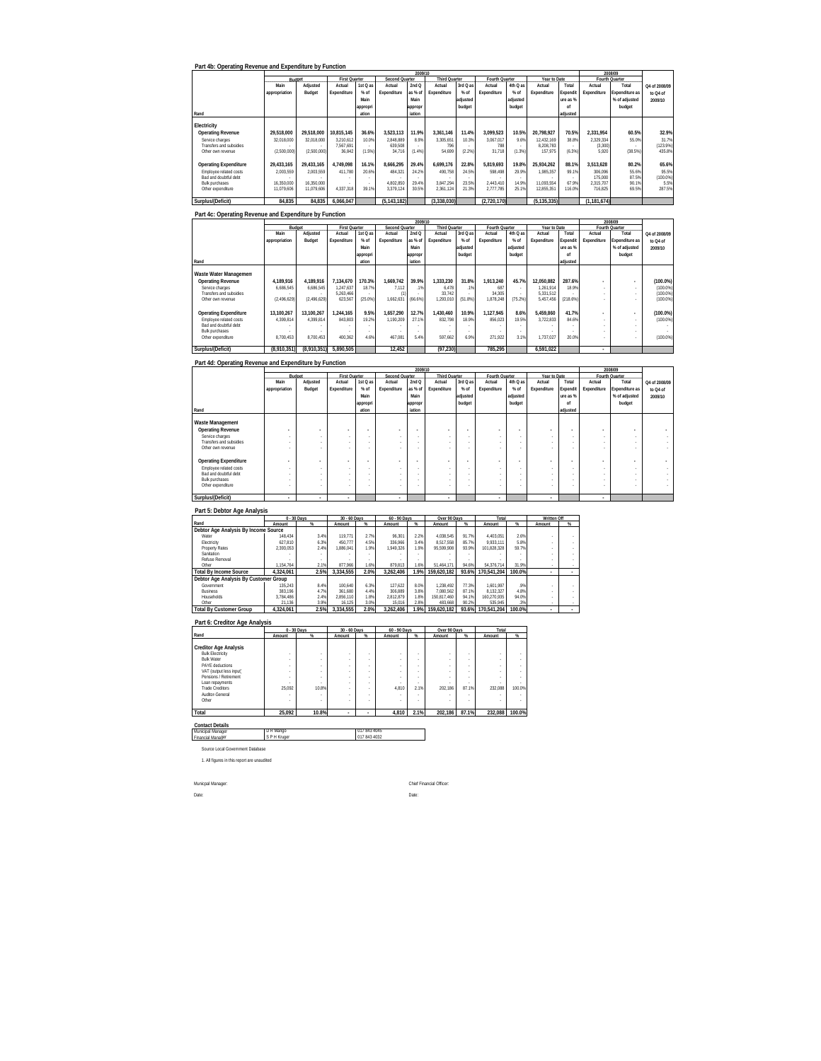## Part 4b: Operating Revenue and Expenditure by Function

| Rand | 2009/10 Budget Main appropriation | Adjusted Budget | First Quarter Actual Expenditure | 1st Q as % of Main appropriation | Second Quarter Actual Expenditure | 2nd Q as % of Main appropriation | Third Quarter Actual Expenditure | 3rd Q as % of adjusted budget | Fourth Quarter Actual Expenditure | 4th Q as % of adjusted budget | Year to Date Actual Expenditure | Total Expenditure as % of adjusted | 2008/09 Fourth Quarter Actual Expenditure | Total Expenditure as % of adjusted budget | Q4 of 2008/09 to Q4 of 2009/10 |
|---|---|---|---|---|---|---|---|---|---|---|---|---|---|---|---|
| **Electricity** | | | | | | | | | | | | | | | |
| **Operating Revenue** | **29,518,000** | **29,518,000** | **10,815,145** | **36.6%** | **3,523,113** | **11.9%** | **3,361,146** | **11.4%** | **3,099,523** | **10.5%** | **20,798,927** | **70.5%** | **2,331,954** | **60.5%** | **32.9%** |
| Service charges | 32,018,000 | 32,018,000 | 3,210,612 | 10.0% | 2,848,889 | 8.9% | 3,305,651 | 10.3% | 3,067,017 | 9.6% | 12,432,169 | 38.8% | 2,329,334 | 55.0% | 31.7% |
| Transfers and subsidies | - | - | 7,567,691 | - | 639,508 | - | 796 | - | 788 | - | 8,208,783 | - | (3,300) | - | (123.9%) |
| Other own revenue | (2,500,000) | (2,500,000) | 36,842 | (1.5%) | 34,716 | (1.4%) | 54,699 | (2.2%) | 31,718 | (1.3%) | 157,975 | (6.3%) | 5,920 | (38.5%) | 435.8% |
| **Operating Expenditure** | **29,433,165** | **29,433,165** | **4,749,098** | **16.1%** | **8,666,295** | **29.4%** | **6,699,176** | **22.8%** | **5,819,693** | **19.8%** | **25,934,262** | **88.1%** | **3,513,628** | **80.2%** | **65.6%** |
| Employee related costs | 2,003,559 | 2,003,559 | 411,780 | 20.6% | 484,321 | 24.2% | 490,758 | 24.5% | 598,498 | 29.9% | 1,985,357 | 99.1% | 306,096 | 55.6% | 95.5% |
| Bad and doubtful debt | - | - | - | - | - | - | - | - | - | - | - | - | 175,000 | 87.5% | (100.0%) |
| Bulk purchases | 16,350,000 | 16,350,000 | - | - | 4,802,850 | 29.4% | 3,847,294 | 23.5% | 2,443,410 | 14.9% | 11,093,554 | 67.9% | 2,315,707 | 90.1% | 5.5% |
| Other expenditure | 11,079,606 | 11,079,606 | 4,337,318 | 39.1% | 3,379,124 | 30.5% | 2,361,124 | 21.3% | 2,777,785 | 25.1% | 12,855,351 | 116.0% | 716,825 | 69.5% | 287.5% |
| **Surplus/(Deficit)** | **84,835** | **84,835** | **6,066,047** | | **(5,143,182)** | | **(3,338,030)** | | **(2,720,170)** | | **(5,135,335)** | | **(1,181,674)** | | |

## Part 4c: Operating Revenue and Expenditure by Function

| Rand | 2009/10 Budget Main appropriation | Adjusted Budget | First Quarter Actual Expenditure | 1st Q as % of Main appropriation | Second Quarter Actual Expenditure | 2nd Q as % of Main appropriation | Third Quarter Actual Expenditure | 3rd Q as % of adjusted budget | Fourth Quarter Actual Expenditure | 4th Q as % of adjusted budget | Year to Date Actual Expenditure | Total Expenditure as % of adjusted | 2008/09 Fourth Quarter Actual Expenditure | Total Expenditure as % of adjusted budget | Q4 of 2008/09 to Q4 of 2009/10 |
|---|---|---|---|---|---|---|---|---|---|---|---|---|---|---|---|
| **Waste Water Management** | | | | | | | | | | | | | | | |
| **Operating Revenue** | **4,189,916** | **4,189,916** | **7,134,670** | **170.3%** | **1,669,742** | **39.9%** | **1,333,230** | **31.8%** | **1,913,240** | **45.7%** | **12,050,882** | **287.6%** | **-** | **-** | **(100.0%)** |
| Service charges | 6,686,545 | 6,686,545 | 1,247,637 | 18.7% | 7,112 | .1% | 6,478 | .1% | 687 | - | 1,261,914 | 18.9% | - | - | (100.0%) |
| Transfers and subsidies | - | - | 5,263,466 | - | (1) | - | 33,742 | - | 34,305 | - | 5,331,512 | - | - | - | (100.0%) |
| Other own revenue | (2,496,629) | (2,496,629) | 623,567 | (25.0%) | 1,662,631 | (66.6%) | 1,293,010 | (51.8%) | 1,878,248 | (75.2%) | 5,457,456 | (218.6%) | - | - | (100.0%) |
| **Operating Expenditure** | **13,100,267** | **13,100,267** | **1,244,165** | **9.5%** | **1,657,290** | **12.7%** | **1,430,460** | **10.9%** | **1,127,945** | **8.6%** | **5,459,860** | **41.7%** | **-** | **-** | **(100.0%)** |
| Employee related costs | 4,399,814 | 4,399,814 | 843,803 | 19.2% | 1,190,209 | 27.1% | 832,798 | 18.9% | 856,023 | 19.5% | 3,722,833 | 84.6% | - | - | (100.0%) |
| Bad and doubtful debt | - | - | - | - | - | - | - | - | - | - | - | - | - | - | - |
| Bulk purchases | - | - | - | - | - | - | - | - | - | - | - | - | - | - | - |
| Other expenditure | 8,700,453 | 8,700,453 | 400,362 | 4.6% | 467,081 | 5.4% | 597,662 | 6.9% | 271,922 | 3.1% | 1,737,027 | 20.0% | - | - | (100.0%) |
| **Surplus/(Deficit)** | **(8,910,351)** | **(8,910,351)** | **5,890,505** | | **12,452** | | **(97,230)** | | **785,295** | | **6,591,022** | | **-** | | |

## Part 4d: Operating Revenue and Expenditure by Function

| Rand | 2009/10 Budget Main appropriation | Adjusted Budget | First Quarter Actual Expenditure | 1st Q as % of Main appropriation | Second Quarter Actual Expenditure | 2nd Q as % of Main appropriation | Third Quarter Actual Expenditure | 3rd Q as % of adjusted budget | Fourth Quarter Actual Expenditure | 4th Q as % of adjusted budget | Year to Date Actual Expenditure | Total Expenditure as % of adjusted | 2008/09 Fourth Quarter Actual Expenditure | Total Expenditure as % of adjusted budget | Q4 of 2008/09 to Q4 of 2009/10 |
|---|---|---|---|---|---|---|---|---|---|---|---|---|---|---|---|
| **Waste Management** | | | | | | | | | | | | | | | |
| **Operating Revenue** | - | - | - | - | - | - | - | - | - | - | - | - | - | - | - |
| Service charges | - | - | - | - | - | - | - | - | - | - | - | - | - | - | - |
| Transfers and subsidies | - | - | - | - | - | - | - | - | - | - | - | - | - | - | - |
| Other own revenue | - | - | - | - | - | - | - | - | - | - | - | - | - | - | - |
| **Operating Expenditure** | - | - | - | - | - | - | - | - | - | - | - | - | - | - | - |
| Employee related costs | - | - | - | - | - | - | - | - | - | - | - | - | - | - | - |
| Bad and doubtful debt | - | - | - | - | - | - | - | - | - | - | - | - | - | - | - |
| Bulk purchases | - | - | - | - | - | - | - | - | - | - | - | - | - | - | - |
| Other expenditure | - | - | - | - | - | - | - | - | - | - | - | - | - | - | - |
| **Surplus/(Deficit)** | - | - | - | | - | | - | | - | | - | | - | | |

## Part 5: Debtor Age Analysis

| Rand | 0 - 30 Days Amount | % | 30 - 60 Days Amount | % | 60 - 90 Days Amount | % | Over 90 Days Amount | % | Total Amount | % | Written Off Amount | % |
|---|---|---|---|---|---|---|---|---|---|---|---|---|
| **Debtor Age Analysis By Income Source** | | | | | | | | | | | | |
| Water | 148,434 | 3.4% | 119,771 | 2.7% | 96,301 | 2.2% | 4,038,545 | 91.7% | 4,403,051 | 2.6% | - | - |
| Electricity | 627,810 | 6.3% | 450,777 | 4.5% | 336,966 | 3.4% | 8,517,558 | 85.7% | 9,933,111 | 5.8% | - | - |
| Property Rates | 2,393,053 | 2.4% | 1,886,041 | 1.9% | 1,949,326 | 1.9% | 95,599,908 | 93.9% | 101,828,328 | 59.7% | - | - |
| Sanitation | - | - | - | - | - | - | - | - | - | - | - | - |
| Refuse Removal | - | - | - | - | - | - | - | - | - | - | - | - |
| Other | 1,154,764 | 2.1% | 877,966 | 1.6% | 879,813 | 1.6% | 51,464,171 | 94.6% | 54,376,714 | 31.9% | - | - |
| **Total By Income Source** | **4,324,061** | **2.5%** | **3,334,555** | **2.0%** | **3,262,406** | **1.9%** | **159,620,182** | **93.6%** | **170,541,204** | **100.0%** | **-** | **-** |
| **Debtor Age Analysis By Customer Group** | | | | | | | | | | | | |
| Government | 135,243 | 8.4% | 100,640 | 6.3% | 127,622 | 8.0% | 1,238,492 | 77.3% | 1,601,997 | .9% | - | - |
| Business | 383,196 | 4.7% | 361,680 | 4.4% | 306,889 | 3.8% | 7,080,562 | 87.1% | 8,132,327 | 4.8% | - | - |
| Households | 3,784,486 | 2.4% | 2,856,110 | 1.8% | 2,812,879 | 1.8% | 150,817,460 | 94.1% | 160,270,935 | 94.0% | - | - |
| Other | 21,136 | 3.9% | 16,125 | 3.0% | 15,016 | 2.8% | 483,668 | 90.2% | 535,945 | .3% | - | - |
| **Total By Customer Group** | **4,324,061** | **2.5%** | **3,334,555** | **2.0%** | **3,262,406** | **1.9%** | **159,620,182** | **93.6%** | **170,541,204** | **100.0%** | **-** | **-** |

## Part 6: Creditor Age Analysis

| Rand | 0 - 30 Days Amount | % | 30 - 60 Days Amount | % | 60 - 90 Days Amount | % | Over 90 Days Amount | % | Total Amount | % |
|---|---|---|---|---|---|---|---|---|---|---|
| **Creditor Age Analysis** | | | | | | | | | | |
| Bulk Electricity | - | - | - | - | - | - | - | - | - | - |
| Bulk Water | - | - | - | - | - | - | - | - | - | - |
| PAYE deductions | - | - | - | - | - | - | - | - | - | - |
| VAT (output less input) | - | - | - | - | - | - | - | - | - | - |
| Pensions / Retirement | - | - | - | - | - | - | - | - | - | - |
| Loan repayments | - | - | - | - | - | - | - | - | - | - |
| Trade Creditors | 25,092 | 10.8% | - | - | 4,810 | 2.1% | 202,186 | 87.1% | 232,088 | 100.0% |
| Auditor-General | - | - | - | - | - | - | - | - | - | - |
| Other | - | - | - | - | - | - | - | - | - | - |
| **Total** | **25,092** | **10.8%** | **-** | **-** | **4,810** | **2.1%** | **202,186** | **87.1%** | **232,088** | **100.0%** |

**Contact Details**

| | | |
|---|---|---|
| Municipal Manager | D R Mango | 017 843 4045 |
| Financial Manager | S P H Kruger | 017 843 4032 |

Source Local Government Database

1. All figures in this report are unaudited

Municipal Manager:

Chief Financial Officer:

Date:

Date: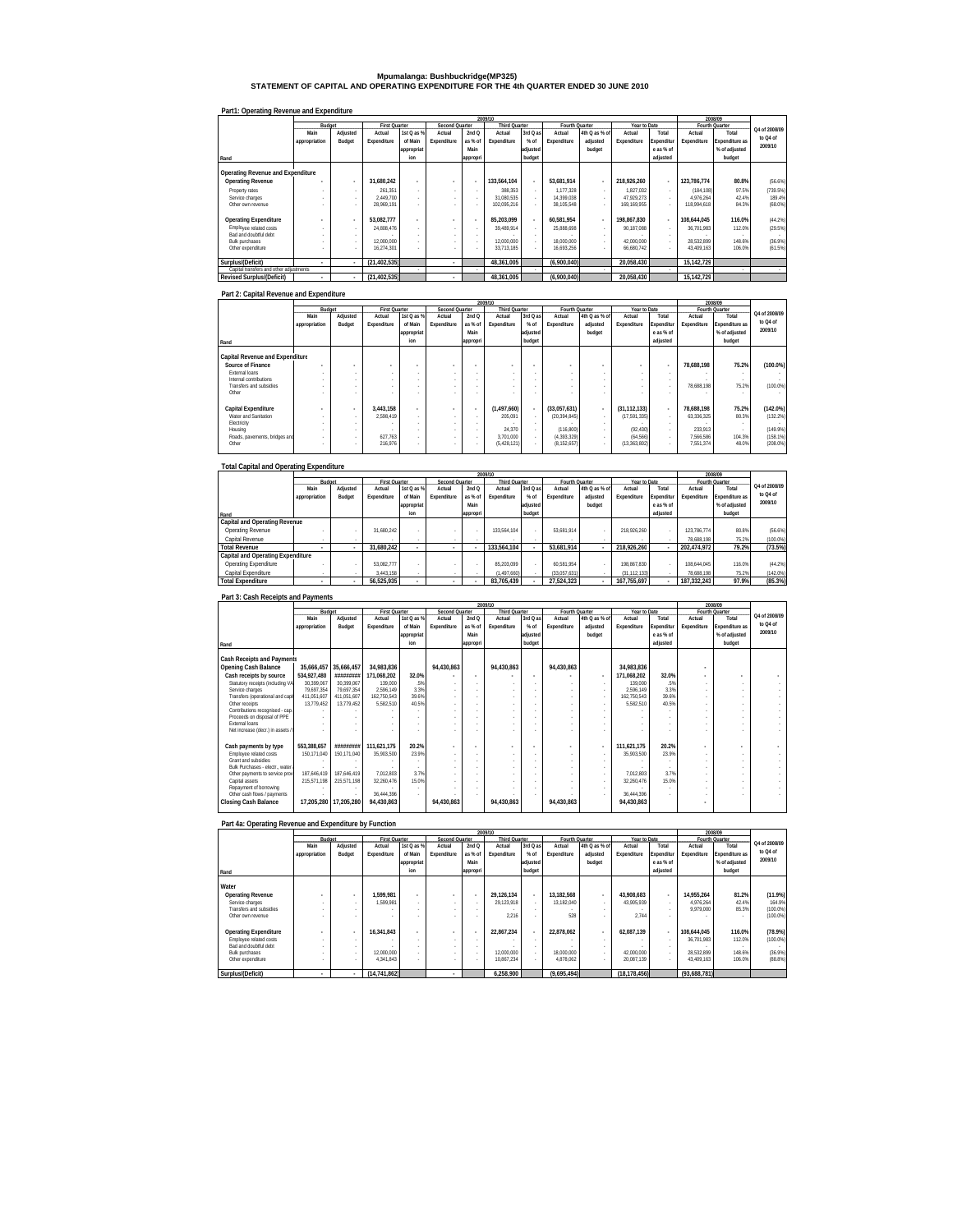# Mpumalanga: Bushbuckridge(MP325)
## STATEMENT OF CAPITAL AND OPERATING EXPENDITURE FOR THE 4th QUARTER ENDED 30 JUNE 2010

### Part1: Operating Revenue and Expenditure

| Rand | Budget: Main appropriation | Budget: Adjusted Budget | First Quarter: Actual Expenditure | First Quarter: 1st Q as % of Main appropriation | Second Quarter: Actual Expenditure | Second Quarter: 2nd Q as % of Main appropri | Third Quarter: Actual Expenditure | Third Quarter: 3rd Q as % of adjusted budget | Fourth Quarter: Actual Expenditure | Fourth Quarter: 4th Q as % of adjusted budget | Year to Date: Actual Expenditure | Year to Date: Total Expenditure as % of adjusted | 2008/09 Fourth Quarter: Actual Expenditure | 2008/09 Fourth Quarter: Total Expenditure as % of adjusted budget | Q4 of 2008/09 to Q4 of 2009/10 |
|---|---|---|---|---|---|---|---|---|---|---|---|---|---|---|---|
| **Operating Revenue and Expenditure** | | | | | | | | | | | | | | | |
| **Operating Revenue** | - | - | **31,680,242** | - | - | - | **133,564,104** | - | **53,681,914** | - | **218,926,260** | - | **123,786,774** | **80.8%** | (56.6%) |
| Property rates | - | - | 261,351 | - | - | - | 388,353 | - | 1,177,328 | - | 1,827,032 | - | (184,108) | 97.5% | (739.5%) |
| Service charges | - | - | 2,449,700 | - | - | - | 31,080,535 | - | 14,399,038 | - | 47,929,273 | - | 4,976,264 | 42.4% | 189.4% |
| Other own revenue | - | - | 28,969,191 | - | - | - | 102,095,216 | - | 38,105,548 | - | 169,169,955 | - | 118,994,618 | 84.3% | (68.0%) |
| **Operating Expenditure** | - | - | **53,082,777** | - | - | - | **85,203,099** | - | **60,581,954** | - | **198,867,830** | - | **108,644,045** | **116.0%** | (44.2%) |
| Employee related costs | - | - | 24,808,476 | - | - | - | 39,489,914 | - | 25,888,698 | - | 90,187,088 | - | 36,701,983 | 112.0% | (29.5%) |
| Bad and doubtful debt | - | - | - | - | - | - | - | - | - | - | - | - | - | - | - |
| Bulk purchases | - | - | 12,000,000 | - | - | - | 12,000,000 | - | 18,000,000 | - | 42,000,000 | - | 28,532,899 | 148.6% | (36.9%) |
| Other expenditure | - | - | 16,274,301 | - | - | - | 33,713,185 | - | 16,693,256 | - | 66,680,742 | - | 43,409,163 | 106.0% | (61.5%) |
| **Surplus/(Deficit)** | - | - | **(21,402,535)** | | - | | **48,361,005** | | **(6,900,040)** | | **20,058,430** | | **15,142,729** | | |
| Capital transfers and other adjustments | | | - | - | | - | | - | | - | | - | | - | - |
| **Revised Surplus/(Deficit)** | - | - | **(21,402,535)** | | - | | **48,361,005** | | **(6,900,040)** | | **20,058,430** | | **15,142,729** | | |

### Part 2: Capital Revenue and Expenditure

| Rand | Budget: Main appropriation | Budget: Adjusted Budget | First Quarter: Actual Expenditure | First Quarter: 1st Q as % of Main appropriation | Second Quarter: Actual Expenditure | Second Quarter: 2nd Q as % of Main appropri | Third Quarter: Actual Expenditure | Third Quarter: 3rd Q as % of adjusted budget | Fourth Quarter: Actual Expenditure | Fourth Quarter: 4th Q as % of adjusted budget | Year to Date: Actual Expenditure | Year to Date: Total Expenditure as % of adjusted | 2008/09 Fourth Quarter: Actual Expenditure | 2008/09 Fourth Quarter: Total Expenditure as % of adjusted budget | Q4 of 2008/09 to Q4 of 2009/10 |
|---|---|---|---|---|---|---|---|---|---|---|---|---|---|---|---|
| **Capital Revenue and Expenditure** | | | | | | | | | | | | | | | |
| **Source of Finance** | - | - | - | - | - | - | - | - | - | - | - | - | **78,688,198** | **75.2%** | **(100.0%)** |
| External loans | - | - | - | - | - | - | - | - | - | - | - | - | - | - | - |
| Internal contributions | - | - | - | - | - | - | - | - | - | - | - | - | - | - | - |
| Transfers and subsidies | - | - | - | - | - | - | - | - | - | - | - | - | 78,688,198 | 75.2% | (100.0%) |
| Other | - | - | - | - | - | - | - | - | - | - | - | - | - | - | - |
| **Capital Expenditure** | - | - | **3,443,158** | - | - | - | **(1,497,660)** | - | **(33,057,631)** | - | **(31,112,133)** | - | **78,688,198** | **75.2%** | **(142.0%)** |
| Water and Sanitation | - | - | 2,598,419 | - | - | - | 205,091 | - | (20,394,845) | - | (17,591,335) | - | 63,336,325 | 80.3% | (132.2%) |
| Electricity | - | - | - | - | - | - | - | - | - | - | - | - | - | - | - |
| Housing | - | - | - | - | - | - | 24,370 | - | (116,800) | - | (92,430) | - | 233,913 | - | (149.9%) |
| Roads, pavements, bridges and | - | - | 627,763 | - | - | - | 3,701,000 | - | (4,393,329) | - | (64,566) | - | 7,566,586 | 104.3% | (158.1%) |
| Other | - | - | 216,976 | - | - | - | (5,428,121) | - | (8,152,657) | - | (13,363,802) | - | 7,551,374 | 48.0% | (208.0%) |

### Total Capital and Operating Expenditure

| Rand | Budget: Main appropriation | Budget: Adjusted Budget | First Quarter: Actual Expenditure | First Quarter: 1st Q as % of Main appropriation | Second Quarter: Actual Expenditure | Second Quarter: 2nd Q as % of Main appropri | Third Quarter: Actual Expenditure | Third Quarter: 3rd Q as % of adjusted budget | Fourth Quarter: Actual Expenditure | Fourth Quarter: 4th Q as % of adjusted budget | Year to Date: Actual Expenditure | Year to Date: Total Expenditure as % of adjusted | 2008/09 Fourth Quarter: Actual Expenditure | 2008/09 Fourth Quarter: Total Expenditure as % of adjusted budget | Q4 of 2008/09 to Q4 of 2009/10 |
|---|---|---|---|---|---|---|---|---|---|---|---|---|---|---|---|
| **Capital and Operating Revenue** | | | | | | | | | | | | | | | |
| Operating Revenue | - | - | 31,680,242 | - | - | - | 133,564,104 | - | 53,681,914 | - | 218,926,260 | - | 123,786,774 | 80.8% | (56.6%) |
| Capital Revenue | - | - | - | - | - | - | - | - | - | - | - | - | 78,688,198 | 75.2% | (100.0%) |
| **Total Revenue** | - | - | **31,680,242** | - | - | - | **133,564,104** | - | **53,681,914** | - | **218,926,260** | - | **202,474,972** | **79.2%** | **(73.5%)** |
| **Capital and Operating Expenditure** | | | | | | | | | | | | | | | |
| Operating Expenditure | - | - | 53,082,777 | - | - | - | 85,203,099 | - | 60,581,954 | - | 198,867,830 | - | 108,644,045 | 116.0% | (44.2%) |
| Capital Expenditure | - | - | 3,443,158 | - | - | - | (1,497,660) | - | (33,057,631) | - | (31,112,133) | - | 78,688,198 | 75.2% | (142.0%) |
| **Total Expenditure** | - | - | **56,525,935** | - | - | - | **83,705,439** | - | **27,524,323** | - | **167,755,697** | - | **187,332,243** | **97.9%** | **(85.3%)** |

### Part 3: Cash Receipts and Payments

| Rand | Budget: Main appropriation | Budget: Adjusted Budget | First Quarter: Actual Expenditure | First Quarter: 1st Q as % of Main appropriation | Second Quarter: Actual Expenditure | Second Quarter: 2nd Q as % of Main appropri | Third Quarter: Actual Expenditure | Third Quarter: 3rd Q as % of adjusted budget | Fourth Quarter: Actual Expenditure | Fourth Quarter: 4th Q as % of adjusted budget | Year to Date: Actual Expenditure | Year to Date: Total Expenditure as % of adjusted | 2008/09 Fourth Quarter: Actual Expenditure | 2008/09 Fourth Quarter: Total Expenditure as % of adjusted budget | Q4 of 2008/09 to Q4 of 2009/10 |
|---|---|---|---|---|---|---|---|---|---|---|---|---|---|---|---|
| **Cash Receipts and Payments** | | | | | | | | | | | | | | | |
| **Opening Cash Balance** | **35,666,457** | **35,666,457** | **34,983,836** | | **94,430,863** | | **94,430,863** | | **94,430,863** | | **34,983,836** | | - | | |
| **Cash receipts by source** | **534,927,480** | **#########** | **171,068,202** | **32.0%** | - | - | - | - | - | - | **171,068,202** | **32.0%** | - | - | - |
| Statutory receipts (including VA | 30,399,067 | 30,399,067 | 139,000 | .5% | - | - | - | - | - | - | 139,000 | .5% | - | - | - |
| Service charges | 79,697,354 | 79,697,354 | 2,596,149 | 3.3% | - | - | - | - | - | - | 2,596,149 | 3.3% | - | - | - |
| Transfers (operational and capi | 411,051,607 | 411,051,607 | 162,750,543 | 39.6% | - | - | - | - | - | - | 162,750,543 | 39.6% | - | - | - |
| Other receipts | 13,779,452 | 13,779,452 | 5,582,510 | 40.5% | - | - | - | - | - | - | 5,582,510 | 40.5% | - | - | - |
| Contributions recognised - cap. | - | - | - | - | - | - | - | - | - | - | - | - | - | - | - |
| Proceeds on disposal of PPE | - | - | - | - | - | - | - | - | - | - | - | - | - | - | - |
| External loans | - | - | - | - | - | - | - | - | - | - | - | - | - | - | - |
| Net increase (decr.) in assets / | - | - | - | - | - | - | - | - | - | - | - | - | - | - | - |
| **Cash payments by type** | **553,388,657** | **#########** | **111,621,175** | **20.2%** | - | - | - | - | - | - | **111,621,175** | **20.2%** | - | - | - |
| Employee related costs | 150,171,040 | 150,171,040 | 35,903,500 | 23.9% | - | - | - | - | - | - | 35,903,500 | 23.9% | - | - | - |
| Grant and subsidies | - | - | - | - | - | - | - | - | - | - | - | - | - | - | - |
| Bulk Purchases - electr., water | - | - | - | - | - | - | - | - | - | - | - | - | - | - | - |
| Other payments to service prov | 187,646,419 | 187,646,419 | 7,012,803 | 3.7% | - | - | - | - | - | - | 7,012,803 | 3.7% | - | - | - |
| Capital assets | 215,571,198 | 215,571,198 | 32,260,476 | 15.0% | - | - | - | - | - | - | 32,260,476 | 15.0% | - | - | - |
| Repayment of borrowing | - | - | - | - | - | - | - | - | - | - | - | - | - | - | - |
| Other cash flows / payments | - | - | 36,444,396 | - | - | - | - | - | - | - | 36,444,396 | - | - | - | - |
| **Closing Cash Balance** | **17,205,280** | **17,205,280** | **94,430,863** | | **94,430,863** | | **94,430,863** | | **94,430,863** | | **94,430,863** | | - | | |

### Part 4a: Operating Revenue and Expenditure by Function

| Rand | Budget: Main appropriation | Budget: Adjusted Budget | First Quarter: Actual Expenditure | First Quarter: 1st Q as % of Main appropriation | Second Quarter: Actual Expenditure | Second Quarter: 2nd Q as % of Main appropri | Third Quarter: Actual Expenditure | Third Quarter: 3rd Q as % of adjusted budget | Fourth Quarter: Actual Expenditure | Fourth Quarter: 4th Q as % of adjusted budget | Year to Date: Actual Expenditure | Year to Date: Total Expenditure as % of adjusted | 2008/09 Fourth Quarter: Actual Expenditure | 2008/09 Fourth Quarter: Total Expenditure as % of adjusted budget | Q4 of 2008/09 to Q4 of 2009/10 |
|---|---|---|---|---|---|---|---|---|---|---|---|---|---|---|---|
| **Water** | | | | | | | | | | | | | | | |
| **Operating Revenue** | - | - | **1,599,981** | - | - | - | **29,126,134** | - | **13,182,568** | - | **43,908,683** | - | **14,955,264** | **81.2%** | (11.9%) |
| Service charges | - | - | 1,599,981 | - | - | - | 29,123,918 | - | 13,182,040 | - | 43,905,939 | - | 4,976,264 | 42.4% | 164.9% |
| Transfers and subsidies | - | - | - | - | - | - | - | - | - | - | - | - | 9,979,000 | 85.3% | (100.0%) |
| Other own revenue | - | - | - | - | - | - | 2,216 | - | 528 | - | 2,744 | - | - | - | (100.0%) |
| **Operating Expenditure** | - | - | **16,341,843** | - | - | - | **22,867,234** | - | **22,878,062** | - | **62,087,139** | - | **108,644,045** | **116.0%** | (78.9%) |
| Employee related costs | - | - | - | - | - | - | - | - | - | - | - | - | 36,701,983 | 112.0% | (100.0%) |
| Bad and doubtful debt | - | - | - | - | - | - | - | - | - | - | - | - | - | - | - |
| Bulk purchases | - | - | 12,000,000 | - | - | - | 12,000,000 | - | 18,000,000 | - | 42,000,000 | - | 28,532,899 | 148.6% | (36.9%) |
| Other expenditure | - | - | 4,341,843 | - | - | - | 10,867,234 | - | 4,878,062 | - | 20,087,139 | - | 43,409,163 | 106.0% | (88.8%) |
| **Surplus/(Deficit)** | - | - | **(14,741,862)** | | - | | **6,258,900** | | **(9,695,494)** | | **(18,178,456)** | | **(93,688,781)** | | |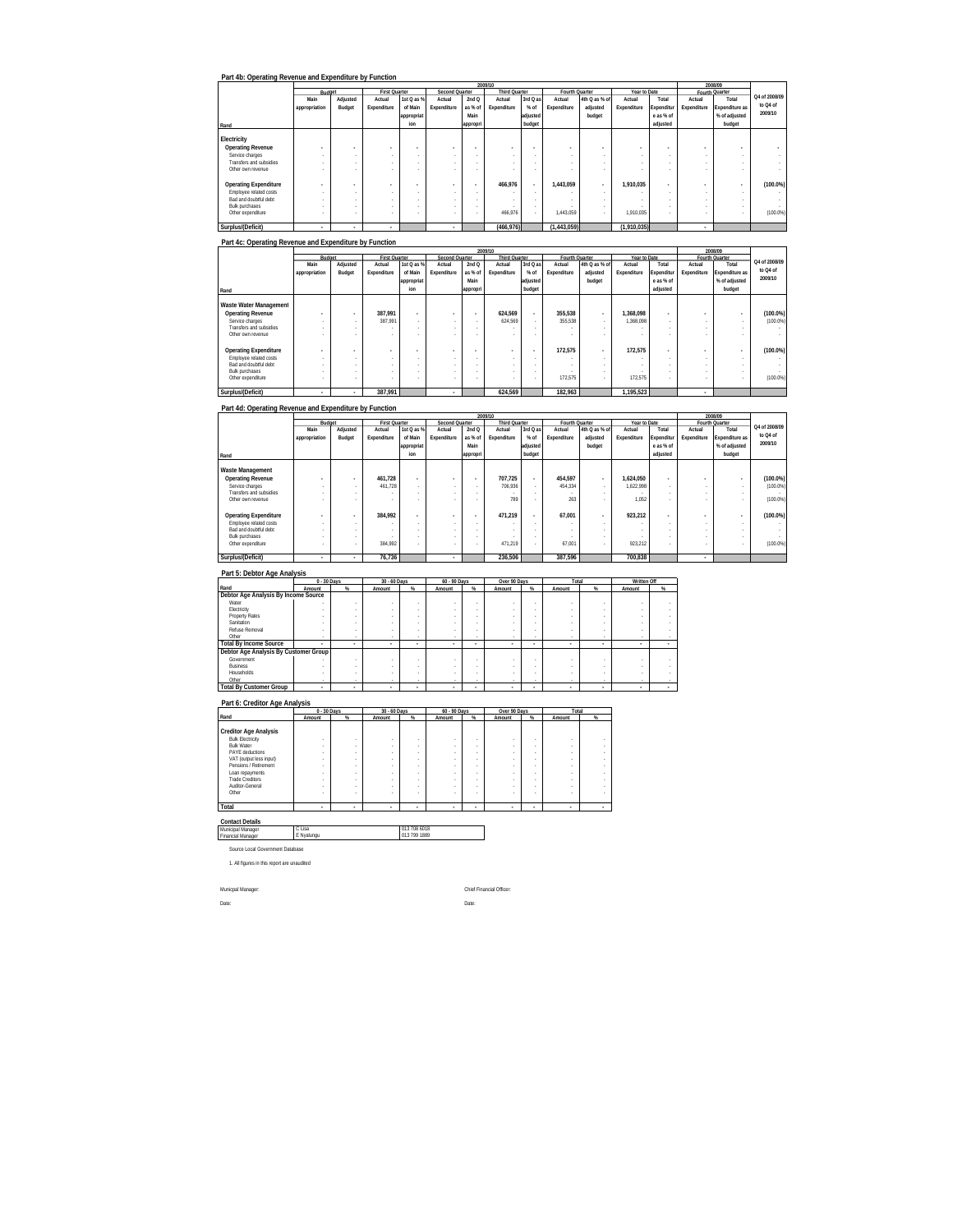### Part 4b: Operating Revenue and Expenditure by Function

| Rand | 2009/10 Budget Main appropriation | Adjusted Budget | First Quarter Actual Expenditure | 1st Q as % of Main appropriation | Second Quarter Actual Expenditure | 2nd Q as % of Main appropri | Third Quarter Actual Expenditure | 3rd Q as % of adjusted budget | Fourth Quarter Actual Expenditure | 4th Q as % of adjusted budget | Year to Date Actual Expenditure | Total Expenditure as % of adjusted | 2008/09 Fourth Quarter Actual Expenditure | Total Expenditure as % of adjusted budget | Q4 of 2008/09 to Q4 of 2009/10 |
|---|---|---|---|---|---|---|---|---|---|---|---|---|---|---|---|
| **Electricity** | | | | | | | | | | | | | | | |
| **Operating Revenue** | - | - | - | - | - | - | - | - | - | - | - | - | - | - | - |
| Service charges | - | - | - | - | - | - | - | - | - | - | - | - | - | - | - |
| Transfers and subsidies | - | - | - | - | - | - | - | - | - | - | - | - | - | - | - |
| Other own revenue | - | - | - | - | - | - | - | - | - | - | - | - | - | - | - |
| **Operating Expenditure** | - | - | - | - | - | - | 466,976 | - | 1,443,059 | - | 1,910,035 | - | - | - | (100.0%) |
| Employee related costs | - | - | - | - | - | - | - | - | - | - | - | - | - | - | - |
| Bad and doubtful debt | - | - | - | - | - | - | - | - | - | - | - | - | - | - | - |
| Bulk purchases | - | - | - | - | - | - | - | - | - | - | - | - | - | - | - |
| Other expenditure | - | - | - | - | - | - | 466,976 | - | 1,443,059 | - | 1,910,035 | - | - | - | (100.0%) |
| **Surplus/(Deficit)** | - | - | - | | - | | (466,976) | | (1,443,059) | | (1,910,035) | | - | | |

### Part 4c: Operating Revenue and Expenditure by Function

| Rand | 2009/10 Budget Main appropriation | Adjusted Budget | First Quarter Actual Expenditure | 1st Q as % of Main appropriation | Second Quarter Actual Expenditure | 2nd Q as % of Main appropri | Third Quarter Actual Expenditure | 3rd Q as % of adjusted budget | Fourth Quarter Actual Expenditure | 4th Q as % of adjusted budget | Year to Date Actual Expenditure | Total Expenditure as % of adjusted | 2008/09 Fourth Quarter Actual Expenditure | Total Expenditure as % of adjusted budget | Q4 of 2008/09 to Q4 of 2009/10 |
|---|---|---|---|---|---|---|---|---|---|---|---|---|---|---|---|
| **Waste Water Management** | | | | | | | | | | | | | | | |
| **Operating Revenue** | - | - | 387,991 | - | - | - | 624,569 | - | 355,538 | - | 1,368,098 | - | - | - | (100.0%) |
| Service charges | - | - | 387,991 | - | - | - | 624,569 | - | 355,538 | - | 1,368,098 | - | - | - | (100.0%) |
| Transfers and subsidies | - | - | - | - | - | - | - | - | - | - | - | - | - | - | - |
| Other own revenue | - | - | - | - | - | - | - | - | - | - | - | - | - | - | - |
| **Operating Expenditure** | - | - | - | - | - | - | - | - | 172,575 | - | 172,575 | - | - | - | (100.0%) |
| Employee related costs | - | - | - | - | - | - | - | - | - | - | - | - | - | - | - |
| Bad and doubtful debt | - | - | - | - | - | - | - | - | - | - | - | - | - | - | - |
| Bulk purchases | - | - | - | - | - | - | - | - | - | - | - | - | - | - | - |
| Other expenditure | - | - | - | - | - | - | - | - | 172,575 | - | 172,575 | - | - | - | (100.0%) |
| **Surplus/(Deficit)** | - | - | 387,991 | | - | | 624,569 | | 182,963 | | 1,195,523 | | - | | |

### Part 4d: Operating Revenue and Expenditure by Function

| Rand | 2009/10 Budget Main appropriation | Adjusted Budget | First Quarter Actual Expenditure | 1st Q as % of Main appropriation | Second Quarter Actual Expenditure | 2nd Q as % of Main appropri | Third Quarter Actual Expenditure | 3rd Q as % of adjusted budget | Fourth Quarter Actual Expenditure | 4th Q as % of adjusted budget | Year to Date Actual Expenditure | Total Expenditure as % of adjusted | 2008/09 Fourth Quarter Actual Expenditure | Total Expenditure as % of adjusted budget | Q4 of 2008/09 to Q4 of 2009/10 |
|---|---|---|---|---|---|---|---|---|---|---|---|---|---|---|---|
| **Waste Management** | | | | | | | | | | | | | | | |
| **Operating Revenue** | - | - | 461,728 | - | - | - | 707,725 | - | 454,597 | - | 1,624,050 | - | - | - | (100.0%) |
| Service charges | - | - | 461,728 | - | - | - | 706,936 | - | 454,334 | - | 1,622,998 | - | - | - | (100.0%) |
| Transfers and subsidies | - | - | - | - | - | - | - | - | - | - | - | - | - | - | - |
| Other own revenue | - | - | - | - | - | - | 789 | - | 263 | - | 1,052 | - | - | - | (100.0%) |
| **Operating Expenditure** | - | - | 384,992 | - | - | - | 471,219 | - | 67,001 | - | 923,212 | - | - | - | (100.0%) |
| Employee related costs | - | - | - | - | - | - | - | - | - | - | - | - | - | - | - |
| Bad and doubtful debt | - | - | - | - | - | - | - | - | - | - | - | - | - | - | - |
| Bulk purchases | - | - | - | - | - | - | - | - | - | - | - | - | - | - | - |
| Other expenditure | - | - | 384,992 | - | - | - | 471,219 | - | 67,001 | - | 923,212 | - | - | - | (100.0%) |
| **Surplus/(Deficit)** | - | - | 76,736 | | - | | 236,506 | | 387,596 | | 700,838 | | - | | |

### Part 5: Debtor Age Analysis

| Rand | 0 - 30 Days Amount | % | 30 - 60 Days Amount | % | 60 - 90 Days Amount | % | Over 90 Days Amount | % | Total Amount | % | Written Off Amount | % |
|---|---|---|---|---|---|---|---|---|---|---|---|---|
| **Debtor Age Analysis By Income Source** | | | | | | | | | | | | |
| Water | - | - | - | - | - | - | - | - | - | - | - | - |
| Electricity | - | - | - | - | - | - | - | - | - | - | - | - |
| Property Rates | - | - | - | - | - | - | - | - | - | - | - | - |
| Sanitation | - | - | - | - | - | - | - | - | - | - | - | - |
| Refuse Removal | - | - | - | - | - | - | - | - | - | - | - | - |
| Other | - | - | - | - | - | - | - | - | - | - | - | - |
| **Total By Income Source** | - | - | - | - | - | - | - | - | - | - | - | - |
| **Debtor Age Analysis By Customer Group** | | | | | | | | | | | | |
| Government | - | - | - | - | - | - | - | - | - | - | - | - |
| Business | - | - | - | - | - | - | - | - | - | - | - | - |
| Households | - | - | - | - | - | - | - | - | - | - | - | - |
| Other | - | - | - | - | - | - | - | - | - | - | - | - |
| **Total By Customer Group** | - | - | - | - | - | - | - | - | - | - | - | - |

### Part 6: Creditor Age Analysis

| Rand | 0 - 30 Days Amount | % | 30 - 60 Days Amount | % | 60 - 90 Days Amount | % | Over 90 Days Amount | % | Total Amount | % |
|---|---|---|---|---|---|---|---|---|---|---|
| **Creditor Age Analysis** | | | | | | | | | | |
| Bulk Electricity | - | - | - | - | - | - | - | - | - | - |
| Bulk Water | - | - | - | - | - | - | - | - | - | - |
| PAYE deductions | - | - | - | - | - | - | - | - | - | - |
| VAT (output less input) | - | - | - | - | - | - | - | - | - | - |
| Pensions / Retirement | - | - | - | - | - | - | - | - | - | - |
| Loan repayments | - | - | - | - | - | - | - | - | - | - |
| Trade Creditors | - | - | - | - | - | - | - | - | - | - |
| Auditor-General | - | - | - | - | - | - | - | - | - | - |
| Other | - | - | - | - | - | - | - | - | - | - |
| **Total** | - | - | - | - | - | - | - | - | - | - |

### Contact Details

| | | |
|---|---|---|
| Municipal Manager | C Lisa | 013 708 6018 |
| Financial Manager | E Nyalungu | 013 799 1889 |

Source Local Government Database

1. All figures in this report are unaudited

Municpal Manager: Chief Financial Officer:

Date: Date: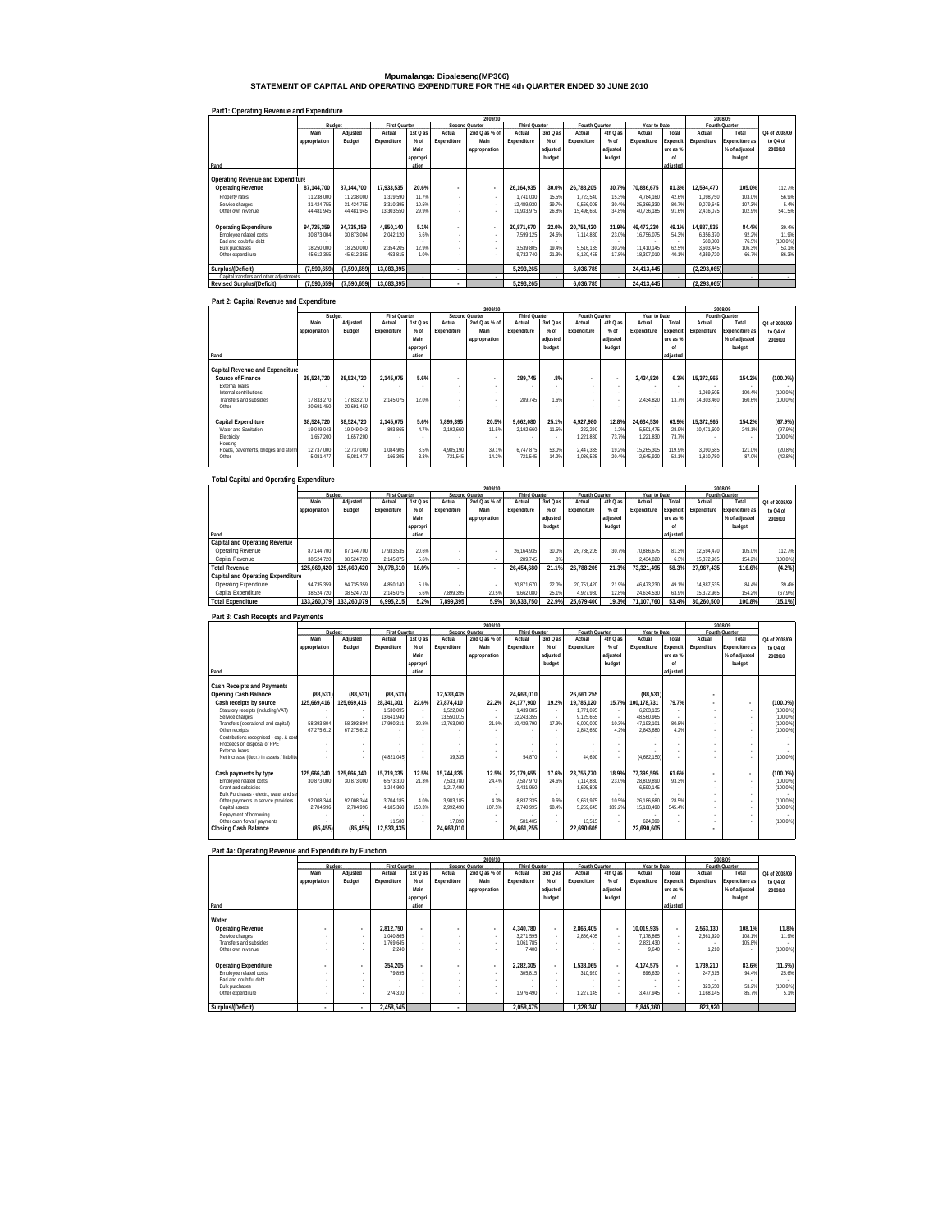# Mpumalanga: Dipaleseng(MP306)
## STATEMENT OF CAPITAL AND OPERATING EXPENDITURE FOR THE 4th QUARTER ENDED 30 JUNE 2010

### Part1: Operating Revenue and Expenditure

| Rand | 2009/10 Budget Main appropriation | Adjusted Budget | First Quarter Actual Expenditure | 1st Q as % of Main appropriation | Second Quarter Actual Expenditure | 2nd Q as % of Main appropriation | Third Quarter Actual Expenditure | 3rd Q as % of adjusted budget | Fourth Quarter Actual Expenditure | 4th Q as % of adjusted budget | Year to Date Actual Expenditure | Total Expenditure as % of adjusted | 2008/09 Fourth Quarter Actual Expenditure | Total Expenditure as % of adjusted budget | Q4 of 2008/09 to Q4 of 2009/10 |
|---|---|---|---|---|---|---|---|---|---|---|---|---|---|---|---|
| **Operating Revenue and Expenditure** | | | | | | | | | | | | | | | |
| **Operating Revenue** | **87,144,700** | **87,144,700** | **17,933,535** | **20.6%** | **-** | **-** | **26,164,935** | **30.0%** | **26,788,205** | **30.7%** | **70,886,675** | **81.3%** | **12,594,470** | **105.0%** | 112.7% |
| Property rates | 11,238,000 | 11,238,000 | 1,319,590 | 11.7% | - | - | 1,741,030 | 15.5% | 1,723,540 | 15.3% | 4,784,160 | 42.6% | 1,098,750 | 103.0% | 56.9% |
| Service charges | 31,424,755 | 31,424,755 | 3,310,395 | 10.5% | - | - | 12,489,930 | 39.7% | 9,566,005 | 30.4% | 25,366,330 | 80.7% | 9,079,645 | 107.3% | 5.4% |
| Other own revenue | 44,481,945 | 44,481,945 | 13,303,550 | 29.9% | - | - | 11,933,975 | 26.8% | 15,498,660 | 34.8% | 40,736,185 | 91.6% | 2,416,075 | 102.9% | 541.5% |
| **Operating Expenditure** | **94,735,359** | **94,735,359** | **4,850,140** | **5.1%** | **-** | **-** | **20,871,670** | **22.0%** | **20,751,420** | **21.9%** | **46,473,230** | **49.1%** | **14,887,535** | **84.4%** | 39.4% |
| Employee related costs | 30,873,004 | 30,873,004 | 2,042,120 | 6.6% | - | - | 7,599,125 | 24.6% | 7,114,830 | 23.0% | 16,756,075 | 54.3% | 6,356,370 | 92.2% | 11.9% |
| Bad and doubtful debt | - | - | - | - | - | - | - | - | - | - | - | - | 568,000 | 76.5% | (100.0%) |
| Bulk purchases | 18,250,000 | 18,250,000 | 2,354,205 | 12.9% | - | - | 3,539,805 | 19.4% | 5,516,135 | 30.2% | 11,410,145 | 62.5% | 3,603,445 | 106.3% | 53.1% |
| Other expenditure | 45,612,355 | 45,612,355 | 453,815 | 1.0% | - | - | 9,732,740 | 21.3% | 8,120,455 | 17.8% | 18,307,010 | 40.1% | 4,359,720 | 66.7% | 86.3% |
| **Surplus/(Deficit)** | **(7,590,659)** | **(7,590,659)** | **13,083,395** | | **-** | | **5,293,265** | | **6,036,785** | | **24,413,445** | | **(2,293,065)** | | |
| Capital transfers and other adjustments | - | - | - | - | - | - | - | - | - | - | - | - | - | - | - |
| **Revised Surplus/(Deficit)** | **(7,590,659)** | **(7,590,659)** | **13,083,395** | | **-** | | **5,293,265** | | **6,036,785** | | **24,413,445** | | **(2,293,065)** | | |

### Part 2: Capital Revenue and Expenditure

| Rand | 2009/10 Budget Main appropriation | Adjusted Budget | First Quarter Actual Expenditure | 1st Q as % of Main appropriation | Second Quarter Actual Expenditure | 2nd Q as % of Main appropriation | Third Quarter Actual Expenditure | 3rd Q as % of adjusted budget | Fourth Quarter Actual Expenditure | 4th Q as % of adjusted budget | Year to Date Actual Expenditure | Total Expenditure as % of adjusted | 2008/09 Fourth Quarter Actual Expenditure | Total Expenditure as % of adjusted budget | Q4 of 2008/09 to Q4 of 2009/10 |
|---|---|---|---|---|---|---|---|---|---|---|---|---|---|---|---|
| **Capital Revenue and Expenditure** | | | | | | | | | | | | | | | |
| **Source of Finance** | **38,524,720** | **38,524,720** | **2,145,075** | **5.6%** | **-** | **-** | **289,745** | **.8%** | **-** | **-** | **2,434,820** | **6.3%** | **15,372,965** | **154.2%** | **(100.0%)** |
| External loans | - | - | - | - | - | - | - | - | - | - | - | - | - | - | - |
| Internal contributions | - | - | - | - | - | - | - | - | - | - | - | - | 1,069,505 | 100.4% | (100.0%) |
| Transfers and subsidies | 17,833,270 | 17,833,270 | 2,145,075 | 12.0% | - | - | 289,745 | 1.6% | - | - | 2,434,820 | 13.7% | 14,303,460 | 160.6% | (100.0%) |
| Other | 20,691,450 | 20,691,450 | - | - | - | - | - | - | - | - | - | - | - | - | - |
| **Capital Expenditure** | **38,524,720** | **38,524,720** | **2,145,075** | **5.6%** | **7,899,395** | **20.5%** | **9,662,080** | **25.1%** | **4,927,980** | **12.8%** | **24,634,530** | **63.9%** | **15,372,965** | **154.2%** | **(67.9%)** |
| Water and Sanitation | 19,049,043 | 19,049,043 | 893,865 | 4.7% | 2,192,660 | 11.5% | 2,192,660 | 11.5% | 222,290 | 1.2% | 5,501,475 | 28.9% | 10,471,600 | 248.1% | (97.9%) |
| Electricity | 1,657,200 | 1,657,200 | - | - | - | - | - | - | 1,221,830 | 73.7% | 1,221,830 | 73.7% | - | - | (100.0%) |
| Housing | - | - | - | - | - | - | - | - | - | - | - | - | - | - | - |
| Roads, pavements, bridges and storm | 12,737,000 | 12,737,000 | 1,084,905 | 8.5% | 4,985,190 | 39.1% | 6,747,875 | 53.0% | 2,447,335 | 19.2% | 15,265,305 | 119.9% | 3,090,585 | 121.0% | (20.8%) |
| Other | 5,081,477 | 5,081,477 | 166,305 | 3.3% | 721,545 | 14.2% | 721,545 | 14.2% | 1,036,525 | 20.4% | 2,645,920 | 52.1% | 1,810,780 | 87.0% | (42.8%) |

### Total Capital and Operating Expenditure

| Rand | 2009/10 Budget Main appropriation | Adjusted Budget | First Quarter Actual Expenditure | 1st Q as % of Main appropriation | Second Quarter Actual Expenditure | 2nd Q as % of Main appropriation | Third Quarter Actual Expenditure | 3rd Q as % of adjusted budget | Fourth Quarter Actual Expenditure | 4th Q as % of adjusted budget | Year to Date Actual Expenditure | Total Expenditure as % of adjusted | 2008/09 Fourth Quarter Actual Expenditure | Total Expenditure as % of adjusted budget | Q4 of 2008/09 to Q4 of 2009/10 |
|---|---|---|---|---|---|---|---|---|---|---|---|---|---|---|---|
| **Capital and Operating Revenue** | | | | | | | | | | | | | | | |
| Operating Revenue | 87,144,700 | 87,144,700 | 17,933,535 | 20.6% | - | - | 26,164,935 | 30.0% | 26,788,205 | 30.7% | 70,886,675 | 81.3% | 12,594,470 | 105.0% | 112.7% |
| Capital Revenue | 38,524,720 | 38,524,720 | 2,145,075 | 5.6% | - | - | 289,745 | .8% | - | - | 2,434,820 | 6.3% | 15,372,965 | 154.2% | (100.0%) |
| **Total Revenue** | **125,669,420** | **125,669,420** | **20,078,610** | **16.0%** | **-** | **-** | **26,454,680** | **21.1%** | **26,788,205** | **21.3%** | **73,321,495** | **58.3%** | **27,967,435** | **116.6%** | **(4.2%)** |
| **Capital and Operating Expenditure** | | | | | | | | | | | | | | | |
| Operating Expenditure | 94,735,359 | 94,735,359 | 4,850,140 | 5.1% | - | - | 20,871,670 | 22.0% | 20,751,420 | 21.9% | 46,473,230 | 49.1% | 14,887,535 | 84.4% | 39.4% |
| Capital Expenditure | 38,524,720 | 38,524,720 | 2,145,075 | 5.6% | 7,899,395 | 20.5% | 9,662,080 | 25.1% | 4,927,980 | 12.8% | 24,634,530 | 63.9% | 15,372,965 | 154.2% | (67.9%) |
| **Total Expenditure** | **133,260,079** | **133,260,079** | **6,995,215** | **5.2%** | **7,899,395** | **5.9%** | **30,533,750** | **22.9%** | **25,679,400** | **19.3%** | **71,107,760** | **53.4%** | **30,260,500** | **100.8%** | **(15.1%)** |

### Part 3: Cash Receipts and Payments

| Rand | 2009/10 Budget Main appropriation | Adjusted Budget | First Quarter Actual Expenditure | 1st Q as % of Main appropriation | Second Quarter Actual Expenditure | 2nd Q as % of Main appropriation | Third Quarter Actual Expenditure | 3rd Q as % of adjusted budget | Fourth Quarter Actual Expenditure | 4th Q as % of adjusted budget | Year to Date Actual Expenditure | Total Expenditure as % of adjusted | 2008/09 Fourth Quarter Actual Expenditure | Total Expenditure as % of adjusted budget | Q4 of 2008/09 to Q4 of 2009/10 |
|---|---|---|---|---|---|---|---|---|---|---|---|---|---|---|---|
| **Cash Receipts and Payments** | | | | | | | | | | | | | | | |
| **Opening Cash Balance** | **(88,531)** | **(88,531)** | **(88,531)** | | **12,533,435** | | **24,663,010** | | **26,661,255** | | **(88,531)** | | **-** | | |
| **Cash receipts by source** | **125,669,416** | **125,669,416** | **28,341,301** | **22.6%** | **27,874,410** | **22.2%** | **24,177,900** | **19.2%** | **19,785,120** | **15.7%** | **100,178,731** | **79.7%** | **-** | **-** | **(100.0%)** |
| Statutory receipts (including VAT) | - | - | 1,530,095 | - | 1,522,060 | - | 1,439,885 | - | 1,771,095 | - | 6,263,135 | - | - | - | (100.0%) |
| Service charges | - | - | 13,641,940 | - | 13,550,015 | - | 12,243,355 | - | 9,125,655 | - | 48,560,965 | - | - | - | (100.0%) |
| Transfers (operational and capital) | 58,393,804 | 58,393,804 | 17,990,311 | 30.8% | 12,763,000 | 21.9% | 10,439,790 | 17.9% | 6,000,000 | 10.3% | 47,193,101 | 80.8% | - | - | (100.0%) |
| Other receipts | 67,275,612 | 67,275,612 | - | - | - | - | - | - | 2,843,680 | 4.2% | 2,843,680 | 4.2% | - | - | (100.0%) |
| Contributions recognised - cap. & contr | - | - | - | - | - | - | - | - | - | - | - | - | - | - | - |
| Proceeds on disposal of PPE | - | - | - | - | - | - | - | - | - | - | - | - | - | - | - |
| External loans | - | - | - | - | - | - | - | - | - | - | - | - | - | - | - |
| Net increase (decr.) in assets / liabilitie | - | - | (4,821,045) | - | 39,335 | - | 54,870 | - | 44,690 | - | (4,682,150) | - | - | - | (100.0%) |
| **Cash payments by type** | **125,666,340** | **125,666,340** | **15,719,335** | **12.5%** | **15,744,835** | **12.5%** | **22,179,655** | **17.6%** | **23,755,770** | **18.9%** | **77,399,595** | **61.6%** | **-** | **-** | **(100.0%)** |
| Employee related costs | 30,873,000 | 30,873,000 | 6,573,310 | 21.3% | 7,533,780 | 24.4% | 7,587,970 | 24.6% | 7,114,830 | 23.0% | 28,809,890 | 93.3% | - | - | (100.0%) |
| Grant and subsidies | - | - | 1,244,900 | - | 1,217,490 | - | 2,431,950 | - | 1,695,805 | - | 6,590,145 | - | - | - | (100.0%) |
| Bulk Purchases - electr., water and se | - | - | - | - | - | - | - | - | - | - | - | - | - | - | - |
| Other payments to service providers | 92,008,344 | 92,008,344 | 3,704,185 | 4.0% | 3,983,185 | 4.3% | 8,837,335 | 9.6% | 9,661,975 | 10.5% | 26,186,680 | 28.5% | - | - | (100.0%) |
| Capital assets | 2,784,996 | 2,784,996 | 4,185,360 | 150.3% | 2,992,490 | 107.5% | 2,740,995 | 98.4% | 5,269,645 | 189.2% | 15,188,490 | 545.4% | - | - | (100.0%) |
| Repayment of borrowing | - | - | - | - | - | - | - | - | - | - | - | - | - | - | - |
| Other cash flows / payments | - | - | 11,580 | - | 17,890 | - | 581,405 | - | 13,515 | - | 624,390 | - | - | - | (100.0%) |
| **Closing Cash Balance** | **(85,455)** | **(85,455)** | **12,533,435** | | **24,663,010** | | **26,661,255** | | **22,690,605** | | **22,690,605** | | **-** | | |

### Part 4a: Operating Revenue and Expenditure by Function

| Rand | 2009/10 Budget Main appropriation | Adjusted Budget | First Quarter Actual Expenditure | 1st Q as % of Main appropriation | Second Quarter Actual Expenditure | 2nd Q as % of Main appropriation | Third Quarter Actual Expenditure | 3rd Q as % of adjusted budget | Fourth Quarter Actual Expenditure | 4th Q as % of adjusted budget | Year to Date Actual Expenditure | Total Expenditure as % of adjusted | 2008/09 Fourth Quarter Actual Expenditure | Total Expenditure as % of adjusted budget | Q4 of 2008/09 to Q4 of 2009/10 |
|---|---|---|---|---|---|---|---|---|---|---|---|---|---|---|---|
| **Water** | | | | | | | | | | | | | | | |
| **Operating Revenue** | **-** | **-** | **2,812,750** | **-** | **-** | **-** | **4,340,780** | **-** | **2,866,405** | **-** | **10,019,935** | **-** | **2,563,130** | **108.1%** | **11.8%** |
| Service charges | - | - | 1,040,865 | - | - | - | 3,271,595 | - | 2,866,405 | - | 7,178,865 | - | 2,561,920 | 108.1% | 11.9% |
| Transfers and subsidies | - | - | 1,769,645 | - | - | - | 1,061,785 | - | - | - | 2,831,430 | - | - | 105.8% | - |
| Other own revenue | - | - | 2,240 | - | - | - | 7,400 | - | - | - | 9,640 | - | 1,210 | - | (100.0%) |
| **Operating Expenditure** | **-** | **-** | **354,205** | **-** | **-** | **-** | **2,282,305** | **-** | **1,538,065** | **-** | **4,174,575** | **-** | **1,739,210** | **83.6%** | **(11.6%)** |
| Employee related costs | - | - | 79,895 | - | - | - | 305,815 | - | 310,920 | - | 696,630 | - | 247,515 | 94.4% | 25.6% |
| Bad and doubtful debt | - | - | - | - | - | - | - | - | - | - | - | - | - | - | - |
| Bulk purchases | - | - | - | - | - | - | - | - | - | - | - | - | 323,550 | 53.2% | (100.0%) |
| Other expenditure | - | - | 274,310 | - | - | - | 1,976,490 | - | 1,227,145 | - | 3,477,945 | - | 1,168,145 | 85.7% | 5.1% |
| **Surplus/(Deficit)** | **-** | **-** | **2,458,545** | | **-** | | **2,058,475** | | **1,328,340** | | **5,845,360** | | **823,920** | | |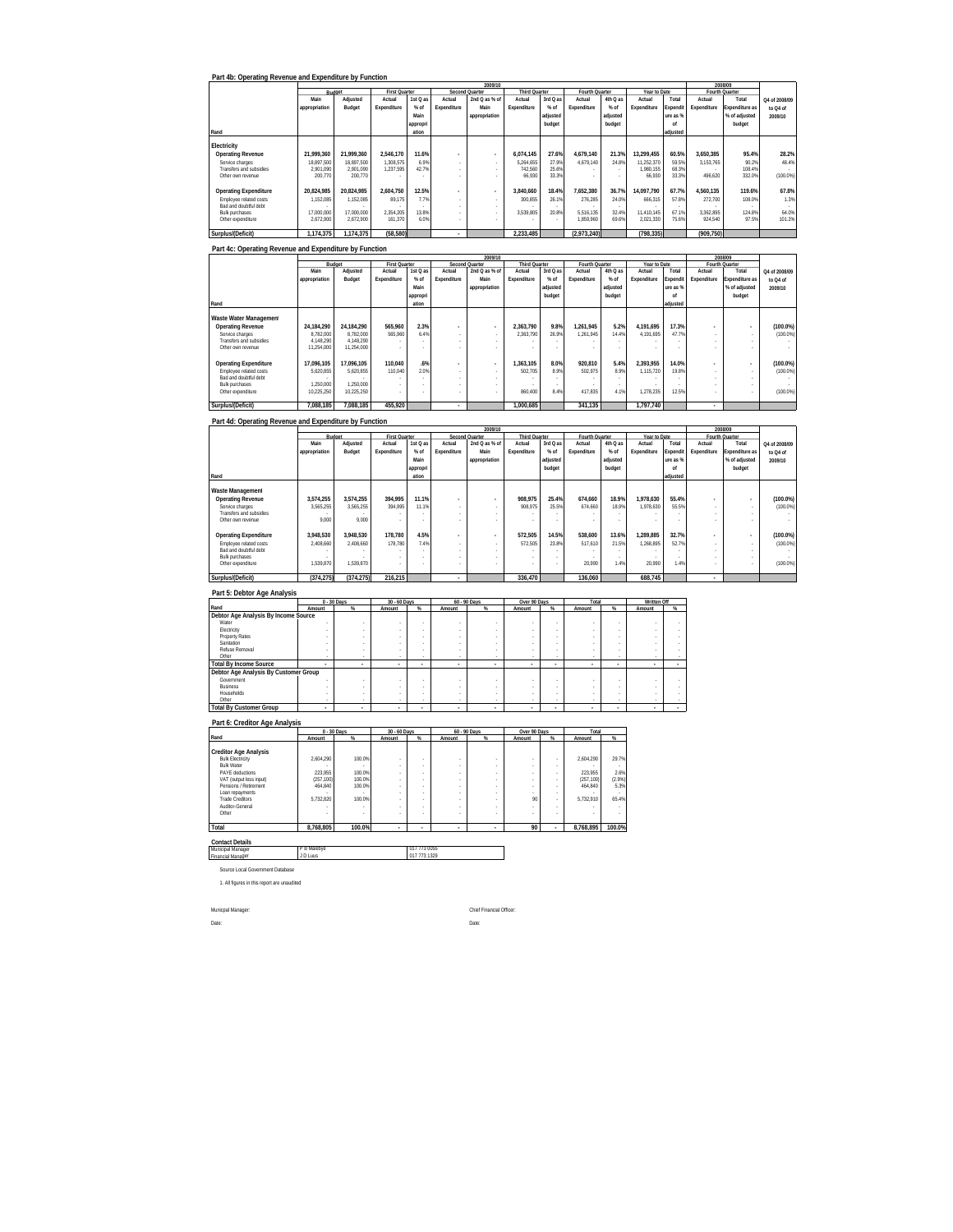## Part 4b: Operating Revenue and Expenditure by Function

| Rand | 2009/10 Budget Main appropriation | Budget Adjusted Budget | First Quarter Actual Expenditure | First Quarter 1st Q as % of Main appropriation | Second Quarter Actual Expenditure | Second Quarter 2nd Q as % of Main appropriation | Third Quarter Actual Expenditure | Third Quarter 3rd Q as % of adjusted budget | Fourth Quarter Actual Expenditure | Fourth Quarter 4th Q as % of adjusted budget | Year to Date Actual Expenditure | Year to Date Total Expenditure as % of adjusted | 2008/09 Fourth Quarter Actual Expenditure | 2008/09 Fourth Quarter Total Expenditure as % of adjusted budget | Q4 of 2008/09 to Q4 of 2009/10 |
|---|---|---|---|---|---|---|---|---|---|---|---|---|---|---|---|
| **Electricity** | | | | | | | | | | | | | | | |
| **Operating Revenue** | **21,999,360** | **21,999,360** | **2,546,170** | **11.6%** | **-** | **-** | **6,074,145** | **27.6%** | **4,679,140** | **21.3%** | **13,299,455** | **60.5%** | **3,650,385** | **95.4%** | **28.2%** |
| Service charges | 18,897,500 | 18,897,500 | 1,308,575 | 6.9% | - | - | 5,264,655 | 27.9% | 4,679,140 | 24.8% | 11,252,370 | 59.5% | 3,153,765 | 90.2% | 48.4% |
| Transfers and subsidies | 2,901,090 | 2,901,090 | 1,237,595 | 42.7% | - | - | 742,560 | 25.6% | - | - | 1,980,155 | 68.3% | - | 108.4% | - |
| Other own revenue | 200,770 | 200,770 | - | - | - | - | 66,930 | 33.3% | - | - | 66,930 | 33.3% | 496,620 | 332.0% | (100.0%) |
| **Operating Expenditure** | **20,824,985** | **20,824,985** | **2,604,750** | **12.5%** | **-** | **-** | **3,840,660** | **18.4%** | **7,652,380** | **36.7%** | **14,097,790** | **67.7%** | **4,560,135** | **119.6%** | **67.8%** |
| Employee related costs | 1,152,085 | 1,152,085 | 89,175 | 7.7% | - | - | 300,855 | 26.1% | 276,285 | 24.0% | 666,315 | 57.8% | 272,700 | 108.0% | 1.3% |
| Bad and doubtful debt | - | - | - | - | - | - | - | - | - | - | - | - | - | - | - |
| Bulk purchases | 17,000,000 | 17,000,000 | 2,354,205 | 13.8% | - | - | 3,539,805 | 20.8% | 5,516,135 | 32.4% | 11,410,145 | 67.1% | 3,362,895 | 124.8% | 64.0% |
| Other expenditure | 2,672,900 | 2,672,900 | 161,370 | 6.0% | - | - | - | - | 1,859,960 | 69.6% | 2,021,330 | 75.6% | 924,540 | 97.5% | 101.2% |
| **Surplus/(Deficit)** | **1,174,375** | **1,174,375** | **(58,580)** | | **-** | | **2,233,485** | | **(2,973,240)** | | **(798,335)** | | **(909,750)** | | |

## Part 4c: Operating Revenue and Expenditure by Function

| Rand | 2009/10 Budget Main appropriation | Budget Adjusted Budget | First Quarter Actual Expenditure | First Quarter 1st Q as % of Main appropriation | Second Quarter Actual Expenditure | Second Quarter 2nd Q as % of Main appropriation | Third Quarter Actual Expenditure | Third Quarter 3rd Q as % of adjusted budget | Fourth Quarter Actual Expenditure | Fourth Quarter 4th Q as % of adjusted budget | Year to Date Actual Expenditure | Year to Date Total Expenditure as % of adjusted | 2008/09 Fourth Quarter Actual Expenditure | 2008/09 Fourth Quarter Total Expenditure as % of adjusted budget | Q4 of 2008/09 to Q4 of 2009/10 |
|---|---|---|---|---|---|---|---|---|---|---|---|---|---|---|---|
| **Waste Water Management** | | | | | | | | | | | | | | | |
| **Operating Revenue** | **24,184,290** | **24,184,290** | **565,960** | **2.3%** | **-** | **-** | **2,363,790** | **9.8%** | **1,261,945** | **5.2%** | **4,191,695** | **17.3%** | **-** | **-** | **(100.0%)** |
| Service charges | 8,782,000 | 8,782,000 | 565,960 | 6.4% | - | - | 2,363,790 | 26.9% | 1,261,945 | 14.4% | 4,191,695 | 47.7% | - | - | (100.0%) |
| Transfers and subsidies | 4,148,290 | 4,148,290 | - | - | - | - | - | - | - | - | - | - | - | - | - |
| Other own revenue | 11,254,000 | 11,254,000 | - | - | - | - | - | - | - | - | - | - | - | - | - |
| **Operating Expenditure** | **17,096,105** | **17,096,105** | **110,040** | **.6%** | **-** | **-** | **1,363,105** | **8.0%** | **920,810** | **5.4%** | **2,393,955** | **14.0%** | **-** | **-** | **(100.0%)** |
| Employee related costs | 5,620,855 | 5,620,855 | 110,040 | 2.0% | - | - | 502,705 | 8.9% | 502,975 | 8.9% | 1,115,720 | 19.8% | - | - | (100.0%) |
| Bad and doubtful debt | - | - | - | - | - | - | - | - | - | - | - | - | - | - | - |
| Bulk purchases | 1,250,000 | 1,250,000 | - | - | - | - | - | - | - | - | - | - | - | - | - |
| Other expenditure | 10,225,250 | 10,225,250 | - | - | - | - | 860,400 | 8.4% | 417,835 | 4.1% | 1,278,235 | 12.5% | - | - | (100.0%) |
| **Surplus/(Deficit)** | **7,088,185** | **7,088,185** | **455,920** | | **-** | | **1,000,685** | | **341,135** | | **1,797,740** | | **-** | | |

## Part 4d: Operating Revenue and Expenditure by Function

| Rand | 2009/10 Budget Main appropriation | Budget Adjusted Budget | First Quarter Actual Expenditure | First Quarter 1st Q as % of Main appropriation | Second Quarter Actual Expenditure | Second Quarter 2nd Q as % of Main appropriation | Third Quarter Actual Expenditure | Third Quarter 3rd Q as % of adjusted budget | Fourth Quarter Actual Expenditure | Fourth Quarter 4th Q as % of adjusted budget | Year to Date Actual Expenditure | Year to Date Total Expenditure as % of adjusted | 2008/09 Fourth Quarter Actual Expenditure | 2008/09 Fourth Quarter Total Expenditure as % of adjusted budget | Q4 of 2008/09 to Q4 of 2009/10 |
|---|---|---|---|---|---|---|---|---|---|---|---|---|---|---|---|
| **Waste Management** | | | | | | | | | | | | | | | |
| **Operating Revenue** | **3,574,255** | **3,574,255** | **394,995** | **11.1%** | **-** | **-** | **908,975** | **25.4%** | **674,660** | **18.9%** | **1,978,630** | **55.4%** | **-** | **-** | **(100.0%)** |
| Service charges | 3,565,255 | 3,565,255 | 394,995 | 11.1% | - | - | 908,975 | 25.5% | 674,660 | 18.9% | 1,978,630 | 55.5% | - | - | (100.0%) |
| Transfers and subsidies | - | - | - | - | - | - | - | - | - | - | - | - | - | - | - |
| Other own revenue | 9,000 | 9,000 | - | - | - | - | - | - | - | - | - | - | - | - | - |
| **Operating Expenditure** | **3,948,530** | **3,948,530** | **178,780** | **4.5%** | **-** | **-** | **572,505** | **14.5%** | **538,600** | **13.6%** | **1,289,885** | **32.7%** | **-** | **-** | **(100.0%)** |
| Employee related costs | 2,408,660 | 2,408,660 | 178,780 | 7.4% | - | - | 572,505 | 23.8% | 517,610 | 21.5% | 1,268,895 | 52.7% | - | - | (100.0%) |
| Bad and doubtful debt | - | - | - | - | - | - | - | - | - | - | - | - | - | - | - |
| Bulk purchases | - | - | - | - | - | - | - | - | - | - | - | - | - | - | - |
| Other expenditure | 1,539,870 | 1,539,870 | - | - | - | - | - | - | 20,990 | 1.4% | 20,990 | 1.4% | - | - | (100.0%) |
| **Surplus/(Deficit)** | **(374,275)** | **(374,275)** | **216,215** | | **-** | | **336,470** | | **136,060** | | **688,745** | | **-** | | |

## Part 5: Debtor Age Analysis

| Rand | 0 - 30 Days Amount | 0 - 30 Days % | 30 - 60 Days Amount | 30 - 60 Days % | 60 - 90 Days Amount | 60 - 90 Days % | Over 90 Days Amount | Over 90 Days % | Total Amount | Total % | Written Off Amount | Written Off % |
|---|---|---|---|---|---|---|---|---|---|---|---|---|
| **Debtor Age Analysis By Income Source** | | | | | | | | | | | | |
| Water | - | - | - | - | - | - | - | - | - | - | - | - |
| Electricity | - | - | - | - | - | - | - | - | - | - | - | - |
| Property Rates | - | - | - | - | - | - | - | - | - | - | - | - |
| Sanitation | - | - | - | - | - | - | - | - | - | - | - | - |
| Refuse Removal | - | - | - | - | - | - | - | - | - | - | - | - |
| Other | - | - | - | - | - | - | - | - | - | - | - | - |
| **Total By Income Source** | **-** | **-** | **-** | **-** | **-** | **-** | **-** | **-** | **-** | **-** | **-** | **-** |
| **Debtor Age Analysis By Customer Group** | | | | | | | | | | | | |
| Government | - | - | - | - | - | - | - | - | - | - | - | - |
| Business | - | - | - | - | - | - | - | - | - | - | - | - |
| Households | - | - | - | - | - | - | - | - | - | - | - | - |
| Other | - | - | - | - | - | - | - | - | - | - | - | - |
| **Total By Customer Group** | **-** | **-** | **-** | **-** | **-** | **-** | **-** | **-** | **-** | **-** | **-** | **-** |

## Part 6: Creditor Age Analysis

| Rand | 0 - 30 Days Amount | 0 - 30 Days % | 30 - 60 Days Amount | 30 - 60 Days % | 60 - 90 Days Amount | 60 - 90 Days % | Over 90 Days Amount | Over 90 Days % | Total Amount | Total % |
|---|---|---|---|---|---|---|---|---|---|---|
| **Creditor Age Analysis** | | | | | | | | | | |
| Bulk Electricity | 2,604,290 | 100.0% | - | - | - | - | - | - | 2,604,290 | 29.7% |
| Bulk Water | - | - | - | - | - | - | - | - | - | - |
| PAYE deductions | 223,955 | 100.0% | - | - | - | - | - | - | 223,955 | 2.6% |
| VAT (output less input) | (257,100) | 100.0% | - | - | - | - | - | - | (257,100) | (2.9%) |
| Pensions / Retirement | 464,840 | 100.0% | - | - | - | - | - | - | 464,840 | 5.3% |
| Loan repayments | - | - | - | - | - | - | - | - | - | - |
| Trade Creditors | 5,732,820 | 100.0% | - | - | - | - | 90 | - | 5,732,910 | 65.4% |
| Auditor-General | - | - | - | - | - | - | - | - | - | - |
| Other | - | - | - | - | - | - | - | - | - | - |
| **Total** | **8,768,805** | **100.0%** | **-** | **-** | **-** | **-** | **90** | **-** | **8,768,895** | **100.0%** |

**Contact Details**

| | | |
|---|---|---|
| Municipal Manager | P B Malebye | 017 773 0055 |
| Financial Manager | J D Luus | 017 773 1329 |

Source Local Government Database

1. All figures in this report are unaudited

Municipal Manager: &nbsp;&nbsp;&nbsp;&nbsp;&nbsp;&nbsp;&nbsp;&nbsp; Chief Financial Officer:

Date: &nbsp;&nbsp;&nbsp;&nbsp;&nbsp;&nbsp;&nbsp;&nbsp; Date: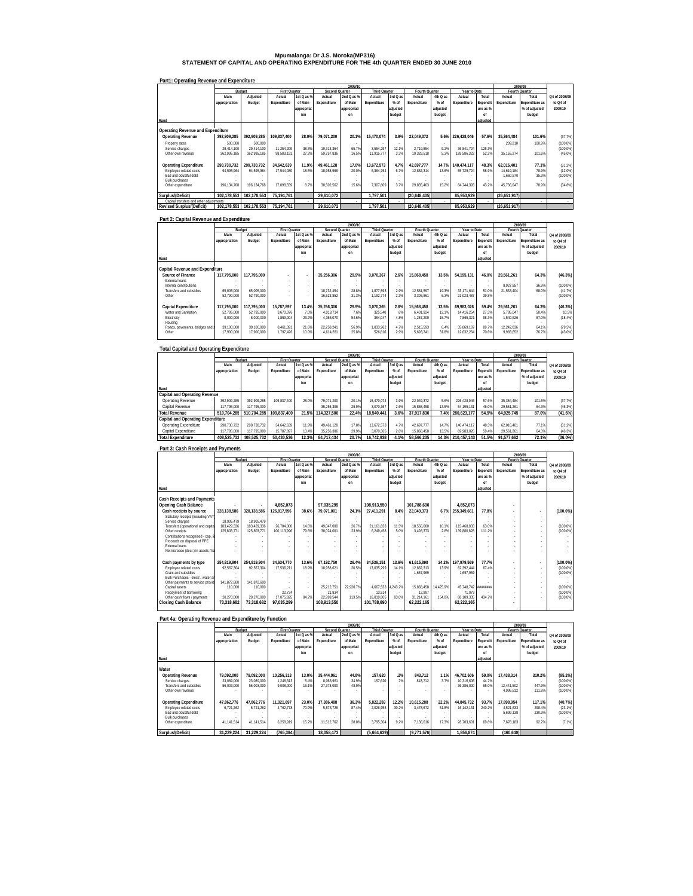# Mpumalanga: Dr J.S. Moroka(MP316)
## STATEMENT OF CAPITAL AND OPERATING EXPENDITURE FOR THE 4th QUARTER ENDED 30 JUNE 2010

### Part1: Operating Revenue and Expenditure

| Rand | 2009/10 Budget Main appropriation | Adjusted Budget | First Quarter Actual Expenditure | 1st Q as % of Main appropriation | Second Quarter Actual Expenditure | 2nd Q as % of Main appropriation | Third Quarter Actual Expenditure | 3rd Q as % of adjusted budget | Fourth Quarter Actual Expenditure | 4th Q as % of adjusted budget | Year to Date Actual Expenditure | Total Expenditure as % of adjusted | 2008/09 Fourth Quarter Actual Expenditure | Total Expenditure as % of adjusted budget | Q4 of 2008/09 to Q4 of 2009/10 |
|---|---|---|---|---|---|---|---|---|---|---|---|---|---|---|---|
| **Operating Revenue and Expenditure** | | | | | | | | | | | | | | | |
| **Operating Revenue** | **392,909,285** | **392,909,285** | **109,837,400** | **28.0%** | **79,071,200** | **20.1%** | **15,470,074** | **3.9%** | **22,049,372** | **5.6%** | **226,428,046** | **57.6%** | **35,364,484** | **101.6%** | **(37.7%)** |
| Property rates | 500,000 | 500,000 | - | - | - | - | - | - | - | - | - | - | 209,210 | 100.9% | (100.0%) |
| Service charges | 29,414,100 | 29,414,100 | 11,254,209 | 38.3% | 19,313,364 | 65.7% | 3,554,297 | 12.1% | 2,719,854 | 9.2% | 36,841,724 | 125.3% | - | - | (100.0%) |
| Other own revenue | 362,995,185 | 362,995,185 | 98,583,191 | 27.2% | 59,757,836 | 16.5% | 11,915,777 | 3.3% | 19,329,518 | 5.3% | 189,586,322 | 52.2% | 35,155,274 | 101.6% | (45.0%) |
| **Operating Expenditure** | **290,730,732** | **290,730,732** | **34,642,639** | **11.9%** | **49,461,128** | **17.0%** | **13,672,573** | **4.7%** | **42,697,777** | **14.7%** | **140,474,117** | **48.3%** | **62,016,401** | **77.1%** | **(31.2%)** |
| Employee related costs | 94,595,964 | 94,595,964 | 17,544,080 | 18.5% | 18,958,566 | 20.0% | 6,364,764 | 6.7% | 12,862,314 | 13.6% | 55,729,724 | 58.9% | 14,619,184 | 78.9% | (12.0%) |
| Bad and doubtful debt | - | - | - | - | - | - | - | - | - | - | - | - | 1,660,570 | 35.3% | (100.0%) |
| Bulk purchases | - | - | - | - | - | - | - | - | - | - | - | - | - | - | - |
| Other expenditure | 196,134,768 | 196,134,768 | 17,098,559 | 8.7% | 30,502,562 | 15.6% | 7,307,809 | 3.7% | 29,835,463 | 15.2% | 84,744,393 | 43.2% | 45,736,647 | 78.9% | (34.8%) |
| **Surplus/(Deficit)** | **102,178,553** | **102,178,553** | **75,194,761** | | **29,610,072** | | **1,797,501** | | **(20,648,405)** | | **85,953,929** | | **(26,651,917)** | | |
| Capital transfers and other adjustments | - | - | - | - | - | - | - | - | - | - | - | - | - | - | - |
| **Revised Surplus/(Deficit)** | **102,178,553** | **102,178,553** | **75,194,761** | | **29,610,072** | | **1,797,501** | | **(20,648,405)** | | **85,953,929** | | **(26,651,917)** | | |

### Part 2: Capital Revenue and Expenditure

| Rand | 2009/10 Budget Main appropriation | Adjusted Budget | First Quarter Actual Expenditure | 1st Q as % of Main appropriation | Second Quarter Actual Expenditure | 2nd Q as % of Main appropriation | Third Quarter Actual Expenditure | 3rd Q as % of adjusted budget | Fourth Quarter Actual Expenditure | 4th Q as % of adjusted budget | Year to Date Actual Expenditure | Total Expenditure as % of adjusted | 2008/09 Fourth Quarter Actual Expenditure | Total Expenditure as % of adjusted budget | Q4 of 2008/09 to Q4 of 2009/10 |
|---|---|---|---|---|---|---|---|---|---|---|---|---|---|---|---|
| **Capital Revenue and Expenditure** | | | | | | | | | | | | | | | |
| **Source of Finance** | **117,795,000** | **117,795,000** | - | - | **35,256,306** | **29.9%** | **3,070,367** | **2.6%** | **15,868,458** | **13.5%** | **54,195,131** | **46.0%** | **29,561,261** | **64.3%** | **(46.3%)** |
| External loans | - | - | - | - | - | - | - | - | - | - | - | - | - | - | - |
| Internal contributions | - | - | - | - | - | - | - | - | - | - | - | - | 8,027,857 | 36.9% | (100.0%) |
| Transfers and subsidies | 65,005,000 | 65,005,000 | - | - | 18,732,454 | 28.8% | 1,877,593 | 2.9% | 12,561,597 | 19.3% | 33,171,644 | 51.0% | 21,533,404 | 68.0% | (41.7%) |
| Other | 52,790,000 | 52,790,000 | - | - | 16,523,852 | 31.3% | 1,192,774 | 2.3% | 3,306,861 | 6.3% | 21,023,487 | 39.8% | - | - | (100.0%) |
| **Capital Expenditure** | **117,795,000** | **117,795,000** | **15,787,897** | **13.4%** | **35,256,306** | **29.9%** | **3,070,365** | **2.6%** | **15,868,458** | **13.5%** | **69,983,026** | **59.4%** | **29,561,261** | **64.3%** | **(46.3%)** |
| Water and Sanitation | 52,795,000 | 52,795,000 | 3,670,076 | 7.0% | 4,018,714 | 7.6% | 325,540 | .6% | 6,401,924 | 12.1% | 14,416,254 | 27.3% | 5,795,047 | 50.4% | 10.5% |
| Electricity | 8,000,000 | 8,000,000 | 1,859,004 | 23.2% | 4,365,070 | 54.6% | 384,047 | 4.8% | 1,257,200 | 15.7% | 7,865,321 | 98.3% | 1,540,526 | 67.0% | (18.4%) |
| Housing | - | - | - | - | - | - | - | - | - | - | - | - | - | - | - |
| Roads, pavements, bridges and s | 39,100,000 | 39,100,000 | 8,461,391 | 21.6% | 22,258,241 | 56.9% | 1,833,962 | 4.7% | 2,515,593 | 6.4% | 35,069,187 | 89.7% | 12,242,036 | 64.1% | (79.5%) |
| Other | 17,900,000 | 17,900,000 | 1,797,426 | 10.0% | 4,614,281 | 25.8% | 526,816 | 2.9% | 5,693,741 | 31.8% | 12,632,264 | 70.6% | 9,983,652 | 76.7% | (43.0%) |

### Total Capital and Operating Expenditure

| Rand | 2009/10 Budget Main appropriation | Adjusted Budget | First Quarter Actual Expenditure | 1st Q as % of Main appropriation | Second Quarter Actual Expenditure | 2nd Q as % of Main appropriation | Third Quarter Actual Expenditure | 3rd Q as % of adjusted budget | Fourth Quarter Actual Expenditure | 4th Q as % of adjusted budget | Year to Date Actual Expenditure | Total Expenditure as % of adjusted | 2008/09 Fourth Quarter Actual Expenditure | Total Expenditure as % of adjusted budget | Q4 of 2008/09 to Q4 of 2009/10 |
|---|---|---|---|---|---|---|---|---|---|---|---|---|---|---|---|
| **Capital and Operating Revenue** | | | | | | | | | | | | | | | |
| Operating Revenue | 392,909,285 | 392,909,285 | 109,837,400 | 28.0% | 79,071,200 | 20.1% | 15,470,074 | 3.9% | 22,049,372 | 5.6% | 226,428,046 | 57.6% | 35,364,484 | 101.6% | (37.7%) |
| Capital Revenue | 117,795,000 | 117,795,000 | - | - | 35,256,306 | 29.9% | 3,070,367 | 2.6% | 15,868,458 | 13.5% | 54,195,131 | 46.0% | 29,561,261 | 64.3% | (46.3%) |
| **Total Revenue** | **510,704,285** | **510,704,285** | **109,837,400** | **21.5%** | **114,327,506** | **22.4%** | **18,540,441** | **3.6%** | **37,917,830** | **7.4%** | **280,623,177** | **54.9%** | **64,925,745** | **87.0%** | **(41.6%)** |
| **Capital and Operating Expenditure** | | | | | | | | | | | | | | | |
| Operating Expenditure | 290,730,732 | 290,730,732 | 34,642,639 | 11.9% | 49,461,128 | 17.0% | 13,672,573 | 4.7% | 42,697,777 | 14.7% | 140,474,117 | 48.3% | 62,016,401 | 77.1% | (31.2%) |
| Capital Expenditure | 117,795,000 | 117,795,000 | 15,787,897 | 13.4% | 35,256,306 | 29.9% | 3,070,365 | 2.6% | 15,868,458 | 13.5% | 69,983,026 | 59.4% | 29,561,261 | 64.3% | (46.3%) |
| **Total Expenditure** | **408,525,732** | **408,525,732** | **50,430,536** | **12.3%** | **84,717,434** | **20.7%** | **16,742,938** | **4.1%** | **58,566,235** | **14.3%** | **210,457,143** | **51.5%** | **91,577,662** | **72.1%** | **(36.0%)** |

### Part 3: Cash Receipts and Payments

| Rand | 2009/10 Budget Main appropriation | Adjusted Budget | First Quarter Actual Expenditure | 1st Q as % of Main appropriation | Second Quarter Actual Expenditure | 2nd Q as % of Main appropriation | Third Quarter Actual Expenditure | 3rd Q as % of adjusted budget | Fourth Quarter Actual Expenditure | 4th Q as % of adjusted budget | Year to Date Actual Expenditure | Total Expenditure as % of adjusted | 2008/09 Fourth Quarter Actual Expenditure | Total Expenditure as % of adjusted budget | Q4 of 2008/09 to Q4 of 2009/10 |
|---|---|---|---|---|---|---|---|---|---|---|---|---|---|---|---|
| **Cash Receipts and Payments** | | | | | | | | | | | | | | | |
| **Opening Cash Balance** | - | - | **4,852,073** | | **97,035,299** | | **108,913,550** | | **101,788,690** | | **4,852,073** | | - | | |
| **Cash receipts by source** | **328,138,586** | **328,138,586** | **126,817,996** | **38.6%** | **79,071,001** | **24.1%** | **27,411,291** | **8.4%** | **22,049,373** | **6.7%** | **255,349,661** | **77.8%** | - | - | **(100.0%)** |
| Statutory receipts (including VAT) | - | - | - | - | - | - | - | - | - | - | - | - | - | - | - |
| Service charges | 18,905,479 | 18,905,479 | - | - | - | - | - | - | - | - | - | - | - | - | - |
| Transfers (operational and capital) | 183,429,336 | 183,429,336 | 26,704,000 | 14.6% | 49,047,000 | 26.7% | 21,161,833 | 11.5% | 18,556,000 | 10.1% | 115,468,833 | 63.0% | - | - | (100.0%) |
| Other receipts | 125,803,771 | 125,803,771 | 100,113,996 | 79.6% | 30,024,001 | 23.9% | 6,249,458 | 5.0% | 3,493,373 | 2.8% | 139,880,828 | 111.2% | - | - | (100.0%) |
| Contributions recognised - cap. & | - | - | - | - | - | - | - | - | - | - | - | - | - | - | - |
| Proceeds on disposal of PPE | - | - | - | - | - | - | - | - | - | - | - | - | - | - | - |
| External loans | - | - | - | - | - | - | - | - | - | - | - | - | - | - | - |
| Net increase (decr.) in assets / (lia | - | - | - | - | - | - | - | - | - | - | - | - | - | - | - |
| **Cash payments by type** | **254,819,904** | **254,819,904** | **34,634,770** | **13.6%** | **67,192,750** | **26.4%** | **34,536,151** | **13.6%** | **61,615,898** | **24.2%** | **197,979,569** | **77.7%** | - | - | **(100.0%)** |
| Employee related costs | 92,567,304 | 92,567,304 | 17,536,211 | 18.9% | 18,958,621 | 20.5% | 13,035,299 | 14.1% | 12,862,313 | 13.9% | 62,392,444 | 67.4% | - | - | (100.0%) |
| Grant and subsidies | - | - | - | - | - | - | - | - | 1,657,969 | - | 1,657,969 | - | - | - | - |
| Bulk Purchases - electr., water an | - | - | - | - | - | - | - | - | - | - | - | - | - | - | - |
| Other payments to service provid | 141,872,600 | 141,872,600 | - | - | - | - | - | - | - | - | - | - | - | - | - |
| Capital assets | 110,000 | 110,000 | - | - | 25,212,751 | 22,920.7% | 4,667,533 | 4,243.2% | 15,868,458 | 14,425.9% | 45,748,742 | ######## | - | - | (100.0%) |
| Repayment of borrowing | - | - | 22,734 | - | 21,834 | - | 13,514 | - | 12,997 | - | 71,079 | - | - | - | (100.0%) |
| Other cash flows / payments | 20,270,000 | 20,270,000 | 17,075,825 | 84.2% | 22,999,544 | 113.5% | 16,819,805 | 83.0% | 31,214,161 | 154.0% | 88,109,335 | 434.7% | - | - | (100.0%) |
| **Closing Cash Balance** | **73,318,682** | **73,318,682** | **97,035,299** | | **108,913,550** | | **101,788,690** | | **62,222,165** | | **62,222,165** | | - | | |

### Part 4a: Operating Revenue and Expenditure by Function

| Rand | 2009/10 Budget Main appropriation | Adjusted Budget | First Quarter Actual Expenditure | 1st Q as % of Main appropriation | Second Quarter Actual Expenditure | 2nd Q as % of Main appropriation | Third Quarter Actual Expenditure | 3rd Q as % of adjusted budget | Fourth Quarter Actual Expenditure | 4th Q as % of adjusted budget | Year to Date Actual Expenditure | Total Expenditure as % of adjusted | 2008/09 Fourth Quarter Actual Expenditure | Total Expenditure as % of adjusted budget | Q4 of 2008/09 to Q4 of 2009/10 |
|---|---|---|---|---|---|---|---|---|---|---|---|---|---|---|---|
| **Water** | | | | | | | | | | | | | | | |
| **Operating Revenue** | **79,092,000** | **79,092,000** | **10,256,313** | **13.0%** | **35,444,961** | **44.8%** | **157,620** | **.2%** | **843,712** | **1.1%** | **46,702,606** | **59.0%** | **17,438,314** | **310.2%** | **(95.2%)** |
| Service charges | 23,089,000 | 23,089,000 | 1,248,313 | 5.4% | 8,066,961 | 34.9% | 157,620 | .7% | 843,712 | 3.7% | 10,316,606 | 44.7% | - | - | (100.0%) |
| Transfers and subsidies | 56,003,000 | 56,003,000 | 9,008,000 | 16.1% | 27,378,000 | 48.9% | - | - | - | - | 36,386,000 | 65.0% | 12,441,502 | 447.9% | (100.0%) |
| Other own revenue | - | - | - | - | - | - | - | - | - | - | - | - | 4,996,812 | 111.8% | (100.0%) |
| **Operating Expenditure** | **47,862,776** | **47,862,776** | **11,021,697** | **23.0%** | **17,386,488** | **36.3%** | **5,822,259** | **12.2%** | **10,615,288** | **22.2%** | **44,845,732** | **93.7%** | **17,898,954** | **117.1%** | **(40.7%)** |
| Employee related costs | 6,721,262 | 6,721,262 | 4,762,778 | 70.9% | 5,873,726 | 87.4% | 2,026,955 | 30.2% | 3,478,672 | 51.8% | 16,142,131 | 240.2% | 4,521,633 | 298.4% | (23.1%) |
| Bad and doubtful debt | - | - | - | - | - | - | - | - | - | - | - | - | 5,699,138 | 230.9% | (100.0%) |
| Bulk purchases | - | - | - | - | - | - | - | - | - | - | - | - | - | - | - |
| Other expenditure | 41,141,514 | 41,141,514 | 6,258,919 | 15.2% | 11,512,762 | 28.0% | 3,795,304 | 9.2% | 7,136,616 | 17.3% | 28,703,601 | 69.8% | 7,678,183 | 92.2% | (7.1%) |
| **Surplus/(Deficit)** | **31,229,224** | **31,229,224** | **(765,384)** | | **18,058,473** | | **(5,664,639)** | | **(9,771,576)** | | **1,856,874** | | **(460,640)** | | |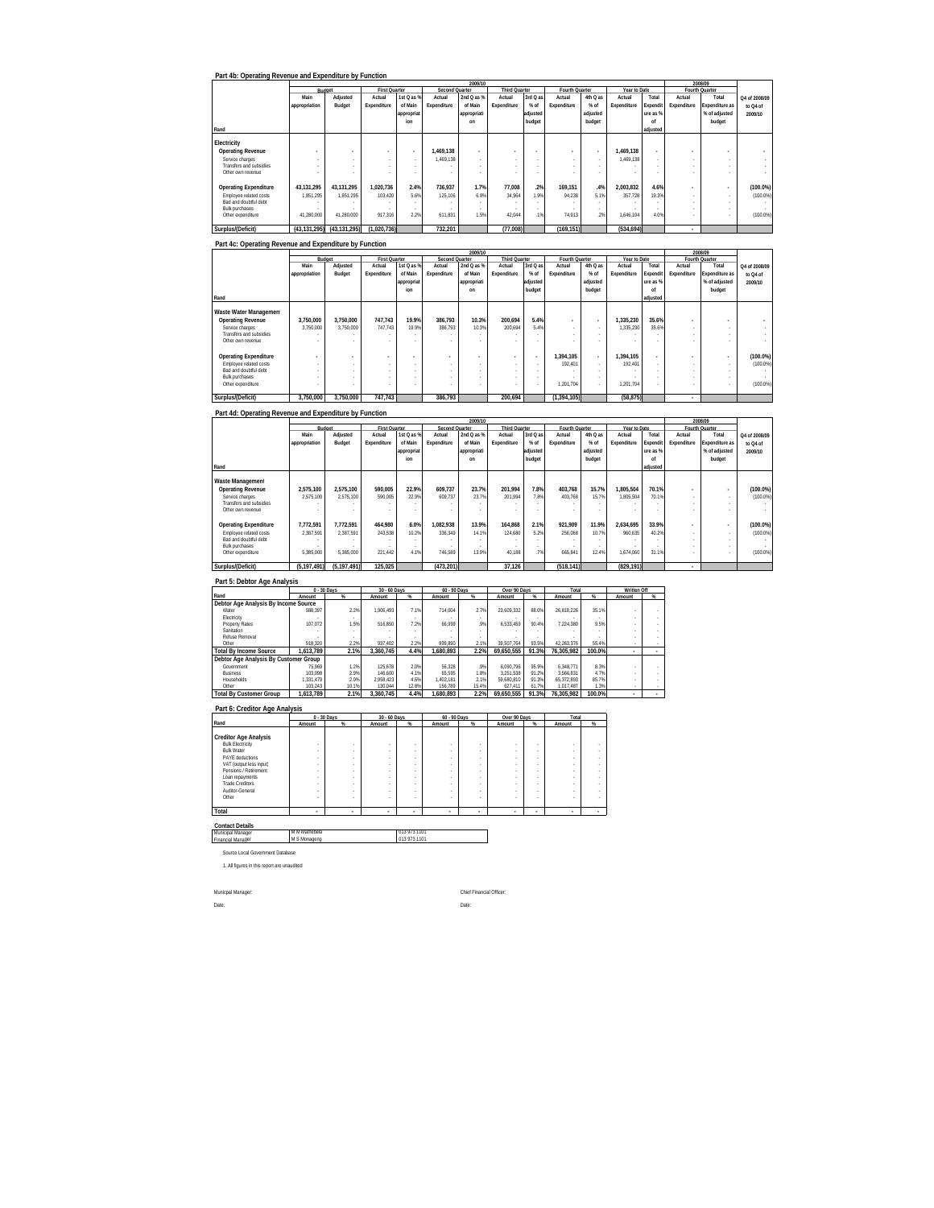## Part 4b: Operating Revenue and Expenditure by Function

| Rand | 2009/10 Budget Main appropriation | Adjusted Budget | First Quarter Actual Expenditure | 1st Q as % of Main appropriation | Second Quarter Actual Expenditure | 2nd Q as % of Main appropriation | Third Quarter Actual Expenditure | 3rd Q as % of adjusted budget | Fourth Quarter Actual Expenditure | 4th Q as % of adjusted budget | Year to Date Actual Expenditure | Total Expenditure as % of adjusted | 2008/09 Fourth Quarter Actual Expenditure | Total Expenditure as % of adjusted budget | Q4 of 2008/09 to Q4 of 2009/10 |
|---|---|---|---|---|---|---|---|---|---|---|---|---|---|---|---|
| **Electricity** | | | | | | | | | | | | | | | |
| **Operating Revenue** | - | - | - | - | 1,469,138 | - | - | - | - | - | 1,469,138 | - | - | - | - |
| Service charges | - | - | - | - | 1,469,138 | - | - | - | - | - | 1,469,138 | - | - | - | - |
| Transfers and subsidies | - | - | - | - | - | - | - | - | - | - | - | - | - | - | - |
| Other own revenue | - | - | - | - | - | - | - | - | - | - | - | - | - | - | - |
| **Operating Expenditure** | 43,131,295 | 43,131,295 | 1,020,736 | 2.4% | 736,937 | 1.7% | 77,008 | .2% | 169,151 | .4% | 2,003,832 | 4.6% | - | - | (100.0%) |
| Employee related costs | 1,851,295 | 1,851,295 | 103,420 | 5.6% | 125,106 | 6.8% | 34,964 | 1.9% | 94,238 | 5.1% | 357,728 | 19.3% | - | - | (100.0%) |
| Bad and doubtful debt | - | - | - | - | - | - | - | - | - | - | - | - | - | - | - |
| Bulk purchases | - | - | - | - | - | - | - | - | - | - | - | - | - | - | - |
| Other expenditure | 41,280,000 | 41,280,000 | 917,316 | 2.2% | 611,831 | 1.5% | 42,044 | .1% | 74,913 | .2% | 1,646,104 | 4.0% | - | - | (100.0%) |
| **Surplus/(Deficit)** | (43,131,295) | (43,131,295) | (1,020,736) | | 732,201 | | (77,008) | | (169,151) | | (534,694) | | - | | |

## Part 4c: Operating Revenue and Expenditure by Function

| Rand | 2009/10 Budget Main appropriation | Adjusted Budget | First Quarter Actual Expenditure | 1st Q as % of Main appropriation | Second Quarter Actual Expenditure | 2nd Q as % of Main appropriation | Third Quarter Actual Expenditure | 3rd Q as % of adjusted budget | Fourth Quarter Actual Expenditure | 4th Q as % of adjusted budget | Year to Date Actual Expenditure | Total Expenditure as % of adjusted | 2008/09 Fourth Quarter Actual Expenditure | Total Expenditure as % of adjusted budget | Q4 of 2008/09 to Q4 of 2009/10 |
|---|---|---|---|---|---|---|---|---|---|---|---|---|---|---|---|
| **Waste Water Management** | | | | | | | | | | | | | | | |
| **Operating Revenue** | 3,750,000 | 3,750,000 | 747,743 | 19.9% | 386,793 | 10.3% | 200,694 | 5.4% | - | - | 1,335,230 | 35.6% | - | - | - |
| Service charges | 3,750,000 | 3,750,000 | 747,743 | 19.9% | 386,793 | 10.3% | 200,694 | 5.4% | - | - | 1,335,230 | 35.6% | - | - | - |
| Transfers and subsidies | - | - | - | - | - | - | - | - | - | - | - | - | - | - | - |
| Other own revenue | - | - | - | - | - | - | - | - | - | - | - | - | - | - | - |
| **Operating Expenditure** | - | - | - | - | - | - | - | - | 1,394,105 | - | 1,394,105 | - | - | - | (100.0%) |
| Employee related costs | - | - | - | - | - | - | - | - | 192,401 | - | 192,401 | - | - | - | (100.0%) |
| Bad and doubtful debt | - | - | - | - | - | - | - | - | - | - | - | - | - | - | - |
| Bulk purchases | - | - | - | - | - | - | - | - | - | - | - | - | - | - | - |
| Other expenditure | - | - | - | - | - | - | - | - | 1,201,704 | - | 1,201,704 | - | - | - | (100.0%) |
| **Surplus/(Deficit)** | 3,750,000 | 3,750,000 | 747,743 | | 386,793 | | 200,694 | | (1,394,105) | | (58,875) | | - | | |

## Part 4d: Operating Revenue and Expenditure by Function

| Rand | 2009/10 Budget Main appropriation | Adjusted Budget | First Quarter Actual Expenditure | 1st Q as % of Main appropriation | Second Quarter Actual Expenditure | 2nd Q as % of Main appropriation | Third Quarter Actual Expenditure | 3rd Q as % of adjusted budget | Fourth Quarter Actual Expenditure | 4th Q as % of adjusted budget | Year to Date Actual Expenditure | Total Expenditure as % of adjusted | 2008/09 Fourth Quarter Actual Expenditure | Total Expenditure as % of adjusted budget | Q4 of 2008/09 to Q4 of 2009/10 |
|---|---|---|---|---|---|---|---|---|---|---|---|---|---|---|---|
| **Waste Management** | | | | | | | | | | | | | | | |
| **Operating Revenue** | 2,575,100 | 2,575,100 | 590,005 | 22.9% | 609,737 | 23.7% | 201,994 | 7.8% | 403,768 | 15.7% | 1,805,504 | 70.1% | - | - | (100.0%) |
| Service charges | 2,575,100 | 2,575,100 | 590,005 | 22.9% | 609,737 | 23.7% | 201,994 | 7.8% | 403,768 | 15.7% | 1,805,504 | 70.1% | - | - | (100.0%) |
| Transfers and subsidies | - | - | - | - | - | - | - | - | - | - | - | - | - | - | - |
| Other own revenue | - | - | - | - | - | - | - | - | - | - | - | - | - | - | - |
| **Operating Expenditure** | 7,772,591 | 7,772,591 | 464,980 | 6.0% | 1,082,938 | 13.9% | 164,868 | 2.1% | 921,909 | 11.9% | 2,634,695 | 33.9% | - | - | (100.0%) |
| Employee related costs | 2,387,591 | 2,387,591 | 243,538 | 10.2% | 336,349 | 14.1% | 124,680 | 5.2% | 256,068 | 10.7% | 960,635 | 40.2% | - | - | (100.0%) |
| Bad and doubtful debt | - | - | - | - | - | - | - | - | - | - | - | - | - | - | - |
| Bulk purchases | - | - | - | - | - | - | - | - | - | - | - | - | - | - | - |
| Other expenditure | 5,385,000 | 5,385,000 | 221,442 | 4.1% | 746,589 | 13.9% | 40,188 | .7% | 665,841 | 12.4% | 1,674,060 | 31.1% | - | - | (100.0%) |
| **Surplus/(Deficit)** | (5,197,491) | (5,197,491) | 125,025 | | (473,201) | | 37,126 | | (518,141) | | (829,191) | | - | | |

## Part 5: Debtor Age Analysis

| Rand | 0 - 30 Days Amount | % | 30 - 60 Days Amount | % | 60 - 90 Days Amount | % | Over 90 Days Amount | % | Total Amount | % | Written Off Amount | % |
|---|---|---|---|---|---|---|---|---|---|---|---|---|
| **Debtor Age Analysis By Income Source** | | | | | | | | | | | | |
| Water | 588,397 | 2.2% | 1,906,493 | 7.1% | 714,004 | 2.7% | 23,609,332 | 88.0% | 26,818,226 | 35.1% | - | - |
| Electricity | - | - | - | - | - | - | - | - | - | - | - | - |
| Property Rates | 107,072 | 1.5% | 516,850 | 7.2% | 66,999 | .9% | 6,533,459 | 90.4% | 7,224,380 | 9.5% | - | - |
| Sanitation | - | - | - | - | - | - | - | - | - | - | - | - |
| Refuse Removal | - | - | - | - | - | - | - | - | - | - | - | - |
| Other | 918,320 | 2.2% | 937,402 | 2.2% | 899,890 | 2.1% | 39,507,764 | 93.5% | 42,263,376 | 55.4% | - | - |
| **Total By Income Source** | **1,613,789** | **2.1%** | **3,360,745** | **4.4%** | **1,680,893** | **2.2%** | **69,650,555** | **91.3%** | **76,305,982** | **100.0%** | - | - |
| **Debtor Age Analysis By Customer Group** | | | | | | | | | | | | |
| Government | 75,969 | 1.2% | 125,678 | 2.0% | 56,328 | .9% | 6,090,796 | 95.9% | 6,348,771 | 8.3% | - | - |
| Business | 103,098 | 2.9% | 146,600 | 4.1% | 65,595 | 1.8% | 3,251,538 | 91.2% | 3,566,831 | 4.7% | - | - |
| Households | 1,331,479 | 2.0% | 2,958,423 | 4.5% | 1,402,181 | 2.1% | 59,680,810 | 91.3% | 65,372,893 | 85.7% | - | - |
| Other | 103,243 | 10.1% | 130,044 | 12.8% | 156,789 | 15.4% | 627,411 | 61.7% | 1,017,487 | 1.3% | - | - |
| **Total By Customer Group** | **1,613,789** | **2.1%** | **3,360,745** | **4.4%** | **1,680,893** | **2.2%** | **69,650,555** | **91.3%** | **76,305,982** | **100.0%** | - | - |

## Part 6: Creditor Age Analysis

| Rand | 0 - 30 Days Amount | % | 30 - 60 Days Amount | % | 60 - 90 Days Amount | % | Over 90 Days Amount | % | Total Amount | % |
|---|---|---|---|---|---|---|---|---|---|---|
| **Creditor Age Analysis** | | | | | | | | | | |
| Bulk Electricity | - | - | - | - | - | - | - | - | - | - |
| Bulk Water | - | - | - | - | - | - | - | - | - | - |
| PAYE deductions | - | - | - | - | - | - | - | - | - | - |
| VAT (output less input) | - | - | - | - | - | - | - | - | - | - |
| Pensions / Retirement | - | - | - | - | - | - | - | - | - | - |
| Loan repayments | - | - | - | - | - | - | - | - | - | - |
| Trade Creditors | - | - | - | - | - | - | - | - | - | - |
| Auditor-General | - | - | - | - | - | - | - | - | - | - |
| Other | - | - | - | - | - | - | - | - | - | - |
| **Total** | - | - | - | - | - | - | - | - | - | - |

## Contact Details

| | | |
|---|---|---|
| Municipal Manager | M M Mathebela | 013 973 1101 |
| Financial Manager | M S Monageng | 013 973 1101 |

Source Local Government Database

1. All figures in this report are unaudited

Municipal Manager: Chief Financial Officer:

Date: Date: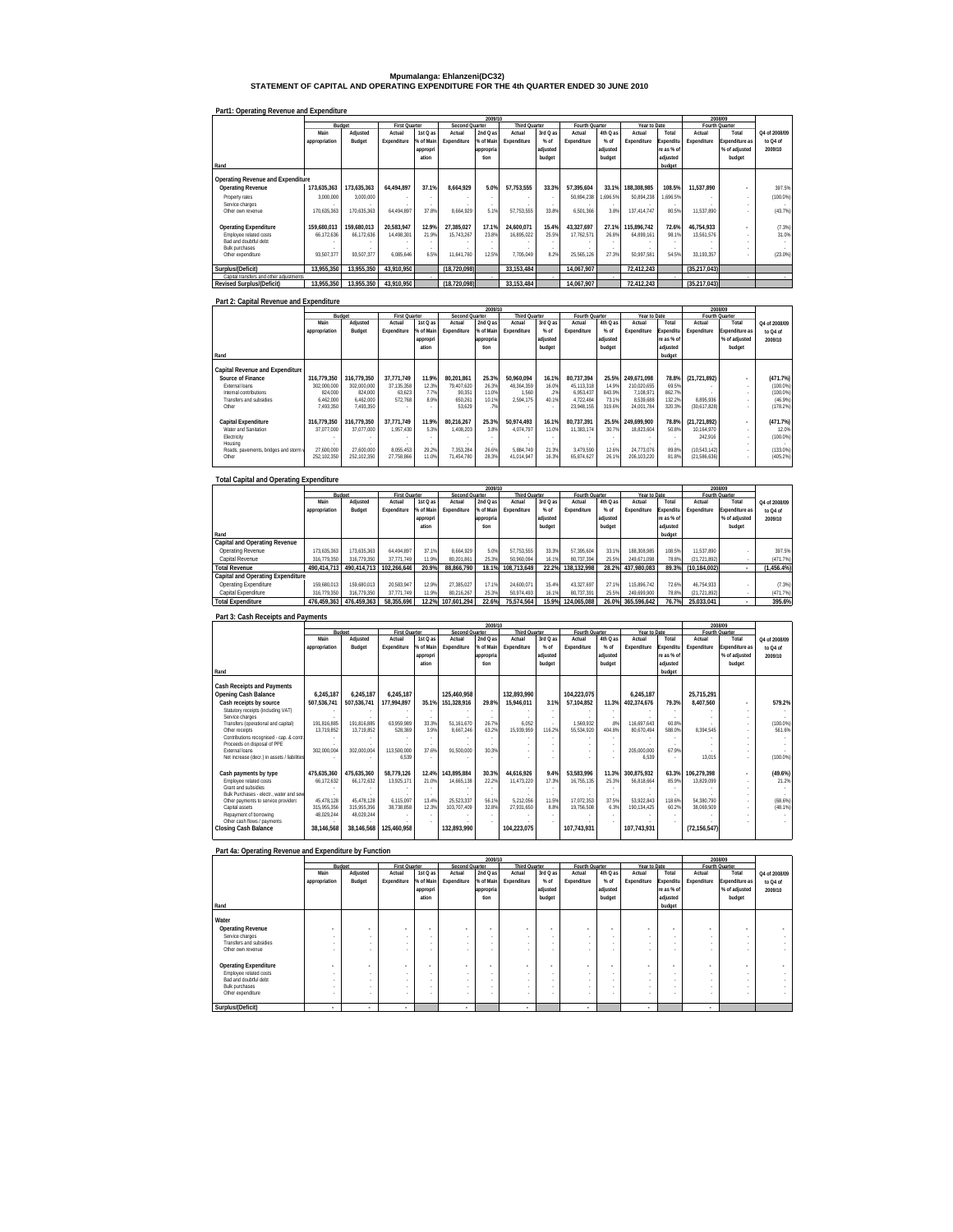# Mpumalanga: Ehlanzeni(DC32)
## STATEMENT OF CAPITAL AND OPERATING EXPENDITURE FOR THE 4th QUARTER ENDED 30 JUNE 2010

### Part1: Operating Revenue and Expenditure

| Rand | 2009/10 Budget Main appropriation | Adjusted Budget | First Quarter Actual Expenditure | 1st Q as % of Main appropriation | Second Quarter Actual Expenditure | 2nd Q as % of Main appropriation | Third Quarter Actual Expenditure | 3rd Q as % of adjusted budget | Fourth Quarter Actual Expenditure | 4th Q as % of adjusted budget | Year to Date Actual Expenditure | Total Expenditure as % of adjusted budget | 2008/09 Fourth Quarter Actual Expenditure | Total Expenditure as % of adjusted budget | Q4 of 2008/09 to Q4 of 2009/10 |
|---|---|---|---|---|---|---|---|---|---|---|---|---|---|---|---|
| **Operating Revenue and Expenditure** | | | | | | | | | | | | | | | |
| **Operating Revenue** | **173,635,363** | **173,635,363** | **64,494,897** | **37.1%** | **8,664,929** | **5.0%** | **57,753,555** | **33.3%** | **57,395,604** | **33.1%** | **188,308,985** | **108.5%** | **11,537,890** | **-** | 397.5% |
| Property rates | 3,000,000 | 3,000,000 | - | - | - | - | - | - | 50,894,238 | 1,696.5% | 50,894,238 | 1,696.5% | - | - | (100.0%) |
| Service charges | - | - | - | - | - | - | - | - | - | - | - | - | - | - | - |
| Other own revenue | 170,635,363 | 170,635,363 | 64,494,897 | 37.8% | 8,664,929 | 5.1% | 57,753,555 | 33.8% | 6,501,366 | 3.8% | 137,414,747 | 80.5% | 11,537,890 | - | (43.7%) |
| **Operating Expenditure** | **159,680,013** | **159,680,013** | **20,583,947** | **12.9%** | **27,385,027** | **17.1%** | **24,600,071** | **15.4%** | **43,327,697** | **27.1%** | **115,896,742** | **72.6%** | **46,754,933** | **-** | (7.3%) |
| Employee related costs | 66,172,636 | 66,172,636 | 14,498,301 | 21.9% | 15,743,267 | 23.8% | 16,895,022 | 25.5% | 17,762,571 | 26.8% | 64,899,161 | 98.1% | 13,561,576 | - | 31.0% |
| Bad and doubtful debt | - | - | - | - | - | - | - | - | - | - | - | - | - | - | - |
| Bulk purchases | - | - | - | - | - | - | - | - | - | - | - | - | - | - | - |
| Other expenditure | 93,507,377 | 93,507,377 | 6,085,646 | 6.5% | 11,641,760 | 12.5% | 7,705,049 | 8.2% | 25,565,126 | 27.3% | 50,997,581 | 54.5% | 33,193,357 | - | (23.0%) |
| **Surplus/(Deficit)** | **13,955,350** | **13,955,350** | **43,910,950** | | **(18,720,098)** | | **33,153,484** | | **14,067,907** | | **72,412,243** | | **(35,217,043)** | | |
| Capital transfers and other adjustments | - | - | - | - | - | - | - | - | - | - | - | - | - | - | - |
| **Revised Surplus/(Deficit)** | **13,955,350** | **13,955,350** | **43,910,950** | | **(18,720,098)** | | **33,153,484** | | **14,067,907** | | **72,412,243** | | **(35,217,043)** | | |

### Part 2: Capital Revenue and Expenditure

| Rand | 2009/10 Budget Main appropriation | Adjusted Budget | First Quarter Actual Expenditure | 1st Q as % of Main appropriation | Second Quarter Actual Expenditure | 2nd Q as % of Main appropriation | Third Quarter Actual Expenditure | 3rd Q as % of adjusted budget | Fourth Quarter Actual Expenditure | 4th Q as % of adjusted budget | Year to Date Actual Expenditure | Total Expenditure as % of adjusted budget | 2008/09 Fourth Quarter Actual Expenditure | Total Expenditure as % of adjusted budget | Q4 of 2008/09 to Q4 of 2009/10 |
|---|---|---|---|---|---|---|---|---|---|---|---|---|---|---|---|
| **Capital Revenue and Expenditure** | | | | | | | | | | | | | | | |
| **Source of Finance** | **316,779,350** | **316,779,350** | **37,771,749** | **11.9%** | **80,201,861** | **25.3%** | **50,960,094** | **16.1%** | **80,737,394** | **25.5%** | **249,671,098** | **78.8%** | **(21,721,892)** | **-** | **(471.7%)** |
| External loans | 302,000,000 | 302,000,000 | 37,135,358 | 12.3% | 79,407,620 | 26.3% | 48,364,359 | 16.0% | 45,113,318 | 14.9% | 210,020,655 | 69.5% | - | - | (100.0%) |
| Internal contributions | 824,000 | 824,000 | 63,623 | 7.7% | 90,351 | 11.0% | 1,560 | .2% | 6,953,437 | 843.9% | 7,108,971 | 862.7% | - | - | (100.0%) |
| Transfers and subsidies | 6,462,000 | 6,462,000 | 572,768 | 8.9% | 650,261 | 10.1% | 2,594,175 | 40.1% | 4,722,484 | 73.1% | 8,539,688 | 132.2% | 8,895,936 | - | (46.9%) |
| Other | 7,493,350 | 7,493,350 | - | - | 53,629 | .7% | - | - | 23,948,155 | 319.6% | 24,001,784 | 320.3% | (30,617,828) | - | (178.2%) |
| **Capital Expenditure** | **316,779,350** | **316,779,350** | **37,771,749** | **11.9%** | **80,216,267** | **25.3%** | **50,974,493** | **16.1%** | **80,737,391** | **25.5%** | **249,699,900** | **78.8%** | **(21,721,892)** | **-** | **(471.7%)** |
| Water and Sanitation | 37,077,000 | 37,077,000 | 1,957,430 | 5.3% | 1,408,203 | 3.8% | 4,074,797 | 11.0% | 11,383,174 | 30.7% | 18,823,604 | 50.8% | 10,164,970 | - | 12.0% |
| Electricity | - | - | - | - | - | - | - | - | - | - | - | - | 242,916 | - | (100.0%) |
| Housing | - | - | - | - | - | - | - | - | - | - | - | - | - | - | - |
| Roads, pavements, bridges and storm water | 27,600,000 | 27,600,000 | 8,055,453 | 29.2% | 7,353,284 | 26.6% | 5,884,749 | 21.3% | 3,479,590 | 12.6% | 24,773,076 | 89.8% | (10,543,142) | - | (133.0%) |
| Other | 252,102,350 | 252,102,350 | 27,758,866 | 11.0% | 71,454,780 | 28.3% | 41,014,947 | 16.3% | 65,874,627 | 26.1% | 206,103,220 | 81.8% | (21,586,636) | - | (405.2%) |

### Total Capital and Operating Expenditure

| Rand | 2009/10 Budget Main appropriation | Adjusted Budget | First Quarter Actual Expenditure | 1st Q as % of Main appropriation | Second Quarter Actual Expenditure | 2nd Q as % of Main appropriation | Third Quarter Actual Expenditure | 3rd Q as % of adjusted budget | Fourth Quarter Actual Expenditure | 4th Q as % of adjusted budget | Year to Date Actual Expenditure | Total Expenditure as % of adjusted budget | 2008/09 Fourth Quarter Actual Expenditure | Total Expenditure as % of adjusted budget | Q4 of 2008/09 to Q4 of 2009/10 |
|---|---|---|---|---|---|---|---|---|---|---|---|---|---|---|---|
| **Capital and Operating Revenue** | | | | | | | | | | | | | | | |
| Operating Revenue | 173,635,363 | 173,635,363 | 64,494,897 | 37.1% | 8,664,929 | 5.0% | 57,753,555 | 33.3% | 57,395,604 | 33.1% | 188,308,985 | 108.5% | 11,537,890 | - | 397.5% |
| Capital Revenue | 316,779,350 | 316,779,350 | 37,771,749 | 11.9% | 80,201,861 | 25.3% | 50,960,094 | 16.1% | 80,737,394 | 25.5% | 249,671,098 | 78.8% | (21,721,892) | - | (471.7%) |
| **Total Revenue** | **490,414,713** | **490,414,713** | **102,266,646** | **20.9%** | **88,866,790** | **18.1%** | **108,713,649** | **22.2%** | **138,132,998** | **28.2%** | **437,980,083** | **89.3%** | **(10,184,002)** | **-** | **(1,456.4%)** |
| **Capital and Operating Expenditure** | | | | | | | | | | | | | | | |
| Operating Expenditure | 159,680,013 | 159,680,013 | 20,583,947 | 12.9% | 27,385,027 | 17.1% | 24,600,071 | 15.4% | 43,327,697 | 27.1% | 115,896,742 | 72.6% | 46,754,933 | - | (7.3%) |
| Capital Expenditure | 316,779,350 | 316,779,350 | 37,771,749 | 11.9% | 80,216,267 | 25.3% | 50,974,493 | 16.1% | 80,737,391 | 25.5% | 249,699,900 | 78.8% | (21,721,892) | - | (471.7%) |
| **Total Expenditure** | **476,459,363** | **476,459,363** | **58,355,696** | **12.2%** | **107,601,294** | **22.6%** | **75,574,564** | **15.9%** | **124,065,088** | **26.0%** | **365,596,642** | **76.7%** | **25,033,041** | **-** | **395.6%** |

### Part 3: Cash Receipts and Payments

| Rand | 2009/10 Budget Main appropriation | Adjusted Budget | First Quarter Actual Expenditure | 1st Q as % of Main appropriation | Second Quarter Actual Expenditure | 2nd Q as % of Main appropriation | Third Quarter Actual Expenditure | 3rd Q as % of adjusted budget | Fourth Quarter Actual Expenditure | 4th Q as % of adjusted budget | Year to Date Actual Expenditure | Total Expenditure as % of adjusted budget | 2008/09 Fourth Quarter Actual Expenditure | Total Expenditure as % of adjusted budget | Q4 of 2008/09 to Q4 of 2009/10 |
|---|---|---|---|---|---|---|---|---|---|---|---|---|---|---|---|
| **Cash Receipts and Payments** | | | | | | | | | | | | | | | |
| **Opening Cash Balance** | **6,245,187** | **6,245,187** | **6,245,187** | | **125,460,958** | | **132,893,990** | | **104,223,075** | | **6,245,187** | | **25,715,291** | | |
| **Cash receipts by source** | **507,536,741** | **507,536,741** | **177,994,897** | **35.1%** | **151,328,916** | **29.8%** | **15,946,011** | **3.1%** | **57,104,852** | **11.3%** | **402,374,676** | **79.3%** | **8,407,560** | **-** | **579.2%** |
| Statutory receipts (including VAT) | - | - | - | - | - | - | - | - | - | - | - | - | - | - | - |
| Service charges | - | - | - | - | - | - | - | - | - | - | - | - | - | - | - |
| Transfers (operational and capital) | 191,816,885 | 191,816,885 | 63,959,989 | 33.3% | 51,161,670 | 26.7% | 6,052 | - | 1,569,932 | .8% | 116,697,643 | 60.8% | - | - | (100.0%) |
| Other receipts | 13,719,852 | 13,719,852 | 528,369 | 3.9% | 8,667,246 | 63.2% | 15,939,959 | 116.2% | 55,534,920 | 404.8% | 80,670,494 | 588.0% | 8,394,545 | - | 561.6% |
| Contributions recognised - cap. & contr. assets | - | - | - | - | - | - | - | - | - | - | - | - | - | - | - |
| Proceeds on disposal of PPE | - | - | - | - | - | - | - | - | - | - | - | - | - | - | - |
| External loans | 302,000,004 | 302,000,004 | 113,500,000 | 37.6% | 91,500,000 | 30.3% | - | - | - | - | 205,000,000 | 67.9% | - | - | - |
| Net increase (decr.) in assets / liabilities | - | - | 6,539 | - | - | - | - | - | - | - | 6,539 | - | 13,015 | - | (100.0%) |
| **Cash payments by type** | **475,635,360** | **475,635,360** | **58,779,126** | **12.4%** | **143,895,884** | **30.3%** | **44,616,926** | **9.4%** | **53,583,996** | **11.3%** | **300,875,932** | **63.3%** | **106,279,398** | **-** | **(49.6%)** |
| Employee related costs | 66,172,632 | 66,172,632 | 13,925,171 | 21.0% | 14,665,138 | 22.2% | 11,473,220 | 17.3% | 16,755,135 | 25.3% | 56,818,664 | 85.9% | 13,829,099 | - | 21.2% |
| Grant and subsidies | - | - | - | - | - | - | - | - | - | - | - | - | - | - | - |
| Bulk Purchases - electr., water and sewerage | - | - | - | - | - | - | - | - | - | - | - | - | - | - | - |
| Other payments to service providers | 45,478,128 | 45,478,128 | 6,115,097 | 13.4% | 25,523,337 | 56.1% | 5,212,056 | 11.5% | 17,072,353 | 37.5% | 53,922,843 | 118.6% | 54,380,790 | - | (68.6%) |
| Capital assets | 315,955,356 | 315,955,356 | 38,738,858 | 12.3% | 103,707,409 | 32.8% | 27,931,650 | 8.8% | 19,756,508 | 6.3% | 190,134,425 | 60.2% | 38,069,509 | - | (48.1%) |
| Repayment of borrowing | 48,029,244 | 48,029,244 | - | - | - | - | - | - | - | - | - | - | - | - | - |
| Other cash flows / payments | - | - | - | - | - | - | - | - | - | - | - | - | - | - | - |
| **Closing Cash Balance** | **38,146,568** | **38,146,568** | **125,460,958** | | **132,893,990** | | **104,223,075** | | **107,743,931** | | **107,743,931** | | **(72,156,547)** | | |

### Part 4a: Operating Revenue and Expenditure by Function

| Rand | 2009/10 Budget Main appropriation | Adjusted Budget | First Quarter Actual Expenditure | 1st Q as % of Main appropriation | Second Quarter Actual Expenditure | 2nd Q as % of Main appropriation | Third Quarter Actual Expenditure | 3rd Q as % of adjusted budget | Fourth Quarter Actual Expenditure | 4th Q as % of adjusted budget | Year to Date Actual Expenditure | Total Expenditure as % of adjusted budget | 2008/09 Fourth Quarter Actual Expenditure | Total Expenditure as % of adjusted budget | Q4 of 2008/09 to Q4 of 2009/10 |
|---|---|---|---|---|---|---|---|---|---|---|---|---|---|---|---|
| **Water** | | | | | | | | | | | | | | | |
| **Operating Revenue** | **-** | **-** | **-** | **-** | **-** | **-** | **-** | **-** | **-** | **-** | **-** | **-** | **-** | **-** | **-** |
| Service charges | - | - | - | - | - | - | - | - | - | - | - | - | - | - | - |
| Transfers and subsidies | - | - | - | - | - | - | - | - | - | - | - | - | - | - | - |
| Other own revenue | - | - | - | - | - | - | - | - | - | - | - | - | - | - | - |
| **Operating Expenditure** | **-** | **-** | **-** | **-** | **-** | **-** | **-** | **-** | **-** | **-** | **-** | **-** | **-** | **-** | **-** |
| Employee related costs | - | - | - | - | - | - | - | - | - | - | - | - | - | - | - |
| Bad and doubtful debt | - | - | - | - | - | - | - | - | - | - | - | - | - | - | - |
| Bulk purchases | - | - | - | - | - | - | - | - | - | - | - | - | - | - | - |
| Other expenditure | - | - | - | - | - | - | - | - | - | - | - | - | - | - | - |
| **Surplus/(Deficit)** | **-** | **-** | **-** | | **-** | | **-** | | **-** | | **-** | | **-** | | |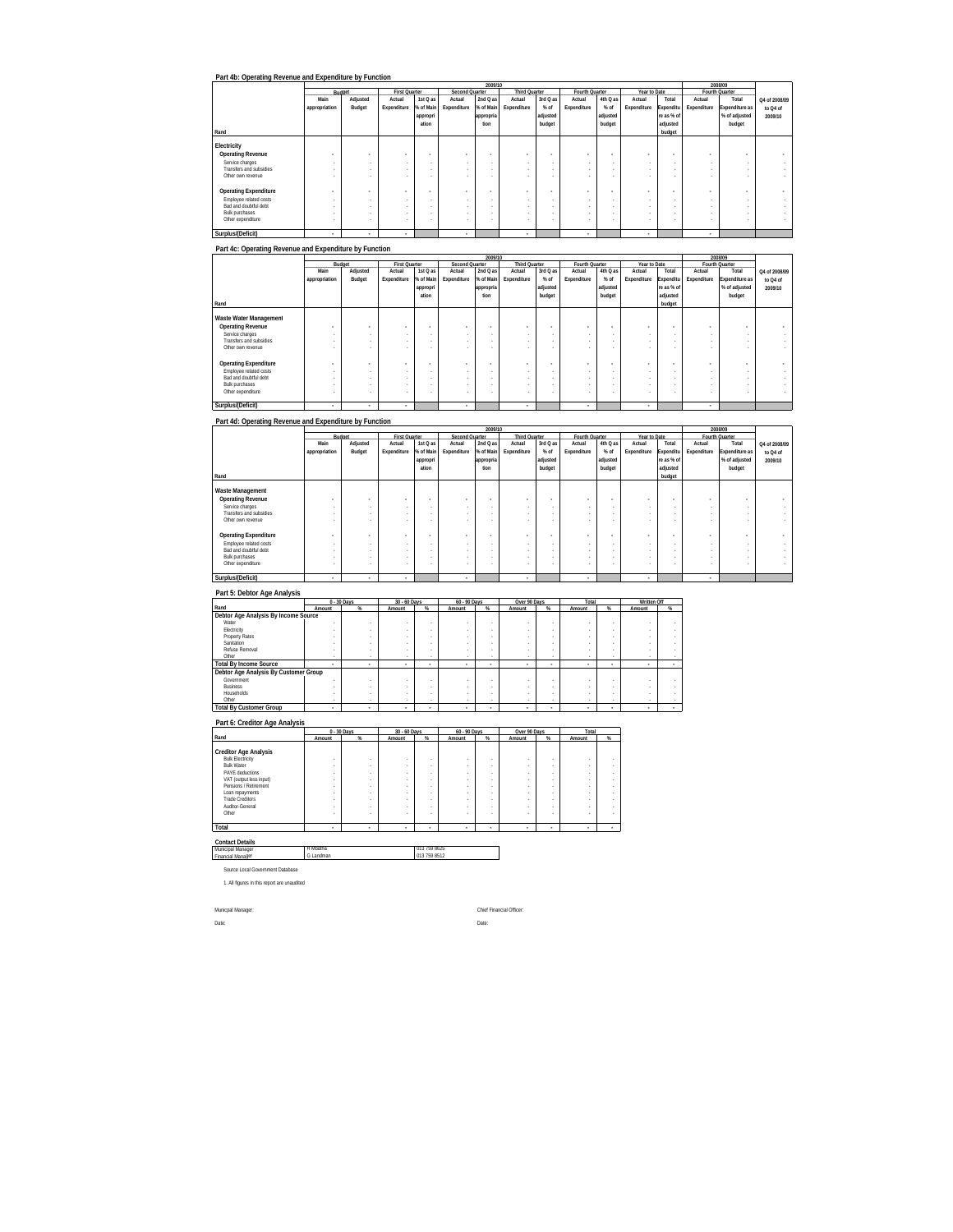## Part 4b: Operating Revenue and Expenditure by Function

| Rand | 2009/10 | | | | | | | | | | | | | 2008/09 | | |
|---|---|---|---|---|---|---|---|---|---|---|---|---|---|---|---|---|
| | Budget | | First Quarter | | Second Quarter | | Third Quarter | | Fourth Quarter | | Year to Date | | Fourth Quarter | | | |
| | Main appropriation | Adjusted Budget | Actual Expenditure | 1st Q as % of Main appropriation | Actual Expenditure | 2nd Q as % of Main appropriation | Actual Expenditure | 3rd Q as % of adjusted budget | Actual Expenditure | 4th Q as % of adjusted budget | Actual Expenditure | Total Expenditure as % of adjusted budget | Actual Expenditure | Total Expenditure as % of adjusted budget | Q4 of 2008/09 to Q4 of 2009/10 |
| **Electricity** | | | | | | | | | | | | | | | |
| **Operating Revenue** | - | - | - | - | - | - | - | - | - | - | - | - | - | - | - |
| Service charges | - | - | - | - | - | - | - | - | - | - | - | - | - | - | - |
| Transfers and subsidies | - | - | - | - | - | - | - | - | - | - | - | - | - | - | - |
| Other own revenue | - | - | - | - | - | - | - | - | - | - | - | - | - | - | - |
| **Operating Expenditure** | - | - | - | - | - | - | - | - | - | - | - | - | - | - | - |
| Employee related costs | - | - | - | - | - | - | - | - | - | - | - | - | - | - | - |
| Bad and doubtful debt | - | - | - | - | - | - | - | - | - | - | - | - | - | - | - |
| Bulk purchases | - | - | - | - | - | - | - | - | - | - | - | - | - | - | - |
| Other expenditure | - | - | - | - | - | - | - | - | - | - | - | - | - | - | - |
| **Surplus/(Deficit)** | - | - | - | | - | | - | | - | | - | | - | | |

## Part 4c: Operating Revenue and Expenditure by Function

| Rand | 2009/10 | | | | | | | | | | | | | 2008/09 | | |
|---|---|---|---|---|---|---|---|---|---|---|---|---|---|---|---|---|
| | Budget | | First Quarter | | Second Quarter | | Third Quarter | | Fourth Quarter | | Year to Date | | Fourth Quarter | | | |
| | Main appropriation | Adjusted Budget | Actual Expenditure | 1st Q as % of Main appropriation | Actual Expenditure | 2nd Q as % of Main appropriation | Actual Expenditure | 3rd Q as % of adjusted budget | Actual Expenditure | 4th Q as % of adjusted budget | Actual Expenditure | Total Expenditure as % of adjusted budget | Actual Expenditure | Total Expenditure as % of adjusted budget | Q4 of 2008/09 to Q4 of 2009/10 |
| **Waste Water Management** | | | | | | | | | | | | | | | |
| **Operating Revenue** | - | - | - | - | - | - | - | - | - | - | - | - | - | - | - |
| Service charges | - | - | - | - | - | - | - | - | - | - | - | - | - | - | - |
| Transfers and subsidies | - | - | - | - | - | - | - | - | - | - | - | - | - | - | - |
| Other own revenue | - | - | - | - | - | - | - | - | - | - | - | - | - | - | - |
| **Operating Expenditure** | - | - | - | - | - | - | - | - | - | - | - | - | - | - | - |
| Employee related costs | - | - | - | - | - | - | - | - | - | - | - | - | - | - | - |
| Bad and doubtful debt | - | - | - | - | - | - | - | - | - | - | - | - | - | - | - |
| Bulk purchases | - | - | - | - | - | - | - | - | - | - | - | - | - | - | - |
| Other expenditure | - | - | - | - | - | - | - | - | - | - | - | - | - | - | - |
| **Surplus/(Deficit)** | - | - | - | | - | | - | | - | | - | | - | | |

## Part 4d: Operating Revenue and Expenditure by Function

| Rand | 2009/10 | | | | | | | | | | | | | 2008/09 | | |
|---|---|---|---|---|---|---|---|---|---|---|---|---|---|---|---|---|
| | Budget | | First Quarter | | Second Quarter | | Third Quarter | | Fourth Quarter | | Year to Date | | Fourth Quarter | | | |
| | Main appropriation | Adjusted Budget | Actual Expenditure | 1st Q as % of Main appropriation | Actual Expenditure | 2nd Q as % of Main appropriation | Actual Expenditure | 3rd Q as % of adjusted budget | Actual Expenditure | 4th Q as % of adjusted budget | Actual Expenditure | Total Expenditure as % of adjusted budget | Actual Expenditure | Total Expenditure as % of adjusted budget | Q4 of 2008/09 to Q4 of 2009/10 |
| **Waste Management** | | | | | | | | | | | | | | | |
| **Operating Revenue** | - | - | - | - | - | - | - | - | - | - | - | - | - | - | - |
| Service charges | - | - | - | - | - | - | - | - | - | - | - | - | - | - | - |
| Transfers and subsidies | - | - | - | - | - | - | - | - | - | - | - | - | - | - | - |
| Other own revenue | - | - | - | - | - | - | - | - | - | - | - | - | - | - | - |
| **Operating Expenditure** | - | - | - | - | - | - | - | - | - | - | - | - | - | - | - |
| Employee related costs | - | - | - | - | - | - | - | - | - | - | - | - | - | - | - |
| Bad and doubtful debt | - | - | - | - | - | - | - | - | - | - | - | - | - | - | - |
| Bulk purchases | - | - | - | - | - | - | - | - | - | - | - | - | - | - | - |
| Other expenditure | - | - | - | - | - | - | - | - | - | - | - | - | - | - | - |
| **Surplus/(Deficit)** | - | - | - | | - | | - | | - | | - | | - | | |

## Part 5: Debtor Age Analysis

| Rand | 0 - 30 Days | | 30 - 60 Days | | 60 - 90 Days | | Over 90 Days | | Total | | Written Off | |
|---|---|---|---|---|---|---|---|---|---|---|---|---|
| | Amount | % | Amount | % | Amount | % | Amount | % | Amount | % | Amount | % |
| **Debtor Age Analysis By Income Source** | | | | | | | | | | | | |
| Water | - | - | - | - | - | - | - | - | - | - | - | - |
| Electricity | - | - | - | - | - | - | - | - | - | - | - | - |
| Property Rates | - | - | - | - | - | - | - | - | - | - | - | - |
| Sanitation | - | - | - | - | - | - | - | - | - | - | - | - |
| Refuse Removal | - | - | - | - | - | - | - | - | - | - | - | - |
| Other | - | - | - | - | - | - | - | - | - | - | - | - |
| **Total By Income Source** | - | - | - | - | - | - | - | - | - | - | - | - |
| **Debtor Age Analysis By Customer Group** | | | | | | | | | | | | |
| Government | - | - | - | - | - | - | - | - | - | - | - | - |
| Business | - | - | - | - | - | - | - | - | - | - | - | - |
| Households | - | - | - | - | - | - | - | - | - | - | - | - |
| Other | - | - | - | - | - | - | - | - | - | - | - | - |
| **Total By Customer Group** | - | - | - | - | - | - | - | - | - | - | - | - |

## Part 6: Creditor Age Analysis

| Rand | 0 - 30 Days | | 30 - 60 Days | | 60 - 90 Days | | Over 90 Days | | Total | |
|---|---|---|---|---|---|---|---|---|---|---|
| | Amount | % | Amount | % | Amount | % | Amount | % | Amount | % |
| **Creditor Age Analysis** | | | | | | | | | | |
| Bulk Electricity | - | - | - | - | - | - | - | - | - | - |
| Bulk Water | - | - | - | - | - | - | - | - | - | - |
| PAYE deductions | - | - | - | - | - | - | - | - | - | - |
| VAT (output less input) | - | - | - | - | - | - | - | - | - | - |
| Pensions / Retirement | - | - | - | - | - | - | - | - | - | - |
| Loan repayments | - | - | - | - | - | - | - | - | - | - |
| Trade Creditors | - | - | - | - | - | - | - | - | - | - |
| Auditor-General | - | - | - | - | - | - | - | - | - | - |
| Other | - | - | - | - | - | - | - | - | - | - |
| **Total** | - | - | - | - | - | - | - | - | - | - |

**Contact Details**

| | | |
|---|---|---|
| Municipal Manager | H Mbatha | 013 759 9625 |
| Financial Manager | G Landman | 013 759 8512 |

Source Local Government Database

1. All figures in this report are unaudited

Municpal Manager: Chief Financial Officer:

Date: Date: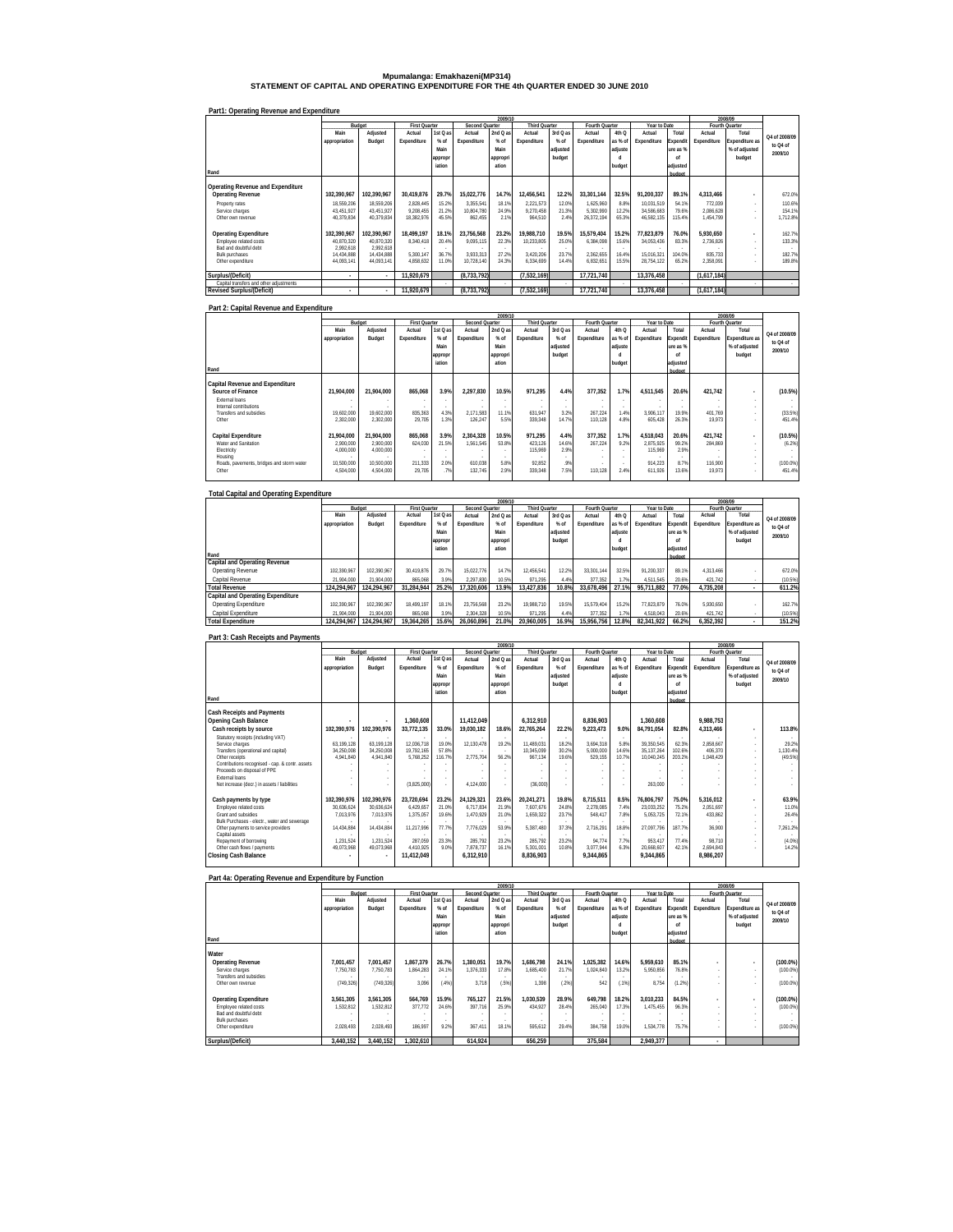# Mpumalanga: Emakhazeni(MP314)
## STATEMENT OF CAPITAL AND OPERATING EXPENDITURE FOR THE 4th QUARTER ENDED 30 JUNE 2010

### Part1: Operating Revenue and Expenditure

| Rand | Budget: Main appropriation | Budget: Adjusted Budget | First Quarter: Actual Expenditure | 1st Q as % of Main appropriation | Second Quarter: Actual Expenditure | 2nd Q as % of Main appropriation | Third Quarter: Actual Expenditure | 3rd Q as % of adjusted budget | Fourth Quarter: Actual Expenditure | 4th Q as % of adjusted budget | Year to Date: Actual Expenditure | Total Expenditure as % of adjusted budget | 2008/09 Fourth Quarter: Actual Expenditure | Total Expenditure as % of adjusted budget | Q4 of 2008/09 to Q4 of 2009/10 |
|---|---|---|---|---|---|---|---|---|---|---|---|---|---|---|---|
| **Operating Revenue and Expenditure** | | | | | | | | | | | | | | | |
| **Operating Revenue** | **102,390,967** | **102,390,967** | **30,419,876** | **29.7%** | **15,022,776** | **14.7%** | **12,456,541** | **12.2%** | **33,301,144** | **32.5%** | **91,200,337** | **89.1%** | **4,313,466** | **-** | 672.0% |
| Property rates | 18,559,206 | 18,559,206 | 2,828,445 | 15.2% | 3,355,541 | 18.1% | 2,221,573 | 12.0% | 1,625,960 | 8.8% | 10,031,519 | 54.1% | 772,039 | - | 110.6% |
| Service charges | 43,451,927 | 43,451,927 | 9,208,455 | 21.2% | 10,804,780 | 24.9% | 9,270,458 | 21.3% | 5,302,990 | 12.2% | 34,586,683 | 79.6% | 2,086,628 | - | 154.1% |
| Other own revenue | 40,379,834 | 40,379,834 | 18,382,976 | 45.5% | 862,455 | 2.1% | 964,510 | 2.4% | 26,372,194 | 65.3% | 46,582,135 | 115.4% | 1,454,799 | - | 1,712.8% |
| **Operating Expenditure** | **102,390,967** | **102,390,967** | **18,499,197** | **18.1%** | **23,756,568** | **23.2%** | **19,988,710** | **19.5%** | **15,579,404** | **15.2%** | **77,823,879** | **76.0%** | **5,930,650** | **-** | 162.7% |
| Employee related costs | 40,870,320 | 40,870,320 | 8,340,418 | 20.4% | 9,095,115 | 22.3% | 10,233,805 | 25.0% | 6,384,098 | 15.6% | 34,053,436 | 83.3% | 2,736,826 | - | 133.3% |
| Bad and doubtful debt | 2,992,618 | 2,992,618 | - | - | - | - | - | - | - | - | - | - | - | - | - |
| Bulk purchases | 14,434,888 | 14,434,888 | 5,300,147 | 36.7% | 3,933,313 | 27.2% | 3,420,206 | 23.7% | 2,362,655 | 16.4% | 15,016,321 | 104.0% | 835,733 | - | 182.7% |
| Other expenditure | 44,093,141 | 44,093,141 | 4,858,632 | 11.0% | 10,728,140 | 24.3% | 6,334,699 | 14.4% | 6,832,651 | 15.5% | 28,754,122 | 65.2% | 2,358,091 | - | 189.8% |
| **Surplus/(Deficit)** | **-** | **-** | **11,920,679** | | **(8,733,792)** | | **(7,532,169)** | | **17,721,740** | | **13,376,458** | | **(1,617,184)** | | |
| Capital transfers and other adjustments | - | - | - | - | - | - | - | - | - | - | - | - | - | - | - |
| **Revised Surplus/(Deficit)** | **-** | **-** | **11,920,679** | | **(8,733,792)** | | **(7,532,169)** | | **17,721,740** | | **13,376,458** | | **(1,617,184)** | | |

### Part 2: Capital Revenue and Expenditure

| Rand | Budget: Main appropriation | Budget: Adjusted Budget | First Quarter: Actual Expenditure | 1st Q as % of Main appropriation | Second Quarter: Actual Expenditure | 2nd Q as % of Main appropriation | Third Quarter: Actual Expenditure | 3rd Q as % of adjusted budget | Fourth Quarter: Actual Expenditure | 4th Q as % of adjusted budget | Year to Date: Actual Expenditure | Total Expenditure as % of adjusted budget | 2008/09 Fourth Quarter: Actual Expenditure | Total Expenditure as % of adjusted budget | Q4 of 2008/09 to Q4 of 2009/10 |
|---|---|---|---|---|---|---|---|---|---|---|---|---|---|---|---|
| **Capital Revenue and Expenditure** | | | | | | | | | | | | | | | |
| **Source of Finance** | **21,904,000** | **21,904,000** | **865,068** | **3.9%** | **2,297,830** | **10.5%** | **971,295** | **4.4%** | **377,352** | **1.7%** | **4,511,545** | **20.6%** | **421,742** | **-** | (10.5%) |
| External loans | - | - | - | - | - | - | - | - | - | - | - | - | - | - | - |
| Internal contributions | - | - | - | - | - | - | - | - | - | - | - | - | - | - | - |
| Transfers and subsidies | 19,602,000 | 19,602,000 | 835,363 | 4.3% | 2,171,583 | 11.1% | 631,947 | 3.2% | 267,224 | 1.4% | 3,906,117 | 19.9% | 401,769 | - | (33.5%) |
| Other | 2,302,000 | 2,302,000 | 29,705 | 1.3% | 126,247 | 5.5% | 339,348 | 14.7% | 110,128 | 4.8% | 605,428 | 26.3% | 19,973 | - | 451.4% |
| **Capital Expenditure** | **21,904,000** | **21,904,000** | **865,068** | **3.9%** | **2,304,328** | **10.5%** | **971,295** | **4.4%** | **377,352** | **1.7%** | **4,518,043** | **20.6%** | **421,742** | **-** | (10.5%) |
| Water and Sanitation | 2,900,000 | 2,900,000 | 624,030 | 21.5% | 1,561,545 | 53.8% | 423,126 | 14.6% | 267,224 | 9.2% | 2,875,925 | 99.2% | 284,869 | - | (6.2%) |
| Electricity | 4,000,000 | 4,000,000 | - | - | - | - | 115,969 | 2.9% | - | - | 115,969 | 2.9% | - | - | - |
| Housing | - | - | - | - | - | - | - | - | - | - | - | - | - | - | - |
| Roads, pavements, bridges and storm water | 10,500,000 | 10,500,000 | 211,333 | 2.0% | 610,038 | 5.8% | 92,852 | .9% | - | - | 914,223 | 8.7% | 116,900 | - | (100.0%) |
| Other | 4,504,000 | 4,504,000 | 29,705 | .7% | 132,745 | 2.9% | 339,348 | 7.5% | 110,128 | 2.4% | 611,926 | 13.6% | 19,973 | - | 451.4% |

### Total Capital and Operating Expenditure

| Rand | Budget: Main appropriation | Budget: Adjusted Budget | First Quarter: Actual Expenditure | 1st Q as % of Main appropriation | Second Quarter: Actual Expenditure | 2nd Q as % of Main appropriation | Third Quarter: Actual Expenditure | 3rd Q as % of adjusted budget | Fourth Quarter: Actual Expenditure | 4th Q as % of adjusted budget | Year to Date: Actual Expenditure | Total Expenditure as % of adjusted budget | 2008/09 Fourth Quarter: Actual Expenditure | Total Expenditure as % of adjusted budget | Q4 of 2008/09 to Q4 of 2009/10 |
|---|---|---|---|---|---|---|---|---|---|---|---|---|---|---|---|
| **Capital and Operating Revenue** | | | | | | | | | | | | | | | |
| Operating Revenue | 102,390,967 | 102,390,967 | 30,419,876 | 29.7% | 15,022,776 | 14.7% | 12,456,541 | 12.2% | 33,301,144 | 32.5% | 91,200,337 | 89.1% | 4,313,466 | - | 672.0% |
| Capital Revenue | 21,904,000 | 21,904,000 | 865,068 | 3.9% | 2,297,830 | 10.5% | 971,295 | 4.4% | 377,352 | 1.7% | 4,511,545 | 20.6% | 421,742 | - | (10.5%) |
| **Total Revenue** | **124,294,967** | **124,294,967** | **31,284,944** | **25.2%** | **17,320,606** | **13.9%** | **13,427,836** | **10.8%** | **33,678,496** | **27.1%** | **95,711,882** | **77.0%** | **4,735,208** | **-** | **611.2%** |
| **Capital and Operating Expenditure** | | | | | | | | | | | | | | | |
| Operating Expenditure | 102,390,967 | 102,390,967 | 18,499,197 | 18.1% | 23,756,568 | 23.2% | 19,988,710 | 19.5% | 15,579,404 | 15.2% | 77,823,879 | 76.0% | 5,930,650 | - | 162.7% |
| Capital Expenditure | 21,904,000 | 21,904,000 | 865,068 | 3.9% | 2,304,328 | 10.5% | 971,295 | 4.4% | 377,352 | 1.7% | 4,518,043 | 20.6% | 421,742 | - | (10.5%) |
| **Total Expenditure** | **124,294,967** | **124,294,967** | **19,364,265** | **15.6%** | **26,060,896** | **21.0%** | **20,960,005** | **16.9%** | **15,956,756** | **12.8%** | **82,341,922** | **66.2%** | **6,352,392** | **-** | **151.2%** |

### Part 3: Cash Receipts and Payments

| Rand | Budget: Main appropriation | Budget: Adjusted Budget | First Quarter: Actual Expenditure | 1st Q as % of Main appropriation | Second Quarter: Actual Expenditure | 2nd Q as % of Main appropriation | Third Quarter: Actual Expenditure | 3rd Q as % of adjusted budget | Fourth Quarter: Actual Expenditure | 4th Q as % of adjusted budget | Year to Date: Actual Expenditure | Total Expenditure as % of adjusted budget | 2008/09 Fourth Quarter: Actual Expenditure | Total Expenditure as % of adjusted budget | Q4 of 2008/09 to Q4 of 2009/10 |
|---|---|---|---|---|---|---|---|---|---|---|---|---|---|---|---|
| **Cash Receipts and Payments** | | | | | | | | | | | | | | | |
| **Opening Cash Balance** | **-** | **-** | **1,360,608** | | **11,412,049** | | **6,312,910** | | **8,836,903** | | **1,360,608** | | **9,988,753** | | |
| **Cash receipts by source** | **102,390,976** | **102,390,976** | **33,772,135** | **33.0%** | **19,030,182** | **18.6%** | **22,765,264** | **22.2%** | **9,223,473** | **9.0%** | **84,791,054** | **82.8%** | **4,313,466** | **-** | **113.8%** |
| Statutory receipts (including VAT) | - | - | - | - | - | - | - | - | - | - | - | - | - | - | - |
| Service charges | 63,199,128 | 63,199,128 | 12,036,718 | 19.0% | 12,130,478 | 19.2% | 11,489,031 | 18.2% | 3,694,318 | 5.8% | 39,350,545 | 62.3% | 2,858,667 | - | 29.2% |
| Transfers (operational and capital) | 34,250,008 | 34,250,008 | 19,792,165 | 57.8% | - | - | 10,345,099 | 30.2% | 5,000,000 | 14.6% | 35,137,264 | 102.6% | 406,370 | - | 1,130.4% |
| Other receipts | 4,941,840 | 4,941,840 | 5,768,252 | 116.7% | 2,775,704 | 56.2% | 967,134 | 19.6% | 529,155 | 10.7% | 10,040,245 | 203.2% | 1,048,429 | - | (49.5%) |
| Contributions recognised - cap. & contr. assets | - | - | - | - | - | - | - | - | - | - | - | - | - | - | - |
| Proceeds on disposal of PPE | - | - | - | - | - | - | - | - | - | - | - | - | - | - | - |
| External loans | - | - | - | - | - | - | - | - | - | - | - | - | - | - | - |
| Net increase (decr.) in assets / liabilities | - | - | (3,825,000) | - | 4,124,000 | - | (36,000) | - | - | - | 263,000 | - | - | - | - |
| **Cash payments by type** | **102,390,976** | **102,390,976** | **23,720,694** | **23.2%** | **24,129,321** | **23.6%** | **20,241,271** | **19.8%** | **8,715,511** | **8.5%** | **76,806,797** | **75.0%** | **5,316,012** | **-** | **63.9%** |
| Employee related costs | 30,636,624 | 30,636,624 | 6,429,667 | 21.0% | 6,717,834 | 21.9% | 7,607,676 | 24.8% | 2,278,085 | 7.4% | 23,033,252 | 75.2% | 2,051,697 | - | 11.0% |
| Grant and subsidies | 7,013,976 | 7,013,976 | 1,375,057 | 19.6% | 1,470,929 | 21.0% | 1,659,322 | 23.7% | 548,417 | 7.8% | 5,053,725 | 72.1% | 433,862 | - | 26.4% |
| Bulk Purchases - electr., water and sewerage | - | - | - | - | - | - | - | - | - | - | - | - | - | - | - |
| Other payments to service providers | 14,434,884 | 14,434,884 | 11,217,996 | 77.7% | 7,776,029 | 53.9% | 5,387,480 | 37.3% | 2,716,291 | 18.8% | 27,097,796 | 187.7% | 36,900 | - | 7,261.2% |
| Capital assets | - | - | - | - | - | - | - | - | - | - | - | - | - | - | - |
| Repayment of borrowing | 1,231,524 | 1,231,524 | 287,059 | 23.3% | 285,792 | 23.2% | 285,792 | 23.2% | 94,774 | 7.7% | 953,417 | 77.4% | 98,710 | - | (4.0%) |
| Other cash flows / payments | 49,073,968 | 49,073,968 | 4,410,925 | 9.0% | 7,878,737 | 16.1% | 5,301,001 | 10.8% | 3,077,944 | 6.3% | 20,668,607 | 42.1% | 2,694,843 | - | 14.2% |
| **Closing Cash Balance** | **-** | **-** | **11,412,049** | | **6,312,910** | | **8,836,903** | | **9,344,865** | | **9,344,865** | | **8,986,207** | | |

### Part 4a: Operating Revenue and Expenditure by Function

| Rand | Budget: Main appropriation | Budget: Adjusted Budget | First Quarter: Actual Expenditure | 1st Q as % of Main appropriation | Second Quarter: Actual Expenditure | 2nd Q as % of Main appropriation | Third Quarter: Actual Expenditure | 3rd Q as % of adjusted budget | Fourth Quarter: Actual Expenditure | 4th Q as % of adjusted budget | Year to Date: Actual Expenditure | Total Expenditure as % of adjusted budget | 2008/09 Fourth Quarter: Actual Expenditure | Total Expenditure as % of adjusted budget | Q4 of 2008/09 to Q4 of 2009/10 |
|---|---|---|---|---|---|---|---|---|---|---|---|---|---|---|---|
| **Water** | | | | | | | | | | | | | | | |
| **Operating Revenue** | **7,001,457** | **7,001,457** | **1,867,379** | **26.7%** | **1,380,051** | **19.7%** | **1,686,798** | **24.1%** | **1,025,382** | **14.6%** | **5,959,610** | **85.1%** | **-** | **-** | **(100.0%)** |
| Service charges | 7,750,783 | 7,750,783 | 1,864,283 | 24.1% | 1,376,333 | 17.8% | 1,685,400 | 21.7% | 1,024,840 | 13.2% | 5,950,856 | 76.8% | - | - | (100.0%) |
| Transfers and subsidies | - | - | - | - | - | - | - | - | - | - | - | - | - | - | - |
| Other own revenue | (749,326) | (749,326) | 3,096 | (.4%) | 3,718 | (.5%) | 1,398 | (.2%) | 542 | (.1%) | 8,754 | (1.2%) | - | - | (100.0%) |
| **Operating Expenditure** | **3,561,305** | **3,561,305** | **564,769** | **15.9%** | **765,127** | **21.5%** | **1,030,539** | **28.9%** | **649,798** | **18.2%** | **3,010,233** | **84.5%** | **-** | **-** | **(100.0%)** |
| Employee related costs | 1,532,812 | 1,532,812 | 377,772 | 24.6% | 397,716 | 25.9% | 434,927 | 28.4% | 265,040 | 17.3% | 1,475,455 | 96.3% | - | - | (100.0%) |
| Bad and doubtful debt | - | - | - | - | - | - | - | - | - | - | - | - | - | - | - |
| Bulk purchases | - | - | - | - | - | - | - | - | - | - | - | - | - | - | - |
| Other expenditure | 2,028,493 | 2,028,493 | 186,997 | 9.2% | 367,411 | 18.1% | 595,612 | 29.4% | 384,758 | 19.0% | 1,534,778 | 75.7% | - | - | (100.0%) |
| **Surplus/(Deficit)** | **3,440,152** | **3,440,152** | **1,302,610** | | **614,924** | | **656,259** | | **375,584** | | **2,949,377** | | **-** | | |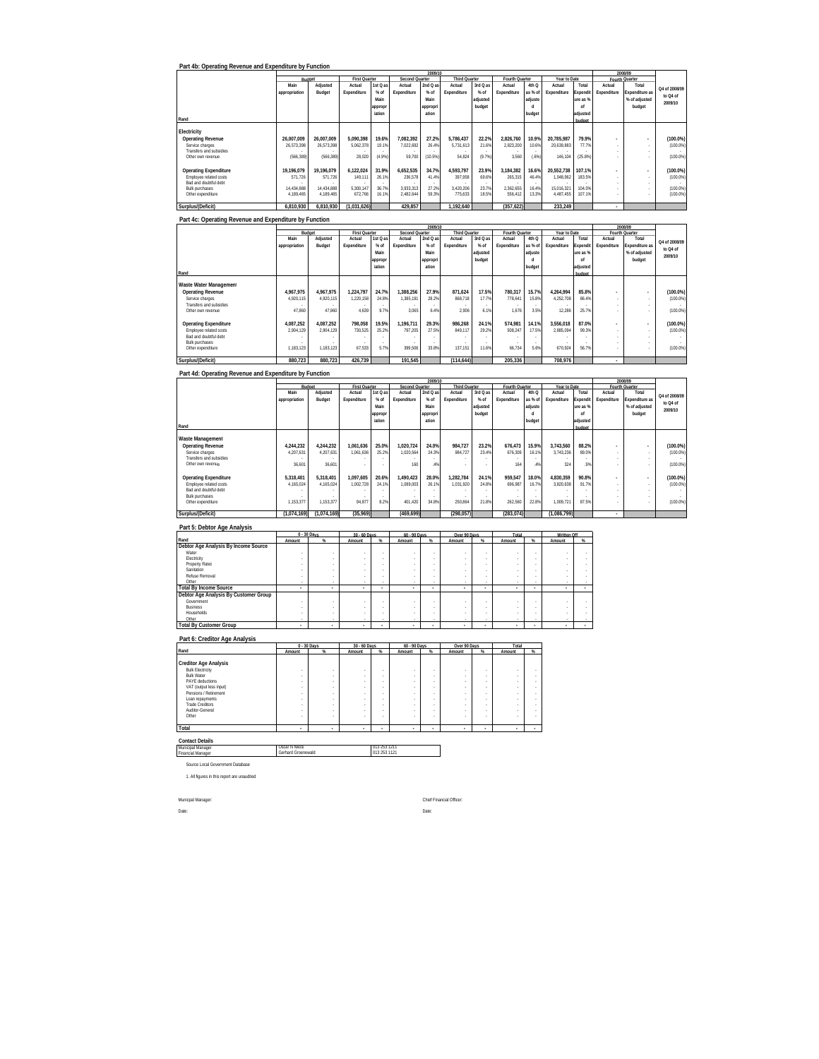## Part 4b: Operating Revenue and Expenditure by Function

| Rand | 2009/10 Budget Main appropriation | Adjusted Budget | First Quarter Actual Expenditure | 1st Q as % of Main appropriation | Second Quarter Actual Expenditure | 2nd Q as % of Main appropriation | Third Quarter Actual Expenditure | 3rd Q as % of adjusted budget | Fourth Quarter Actual Expenditure | 4th Q as % of adjusted budget | Year to Date Actual Expenditure | Total Expenditure as % of adjusted budget | 2008/09 Fourth Quarter Actual Expenditure | Total Expenditure as % of adjusted budget | Q4 of 2008/09 to Q4 of 2009/10 |
|---|---|---|---|---|---|---|---|---|---|---|---|---|---|---|---|
| **Electricity** | | | | | | | | | | | | | | | |
| **Operating Revenue** | **26,007,009** | **26,007,009** | **5,090,398** | **19.6%** | **7,082,392** | **27.2%** | **5,786,437** | **22.2%** | **2,826,760** | **10.9%** | **20,785,987** | **79.9%** | - | - | **(100.0%)** |
| Service charges | 26,573,398 | 26,573,398 | 5,062,378 | 19.1% | 7,022,692 | 26.4% | 5,731,613 | 21.6% | 2,823,200 | 10.6% | 20,639,883 | 77.7% | - | - | (100.0%) |
| Transfers and subsidies | - | - | - | - | - | - | - | - | - | - | - | - | - | - | |
| Other own revenue | (566,389) | (566,389) | 28,020 | (4.9%) | 59,700 | (10.5%) | 54,824 | (9.7%) | 3,560 | (.6%) | 146,104 | (25.8%) | - | - | (100.0%) |
| **Operating Expenditure** | **19,196,079** | **19,196,079** | **6,122,024** | **31.9%** | **6,652,535** | **34.7%** | **4,593,797** | **23.9%** | **3,184,382** | **16.6%** | **20,552,738** | **107.1%** | - | - | **(100.0%)** |
| Employee related costs | 571,726 | 571,726 | 149,111 | 26.1% | 236,578 | 41.4% | 397,958 | 69.6% | 265,315 | 46.4% | 1,048,962 | 183.5% | - | - | (100.0%) |
| Bad and doubtful debt | - | - | - | - | - | - | - | - | - | - | - | - | - | - | |
| Bulk purchases | 14,434,888 | 14,434,888 | 5,300,147 | 36.7% | 3,933,313 | 27.2% | 3,420,206 | 23.7% | 2,362,655 | 16.4% | 15,016,321 | 104.0% | - | - | (100.0%) |
| Other expenditure | 4,189,465 | 4,189,465 | 672,766 | 16.1% | 2,482,644 | 59.3% | 775,633 | 18.5% | 556,412 | 13.3% | 4,487,455 | 107.1% | - | - | (100.0%) |
| **Surplus/(Deficit)** | **6,810,930** | **6,810,930** | **(1,031,626)** | | **429,857** | | **1,192,640** | | **(357,622)** | | **233,249** | | - | | |

## Part 4c: Operating Revenue and Expenditure by Function

| Rand | 2009/10 Budget Main appropriation | Adjusted Budget | First Quarter Actual Expenditure | 1st Q as % of Main appropriation | Second Quarter Actual Expenditure | 2nd Q as % of Main appropriation | Third Quarter Actual Expenditure | 3rd Q as % of adjusted budget | Fourth Quarter Actual Expenditure | 4th Q as % of adjusted budget | Year to Date Actual Expenditure | Total Expenditure as % of adjusted budget | 2008/09 Fourth Quarter Actual Expenditure | Total Expenditure as % of adjusted budget | Q4 of 2008/09 to Q4 of 2009/10 |
|---|---|---|---|---|---|---|---|---|---|---|---|---|---|---|---|
| **Waste Water Management** | | | | | | | | | | | | | | | |
| **Operating Revenue** | **4,967,975** | **4,967,975** | **1,224,797** | **24.7%** | **1,388,256** | **27.9%** | **871,624** | **17.5%** | **780,317** | **15.7%** | **4,264,994** | **85.8%** | - | - | **(100.0%)** |
| Service charges | 4,920,115 | 4,920,115 | 1,220,158 | 24.8% | 1,385,191 | 28.2% | 868,718 | 17.7% | 778,641 | 15.8% | 4,252,708 | 86.4% | - | - | (100.0%) |
| Transfers and subsidies | - | - | - | - | - | - | - | - | - | - | - | - | - | - | - |
| Other own revenue | 47,860 | 47,860 | 4,639 | 9.7% | 3,065 | 6.4% | 2,906 | 6.1% | 1,676 | 3.5% | 12,286 | 25.7% | - | - | (100.0%) |
| **Operating Expenditure** | **4,087,252** | **4,087,252** | **798,058** | **19.5%** | **1,196,711** | **29.3%** | **986,268** | **24.1%** | **574,981** | **14.1%** | **3,556,018** | **87.0%** | - | - | **(100.0%)** |
| Employee related costs | 2,904,129 | 2,904,129 | 730,525 | 25.2% | 797,205 | 27.5% | 849,117 | 29.2% | 508,247 | 17.5% | 2,885,094 | 99.3% | - | - | (100.0%) |
| Bad and doubtful debt | - | - | - | - | - | - | - | - | - | - | - | - | - | - | - |
| Bulk purchases | - | - | - | - | - | - | - | - | - | - | - | - | - | - | - |
| Other expenditure | 1,183,123 | 1,183,123 | 67,533 | 5.7% | 399,506 | 33.8% | 137,151 | 11.6% | 66,734 | 5.6% | 670,924 | 56.7% | - | - | (100.0%) |
| **Surplus/(Deficit)** | **880,723** | **880,723** | **426,739** | | **191,545** | | **(114,644)** | | **205,336** | | **708,976** | | - | | |

## Part 4d: Operating Revenue and Expenditure by Function

| Rand | 2009/10 Budget Main appropriation | Adjusted Budget | First Quarter Actual Expenditure | 1st Q as % of Main appropriation | Second Quarter Actual Expenditure | 2nd Q as % of Main appropriation | Third Quarter Actual Expenditure | 3rd Q as % of adjusted budget | Fourth Quarter Actual Expenditure | 4th Q as % of adjusted budget | Year to Date Actual Expenditure | Total Expenditure as % of adjusted budget | 2008/09 Fourth Quarter Actual Expenditure | Total Expenditure as % of adjusted budget | Q4 of 2008/09 to Q4 of 2009/10 |
|---|---|---|---|---|---|---|---|---|---|---|---|---|---|---|---|
| **Waste Management** | | | | | | | | | | | | | | | |
| **Operating Revenue** | **4,244,232** | **4,244,232** | **1,061,636** | **25.0%** | **1,020,724** | **24.0%** | **984,727** | **23.2%** | **676,473** | **15.9%** | **3,743,560** | **88.2%** | - | - | **(100.0%)** |
| Service charges | 4,207,631 | 4,207,631 | 1,061,636 | 25.2% | 1,020,564 | 24.3% | 984,727 | 23.4% | 676,309 | 16.1% | 3,743,236 | 89.0% | - | - | (100.0%) |
| Transfers and subsidies | - | - | - | - | - | - | - | - | - | - | - | - | - | - | - |
| Other own revenue | 36,601 | 36,601 | - | - | 160 | .4% | - | - | 164 | .4% | 324 | .9% | - | - | (100.0%) |
| **Operating Expenditure** | **5,318,401** | **5,318,401** | **1,097,605** | **20.6%** | **1,490,423** | **28.0%** | **1,282,784** | **24.1%** | **959,547** | **18.0%** | **4,830,359** | **90.8%** | - | - | **(100.0%)** |
| Employee related costs | 4,165,024 | 4,165,024 | 1,002,728 | 24.1% | 1,089,003 | 26.1% | 1,031,920 | 24.8% | 696,987 | 16.7% | 3,820,638 | 91.7% | - | - | (100.0%) |
| Bad and doubtful debt | - | - | - | - | - | - | - | - | - | - | - | - | - | - | - |
| Bulk purchases | - | - | - | - | - | - | - | - | - | - | - | - | - | - | - |
| Other expenditure | 1,153,377 | 1,153,377 | 94,877 | 8.2% | 401,420 | 34.8% | 250,864 | 21.8% | 262,560 | 22.8% | 1,009,721 | 87.5% | - | - | (100.0%) |
| **Surplus/(Deficit)** | **(1,074,169)** | **(1,074,169)** | **(35,969)** | | **(469,699)** | | **(298,057)** | | **(283,074)** | | **(1,086,799)** | | - | | |

## Part 5: Debtor Age Analysis

| Rand | 0 - 30 Days Amount | % | 30 - 60 Days Amount | % | 60 - 90 Days Amount | % | Over 90 Days Amount | % | Total Amount | % | Written Off Amount | % |
|---|---|---|---|---|---|---|---|---|---|---|---|---|
| **Debtor Age Analysis By Income Source** | | | | | | | | | | | | |
| Water | - | - | - | - | - | - | - | - | - | - | - | - |
| Electricity | - | - | - | - | - | - | - | - | - | - | - | - |
| Property Rates | - | - | - | - | - | - | - | - | - | - | - | - |
| Sanitation | - | - | - | - | - | - | - | - | - | - | - | - |
| Refuse Removal | - | - | - | - | - | - | - | - | - | - | - | - |
| Other | - | - | - | - | - | - | - | - | - | - | - | - |
| **Total By Income Source** | - | - | - | - | - | - | - | - | - | - | - | - |
| **Debtor Age Analysis By Customer Group** | | | | | | | | | | | | |
| Government | - | - | - | - | - | - | - | - | - | - | - | - |
| Business | - | - | - | - | - | - | - | - | - | - | - | - |
| Households | - | - | - | - | - | - | - | - | - | - | - | - |
| Other | - | - | - | - | - | - | - | - | - | - | - | - |
| **Total By Customer Group** | - | - | - | - | - | - | - | - | - | - | - | - |

## Part 6: Creditor Age Analysis

| Rand | 0 - 30 Days Amount | % | 30 - 60 Days Amount | % | 60 - 90 Days Amount | % | Over 90 Days Amount | % | Total Amount | % |
|---|---|---|---|---|---|---|---|---|---|---|
| **Creditor Age Analysis** | | | | | | | | | | |
| Bulk Electricity | - | - | - | - | - | - | - | - | - | - |
| Bulk Water | - | - | - | - | - | - | - | - | - | - |
| PAYE deductions | - | - | - | - | - | - | - | - | - | - |
| VAT (output less input) | - | - | - | - | - | - | - | - | - | - |
| Pensions / Retirement | - | - | - | - | - | - | - | - | - | - |
| Loan repayments | - | - | - | - | - | - | - | - | - | - |
| Trade Creditors | - | - | - | - | - | - | - | - | - | - |
| Auditor-General | - | - | - | - | - | - | - | - | - | - |
| Other | - | - | - | - | - | - | - | - | - | - |
| **Total** | - | - | - | - | - | - | - | - | - | - |

**Contact Details**

| | | |
|---|---|---|
| Municipal Manager | Oscar N Nezie | 013 253 1211 |
| Financial Manager | Gerhard Groenewald | 013 253 1121 |

Source Local Government Database

1. All figures in this report are unaudited

Municipal Manager: Chief Financial Officer:

Date: Date: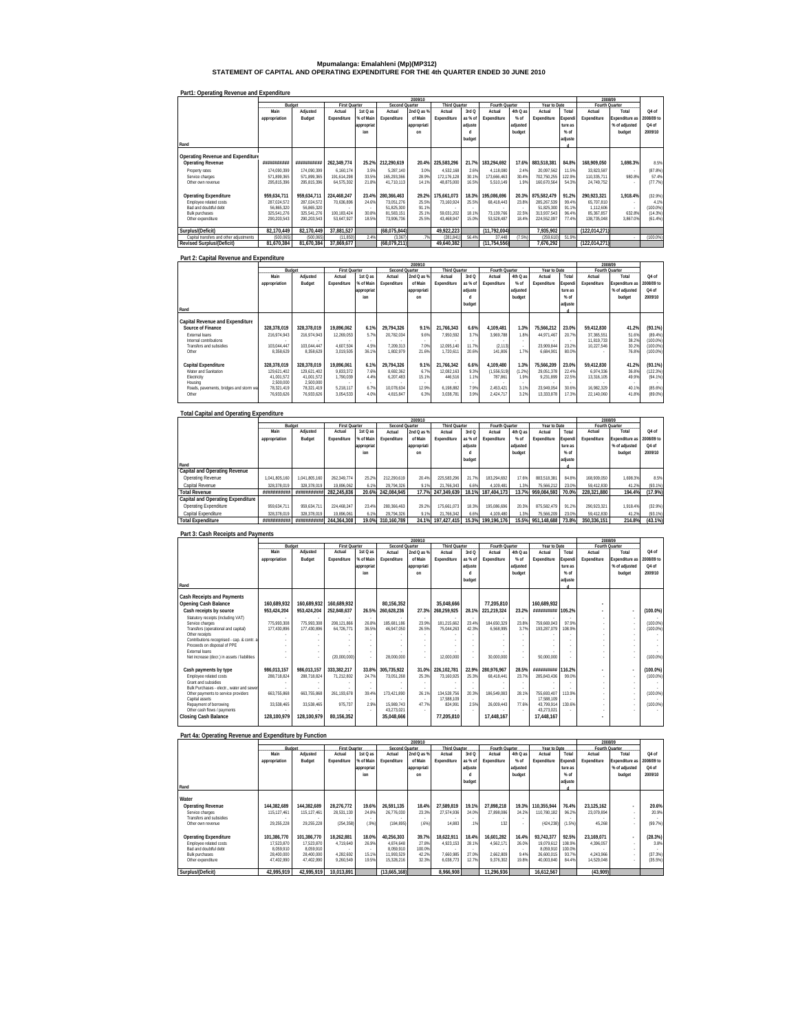# Mpumalanga: Emalahleni (Mp)(MP312)
## STATEMENT OF CAPITAL AND OPERATING EXPENDITURE FOR THE 4th QUARTER ENDED 30 JUNE 2010

### Part1: Operating Revenue and Expenditure

| Rand | 2009/10 Budget Main appropriation | Adjusted Budget | First Quarter Actual Expenditure | 1st Q as % of Main appropriation | Second Quarter Actual Expenditure | 2nd Q as % of Main appropriation | Third Quarter Actual Expenditure | 3rd Q as % of adjusted budget | Fourth Quarter Actual Expenditure | 4th Q as % of adjusted budget | Year to Date Actual Expenditure | Total Expenditure as % of adjusted | 2008/09 Fourth Quarter Actual Expenditure | Total Expenditure as % of adjusted budget | Q4 of 2008/09 to Q4 of 2009/10 |
|---|---|---|---|---|---|---|---|---|---|---|---|---|---|---|---|
| **Operating Revenue and Expenditure** | | | | | | | | | | | | | | | |
| **Operating Revenue** | ########### | ########### | 262,349,774 | 25.2% | 212,290,619 | 20.4% | 225,583,296 | 21.7% | 183,294,692 | 17.6% | 883,518,381 | 84.8% | 168,909,050 | 1,698.3% | 8.5% |
| Property rates | 174,090,399 | 174,090,399 | 6,160,174 | 3.5% | 5,287,140 | 3.0% | 4,532,168 | 2.6% | 4,118,080 | 2.4% | 20,097,562 | 11.5% | 33,823,587 | - | (87.8%) |
| Service charges | 571,899,365 | 571,899,365 | 191,614,298 | 33.5% | 165,293,366 | 28.9% | 172,176,128 | 30.1% | 173,666,463 | 30.4% | 702,750,255 | 122.9% | 110,335,711 | 980.8% | 57.4% |
| Other own revenue | 295,815,396 | 295,815,396 | 64,575,302 | 21.8% | 41,710,113 | 14.1% | 48,875,000 | 16.5% | 5,510,149 | 1.9% | 160,670,564 | 54.3% | 24,749,752 | - | (77.7%) |
| **Operating Expenditure** | 959,634,711 | 959,634,711 | 224,468,247 | 23.4% | 280,366,463 | 29.2% | 175,661,073 | 18.3% | 195,086,696 | 20.3% | 875,582,479 | 91.2% | 290,923,321 | 1,918.4% | (32.9%) |
| Employee related costs | 287,024,572 | 287,024,572 | 70,636,896 | 24.6% | 73,051,276 | 25.5% | 73,160,924 | 25.5% | 68,418,443 | 23.8% | 285,267,539 | 99.4% | 65,707,810 | - | 4.1% |
| Bad and doubtful debt | 56,865,320 | 56,865,320 | - | - | 51,825,300 | 91.1% | - | - | - | - | 51,825,300 | 91.1% | 1,112,606 | - | (100.0%) |
| Bulk purchases | 325,541,276 | 325,541,276 | 100,183,424 | 30.8% | 81,583,151 | 25.1% | 59,031,202 | 18.1% | 73,139,766 | 22.5% | 313,937,543 | 96.4% | 85,367,857 | 632.8% | (14.3%) |
| Other expenditure | 290,203,543 | 290,203,543 | 53,647,927 | 18.5% | 73,906,736 | 25.5% | 43,468,947 | 15.0% | 53,528,487 | 18.4% | 224,552,097 | 77.4% | 138,735,048 | 3,867.0% | (61.4%) |
| **Surplus/(Deficit)** | 82,170,449 | 82,170,449 | 37,881,527 | | (68,075,844) | | 49,922,223 | | (11,792,004) | | 7,935,902 | | (122,014,271) | | |
| Capital transfers and other adjustments | (500,065) | (500,065) | (11,850) | 2.4% | (3,367) | .7% | (281,841) | 56.4% | 37,448 | (7.5%) | (259,610) | 51.9% | - | - | (100.0%) |
| **Revised Surplus/(Deficit)** | 81,670,384 | 81,670,384 | 37,869,677 | | (68,079,211) | | 49,640,382 | | (11,754,556) | | 7,676,292 | | (122,014,271) | | |

### Part 2: Capital Revenue and Expenditure

| Rand | 2009/10 Budget Main appropriation | Adjusted Budget | First Quarter Actual Expenditure | 1st Q as % of Main appropriation | Second Quarter Actual Expenditure | 2nd Q as % of Main appropriation | Third Quarter Actual Expenditure | 3rd Q as % of adjusted budget | Fourth Quarter Actual Expenditure | 4th Q as % of adjusted budget | Year to Date Actual Expenditure | Total Expenditure as % of adjusted | 2008/09 Fourth Quarter Actual Expenditure | Total Expenditure as % of adjusted budget | Q4 of 2008/09 to Q4 of 2009/10 |
|---|---|---|---|---|---|---|---|---|---|---|---|---|---|---|---|
| **Capital Revenue and Expenditure** | | | | | | | | | | | | | | | |
| **Source of Finance** | 328,378,019 | 328,378,019 | 19,896,062 | 6.1% | 29,794,326 | 9.1% | 21,766,343 | 6.6% | 4,109,481 | 1.3% | 75,566,212 | 23.0% | 59,412,830 | 41.2% | (93.1%) |
| External loans | 216,974,943 | 216,974,943 | 12,269,053 | 5.7% | 20,782,034 | 9.6% | 7,950,592 | 3.7% | 3,969,788 | 1.8% | 44,971,467 | 20.7% | 37,365,551 | 51.6% | (89.4%) |
| Internal contributions | - | - | - | - | - | - | - | - | - | - | - | - | 11,819,733 | 38.2% | (100.0%) |
| Transfers and subsidies | 103,044,447 | 103,044,447 | 4,607,504 | 4.5% | 7,209,313 | 7.0% | 12,095,140 | 11.7% | (2,113) | - | 23,909,844 | 23.2% | 10,227,546 | 30.2% | (100.0%) |
| Other | 8,358,629 | 8,358,629 | 3,019,505 | 36.1% | 1,802,979 | 21.6% | 1,720,611 | 20.6% | 141,806 | 1.7% | 6,684,901 | 80.0% | - | 76.8% | (100.0%) |
| **Capital Expenditure** | 328,378,019 | 328,378,019 | 19,896,061 | 6.1% | 29,794,326 | 9.1% | 21,766,342 | 6.6% | 4,109,480 | 1.3% | 75,566,209 | 23.0% | 59,412,830 | 41.2% | (93.1%) |
| Water and Sanitation | 129,621,402 | 129,621,402 | 9,833,372 | 7.6% | 8,682,362 | 6.7% | 12,082,163 | 9.3% | (1,556,519) | (1.2%) | 29,051,378 | 22.4% | 6,974,336 | 36.8% | (122.3%) |
| Electricity | 41,001,572 | 41,001,572 | 1,790,039 | 4.4% | 6,207,483 | 15.1% | 446,516 | 1.1% | 787,861 | 1.9% | 9,231,899 | 22.5% | 13,316,105 | 49.9% | (94.1%) |
| Housing | 2,500,000 | 2,500,000 | - | - | - | - | - | - | - | - | - | - | - | - | - |
| Roads, pavements, bridges and storm wa | 78,321,419 | 78,321,419 | 5,218,117 | 6.7% | 10,078,634 | 12.9% | 6,198,882 | 7.9% | 2,453,421 | 3.1% | 23,949,054 | 30.6% | 16,982,329 | 40.1% | (85.6%) |
| Other | 76,933,626 | 76,933,626 | 3,054,533 | 4.0% | 4,815,847 | 6.3% | 3,038,781 | 3.9% | 2,424,717 | 3.2% | 13,333,878 | 17.3% | 22,140,060 | 41.8% | (89.0%) |

### Total Capital and Operating Expenditure

| Rand | 2009/10 Budget Main appropriation | Adjusted Budget | First Quarter Actual Expenditure | 1st Q as % of Main appropriation | Second Quarter Actual Expenditure | 2nd Q as % of Main appropriation | Third Quarter Actual Expenditure | 3rd Q as % of adjusted budget | Fourth Quarter Actual Expenditure | 4th Q as % of adjusted budget | Year to Date Actual Expenditure | Total Expenditure as % of adjusted | 2008/09 Fourth Quarter Actual Expenditure | Total Expenditure as % of adjusted budget | Q4 of 2008/09 to Q4 of 2009/10 |
|---|---|---|---|---|---|---|---|---|---|---|---|---|---|---|---|
| **Capital and Operating Revenue** | | | | | | | | | | | | | | | |
| Operating Revenue | 1,041,805,160 | 1,041,805,160 | 262,349,774 | 25.2% | 212,290,619 | 20.4% | 225,583,296 | 21.7% | 183,294,692 | 17.6% | 883,518,381 | 84.8% | 168,909,050 | 1,698.3% | 8.5% |
| Capital Revenue | 328,378,019 | 328,378,019 | 19,896,062 | 6.1% | 29,794,326 | 9.1% | 21,766,343 | 6.6% | 4,109,481 | 1.3% | 75,566,212 | 23.0% | 59,412,830 | 41.2% | (93.1%) |
| **Total Revenue** | ########### | ########### | 282,245,836 | 20.6% | 242,084,945 | 17.7% | 247,349,639 | 18.1% | 187,404,173 | 13.7% | 959,084,593 | 70.0% | 228,321,880 | 194.4% | (17.9%) |
| **Capital and Operating Expenditure** | | | | | | | | | | | | | | | |
| Operating Expenditure | 959,634,711 | 959,634,711 | 224,468,247 | 23.4% | 280,366,463 | 29.2% | 175,661,073 | 18.3% | 195,086,696 | 20.3% | 875,582,479 | 91.2% | 290,923,321 | 1,918.4% | (32.9%) |
| Capital Expenditure | 328,378,019 | 328,378,019 | 19,896,061 | 6.1% | 29,794,326 | 9.1% | 21,766,342 | 6.6% | 4,109,480 | 1.3% | 75,566,209 | 23.0% | 59,412,830 | 41.2% | (93.1%) |
| **Total Expenditure** | ########### | ########### | 244,364,308 | 19.0% | 310,160,789 | 24.1% | 197,427,415 | 15.3% | 199,196,176 | 15.5% | 951,148,688 | 73.8% | 350,336,151 | 214.8% | (43.1%) |

### Part 3: Cash Receipts and Payments

| Rand | 2009/10 Budget Main appropriation | Adjusted Budget | First Quarter Actual Expenditure | 1st Q as % of Main appropriation | Second Quarter Actual Expenditure | 2nd Q as % of Main appropriation | Third Quarter Actual Expenditure | 3rd Q as % of adjusted budget | Fourth Quarter Actual Expenditure | 4th Q as % of adjusted budget | Year to Date Actual Expenditure | Total Expenditure as % of adjusted | 2008/09 Fourth Quarter Actual Expenditure | Total Expenditure as % of adjusted budget | Q4 of 2008/09 to Q4 of 2009/10 |
|---|---|---|---|---|---|---|---|---|---|---|---|---|---|---|---|
| **Cash Receipts and Payments** | | | | | | | | | | | | | | | |
| **Opening Cash Balance** | 160,689,932 | 160,689,932 | 160,689,932 | | 80,156,352 | | 35,048,666 | | 77,205,810 | | 160,689,932 | | - | | |
| **Cash receipts by source** | 953,424,204 | 953,424,204 | 252,848,637 | 26.5% | 260,628,236 | 27.3% | 268,259,925 | 28.1% | 221,219,324 | 23.2% | ########## | 105.2% | - | - | (100.0%) |
| Statutory receipts (including VAT) | - | - | - | - | - | - | - | - | - | - | - | - | - | - | - |
| Service charges | 775,993,308 | 775,993,308 | 208,121,866 | 26.8% | 185,681,186 | 23.9% | 181,215,662 | 23.4% | 184,650,329 | 23.8% | 759,669,043 | 97.9% | - | - | (100.0%) |
| Transfers (operational and capital) | 177,430,896 | 177,430,896 | 64,726,771 | 36.5% | 46,947,050 | 26.5% | 75,044,263 | 42.3% | 6,568,995 | 3.7% | 193,287,079 | 108.9% | - | - | (100.0%) |
| Other receipts | - | - | - | - | - | - | - | - | - | - | - | - | - | - | - |
| Contributions recognised - cap. & contr. a | - | - | - | - | - | - | - | - | - | - | - | - | - | - | - |
| Proceeds on disposal of PPE | - | - | - | - | - | - | - | - | - | - | - | - | - | - | - |
| External loans | - | - | - | - | - | - | - | - | - | - | - | - | - | - | - |
| Net increase (decr.) in assets / liabilities | - | - | (20,000,000) | - | 28,000,000 | - | 12,000,000 | - | 30,000,000 | - | 50,000,000 | - | - | - | (100.0%) |
| **Cash payments by type** | 986,013,157 | 986,013,157 | 333,382,217 | 33.8% | 305,735,922 | 31.0% | 226,102,781 | 22.9% | 280,976,967 | 28.5% | ########## | 116.2% | - | - | (100.0%) |
| Employee related costs | 288,718,824 | 288,718,824 | 71,212,802 | 24.7% | 73,051,268 | 25.3% | 73,160,925 | 25.3% | 68,418,441 | 23.7% | 285,843,436 | 99.0% | - | - | (100.0%) |
| Grant and subsidies | - | - | - | - | - | - | - | - | - | - | - | - | - | - | - |
| Bulk Purchases - electr., water and sewer | - | - | - | - | - | - | - | - | - | - | - | - | - | - | - |
| Other payments to service providers | 663,755,868 | 663,755,868 | 261,193,678 | 39.4% | 173,421,890 | 26.1% | 134,528,756 | 20.3% | 186,549,083 | 28.1% | 755,693,407 | 113.9% | - | - | (100.0%) |
| Capital assets | - | - | - | - | - | - | 17,588,109 | - | - | - | 17,588,109 | - | - | - | - |
| Repayment of borrowing | 33,538,465 | 33,538,465 | 975,737 | 2.9% | 15,989,743 | 47.7% | 824,991 | 2.5% | 26,009,443 | 77.6% | 43,799,914 | 130.6% | - | - | (100.0%) |
| Other cash flows / payments | - | - | - | - | 43,273,021 | - | - | - | - | - | 43,273,021 | - | - | - | - |
| **Closing Cash Balance** | 128,100,979 | 128,100,979 | 80,156,352 | | 35,048,666 | | 77,205,810 | | 17,448,167 | | 17,448,167 | | - | | |

### Part 4a: Operating Revenue and Expenditure by Function

| Rand | 2009/10 Budget Main appropriation | Adjusted Budget | First Quarter Actual Expenditure | 1st Q as % of Main appropriation | Second Quarter Actual Expenditure | 2nd Q as % of Main appropriation | Third Quarter Actual Expenditure | 3rd Q as % of adjusted budget | Fourth Quarter Actual Expenditure | 4th Q as % of adjusted budget | Year to Date Actual Expenditure | Total Expenditure as % of adjusted | 2008/09 Fourth Quarter Actual Expenditure | Total Expenditure as % of adjusted budget | Q4 of 2008/09 to Q4 of 2009/10 |
|---|---|---|---|---|---|---|---|---|---|---|---|---|---|---|---|
| **Water** | | | | | | | | | | | | | | | |
| **Operating Revenue** | 144,382,689 | 144,382,689 | 28,276,772 | 19.6% | 26,591,135 | 18.4% | 27,589,819 | 19.1% | 27,898,218 | 19.3% | 110,355,944 | 76.4% | 23,125,162 | - | 20.6% |
| Service charges | 115,127,461 | 115,127,461 | 28,531,130 | 24.8% | 26,776,030 | 23.3% | 27,574,936 | 24.0% | 27,898,086 | 24.2% | 110,780,182 | 96.2% | 23,079,894 | - | 20.9% |
| Transfers and subsidies | - | - | - | - | - | - | - | - | - | - | - | - | - | - | - |
| Other own revenue | 29,255,228 | 29,255,228 | (254,358) | (.9%) | (184,895) | (.6%) | 14,883 | .1% | 132 | - | (424,238) | (1.5%) | 45,268 | - | (99.7%) |
| **Operating Expenditure** | 101,386,770 | 101,386,770 | 18,262,881 | 18.0% | 40,256,303 | 39.7% | 18,622,911 | 18.4% | 16,601,282 | 16.4% | 93,743,377 | 92.5% | 23,169,071 | - | (28.3%) |
| Employee related costs | 17,523,870 | 17,523,870 | 4,719,640 | 26.9% | 4,874,648 | 27.8% | 4,923,153 | 28.1% | 4,562,171 | 26.0% | 19,079,612 | 108.9% | 4,396,057 | - | 3.8% |
| Bad and doubtful debt | 8,059,910 | 8,059,910 | - | - | 8,059,910 | 100.0% | - | - | - | - | 8,059,910 | 100.0% | - | - | - |
| Bulk purchases | 28,400,000 | 28,400,000 | 4,282,692 | 15.1% | 11,993,529 | 42.2% | 7,660,985 | 27.0% | 2,662,809 | 9.4% | 26,600,015 | 93.7% | 4,243,966 | - | (37.3%) |
| Other expenditure | 47,402,990 | 47,402,990 | 9,260,549 | 19.5% | 15,328,216 | 32.3% | 6,038,773 | 12.7% | 9,376,302 | 19.8% | 40,003,840 | 84.4% | 14,529,048 | - | (35.5%) |
| **Surplus/(Deficit)** | 42,995,919 | 42,995,919 | 10,013,891 | | (13,665,168) | | 8,966,908 | | 11,296,936 | | 16,612,567 | | (43,909) | | |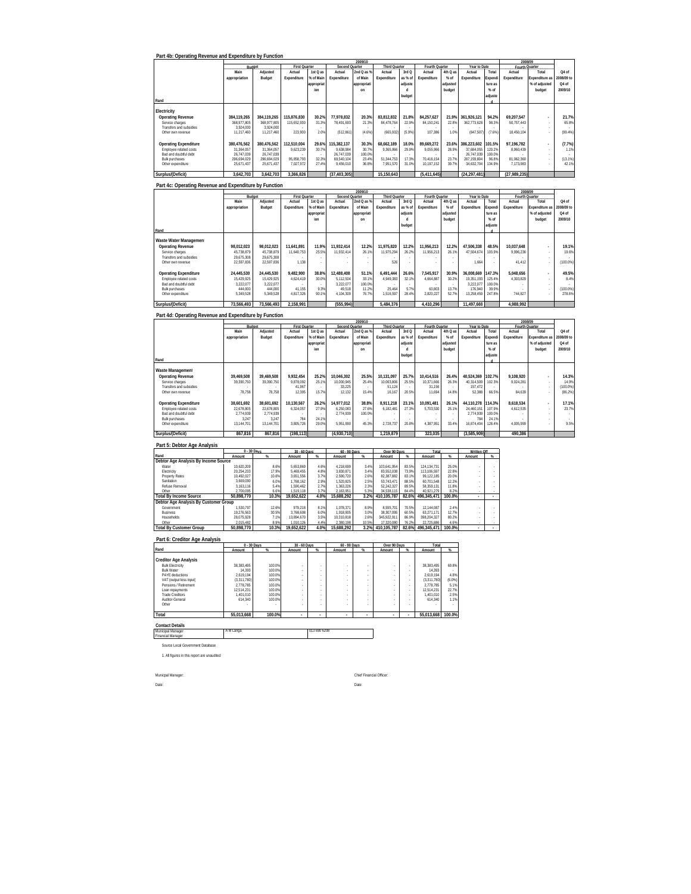## Part 4b: Operating Revenue and Expenditure by Function

| Rand | 2009/10 Budget Main appropriation | Adjusted Budget | First Quarter Actual Expenditure | 1st Q as % of Main appropriation | Second Quarter Actual Expenditure | 2nd Q as % of Main appropriation | Third Quarter Actual Expenditure | 3rd Q as % of adjusted budget | Fourth Quarter Actual Expenditure | 4th Q as % of adjusted budget | Year to Date Actual Expenditure | Total Expenditure as % of adjusted | 2008/09 Fourth Quarter Actual Expenditure | Total Expenditure as % of adjusted budget | Q4 of 2008/09 to Q4 of 2009/10 |
|---|---|---|---|---|---|---|---|---|---|---|---|---|---|---|---|
| **Electricity** | | | | | | | | | | | | | | | |
| **Operating Revenue** | **384,119,265** | **384,119,265** | **115,876,830** | **30.2%** | **77,978,832** | **20.3%** | **83,812,832** | **21.8%** | **84,257,627** | **21.9%** | **361,926,121** | **94.2%** | **69,207,547** | **-** | **21.7%** |
| Service charges | 368,977,805 | 368,977,805 | 115,652,930 | 31.3% | 78,491,693 | 21.3% | 84,478,764 | 22.9% | 84,150,241 | 22.8% | 362,773,628 | 98.3% | 50,757,443 | - | 65.8% |
| Transfers and subsidies | 3,924,000 | 3,924,000 | - | - | - | - | - | - | - | - | - | - | - | - | - |
| Other own revenue | 11,217,460 | 11,217,460 | 223,900 | 2.0% | (512,861) | (4.6%) | (665,932) | (5.9%) | 107,386 | 1.0% | (847,507) | (7.6%) | 18,450,104 | - | (99.4%) |
| **Operating Expenditure** | **380,476,562** | **380,476,562** | **112,510,004** | **29.6%** | **115,382,137** | **30.3%** | **68,662,189** | **18.0%** | **89,669,272** | **23.6%** | **386,223,602** | **101.5%** | **97,196,782** | **-** | **(7.7%)** |
| Employee related costs | 31,364,057 | 31,364,057 | 9,623,239 | 30.7% | 9,638,984 | 30.7% | 9,365,866 | 29.9% | 9,055,966 | 28.9% | 37,684,055 | 120.2% | 8,960,439 | - | 1.1% |
| Bad and doubtful debt | 26,747,039 | 26,747,039 | - | - | 26,747,039 | 100.0% | - | - | - | - | 26,747,039 | 100.0% | - | - | - |
| Bulk purchases | 296,694,029 | 296,694,029 | 95,858,793 | 32.3% | 69,540,104 | 23.4% | 51,344,753 | 17.3% | 70,416,154 | 23.7% | 287,159,804 | 96.8% | 81,062,360 | - | (13.1%) |
| Other expenditure | 25,671,437 | 25,671,437 | 7,027,972 | 27.4% | 9,456,010 | 36.8% | 7,951,570 | 31.0% | 10,197,152 | 39.7% | 34,632,704 | 134.9% | 7,173,983 | - | 42.1% |
| **Surplus/(Deficit)** | **3,642,703** | **3,642,703** | **3,366,826** | | **(37,403,305)** | | **15,150,643** | | **(5,411,645)** | | **(24,297,481)** | | **(27,989,235)** | | |

## Part 4c: Operating Revenue and Expenditure by Function

| Rand | 2009/10 Budget Main appropriation | Adjusted Budget | First Quarter Actual Expenditure | 1st Q as % of Main appropriation | Second Quarter Actual Expenditure | 2nd Q as % of Main appropriation | Third Quarter Actual Expenditure | 3rd Q as % of adjusted budget | Fourth Quarter Actual Expenditure | 4th Q as % of adjusted budget | Year to Date Actual Expenditure | Total Expenditure as % of adjusted | 2008/09 Fourth Quarter Actual Expenditure | Total Expenditure as % of adjusted budget | Q4 of 2008/09 to Q4 of 2009/10 |
|---|---|---|---|---|---|---|---|---|---|---|---|---|---|---|---|
| **Waste Water Management** | | | | | | | | | | | | | | | |
| **Operating Revenue** | **98,012,023** | **98,012,023** | **11,641,891** | **11.9%** | **11,932,414** | **12.2%** | **11,975,820** | **12.2%** | **11,956,213** | **12.2%** | **47,506,338** | **48.5%** | **10,037,648** | **-** | **19.1%** |
| Service charges | 45,738,879 | 45,738,879 | 11,640,753 | 25.5% | 11,932,414 | 26.1% | 11,975,294 | 26.2% | 11,956,213 | 26.1% | 47,504,674 | 103.9% | 9,996,236 | - | 19.6% |
| Transfers and subsidies | 29,675,308 | 29,675,308 | - | - | - | - | - | - | - | - | - | - | - | - | - |
| Other own revenue | 22,597,836 | 22,597,836 | 1,138 | - | - | - | 526 | - | - | - | 1,664 | - | 41,412 | - | (100.0%) |
| **Operating Expenditure** | **24,445,530** | **24,445,530** | **9,482,900** | **38.8%** | **12,488,408** | **51.1%** | **6,491,444** | **26.6%** | **7,545,917** | **30.9%** | **36,008,669** | **147.3%** | **5,048,656** | **-** | **49.5%** |
| Employee related costs | 15,429,925 | 15,429,925 | 4,624,419 | 30.0% | 5,112,504 | 33.1% | 4,949,383 | 32.1% | 4,664,887 | 30.2% | 19,351,193 | 125.4% | 4,303,829 | - | 8.4% |
| Bad and doubtful debt | 3,222,077 | 3,222,077 | - | - | 3,222,077 | 100.0% | - | - | - | - | 3,222,077 | 100.0% | - | - | - |
| Bulk purchases | 444,000 | 444,000 | 41,155 | 9.3% | 49,518 | 11.2% | 25,464 | 5.7% | 60,803 | 13.7% | 176,940 | 39.9% | - | - | (100.0%) |
| Other expenditure | 5,349,528 | 5,349,528 | 4,817,326 | 90.1% | 4,104,309 | 76.7% | 1,516,597 | 28.4% | 2,820,227 | 52.7% | 13,258,459 | 247.8% | 744,827 | - | 278.6% |
| **Surplus/(Deficit)** | **73,566,493** | **73,566,493** | **2,158,991** | | **(555,994)** | | **5,484,376** | | **4,410,296** | | **11,497,669** | | **4,988,992** | | |

## Part 4d: Operating Revenue and Expenditure by Function

| Rand | 2009/10 Budget Main appropriation | Adjusted Budget | First Quarter Actual Expenditure | 1st Q as % of Main appropriation | Second Quarter Actual Expenditure | 2nd Q as % of Main appropriation | Third Quarter Actual Expenditure | 3rd Q as % of adjusted budget | Fourth Quarter Actual Expenditure | 4th Q as % of adjusted budget | Year to Date Actual Expenditure | Total Expenditure as % of adjusted | 2008/09 Fourth Quarter Actual Expenditure | Total Expenditure as % of adjusted budget | Q4 of 2008/09 to Q4 of 2009/10 |
|---|---|---|---|---|---|---|---|---|---|---|---|---|---|---|---|
| **Waste Management** | | | | | | | | | | | | | | | |
| **Operating Revenue** | **39,469,508** | **39,469,508** | **9,932,454** | **25.2%** | **10,046,302** | **25.5%** | **10,131,097** | **25.7%** | **10,414,516** | **26.4%** | **40,524,369** | **102.7%** | **9,108,920** | **-** | **14.3%** |
| Service charges | 39,390,750 | 39,390,750 | 9,878,092 | 25.1% | 10,000,945 | 25.4% | 10,063,806 | 25.5% | 10,371,666 | 26.3% | 40,314,509 | 102.3% | 9,024,281 | - | 14.9% |
| Transfers and subsidies | - | - | 41,967 | - | 33,225 | - | 51,124 | - | 31,156 | - | 157,472 | - | - | - | (100.0%) |
| Other own revenue | 78,758 | 78,758 | 12,395 | 15.7% | 12,132 | 15.4% | 16,167 | 20.5% | 11,694 | 14.8% | 52,388 | 66.5% | 84,639 | - | (86.2%) |
| **Operating Expenditure** | **38,601,692** | **38,601,692** | **10,130,567** | **26.2%** | **14,977,012** | **38.8%** | **8,911,218** | **23.1%** | **10,091,481** | **26.1%** | **44,110,278** | **114.3%** | **8,618,534** | **-** | **17.1%** |
| Employee related costs | 22,678,805 | 22,678,805 | 6,324,057 | 27.9% | 6,250,083 | 27.6% | 6,182,481 | 27.3% | 5,703,530 | 25.1% | 24,460,151 | 107.9% | 4,612,535 | - | 23.7% |
| Bad and doubtful debt | 2,774,939 | 2,774,939 | - | - | 2,774,939 | 100.0% | - | - | - | - | 2,774,939 | 100.0% | - | - | - |
| Bulk purchases | 3,247 | 3,247 | 784 | 24.1% | - | - | - | - | - | - | 784 | 24.1% | - | - | - |
| Other expenditure | 13,144,701 | 13,144,701 | 3,805,726 | 29.0% | 5,951,990 | 45.3% | 2,728,737 | 20.8% | 4,387,951 | 33.4% | 16,874,404 | 128.4% | 4,005,999 | - | 9.5% |
| **Surplus/(Deficit)** | **867,816** | **867,816** | **(198,113)** | | **(4,930,710)** | | **1,219,879** | | **323,035** | | **(3,585,909)** | | **490,386** | | |

## Part 5: Debtor Age Analysis

| Rand | 0 - 30 Days Amount | % | 30 - 60 Days Amount | % | 60 - 90 Days Amount | % | Over 90 Days Amount | % | Total Amount | % | Written Off Amount | % |
|---|---|---|---|---|---|---|---|---|---|---|---|---|
| **Debtor Age Analysis By Income Source** | | | | | | | | | | | | |
| Water | 10,620,209 | 8.6% | 5,653,869 | 4.6% | 4,218,699 | 3.4% | 103,641,954 | 83.5% | 124,134,731 | 25.0% | - | - |
| Electricity | 20,254,233 | 17.9% | 5,469,455 | 4.8% | 3,830,871 | 3.4% | 83,552,038 | 73.9% | 113,106,597 | 22.8% | - | - |
| Property Rates | 10,492,027 | 10.6% | 3,651,556 | 3.7% | 2,590,720 | 2.6% | 82,387,882 | 83.1% | 99,122,185 | 20.0% | - | - |
| Sanitation | 3,669,090 | 6.0% | 1,768,162 | 2.9% | 1,520,825 | 2.5% | 53,743,471 | 88.5% | 60,701,548 | 12.2% | - | - |
| Refuse Removal | 3,163,116 | 5.4% | 1,590,462 | 2.7% | 1,363,226 | 2.3% | 52,242,327 | 89.5% | 58,359,131 | 11.8% | - | - |
| Other | 2,700,095 | 6.6% | 1,519,118 | 3.7% | 2,163,951 | 5.3% | 34,538,115 | 84.4% | 40,921,279 | 8.2% | - | - |
| **Total By Income Source** | **50,898,770** | **10.3%** | **19,652,622** | **4.0%** | **15,688,292** | **3.2%** | **410,105,787** | **82.6%** | **496,345,471** | **100.0%** | **-** | **-** |
| **Debtor Age Analysis By Customer Group** | | | | | | | | | | | | |
| Government | 1,530,797 | 12.6% | 979,218 | 8.1% | 1,078,371 | 8.9% | 8,555,701 | 70.5% | 12,144,087 | 2.4% | - | - |
| Business | 19,276,563 | 30.5% | 3,768,608 | 6.0% | 1,918,905 | 3.0% | 38,307,095 | 60.5% | 63,271,171 | 12.7% | - | - |
| Households | 28,075,928 | 7.1% | 13,894,670 | 3.5% | 10,310,818 | 2.6% | 345,922,911 | 86.9% | 398,204,327 | 80.2% | - | - |
| Other | 2,015,482 | 8.9% | 1,010,126 | 4.4% | 2,380,198 | 10.5% | 17,320,080 | 76.2% | 22,725,886 | 4.6% | - | - |
| **Total By Customer Group** | **50,898,770** | **10.3%** | **19,652,622** | **4.0%** | **15,688,292** | **3.2%** | **410,105,787** | **82.6%** | **496,345,471** | **100.0%** | **-** | **-** |

## Part 6: Creditor Age Analysis

| Rand | 0 - 30 Days Amount | % | 30 - 60 Days Amount | % | 60 - 90 Days Amount | % | Over 90 Days Amount | % | Total Amount | % |
|---|---|---|---|---|---|---|---|---|---|---|
| **Creditor Age Analysis** | | | | | | | | | | |
| Bulk Electricity | 38,383,495 | 100.0% | - | - | - | - | - | - | 38,383,495 | 69.8% |
| Bulk Water | 14,393 | 100.0% | - | - | - | - | - | - | 14,393 | - |
| PAYE deductions | 2,619,194 | 100.0% | - | - | - | - | - | - | 2,619,194 | 4.8% |
| VAT (output less input) | (3,311,780) | 100.0% | - | - | - | - | - | - | (3,311,780) | (6.0%) |
| Pensions / Retirement | 2,778,785 | 100.0% | - | - | - | - | - | - | 2,778,785 | 5.1% |
| Loan repayments | 12,514,231 | 100.0% | - | - | - | - | - | - | 12,514,231 | 22.7% |
| Trade Creditors | 1,401,010 | 100.0% | - | - | - | - | - | - | 1,401,010 | 2.5% |
| Auditor-General | 614,340 | 100.0% | - | - | - | - | - | - | 614,340 | 1.1% |
| Other | - | - | - | - | - | - | - | - | - | - |
| **Total** | **55,013,668** | **100.0%** | **-** | **-** | **-** | **-** | **-** | **-** | **55,013,668** | **100.0%** |

**Contact Details**

| | | |
|---|---|---|
| Municipal Manager | A M Langa | 013 690 6208 |
| Financial Manager | | |

Source Local Government Database

1. All figures in this report are unaudited

Municipal Manager: ______________________ Chief Financial Officer: ______________________

Date: ______________________ Date: ______________________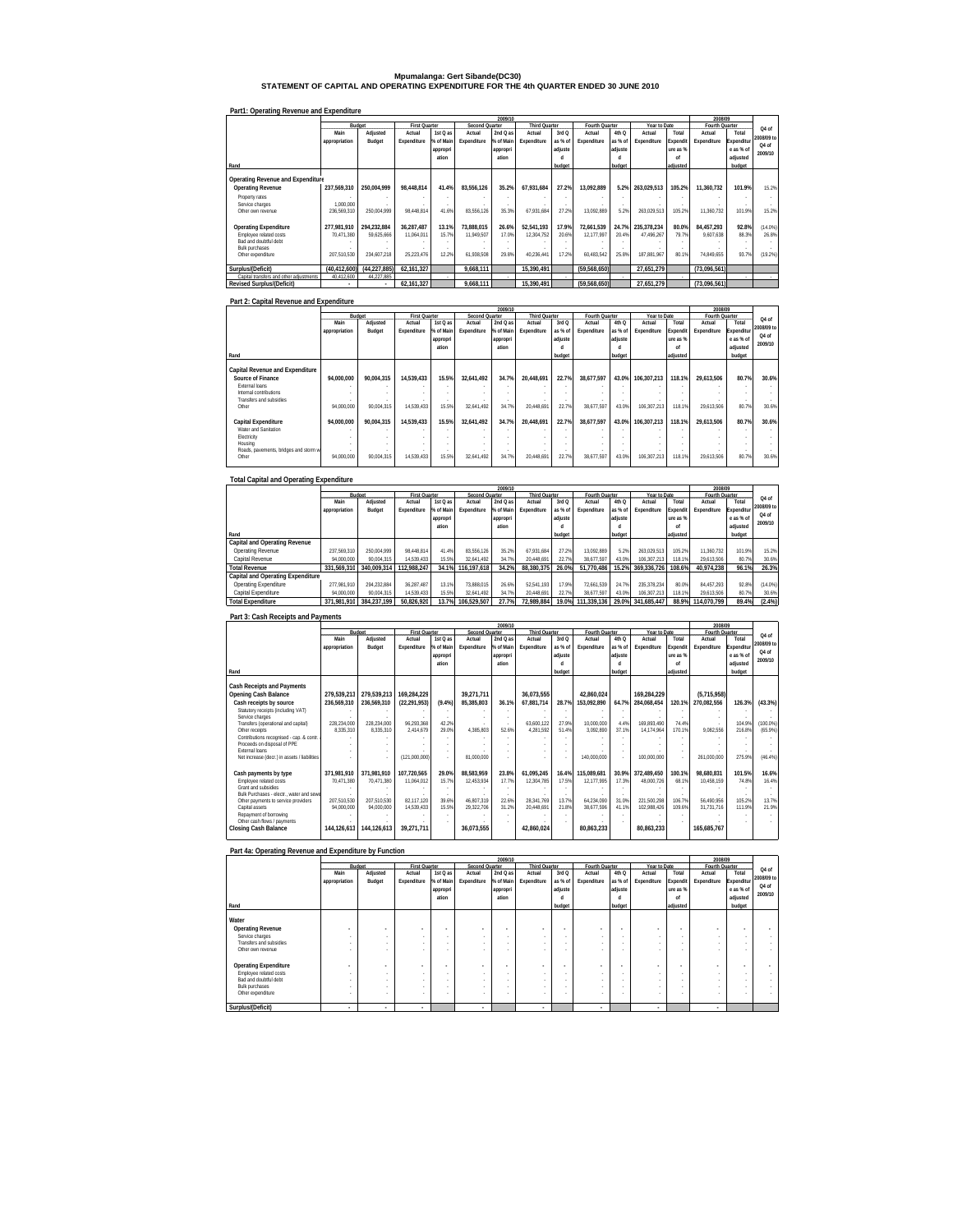# Mpumalanga: Gert Sibande(DC30)

## STATEMENT OF CAPITAL AND OPERATING EXPENDITURE FOR THE 4th QUARTER ENDED 30 JUNE 2010

### Part1: Operating Revenue and Expenditure

| Rand | 2009/10 Budget Main appropriation | Adjusted Budget | First Quarter Actual Expenditure | 1st Q as % of Main appropriation | Second Quarter Actual Expenditure | 2nd Q as % of Main appropriation | Third Quarter Actual Expenditure | 3rd Q as % of adjusted budget | Fourth Quarter Actual Expenditure | 4th Q as % of adjusted budget | Year to Date Actual Expenditure | Total Expenditure as % of adjusted | 2008/09 Fourth Quarter Actual Expenditure | Total Expenditure as % of adjusted budget | Q4 of 2008/09 to Q4 of 2009/10 |
|---|---|---|---|---|---|---|---|---|---|---|---|---|---|---|---|
| **Operating Revenue and Expenditure** | | | | | | | | | | | | | | | |
| **Operating Revenue** | **237,569,310** | **250,004,999** | **98,448,814** | **41.4%** | **83,556,126** | **35.2%** | **67,931,684** | **27.2%** | **13,092,889** | **5.2%** | **263,029,513** | **105.2%** | **11,360,732** | **101.9%** | 15.2% |
| Property rates | - | - | - | - | - | - | - | - | - | - | - | - | - | - | - |
| Service charges | 1,000,000 | - | - | - | - | - | - | - | - | - | - | - | - | - | - |
| Other own revenue | 236,569,310 | 250,004,999 | 98,448,814 | 41.6% | 83,556,126 | 35.3% | 67,931,684 | 27.2% | 13,092,889 | 5.2% | 263,029,513 | 105.2% | 11,360,732 | 101.9% | 15.2% |
| **Operating Expenditure** | **277,981,910** | **294,232,884** | **36,287,487** | **13.1%** | **73,888,015** | **26.6%** | **52,541,193** | **17.9%** | **72,661,539** | **24.7%** | **235,378,234** | **80.0%** | **84,457,293** | **92.8%** | (14.0%) |
| Employee related costs | 70,471,380 | 59,625,666 | 11,064,011 | 15.7% | 11,949,507 | 17.0% | 12,304,752 | 20.6% | 12,177,997 | 20.4% | 47,496,267 | 79.7% | 9,607,638 | 88.3% | 26.8% |
| Bad and doubtful debt | - | - | - | - | - | - | - | - | - | - | - | - | - | - | - |
| Bulk purchases | - | - | - | - | - | - | - | - | - | - | - | - | - | - | - |
| Other expenditure | 207,510,530 | 234,607,218 | 25,223,476 | 12.2% | 61,938,508 | 29.8% | 40,236,441 | 17.2% | 60,483,542 | 25.8% | 187,881,967 | 80.1% | 74,849,655 | 93.7% | (19.2%) |
| **Surplus/(Deficit)** | **(40,412,600)** | **(44,227,885)** | **62,161,327** | | **9,668,111** | | **15,390,491** | | **(59,568,650)** | | **27,651,279** | | **(73,096,561)** | | |
| Capital transfers and other adjustments | 40,412,600 | 44,227,885 | - | - | - | - | - | - | - | - | - | - | - | - | - |
| **Revised Surplus/(Deficit)** | - | - | **62,161,327** | | **9,668,111** | | **15,390,491** | | **(59,568,650)** | | **27,651,279** | | **(73,096,561)** | | |

### Part 2: Capital Revenue and Expenditure

| Rand | 2009/10 Budget Main appropriation | Adjusted Budget | First Quarter Actual Expenditure | 1st Q as % of Main appropriation | Second Quarter Actual Expenditure | 2nd Q as % of Main appropriation | Third Quarter Actual Expenditure | 3rd Q as % of adjusted budget | Fourth Quarter Actual Expenditure | 4th Q as % of adjusted budget | Year to Date Actual Expenditure | Total Expenditure as % of adjusted | 2008/09 Fourth Quarter Actual Expenditure | Total Expenditure as % of adjusted budget | Q4 of 2008/09 to Q4 of 2009/10 |
|---|---|---|---|---|---|---|---|---|---|---|---|---|---|---|---|
| **Capital Revenue and Expenditure** | | | | | | | | | | | | | | | |
| **Source of Finance** | **94,000,000** | **90,004,315** | **14,539,433** | **15.5%** | **32,641,492** | **34.7%** | **20,448,691** | **22.7%** | **38,677,597** | **43.0%** | **106,307,213** | **118.1%** | **29,613,506** | **80.7%** | **30.6%** |
| External loans | - | - | - | - | - | - | - | - | - | - | - | - | - | - | - |
| Internal contributions | - | - | - | - | - | - | - | - | - | - | - | - | - | - | - |
| Transfers and subsidies | - | - | - | - | - | - | - | - | - | - | - | - | - | - | - |
| Other | 94,000,000 | 90,004,315 | 14,539,433 | 15.5% | 32,641,492 | 34.7% | 20,448,691 | 22.7% | 38,677,597 | 43.0% | 106,307,213 | 118.1% | 29,613,506 | 80.7% | 30.6% |
| **Capital Expenditure** | **94,000,000** | **90,004,315** | **14,539,433** | **15.5%** | **32,641,492** | **34.7%** | **20,448,691** | **22.7%** | **38,677,597** | **43.0%** | **106,307,213** | **118.1%** | **29,613,506** | **80.7%** | **30.6%** |
| Water and Sanitation | - | - | - | - | - | - | - | - | - | - | - | - | - | - | - |
| Electricity | - | - | - | - | - | - | - | - | - | - | - | - | - | - | - |
| Housing | - | - | - | - | - | - | - | - | - | - | - | - | - | - | - |
| Roads, pavements, bridges and storm water | - | - | - | - | - | - | - | - | - | - | - | - | - | - | - |
| Other | 94,000,000 | 90,004,315 | 14,539,433 | 15.5% | 32,641,492 | 34.7% | 20,448,691 | 22.7% | 38,677,597 | 43.0% | 106,307,213 | 118.1% | 29,613,506 | 80.7% | 30.6% |

### Total Capital and Operating Expenditure

| Rand | 2009/10 Budget Main appropriation | Adjusted Budget | First Quarter Actual Expenditure | 1st Q as % of Main appropriation | Second Quarter Actual Expenditure | 2nd Q as % of Main appropriation | Third Quarter Actual Expenditure | 3rd Q as % of adjusted budget | Fourth Quarter Actual Expenditure | 4th Q as % of adjusted budget | Year to Date Actual Expenditure | Total Expenditure as % of adjusted | 2008/09 Fourth Quarter Actual Expenditure | Total Expenditure as % of adjusted budget | Q4 of 2008/09 to Q4 of 2009/10 |
|---|---|---|---|---|---|---|---|---|---|---|---|---|---|---|---|
| **Capital and Operating Revenue** | | | | | | | | | | | | | | | |
| Operating Revenue | 237,569,310 | 250,004,999 | 98,448,814 | 41.4% | 83,556,126 | 35.2% | 67,931,684 | 27.2% | 13,092,889 | 5.2% | 263,029,513 | 105.2% | 11,360,732 | 101.9% | 15.2% |
| Capital Revenue | 94,000,000 | 90,004,315 | 14,539,433 | 15.5% | 32,641,492 | 34.7% | 20,448,691 | 22.7% | 38,677,597 | 43.0% | 106,307,213 | 118.1% | 29,613,506 | 80.7% | 30.6% |
| **Total Revenue** | **331,569,310** | **340,009,314** | **112,988,247** | **34.1%** | **116,197,618** | **34.2%** | **88,380,375** | **26.0%** | **51,770,486** | **15.2%** | **369,336,726** | **108.6%** | **40,974,238** | **96.1%** | **26.3%** |
| **Capital and Operating Expenditure** | | | | | | | | | | | | | | | |
| Operating Expenditure | 277,981,910 | 294,232,884 | 36,287,487 | 13.1% | 73,888,015 | 26.6% | 52,541,193 | 17.9% | 72,661,539 | 24.7% | 235,378,234 | 80.0% | 84,457,293 | 92.8% | (14.0%) |
| Capital Expenditure | 94,000,000 | 90,004,315 | 14,539,433 | 15.5% | 32,641,492 | 34.7% | 20,448,691 | 22.7% | 38,677,597 | 43.0% | 106,307,213 | 118.1% | 29,613,506 | 80.7% | 30.6% |
| **Total Expenditure** | **371,981,910** | **384,237,199** | **50,826,920** | **13.7%** | **106,529,507** | **27.7%** | **72,989,884** | **19.0%** | **111,339,136** | **29.0%** | **341,685,447** | **88.9%** | **114,070,799** | **89.4%** | **(2.4%)** |

### Part 3: Cash Receipts and Payments

| Rand | 2009/10 Budget Main appropriation | Adjusted Budget | First Quarter Actual Expenditure | 1st Q as % of Main appropriation | Second Quarter Actual Expenditure | 2nd Q as % of Main appropriation | Third Quarter Actual Expenditure | 3rd Q as % of adjusted budget | Fourth Quarter Actual Expenditure | 4th Q as % of adjusted budget | Year to Date Actual Expenditure | Total Expenditure as % of adjusted | 2008/09 Fourth Quarter Actual Expenditure | Total Expenditure as % of adjusted budget | Q4 of 2008/09 to Q4 of 2009/10 |
|---|---|---|---|---|---|---|---|---|---|---|---|---|---|---|---|
| **Cash Receipts and Payments** | | | | | | | | | | | | | | | |
| **Opening Cash Balance** | **279,539,213** | **279,539,213** | **169,284,229** | | **39,271,711** | | **36,073,555** | | **42,860,024** | | **169,284,229** | | **(5,715,958)** | | |
| **Cash receipts by source** | **236,569,310** | **236,569,310** | **(22,291,953)** | **(9.4%)** | **85,385,803** | **36.1%** | **67,881,714** | **28.7%** | **153,092,890** | **64.7%** | **284,068,454** | **120.1%** | **270,082,556** | **126.3%** | **(43.3%)** |
| Statutory receipts (including VAT) | - | - | - | - | - | - | - | - | - | - | - | - | - | - | - |
| Service charges | - | - | - | - | - | - | - | - | - | - | - | - | - | - | - |
| Transfers (operational and capital) | 228,234,000 | 228,234,000 | 96,293,368 | 42.2% | - | - | 63,600,122 | 27.9% | 10,000,000 | 4.4% | 169,893,490 | 74.4% | - | 104.9% | (100.0%) |
| Other receipts | 8,335,310 | 8,335,310 | 2,414,679 | 29.0% | 4,385,803 | 52.6% | 4,281,592 | 51.4% | 3,092,890 | 37.1% | 14,174,964 | 170.1% | 9,082,556 | 216.8% | (65.9%) |
| Contributions recognised - cap. & contr. assets | - | - | - | - | - | - | - | - | - | - | - | - | - | - | - |
| Proceeds on disposal of PPE | - | - | - | - | - | - | - | - | - | - | - | - | - | - | - |
| External loans | - | - | - | - | - | - | - | - | - | - | - | - | - | - | - |
| Net increase (decr.) in assets / liabilities | - | - | (121,000,000) | - | 81,000,000 | - | - | - | 140,000,000 | - | 100,000,000 | - | 261,000,000 | 275.9% | (46.4%) |
| **Cash payments by type** | **371,981,910** | **371,981,910** | **107,720,565** | **29.0%** | **88,583,959** | **23.8%** | **61,095,245** | **16.4%** | **115,089,681** | **30.9%** | **372,489,450** | **100.1%** | **98,680,831** | **101.5%** | **16.6%** |
| Employee related costs | 70,471,380 | 70,471,380 | 11,064,012 | 15.7% | 12,453,934 | 17.7% | 12,304,785 | 17.5% | 12,177,995 | 17.3% | 48,000,726 | 68.1% | 10,458,159 | 74.8% | 16.4% |
| Grant and subsidies | - | - | - | - | - | - | - | - | - | - | - | - | - | - | - |
| Bulk Purchases - electr., water and sewerage | - | - | - | - | - | - | - | - | - | - | - | - | - | - | - |
| Other payments to service providers | 207,510,530 | 207,510,530 | 82,117,120 | 39.6% | 46,807,319 | 22.6% | 28,341,769 | 13.7% | 64,234,090 | 31.0% | 221,500,298 | 106.7% | 56,490,956 | 105.2% | 13.7% |
| Capital assets | 94,000,000 | 94,000,000 | 14,539,433 | 15.5% | 29,322,706 | 31.2% | 20,448,691 | 21.8% | 38,677,596 | 41.1% | 102,988,426 | 109.6% | 31,731,716 | 111.9% | 21.9% |
| Repayment of borrowing | - | - | - | - | - | - | - | - | - | - | - | - | - | - | - |
| Other cash flows / payments | - | - | - | - | - | - | - | - | - | - | - | - | - | - | - |
| **Closing Cash Balance** | **144,126,613** | **144,126,613** | **39,271,711** | | **36,073,555** | | **42,860,024** | | **80,863,233** | | **80,863,233** | | **165,685,767** | | |

### Part 4a: Operating Revenue and Expenditure by Function

| Rand | 2009/10 Budget Main appropriation | Adjusted Budget | First Quarter Actual Expenditure | 1st Q as % of Main appropriation | Second Quarter Actual Expenditure | 2nd Q as % of Main appropriation | Third Quarter Actual Expenditure | 3rd Q as % of adjusted budget | Fourth Quarter Actual Expenditure | 4th Q as % of adjusted budget | Year to Date Actual Expenditure | Total Expenditure as % of adjusted | 2008/09 Fourth Quarter Actual Expenditure | Total Expenditure as % of adjusted budget | Q4 of 2008/09 to Q4 of 2009/10 |
|---|---|---|---|---|---|---|---|---|---|---|---|---|---|---|---|
| **Water** | | | | | | | | | | | | | | | |
| **Operating Revenue** | - | - | - | - | - | - | - | - | - | - | - | - | - | - | - |
| Service charges | - | - | - | - | - | - | - | - | - | - | - | - | - | - | - |
| Transfers and subsidies | - | - | - | - | - | - | - | - | - | - | - | - | - | - | - |
| Other own revenue | - | - | - | - | - | - | - | - | - | - | - | - | - | - | - |
| **Operating Expenditure** | - | - | - | - | - | - | - | - | - | - | - | - | - | - | - |
| Employee related costs | - | - | - | - | - | - | - | - | - | - | - | - | - | - | - |
| Bad and doubtful debt | - | - | - | - | - | - | - | - | - | - | - | - | - | - | - |
| Bulk purchases | - | - | - | - | - | - | - | - | - | - | - | - | - | - | - |
| Other expenditure | - | - | - | - | - | - | - | - | - | - | - | - | - | - | - |
| **Surplus/(Deficit)** | - | - | - | | - | | - | | - | | - | | - | | |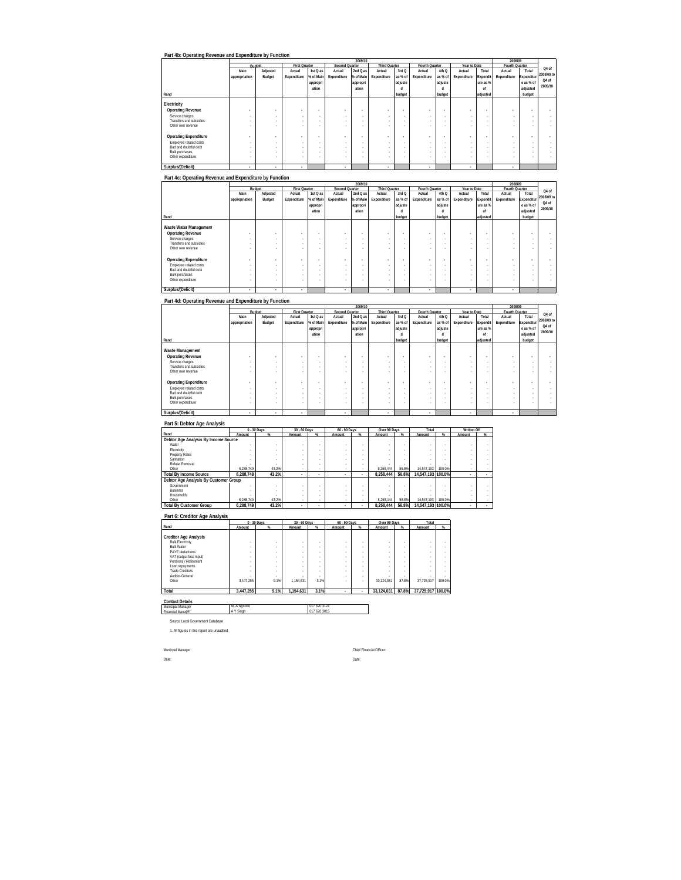## Part 4b: Operating Revenue and Expenditure by Function

| Rand | 2009/10 Budget Main appropriation | Adjusted Budget | First Quarter Actual Expenditure | 1st Q as % of Main appropriation | Second Quarter Actual Expenditure | 2nd Q as % of Main appropriation | Third Quarter Actual Expenditure | 3rd Q as % of adjusted budget | Fourth Quarter Actual Expenditure | 4th Q as % of adjusted budget | Year to Date Actual Expenditure | Total Expenditure as % of adjusted | 2008/09 Fourth Quarter Actual Expenditure | Total Expenditure as % of adjusted budget | Q4 of 2008/09 to Q4 of 2009/10 |
|---|---|---|---|---|---|---|---|---|---|---|---|---|---|---|---|
| **Electricity** | | | | | | | | | | | | | | | |
| **Operating Revenue** | - | - | - | - | - | - | - | - | - | - | - | - | - | - | - |
| Service charges | - | - | - | - | - | - | - | - | - | - | - | - | - | - | - |
| Transfers and subsidies | - | - | - | - | - | - | - | - | - | - | - | - | - | - | - |
| Other own revenue | - | - | - | - | - | - | - | - | - | - | - | - | - | - | - |
| **Operating Expenditure** | - | - | - | - | - | - | - | - | - | - | - | - | - | - | - |
| Employee related costs | - | - | - | - | - | - | - | - | - | - | - | - | - | - | - |
| Bad and doubtful debt | - | - | - | - | - | - | - | - | - | - | - | - | - | - | - |
| Bulk purchases | - | - | - | - | - | - | - | - | - | - | - | - | - | - | - |
| Other expenditure | - | - | - | - | - | - | - | - | - | - | - | - | - | - | - |
| **Surplus/(Deficit)** | - | - | - | | - | | - | | - | | - | | - | | |

## Part 4c: Operating Revenue and Expenditure by Function

| Rand | 2009/10 Budget Main appropriation | Adjusted Budget | First Quarter Actual Expenditure | 1st Q as % of Main appropriation | Second Quarter Actual Expenditure | 2nd Q as % of Main appropriation | Third Quarter Actual Expenditure | 3rd Q as % of adjusted budget | Fourth Quarter Actual Expenditure | 4th Q as % of adjusted budget | Year to Date Actual Expenditure | Total Expenditure as % of adjusted | 2008/09 Fourth Quarter Actual Expenditure | Total Expenditure as % of adjusted budget | Q4 of 2008/09 to Q4 of 2009/10 |
|---|---|---|---|---|---|---|---|---|---|---|---|---|---|---|---|
| **Waste Water Management** | | | | | | | | | | | | | | | |
| **Operating Revenue** | - | - | - | - | - | - | - | - | - | - | - | - | - | - | - |
| Service charges | - | - | - | - | - | - | - | - | - | - | - | - | - | - | - |
| Transfers and subsidies | - | - | - | - | - | - | - | - | - | - | - | - | - | - | - |
| Other own revenue | - | - | - | - | - | - | - | - | - | - | - | - | - | - | - |
| **Operating Expenditure** | - | - | - | - | - | - | - | - | - | - | - | - | - | - | - |
| Employee related costs | - | - | - | - | - | - | - | - | - | - | - | - | - | - | - |
| Bad and doubtful debt | - | - | - | - | - | - | - | - | - | - | - | - | - | - | - |
| Bulk purchases | - | - | - | - | - | - | - | - | - | - | - | - | - | - | - |
| Other expenditure | - | - | - | - | - | - | - | - | - | - | - | - | - | - | - |
| **Surplus/(Deficit)** | - | - | - | | - | | - | | - | | - | | - | | |

## Part 4d: Operating Revenue and Expenditure by Function

| Rand | 2009/10 Budget Main appropriation | Adjusted Budget | First Quarter Actual Expenditure | 1st Q as % of Main appropriation | Second Quarter Actual Expenditure | 2nd Q as % of Main appropriation | Third Quarter Actual Expenditure | 3rd Q as % of adjusted budget | Fourth Quarter Actual Expenditure | 4th Q as % of adjusted budget | Year to Date Actual Expenditure | Total Expenditure as % of adjusted | 2008/09 Fourth Quarter Actual Expenditure | Total Expenditure as % of adjusted budget | Q4 of 2008/09 to Q4 of 2009/10 |
|---|---|---|---|---|---|---|---|---|---|---|---|---|---|---|---|
| **Waste Management** | | | | | | | | | | | | | | | |
| **Operating Revenue** | - | - | - | - | - | - | - | - | - | - | - | - | - | - | - |
| Service charges | - | - | - | - | - | - | - | - | - | - | - | - | - | - | - |
| Transfers and subsidies | - | - | - | - | - | - | - | - | - | - | - | - | - | - | - |
| Other own revenue | - | - | - | - | - | - | - | - | - | - | - | - | - | - | - |
| **Operating Expenditure** | - | - | - | - | - | - | - | - | - | - | - | - | - | - | - |
| Employee related costs | - | - | - | - | - | - | - | - | - | - | - | - | - | - | - |
| Bad and doubtful debt | - | - | - | - | - | - | - | - | - | - | - | - | - | - | - |
| Bulk purchases | - | - | - | - | - | - | - | - | - | - | - | - | - | - | - |
| Other expenditure | - | - | - | - | - | - | - | - | - | - | - | - | - | - | - |
| **Surplus/(Deficit)** | - | - | - | | - | | - | | - | | - | | - | | |

## Part 5: Debtor Age Analysis

| Rand | 0 - 30 Days Amount | % | 30 - 60 Days Amount | % | 60 - 90 Days Amount | % | Over 90 Days Amount | % | Total Amount | % | Written Off Amount | % |
|---|---|---|---|---|---|---|---|---|---|---|---|---|
| **Debtor Age Analysis By Income Source** | | | | | | | | | | | | |
| Water | - | - | - | - | - | - | - | - | - | - | - | - |
| Electricity | - | - | - | - | - | - | - | - | - | - | - | - |
| Property Rates | - | - | - | - | - | - | - | - | - | - | - | - |
| Sanitation | - | - | - | - | - | - | - | - | - | - | - | - |
| Refuse Removal | - | - | - | - | - | - | - | - | - | - | - | - |
| Other | 6,288,749 | 43.2% | - | - | - | - | 8,258,444 | 56.8% | 14,547,193 | 100.0% | - | - |
| **Total By Income Source** | **6,288,749** | **43.2%** | **-** | **-** | **-** | **-** | **8,258,444** | **56.8%** | **14,547,193** | **100.0%** | **-** | **-** |
| **Debtor Age Analysis By Customer Group** | | | | | | | | | | | | |
| Government | - | - | - | - | - | - | - | - | - | - | - | - |
| Business | - | - | - | - | - | - | - | - | - | - | - | - |
| Households | - | - | - | - | - | - | - | - | - | - | - | - |
| Other | 6,288,749 | 43.2% | - | - | - | - | 8,258,444 | 56.8% | 14,547,193 | 100.0% | - | - |
| **Total By Customer Group** | **6,288,749** | **43.2%** | **-** | **-** | **-** | **-** | **8,258,444** | **56.8%** | **14,547,193** | **100.0%** | **-** | **-** |

## Part 6: Creditor Age Analysis

| Rand | 0 - 30 Days Amount | % | 30 - 60 Days Amount | % | 60 - 90 Days Amount | % | Over 90 Days Amount | % | Total Amount | % |
|---|---|---|---|---|---|---|---|---|---|---|
| **Creditor Age Analysis** | | | | | | | | | | |
| Bulk Electricity | - | - | - | - | - | - | - | - | - | - |
| Bulk Water | - | - | - | - | - | - | - | - | - | - |
| PAYE deductions | - | - | - | - | - | - | - | - | - | - |
| VAT (output less input) | - | - | - | - | - | - | - | - | - | - |
| Pensions / Retirement | - | - | - | - | - | - | - | - | - | - |
| Loan repayments | - | - | - | - | - | - | - | - | - | - |
| Trade Creditors | - | - | - | - | - | - | - | - | - | - |
| Auditor-General | - | - | - | - | - | - | - | - | - | - |
| Other | 3,447,255 | 9.1% | 1,154,631 | 3.1% | - | - | 33,124,031 | 87.8% | 37,725,917 | 100.0% |
| **Total** | **3,447,255** | **9.1%** | **1,154,631** | **3.1%** | **-** | **-** | **33,124,031** | **87.8%** | **37,725,917** | **100.0%** |

**Contact Details**

| | | |
|---|---|---|
| Municipal Manager | M. A Ngcobo | 017 620 3121 |
| Financial Manager | A Y Singh | 017 620 3015 |

Source Local Government Database

1. All figures in this report are unaudited

Municpal Manager:

Date:

Chief Financial Officer:

Date: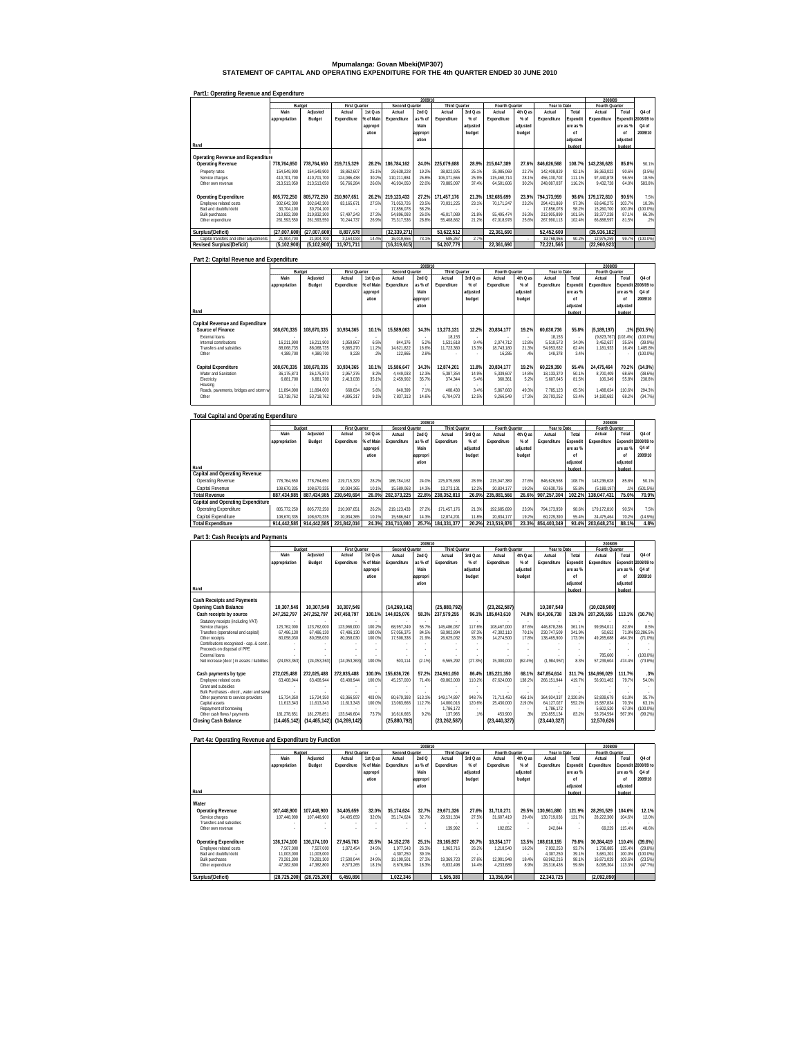# Mpumalanga: Govan Mbeki(MP307)
## STATEMENT OF CAPITAL AND OPERATING EXPENDITURE FOR THE 4th QUARTER ENDED 30 JUNE 2010

### Part1: Operating Revenue and Expenditure

| Rand | 2009/10 Budget Main appropriation | Adjusted Budget | First Quarter Actual Expenditure | 1st Q as % of Main appropriation | Second Quarter Actual Expenditure | 2nd Q as % of Main appropriation | Third Quarter Actual Expenditure | 3rd Q as % of adjusted budget | Fourth Quarter Actual Expenditure | 4th Q as % of adjusted budget | Year to Date Actual Expenditure | Total Expenditure as % of adjusted budget | 2008/09 Fourth Quarter Actual Expenditure | Total Expenditure as % of adjusted budget | Q4 of 2008/09 to Q4 of 2009/10 |
|---|---|---|---|---|---|---|---|---|---|---|---|---|---|---|---|
| **Operating Revenue and Expenditure** | | | | | | | | | | | | | | | |
| **Operating Revenue** | **778,764,650** | **778,764,650** | **219,715,329** | **28.2%** | **186,784,162** | **24.0%** | **225,079,688** | **28.9%** | **215,047,389** | **27.6%** | **846,626,568** | **108.7%** | **143,236,628** | **85.8%** | 50.1% |
| Property rates | 154,549,900 | 154,549,900 | 38,862,607 | 25.1% | 29,638,228 | 19.2% | 38,822,925 | 25.1% | 35,085,069 | 22.7% | 142,408,829 | 92.1% | 36,363,022 | 90.6% | (3.5%) |
| Service charges | 410,701,700 | 410,701,700 | 124,086,438 | 30.2% | 110,211,884 | 26.8% | 106,371,666 | 25.9% | 115,460,714 | 28.1% | 456,130,702 | 111.1% | 97,440,878 | 96.5% | 18.5% |
| Other own revenue | 213,513,050 | 213,513,050 | 56,766,284 | 26.6% | 46,934,050 | 22.0% | 79,885,097 | 37.4% | 64,501,606 | 30.2% | 248,087,037 | 116.2% | 9,432,728 | 64.0% | 583.8% |
| **Operating Expenditure** | **805,772,250** | **805,772,250** | **210,907,651** | **26.2%** | **219,123,433** | **27.2%** | **171,457,176** | **21.3%** | **192,685,699** | **23.9%** | **794,173,959** | **98.6%** | **179,172,810** | **90.5%** | 7.5% |
| Employee related costs | 302,642,300 | 302,642,300 | 83,165,671 | 27.5% | 71,053,726 | 23.5% | 70,031,225 | 23.1% | 70,171,247 | 23.2% | 294,421,869 | 97.3% | 63,646,275 | 103.7% | 10.3% |
| Bad and doubtful debt | 30,704,100 | 30,704,100 | - | - | 17,856,078 | 58.2% | - | - | - | - | 17,856,078 | 58.2% | 15,260,700 | 100.0% | (100.0%) |
| Bulk purchases | 210,832,300 | 210,832,300 | 57,497,243 | 27.3% | 54,896,093 | 26.0% | 46,017,089 | 21.8% | 55,495,474 | 26.3% | 213,905,899 | 101.5% | 33,377,238 | 87.1% | 66.3% |
| Other expenditure | 261,593,550 | 261,593,550 | 70,244,737 | 26.9% | 75,317,536 | 28.8% | 55,408,862 | 21.2% | 67,018,978 | 25.6% | 267,990,113 | 102.4% | 66,888,597 | 81.5% | .2% |
| **Surplus/(Deficit)** | **(27,007,600)** | **(27,007,600)** | **8,807,678** | | **(32,339,271)** | | **53,622,512** | | **22,361,690** | | **52,452,609** | | **(35,936,182)** | | |
| Capital transfers and other adjustments | 21,904,700 | 21,904,700 | 3,164,033 | 14.4% | 16,019,656 | 73.1% | 585,267 | 2.7% | - | - | 19,768,956 | 90.2% | 12,975,259 | 99.7% | (100.0%) |
| **Revised Surplus/(Deficit)** | **(5,102,900)** | **(5,102,900)** | **11,971,711** | | **(16,319,615)** | | **54,207,779** | | **22,361,690** | | **72,221,565** | | **(22,960,923)** | | |

### Part 2: Capital Revenue and Expenditure

| Rand | 2009/10 Budget Main appropriation | Adjusted Budget | First Quarter Actual Expenditure | 1st Q as % of Main appropriation | Second Quarter Actual Expenditure | 2nd Q as % of Main appropriation | Third Quarter Actual Expenditure | 3rd Q as % of adjusted budget | Fourth Quarter Actual Expenditure | 4th Q as % of adjusted budget | Year to Date Actual Expenditure | Total Expenditure as % of adjusted budget | 2008/09 Fourth Quarter Actual Expenditure | Total Expenditure as % of adjusted budget | Q4 of 2008/09 to Q4 of 2009/10 |
|---|---|---|---|---|---|---|---|---|---|---|---|---|---|---|---|
| **Capital Revenue and Expenditure** | | | | | | | | | | | | | | | |
| **Source of Finance** | **108,670,335** | **108,670,335** | **10,934,365** | **10.1%** | **15,589,063** | **14.3%** | **13,273,131** | **12.2%** | **20,834,177** | **19.2%** | **60,630,736** | **55.8%** | **(5,189,197)** | **.1%** | **(501.5%)** |
| External loans | - | - | - | - | - | - | 18,153 | - | - | - | 18,153 | - | (9,823,767) | (102.4%) | (100.0%) |
| Internal contributions | 16,211,900 | 16,211,900 | 1,059,867 | 6.5% | 844,376 | 5.2% | 1,531,618 | 9.4% | 2,074,712 | 12.8% | 5,510,573 | 34.0% | 3,452,637 | 35.5% | (39.9%) |
| Transfers and subsidies | 88,068,735 | 88,068,735 | 9,865,270 | 11.2% | 14,621,822 | 16.6% | 11,723,360 | 13.3% | 18,743,180 | 21.3% | 54,953,632 | 62.4% | 1,181,933 | 16.4% | 1,485.8% |
| Other | 4,389,700 | 4,389,700 | 9,228 | .2% | 122,865 | 2.8% | - | - | 16,285 | .4% | 148,378 | 3.4% | - | - | (100.0%) |
| **Capital Expenditure** | **108,670,335** | **108,670,335** | **10,934,365** | **10.1%** | **15,586,647** | **14.3%** | **12,874,201** | **11.8%** | **20,834,177** | **19.2%** | **60,229,390** | **55.4%** | **24,475,464** | **70.2%** | **(14.9%)** |
| Water and Sanitation | 36,175,873 | 36,175,873 | 2,957,376 | 8.2% | 4,449,033 | 12.3% | 5,387,354 | 14.9% | 5,339,607 | 14.8% | 18,133,370 | 50.1% | 8,700,409 | 68.6% | (38.6%) |
| Electricity | 6,881,700 | 6,881,700 | 2,413,038 | 35.1% | 2,459,902 | 35.7% | 374,344 | 5.4% | 360,361 | 5.2% | 5,607,645 | 81.5% | 106,349 | 55.8% | 238.8% |
| Housing | - | - | - | - | - | - | - | - | - | - | - | - | - | - | - |
| Roads, pavements, bridges and storm w | 11,894,000 | 11,894,000 | 668,634 | 5.6% | 840,399 | 7.1% | 408,430 | 3.4% | 5,867,660 | 49.3% | 7,785,123 | 65.5% | 1,488,024 | 110.6% | 294.3% |
| Other | 53,718,762 | 53,718,762 | 4,895,317 | 9.1% | 7,837,313 | 14.6% | 6,704,073 | 12.5% | 9,266,549 | 17.3% | 28,703,252 | 53.4% | 14,180,682 | 68.2% | (34.7%) |

### Total Capital and Operating Expenditure

| Rand | 2009/10 Budget Main appropriation | Adjusted Budget | First Quarter Actual Expenditure | 1st Q as % of Main appropriation | Second Quarter Actual Expenditure | 2nd Q as % of Main appropriation | Third Quarter Actual Expenditure | 3rd Q as % of adjusted budget | Fourth Quarter Actual Expenditure | 4th Q as % of adjusted budget | Year to Date Actual Expenditure | Total Expenditure as % of adjusted budget | 2008/09 Fourth Quarter Actual Expenditure | Total Expenditure as % of adjusted budget | Q4 of 2008/09 to Q4 of 2009/10 |
|---|---|---|---|---|---|---|---|---|---|---|---|---|---|---|---|
| **Capital and Operating Revenue** | | | | | | | | | | | | | | | |
| Operating Revenue | 778,764,650 | 778,764,650 | 219,715,329 | 28.2% | 186,784,162 | 24.0% | 225,079,688 | 28.9% | 215,047,389 | 27.6% | 846,626,568 | 108.7% | 143,236,628 | 85.8% | 50.1% |
| Capital Revenue | 108,670,335 | 108,670,335 | 10,934,365 | 10.1% | 15,589,063 | 14.3% | 13,273,131 | 12.2% | 20,834,177 | 19.2% | 60,630,736 | 55.8% | (5,189,197) | .1% | (501.5%) |
| **Total Revenue** | **887,434,985** | **887,434,985** | **230,649,694** | **26.0%** | **202,373,225** | **22.8%** | **238,352,819** | **26.9%** | **235,881,566** | **26.6%** | **907,257,304** | **102.2%** | **138,047,431** | **75.0%** | **70.9%** |
| **Capital and Operating Expenditure** | | | | | | | | | | | | | | | |
| Operating Expenditure | 805,772,250 | 805,772,250 | 210,907,651 | 26.2% | 219,123,433 | 27.2% | 171,457,176 | 21.3% | 192,685,699 | 23.9% | 794,173,959 | 98.6% | 179,172,810 | 90.5% | 7.5% |
| Capital Expenditure | 108,670,335 | 108,670,335 | 10,934,365 | 10.1% | 15,586,647 | 14.3% | 12,874,201 | 11.8% | 20,834,177 | 19.2% | 60,229,390 | 55.4% | 24,475,464 | 70.2% | (14.9%) |
| **Total Expenditure** | **914,442,585** | **914,442,585** | **221,842,016** | **24.3%** | **234,710,080** | **25.7%** | **184,331,377** | **20.2%** | **213,519,876** | **23.3%** | **854,403,349** | **93.4%** | **203,648,274** | **88.1%** | **4.8%** |

### Part 3: Cash Receipts and Payments

| Rand | 2009/10 Budget Main appropriation | Adjusted Budget | First Quarter Actual Expenditure | 1st Q as % of Main appropriation | Second Quarter Actual Expenditure | 2nd Q as % of Main appropriation | Third Quarter Actual Expenditure | 3rd Q as % of adjusted budget | Fourth Quarter Actual Expenditure | 4th Q as % of adjusted budget | Year to Date Actual Expenditure | Total Expenditure as % of adjusted budget | 2008/09 Fourth Quarter Actual Expenditure | Total Expenditure as % of adjusted budget | Q4 of 2008/09 to Q4 of 2009/10 |
|---|---|---|---|---|---|---|---|---|---|---|---|---|---|---|---|
| **Cash Receipts and Payments** | | | | | | | | | | | | | | | |
| **Opening Cash Balance** | **10,307,549** | **10,307,549** | **10,307,549** | | **(14,269,142)** | | **(25,880,792)** | | **(23,262,587)** | | **10,307,549** | | **(10,028,900)** | | |
| **Cash receipts by source** | **247,252,797** | **247,252,797** | **247,458,797** | **100.1%** | **144,025,076** | **58.3%** | **237,579,255** | **96.1%** | **185,043,610** | **74.8%** | **814,106,738** | **329.3%** | **207,295,555** | **113.1%** | **(10.7%)** |
| Statutory receipts (including VAT) | - | - | - | - | - | - | - | - | - | - | - | - | - | - | - |
| Service charges | 123,762,000 | 123,762,000 | 123,968,000 | 100.2% | 68,957,249 | 55.7% | 145,486,037 | 117.6% | 108,467,000 | 87.6% | 446,878,286 | 361.1% | 99,954,011 | 82.8% | 8.5% |
| Transfers (operational and capital) | 67,486,130 | 67,486,130 | 67,486,130 | 100.0% | 57,056,375 | 84.5% | 58,902,894 | 87.3% | 47,302,110 | 70.1% | 230,747,509 | 341.9% | 50,652 | 71.9% | 93,286.5% |
| Other receipts | 80,058,030 | 80,058,030 | 80,058,030 | 100.0% | 17,508,338 | 21.9% | 26,625,032 | 33.3% | 14,274,500 | 17.8% | 138,465,900 | 173.0% | 49,265,688 | 464.3% | (71.0%) |
| Contributions recognised - cap. & contr. | - | - | - | - | - | - | - | - | - | - | - | - | - | - | - |
| Proceeds on disposal of PPE | - | - | - | - | - | - | - | - | - | - | - | - | - | - | - |
| External loans | - | - | - | - | - | - | - | - | - | - | - | - | 785,600 | - | (100.0%) |
| Net increase (decr.) in assets / liabilities | (24,053,363) | (24,053,363) | (24,053,363) | 100.0% | 503,114 | (2.1%) | 6,565,292 | (27.3%) | 15,000,000 | (62.4%) | (1,984,957) | 8.3% | 57,239,604 | 474.4% | (73.8%) |
| **Cash payments by type** | **272,025,488** | **272,025,488** | **272,035,488** | **100.0%** | **155,636,726** | **57.2%** | **234,961,050** | **86.4%** | **185,221,350** | **68.1%** | **847,854,614** | **311.7%** | **184,696,029** | **111.7%** | **.3%** |
| Employee related costs | 63,408,944 | 63,408,944 | 63,408,944 | 100.0% | 45,257,000 | 71.4% | 69,862,000 | 110.2% | 87,624,000 | 138.2% | 266,151,944 | 419.7% | 56,901,402 | 79.7% | 54.0% |
| Grant and subsidies | - | - | - | - | - | - | - | - | - | - | - | - | - | - | - |
| Bulk Purchases - electr., water and sewe | - | - | - | - | - | - | - | - | - | - | - | - | - | - | - |
| Other payments to service providers | 15,724,350 | 15,724,350 | 63,366,597 | 403.0% | 80,679,393 | 513.1% | 149,174,897 | 948.7% | 71,713,450 | 456.1% | 364,934,337 | 2,320.8% | 52,839,679 | 81.0% | 35.7% |
| Capital assets | 11,613,343 | 11,613,343 | 11,613,343 | 100.0% | 13,083,668 | 112.7% | 14,000,016 | 120.6% | 25,430,000 | 219.0% | 64,127,027 | 552.2% | 15,587,834 | 70.3% | 63.1% |
| Repayment of borrowing | - | - | - | - | - | - | 1,786,172 | - | - | - | 1,786,172 | - | 5,602,520 | 67.0% | (100.0%) |
| Other cash flows / payments | 181,278,851 | 181,278,851 | 133,646,604 | 73.7% | 16,616,665 | 9.2% | 137,965 | .1% | 453,900 | .3% | 150,855,134 | 83.2% | 53,764,594 | 567.9% | (99.2%) |
| **Closing Cash Balance** | **(14,465,142)** | **(14,465,142)** | **(14,269,142)** | | **(25,880,792)** | | **(23,262,587)** | | **(23,440,327)** | | **(23,440,327)** | | **12,570,626** | | |

### Part 4a: Operating Revenue and Expenditure by Function

| Rand | 2009/10 Budget Main appropriation | Adjusted Budget | First Quarter Actual Expenditure | 1st Q as % of Main appropriation | Second Quarter Actual Expenditure | 2nd Q as % of Main appropriation | Third Quarter Actual Expenditure | 3rd Q as % of adjusted budget | Fourth Quarter Actual Expenditure | 4th Q as % of adjusted budget | Year to Date Actual Expenditure | Total Expenditure as % of adjusted budget | 2008/09 Fourth Quarter Actual Expenditure | Total Expenditure as % of adjusted budget | Q4 of 2008/09 to Q4 of 2009/10 |
|---|---|---|---|---|---|---|---|---|---|---|---|---|---|---|---|
| **Water** | | | | | | | | | | | | | | | |
| **Operating Revenue** | **107,448,900** | **107,448,900** | **34,405,659** | **32.0%** | **35,174,624** | **32.7%** | **29,671,326** | **27.6%** | **31,710,271** | **29.5%** | **130,961,880** | **121.9%** | **28,291,529** | **104.6%** | **12.1%** |
| Service charges | 107,448,900 | 107,448,900 | 34,405,659 | 32.0% | 35,174,624 | 32.7% | 29,531,334 | 27.5% | 31,607,419 | 29.4% | 130,719,036 | 121.7% | 28,222,300 | 104.6% | 12.0% |
| Transfers and subsidies | - | - | - | - | - | - | - | - | - | - | - | - | - | - | - |
| Other own revenue | - | - | - | - | - | - | 139,992 | - | 102,852 | - | 242,844 | - | 69,229 | 115.4% | 48.6% |
| **Operating Expenditure** | **136,174,100** | **136,174,100** | **27,945,763** | **20.5%** | **34,152,278** | **25.1%** | **28,165,937** | **20.7%** | **18,354,177** | **13.5%** | **108,618,155** | **79.8%** | **30,384,419** | **110.4%** | **(39.6%)** |
| Employee related costs | 7,507,000 | 7,507,000 | 1,872,454 | 24.9% | 1,977,543 | 26.3% | 1,963,716 | 26.2% | 1,218,540 | 16.2% | 7,032,253 | 93.7% | 1,736,885 | 135.4% | (29.8%) |
| Bad and doubtful debt | 11,003,000 | 11,003,000 | - | - | 4,307,250 | 39.1% | - | - | - | - | 4,307,250 | 39.1% | 3,681,201 | 100.0% | (100.0%) |
| Bulk purchases | 70,281,300 | 70,281,300 | 17,500,044 | 24.9% | 19,190,501 | 27.3% | 19,369,723 | 27.6% | 12,901,948 | 18.4% | 68,962,216 | 98.1% | 16,871,029 | 109.6% | (23.5%) |
| Other expenditure | 47,382,800 | 47,382,800 | 8,573,265 | 18.1% | 8,676,984 | 18.3% | 6,832,498 | 14.4% | 4,233,689 | 8.9% | 28,316,436 | 59.8% | 8,095,304 | 113.3% | (47.7%) |
| **Surplus/(Deficit)** | **(28,725,200)** | **(28,725,200)** | **6,459,896** | | **1,022,346** | | **1,505,389** | | **13,356,094** | | **22,343,725** | | **(2,092,890)** | | |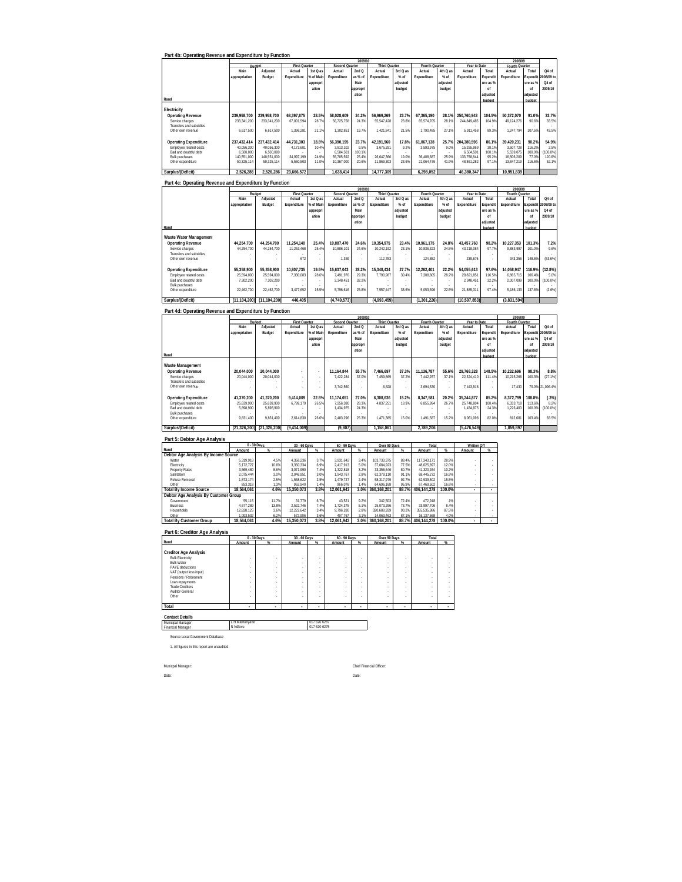## Part 4b: Operating Revenue and Expenditure by Function

| Rand | 2009/10 Budget Main appropriation | Adjusted Budget | First Quarter Actual Expenditure | 1st Q as % of Main appropriation | Second Quarter Actual Expenditure | 2nd Q as % of Main appropriation | Third Quarter Actual Expenditure | 3rd Q as % of adjusted budget | Fourth Quarter Actual Expenditure | 4th Q as % of adjusted budget | Year to Date Actual Expenditure | Total Expenditure as % of adjusted budget | 2008/09 Fourth Quarter Actual Expenditure | Total Expenditure as % of adjusted budget | Q4 of 2008/09 to Q4 of 2009/10 |
|---|---|---|---|---|---|---|---|---|---|---|---|---|---|---|---|
| **Electricity** | | | | | | | | | | | | | | | |
| **Operating Revenue** | **239,958,700** | **239,958,700** | **68,397,875** | **28.5%** | **58,028,609** | **24.2%** | **56,969,269** | **23.7%** | **67,365,190** | **28.1%** | **250,760,943** | **104.5%** | **50,372,070** | **91.0%** | **33.7%** |
| Service charges | 233,341,200 | 233,341,200 | 67,001,594 | 28.7% | 56,725,758 | 24.3% | 55,547,428 | 23.8% | 65,574,705 | 28.1% | 244,849,485 | 104.9% | 49,124,276 | 90.6% | 33.5% |
| Transfers and subsidies | - | - | - | - | - | - | - | - | - | - | - | - | - | - | - |
| Other own revenue | 6,617,500 | 6,617,500 | 1,396,281 | 21.1% | 1,302,851 | 19.7% | 1,421,841 | 21.5% | 1,790,485 | 27.1% | 5,911,458 | 89.3% | 1,247,794 | 107.5% | 43.5% |
| **Operating Expenditure** | **237,432,414** | **237,432,414** | **44,731,303** | **18.8%** | **56,390,195** | **23.7%** | **42,191,960** | **17.8%** | **61,067,138** | **25.7%** | **204,380,596** | **86.1%** | **39,420,231** | **90.2%** | **54.9%** |
| Employee related costs | 40,056,300 | 40,056,300 | 4,173,601 | 10.4% | 3,813,102 | 9.5% | 3,675,291 | 9.2% | 3,593,975 | 9.0% | 15,255,969 | 38.1% | 3,507,728 | 116.2% | 2.5% |
| Bad and doubtful debt | 6,500,000 | 6,500,000 | - | - | 6,504,501 | 100.1% | - | - | - | - | 6,504,501 | 100.1% | 5,559,075 | 100.0% | (100.0%) |
| Bulk purchases | 140,551,000 | 140,551,000 | 34,997,199 | 24.9% | 35,705,592 | 25.4% | 26,647,366 | 19.0% | 36,408,687 | 25.9% | 133,758,844 | 95.2% | 16,506,209 | 77.0% | 120.6% |
| Other expenditure | 50,325,114 | 50,325,114 | 5,560,503 | 11.0% | 10,367,000 | 20.6% | 11,869,303 | 23.6% | 21,064,476 | 41.9% | 48,861,282 | 97.1% | 13,847,219 | 116.6% | 52.1% |
| **Surplus/(Deficit)** | **2,526,286** | **2,526,286** | **23,666,572** | | **1,638,414** | | **14,777,309** | | **6,298,052** | | **46,380,347** | | **10,951,839** | | |

## Part 4c: Operating Revenue and Expenditure by Function

| Rand | 2009/10 Budget Main appropriation | Adjusted Budget | First Quarter Actual Expenditure | 1st Q as % of Main appropriation | Second Quarter Actual Expenditure | 2nd Q as % of Main appropriation | Third Quarter Actual Expenditure | 3rd Q as % of adjusted budget | Fourth Quarter Actual Expenditure | 4th Q as % of adjusted budget | Year to Date Actual Expenditure | Total Expenditure as % of adjusted budget | 2008/09 Fourth Quarter Actual Expenditure | Total Expenditure as % of adjusted budget | Q4 of 2009/10 |
|---|---|---|---|---|---|---|---|---|---|---|---|---|---|---|---|
| **Waste Water Management** | | | | | | | | | | | | | | | |
| **Operating Revenue** | **44,254,700** | **44,254,700** | **11,254,140** | **25.4%** | **10,887,470** | **24.6%** | **10,354,975** | **23.4%** | **10,961,175** | **24.8%** | **43,457,760** | **98.2%** | **10,227,353** | **101.3%** | **7.2%** |
| Service charges | 44,254,700 | 44,254,700 | 11,253,468 | 25.4% | 10,886,101 | 24.6% | 10,242,192 | 23.1% | 10,836,323 | 24.5% | 43,218,084 | 97.7% | 9,883,997 | 101.0% | 9.6% |
| Transfers and subsidies | - | - | - | - | - | - | - | - | - | - | - | - | - | - | - |
| Other own revenue | - | - | 672 | - | 1,369 | - | 112,783 | - | 124,852 | - | 239,676 | - | 343,356 | 148.6% | (63.6%) |
| **Operating Expenditure** | **55,358,900** | **55,358,900** | **10,807,735** | **19.5%** | **15,637,043** | **28.2%** | **15,348,434** | **27.7%** | **12,262,401** | **22.2%** | **54,055,613** | **97.6%** | **14,058,947** | **116.9%** | **(12.8%)** |
| Employee related costs | 25,594,000 | 25,594,000 | 7,330,083 | 28.6% | 7,491,976 | 29.3% | 7,790,987 | 30.4% | 7,208,805 | 28.2% | 29,821,851 | 116.5% | 6,865,715 | 106.4% | 5.0% |
| Bad and doubtful debt | 7,302,200 | 7,302,200 | - | - | 2,348,451 | 32.2% | - | - | - | - | 2,348,451 | 32.2% | 2,007,099 | 100.0% | (100.0%) |
| Bulk purchases | - | - | - | - | - | - | - | - | - | - | - | - | - | - | - |
| Other expenditure | 22,462,700 | 22,462,700 | 3,477,652 | 15.5% | 5,796,616 | 25.8% | 7,557,447 | 33.6% | 5,053,596 | 22.5% | 21,885,311 | 97.4% | 5,186,133 | 137.6% | (2.6%) |
| **Surplus/(Deficit)** | **(11,104,200)** | **(11,104,200)** | **446,405** | | **(4,749,573)** | | **(4,993,459)** | | **(1,301,226)** | | **(10,597,853)** | | **(3,831,594)** | | |

## Part 4d: Operating Revenue and Expenditure by Function

| Rand | 2009/10 Budget Main appropriation | Adjusted Budget | First Quarter Actual Expenditure | 1st Q as % of Main appropriation | Second Quarter Actual Expenditure | 2nd Q as % of Main appropriation | Third Quarter Actual Expenditure | 3rd Q as % of adjusted budget | Fourth Quarter Actual Expenditure | 4th Q as % of adjusted budget | Year to Date Actual Expenditure | Total Expenditure as % of adjusted budget | 2008/09 Fourth Quarter Actual Expenditure | Total Expenditure as % of adjusted budget | Q4 of 2008/09 to Q4 of 2009/10 |
|---|---|---|---|---|---|---|---|---|---|---|---|---|---|---|---|
| **Waste Management** | | | | | | | | | | | | | | | |
| **Operating Revenue** | **20,044,000** | **20,044,000** | **-** | **-** | **11,164,844** | **55.7%** | **7,466,697** | **37.3%** | **11,136,787** | **55.6%** | **29,768,328** | **148.5%** | **10,232,696** | **98.3%** | **8.8%** |
| Service charges | 20,044,000 | 20,044,000 | - | - | 7,422,284 | 37.0% | 7,459,869 | 37.2% | 7,442,257 | 37.1% | 22,324,410 | 111.4% | 10,215,266 | 100.3% | (27.1%) |
| Transfers and subsidies | - | - | - | - | - | - | - | - | - | - | - | - | - | - | - |
| Other own revenue | - | - | - | - | 3,742,560 | - | 6,828 | - | 3,694,530 | - | 7,443,918 | - | 17,430 | 79.0% | 21,096.4% |
| **Operating Expenditure** | **41,370,200** | **41,370,200** | **9,414,009** | **22.8%** | **11,174,651** | **27.0%** | **6,308,636** | **15.2%** | **8,347,581** | **20.2%** | **35,244,877** | **85.2%** | **8,372,799** | **108.8%** | **(.3%)** |
| Employee related costs | 25,639,900 | 25,639,900 | 6,799,179 | 26.5% | 7,256,380 | 28.3% | 4,837,251 | 18.9% | 6,855,994 | 26.7% | 25,748,804 | 100.4% | 6,333,718 | 113.6% | 8.2% |
| Bad and doubtful debt | 5,898,900 | 5,898,900 | - | - | 1,434,975 | 24.3% | - | - | - | - | 1,434,975 | 24.3% | 1,226,400 | 100.0% | (100.0%) |
| Bulk purchases | - | - | - | - | - | - | - | - | - | - | - | - | - | - | - |
| Other expenditure | 9,831,400 | 9,831,400 | 2,614,830 | 26.6% | 2,483,296 | 25.3% | 1,471,385 | 15.0% | 1,491,587 | 15.2% | 8,061,098 | 82.0% | 812,681 | 103.4% | 83.5% |
| **Surplus/(Deficit)** | **(21,326,200)** | **(21,326,200)** | **(9,414,009)** | | **(9,807)** | | **1,158,061** | | **2,789,206** | | **(5,476,549)** | | **1,859,897** | | |

## Part 5: Debtor Age Analysis

| Rand | 0 - 30 Days Amount | % | 30 - 60 Days Amount | % | 60 - 90 Days Amount | % | Over 90 Days Amount | % | Total Amount | % | Written Off Amount | % |
|---|---|---|---|---|---|---|---|---|---|---|---|---|
| **Debtor Age Analysis By Income Source** | | | | | | | | | | | | |
| Water | 5,319,918 | 4.5% | 4,358,236 | 3.7% | 3,931,642 | 3.4% | 103,733,375 | 88.4% | 117,343,171 | 28.9% | - | - |
| Electricity | 5,172,727 | 10.6% | 3,350,334 | 6.9% | 2,417,913 | 5.0% | 37,684,923 | 77.5% | 48,625,897 | 12.0% | - | - |
| Property Rates | 3,569,480 | 8.6% | 3,071,990 | 7.4% | 1,322,818 | 3.2% | 33,356,646 | 80.7% | 41,320,934 | 10.2% | - | - |
| Sanitation | 2,075,444 | 3.0% | 2,046,951 | 3.0% | 1,943,767 | 2.8% | 62,379,110 | 91.1% | 68,445,272 | 16.9% | - | - |
| Refuse Removal | 1,573,174 | 2.5% | 1,568,622 | 2.5% | 1,479,727 | 2.4% | 58,317,979 | 92.7% | 62,939,502 | 15.5% | - | - |
| Other | 853,318 | 1.3% | 953,940 | 1.4% | 966,076 | 1.4% | 64,696,168 | 95.9% | 67,469,502 | 16.6% | - | - |
| **Total By Income Source** | **18,564,061** | **4.6%** | **15,350,073** | **3.8%** | **12,061,943** | **3.0%** | **360,168,201** | **88.7%** | **406,144,278** | **100.0%** | **-** | **-** |
| **Debtor Age Analysis By Customer Group** | | | | | | | | | | | | |
| Government | 55,115 | 11.7% | 31,779 | 6.7% | 43,521 | 9.2% | 342,503 | 72.4% | 472,918 | .1% | - | - |
| Business | 4,677,289 | 13.8% | 2,522,746 | 7.4% | 1,724,375 | 5.1% | 25,073,296 | 73.7% | 33,997,706 | 8.4% | - | - |
| Households | 12,828,125 | 3.6% | 12,222,642 | 3.4% | 9,796,280 | 2.8% | 320,688,939 | 90.2% | 355,535,986 | 87.5% | - | - |
| Other | 1,003,532 | 6.2% | 572,906 | 3.6% | 497,767 | 3.1% | 14,063,463 | 87.1% | 16,137,668 | 4.0% | - | - |
| **Total By Customer Group** | **18,564,061** | **4.6%** | **15,350,073** | **3.8%** | **12,061,943** | **3.0%** | **360,168,201** | **88.7%** | **406,144,278** | **100.0%** | **-** | **-** |

## Part 6: Creditor Age Analysis

| Rand | 0 - 30 Days Amount | % | 30 - 60 Days Amount | % | 60 - 90 Days Amount | % | Over 90 Days Amount | % | Total Amount | % |
|---|---|---|---|---|---|---|---|---|---|---|
| **Creditor Age Analysis** | | | | | | | | | | |
| Bulk Electricity | - | - | - | - | - | - | - | - | - | - |
| Bulk Water | - | - | - | - | - | - | - | - | - | - |
| PAYE deductions | - | - | - | - | - | - | - | - | - | - |
| VAT (output less input) | - | - | - | - | - | - | - | - | - | - |
| Pensions / Retirement | - | - | - | - | - | - | - | - | - | - |
| Loan repayments | - | - | - | - | - | - | - | - | - | - |
| Trade Creditors | - | - | - | - | - | - | - | - | - | - |
| Auditor-General | - | - | - | - | - | - | - | - | - | - |
| Other | - | - | - | - | - | - | - | - | - | - |
| **Total** | **-** | **-** | **-** | **-** | **-** | **-** | **-** | **-** | **-** | **-** |

**Contact Details**

| | | |
|---|---|---|
| Municipal Manager | L H Mathunyane | 017 620 6287 |
| Financial Manager | N Ndlovu | 017 620 6275 |

Source Local Government Database

1. All figures in this report are unaudited

Municipal Manager: Chief Financial Officer:

Date: Date: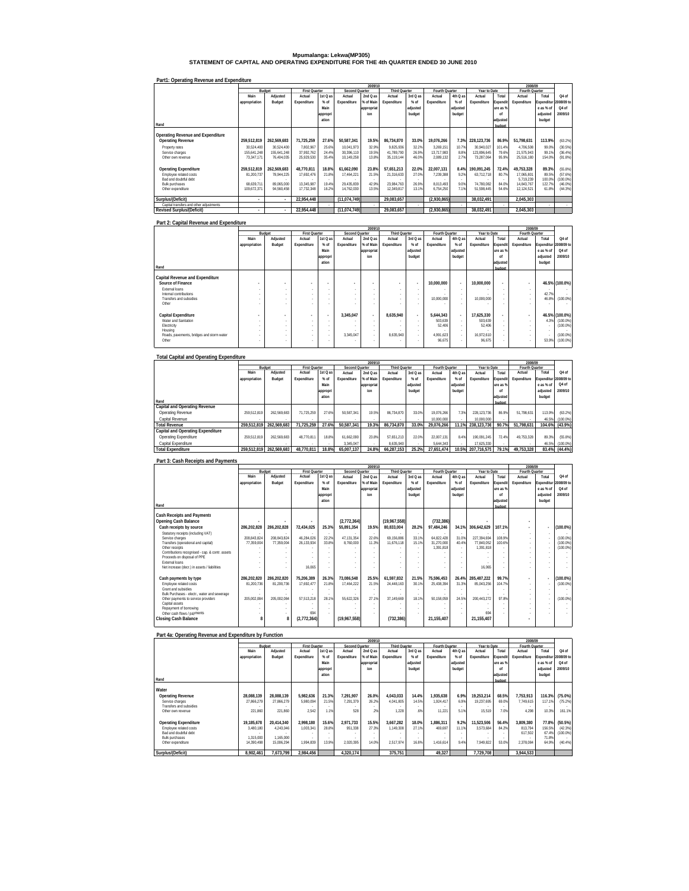# Mpumalanga: Lekwa(MP305)

## STATEMENT OF CAPITAL AND OPERATING EXPENDITURE FOR THE 4th QUARTER ENDED 30 JUNE 2010

### Part1: Operating Revenue and Expenditure

| Rand | 2009/10 Budget Main appropriation | Adjusted Budget | First Quarter Actual Expenditure | 1st Q as % of Main appropriation | Second Quarter Actual Expenditure | 2nd Q as % of Main appropriation | Third Quarter Actual Expenditure | 3rd Q as % of adjusted budget | Fourth Quarter Actual Expenditure | 4th Q as % of adjusted budget | Year to Date Actual Expenditure | Total Expenditure as % of adjusted budget | 2008/09 Fourth Quarter Actual Expenditure | Total Expenditure as % of adjusted budget | Q4 of 2008/09 to Q4 of 2009/10 |
|---|---|---|---|---|---|---|---|---|---|---|---|---|---|---|---|
| **Operating Revenue and Expenditure** | | | | | | | | | | | | | | | |
| **Operating Revenue** | **259,512,819** | **262,569,683** | **71,725,259** | **27.6%** | **50,587,341** | **19.5%** | **86,734,870** | **33.0%** | **19,076,266** | **7.3%** | **228,123,736** | **86.9%** | **51,798,631** | **113.9%** | (63.2%) |
| Property rates | 30,524,400 | 30,524,400 | 7,802,967 | 25.6% | 10,041,973 | 32.9% | 9,825,936 | 32.2% | 3,269,151 | 10.7% | 30,940,027 | 101.4% | 4,706,508 | 99.0% | (30.5%) |
| Service charges | 155,641,248 | 155,641,248 | 37,992,762 | 24.4% | 30,396,110 | 19.5% | 41,789,790 | 26.9% | 13,717,983 | 8.8% | 123,896,645 | 79.6% | 21,575,943 | 99.1% | (36.4%) |
| Other own revenue | 73,347,171 | 76,404,035 | 25,929,530 | 35.4% | 10,149,258 | 13.8% | 35,119,144 | 46.0% | 2,089,132 | 2.7% | 73,287,064 | 95.9% | 25,516,180 | 154.0% | (91.8%) |
| **Operating Expenditure** | **259,512,819** | **262,569,683** | **48,770,811** | **18.8%** | **61,662,090** | **23.8%** | **57,651,213** | **22.0%** | **22,007,131** | **8.4%** | **190,091,245** | **72.4%** | **49,753,328** | **89.3%** | (55.8%) |
| Employee related costs | 81,200,737 | 78,944,225 | 17,692,476 | 21.8% | 17,464,221 | 21.5% | 21,316,633 | 27.0% | 7,239,388 | 9.2% | 63,712,718 | 80.7% | 17,065,801 | 89.5% | (57.6%) |
| Bad and doubtful debt | - | - | - | - | - | - | - | - | - | - | - | - | 5,719,239 | 100.0% | (100.0%) |
| Bulk purchases | 68,639,711 | 89,065,000 | 13,345,987 | 19.4% | 29,435,839 | 42.9% | 23,984,763 | 26.9% | 8,013,493 | 9.0% | 74,780,082 | 84.0% | 14,843,767 | 122.7% | (46.0%) |
| Other expenditure | 109,672,371 | 94,560,458 | 17,732,348 | 16.2% | 14,762,030 | 13.5% | 12,349,817 | 13.1% | 6,754,250 | 7.1% | 51,598,445 | 54.6% | 12,124,521 | 61.8% | (44.3%) |
| **Surplus/(Deficit)** | - | - | **22,954,448** | | **(11,074,749)** | | **29,083,657** | | **(2,930,865)** | | **38,032,491** | | **2,045,303** | | |
| Capital transfers and other adjustments | - | - | - | - | - | - | - | - | - | - | - | - | - | - | - |
| **Revised Surplus/(Deficit)** | - | - | **22,954,448** | | **(11,074,749)** | | **29,083,657** | | **(2,930,865)** | | **38,032,491** | | **2,045,303** | | |

### Part 2: Capital Revenue and Expenditure

| Rand | 2009/10 Budget Main appropriation | Adjusted Budget | First Quarter Actual Expenditure | 1st Q as % of Main appropriation | Second Quarter Actual Expenditure | 2nd Q as % of Main appropriation | Third Quarter Actual Expenditure | 3rd Q as % of adjusted budget | Fourth Quarter Actual Expenditure | 4th Q as % of adjusted budget | Year to Date Actual Expenditure | Total Expenditure as % of adjusted budget | 2008/09 Fourth Quarter Actual Expenditure | Total Expenditure as % of adjusted budget | Q4 of 2008/09 to Q4 of 2009/10 |
|---|---|---|---|---|---|---|---|---|---|---|---|---|---|---|---|
| **Capital Revenue and Expenditure** | | | | | | | | | | | | | | | |
| **Source of Finance** | - | - | - | - | - | - | - | - | **10,000,000** | - | **10,000,000** | - | - | **46.5%** | **(100.0%)** |
| External loans | - | - | - | - | - | - | - | - | - | - | - | - | - | - | - |
| Internal contributions | - | - | - | - | - | - | - | - | - | - | - | - | - | 42.7% | - |
| Transfers and subsidies | - | - | - | - | - | - | - | - | 10,000,000 | - | 10,000,000 | - | - | 46.8% | (100.0%) |
| Other | - | - | - | - | - | - | - | - | - | - | - | - | - | - | - |
| **Capital Expenditure** | - | - | - | - | **3,345,047** | - | **8,635,940** | - | **5,644,343** | - | **17,625,330** | - | - | **46.5%** | **(100.0%)** |
| Water and Sanitation | - | - | - | - | - | - | - | - | 503,639 | - | 503,639 | - | - | 4.3% | (100.0%) |
| Electricity | - | - | - | - | - | - | - | - | 52,406 | - | 52,406 | - | - | - | (100.0%) |
| Housing | - | - | - | - | - | - | - | - | - | - | - | - | - | - | - |
| Roads, pavements, bridges and storm water | - | - | - | - | 3,345,047 | - | 8,635,940 | - | 4,991,623 | - | 16,972,610 | - | - | - | (100.0%) |
| Other | - | - | - | - | - | - | - | - | 96,675 | - | 96,675 | - | - | 53.9% | (100.0%) |

### Total Capital and Operating Expenditure

| Rand | 2009/10 Budget Main appropriation | Adjusted Budget | First Quarter Actual Expenditure | 1st Q as % of Main appropriation | Second Quarter Actual Expenditure | 2nd Q as % of Main appropriation | Third Quarter Actual Expenditure | 3rd Q as % of adjusted budget | Fourth Quarter Actual Expenditure | 4th Q as % of adjusted budget | Year to Date Actual Expenditure | Total Expenditure as % of adjusted budget | 2008/09 Fourth Quarter Actual Expenditure | Total Expenditure as % of adjusted budget | Q4 of 2008/09 to Q4 of 2009/10 |
|---|---|---|---|---|---|---|---|---|---|---|---|---|---|---|---|
| **Capital and Operating Revenue** | | | | | | | | | | | | | | | |
| Operating Revenue | 259,512,819 | 262,569,683 | 71,725,259 | 27.6% | 50,587,341 | 19.5% | 86,734,870 | 33.0% | 19,076,266 | 7.3% | 228,123,736 | 86.9% | 51,798,631 | 113.9% | (63.2%) |
| Capital Revenue | - | - | - | - | - | - | - | - | 10,000,000 | - | 10,000,000 | - | - | 46.5% | (100.0%) |
| **Total Revenue** | **259,512,819** | **262,569,683** | **71,725,259** | **27.6%** | **50,587,341** | **19.3%** | **86,734,870** | **33.0%** | **29,076,266** | **11.1%** | **238,123,736** | **90.7%** | **51,798,631** | **104.6%** | **(43.9%)** |
| **Capital and Operating Expenditure** | | | | | | | | | | | | | | | |
| Operating Expenditure | 259,512,819 | 262,569,683 | 48,770,811 | 18.8% | 61,662,090 | 23.8% | 57,651,213 | 22.0% | 22,007,131 | 8.4% | 190,091,245 | 72.4% | 49,753,328 | 89.3% | (55.8%) |
| Capital Expenditure | - | - | - | - | 3,345,047 | - | 8,635,940 | - | 5,644,343 | - | 17,625,330 | - | - | 46.5% | (100.0%) |
| **Total Expenditure** | **259,512,819** | **262,569,683** | **48,770,811** | **18.8%** | **65,007,137** | **24.8%** | **66,287,153** | **25.2%** | **27,651,474** | **10.5%** | **207,716,575** | **79.1%** | **49,753,328** | **83.4%** | **(44.4%)** |

### Part 3: Cash Receipts and Payments

| Rand | 2009/10 Budget Main appropriation | Adjusted Budget | First Quarter Actual Expenditure | 1st Q as % of Main appropriation | Second Quarter Actual Expenditure | 2nd Q as % of Main appropriation | Third Quarter Actual Expenditure | 3rd Q as % of adjusted budget | Fourth Quarter Actual Expenditure | 4th Q as % of adjusted budget | Year to Date Actual Expenditure | Total Expenditure as % of adjusted budget | 2008/09 Fourth Quarter Actual Expenditure | Total Expenditure as % of adjusted budget | Q4 of 2008/09 to Q4 of 2009/10 |
|---|---|---|---|---|---|---|---|---|---|---|---|---|---|---|---|
| **Cash Receipts and Payments** | | | | | | | | | | | | | | | |
| **Opening Cash Balance** | - | - | - | | **(2,772,364)** | | **(19,967,558)** | | **(732,386)** | | - | | - | | |
| **Cash receipts by source** | **286,202,828** | **286,202,828** | **72,434,025** | **25.3%** | **55,891,354** | **19.5%** | **80,833,004** | **28.2%** | **97,484,246** | **34.1%** | **306,642,629** | **107.1%** | - | - | **(100.0%)** |
| Statutory receipts (including VAT) | - | - | - | - | - | - | - | - | - | - | - | - | - | - | - |
| Service charges | 208,843,824 | 208,843,824 | 46,284,026 | 22.2% | 47,131,354 | 22.6% | 69,156,886 | 33.1% | 64,822,428 | 31.0% | 227,394,694 | 108.9% | - | - | (100.0%) |
| Transfers (operational and capital) | 77,359,004 | 77,359,004 | 26,133,934 | 33.8% | 8,760,000 | 11.3% | 11,676,118 | 15.1% | 31,270,000 | 40.4% | 77,840,052 | 100.6% | - | - | (100.0%) |
| Other receipts | - | - | - | - | - | - | - | - | 1,391,818 | - | 1,391,818 | - | - | - | (100.0%) |
| Contributions recognised - cap. & contr. assets | - | - | - | - | - | - | - | - | - | - | - | - | - | - | - |
| Proceeds on disposal of PPE | - | - | - | - | - | - | - | - | - | - | - | - | - | - | - |
| External loans | - | - | - | - | - | - | - | - | - | - | - | - | - | - | - |
| Net increase (decr.) in assets / liabilities | - | - | 16,065 | - | - | - | - | - | - | - | 16,065 | - | - | - | - |
| **Cash payments by type** | **286,202,820** | **286,202,820** | **75,206,389** | **26.3%** | **73,086,548** | **25.5%** | **61,597,832** | **21.5%** | **75,596,453** | **26.4%** | **285,487,222** | **99.7%** | - | - | **(100.0%)** |
| Employee related costs | 81,200,736 | 81,200,736 | 17,692,477 | 21.8% | 17,464,222 | 21.5% | 24,448,163 | 30.1% | 25,438,394 | 31.3% | 85,043,256 | 104.7% | - | - | (100.0%) |
| Grant and subsidies | - | - | - | - | - | - | - | - | - | - | - | - | - | - | - |
| Bulk Purchases - electr., water and sewerage | - | - | - | - | - | - | - | - | - | - | - | - | - | - | - |
| Other payments to service providers | 205,002,084 | 205,002,084 | 57,513,218 | 28.1% | 55,622,326 | 27.1% | 37,149,669 | 18.1% | 50,158,059 | 24.5% | 200,443,272 | 97.8% | - | - | (100.0%) |
| Capital assets | - | - | - | - | - | - | - | - | - | - | - | - | - | - | - |
| Repayment of borrowing | - | - | - | - | - | - | - | - | - | - | - | - | - | - | - |
| Other cash flows / payments | - | - | 694 | - | - | - | - | - | - | - | 694 | - | - | - | - |
| **Closing Cash Balance** | **8** | **8** | **(2,772,364)** | | **(19,967,558)** | | **(732,386)** | | **21,155,407** | | **21,155,407** | | - | | |

### Part 4a: Operating Revenue and Expenditure by Function

| Rand | 2009/10 Budget Main appropriation | Adjusted Budget | First Quarter Actual Expenditure | 1st Q as % of Main appropriation | Second Quarter Actual Expenditure | 2nd Q as % of Main appropriation | Third Quarter Actual Expenditure | 3rd Q as % of adjusted budget | Fourth Quarter Actual Expenditure | 4th Q as % of adjusted budget | Year to Date Actual Expenditure | Total Expenditure as % of adjusted budget | 2008/09 Fourth Quarter Actual Expenditure | Total Expenditure as % of adjusted budget | Q4 of 2008/09 to Q4 of 2009/10 |
|---|---|---|---|---|---|---|---|---|---|---|---|---|---|---|---|
| **Water** | | | | | | | | | | | | | | | |
| **Operating Revenue** | **28,088,139** | **28,088,139** | **5,982,636** | **21.3%** | **7,291,907** | **26.0%** | **4,043,033** | **14.4%** | **1,935,638** | **6.9%** | **19,253,214** | **68.5%** | **7,753,913** | **116.3%** | **(75.0%)** |
| Service charges | 27,866,279 | 27,866,279 | 5,980,094 | 21.5% | 7,291,379 | 26.2% | 4,041,805 | 14.5% | 1,924,417 | 6.9% | 19,237,695 | 69.0% | 7,749,615 | 117.1% | (75.2%) |
| Transfers and subsidies | - | - | - | - | - | - | - | - | - | - | - | - | - | - | - |
| Other own revenue | 221,860 | 221,860 | 2,542 | 1.1% | 528 | .2% | 1,228 | .6% | 11,221 | 5.1% | 15,519 | 7.0% | 4,298 | 10.3% | 161.1% |
| **Operating Expenditure** | **19,185,678** | **20,414,340** | **2,998,180** | **15.6%** | **2,971,733** | **15.5%** | **3,667,282** | **18.0%** | **1,886,311** | **9.2%** | **11,523,506** | **56.4%** | **3,809,380** | **77.8%** | **(50.5%)** |
| Employee related costs | 3,480,180 | 4,243,046 | 1,003,341 | 28.8% | 951,338 | 27.3% | 1,149,308 | 27.1% | 469,697 | 11.1% | 3,573,684 | 84.2% | 813,794 | 156.5% | (42.3%) |
| Bad and doubtful debt | - | - | - | - | - | - | - | - | - | - | - | - | 617,502 | 67.4% | (100.0%) |
| Bulk purchases | 1,315,000 | 1,165,000 | - | - | - | - | - | - | - | - | - | - | - | 71.8% | - |
| Other expenditure | 14,390,498 | 15,006,294 | 1,994,839 | 13.9% | 2,020,395 | 14.0% | 2,517,974 | 16.8% | 1,416,614 | 9.4% | 7,949,822 | 53.0% | 2,378,084 | 64.9% | (40.4%) |
| **Surplus/(Deficit)** | **8,902,461** | **7,673,799** | **2,984,456** | | **4,320,174** | | **375,751** | | **49,327** | | **7,729,708** | | **3,944,533** | | |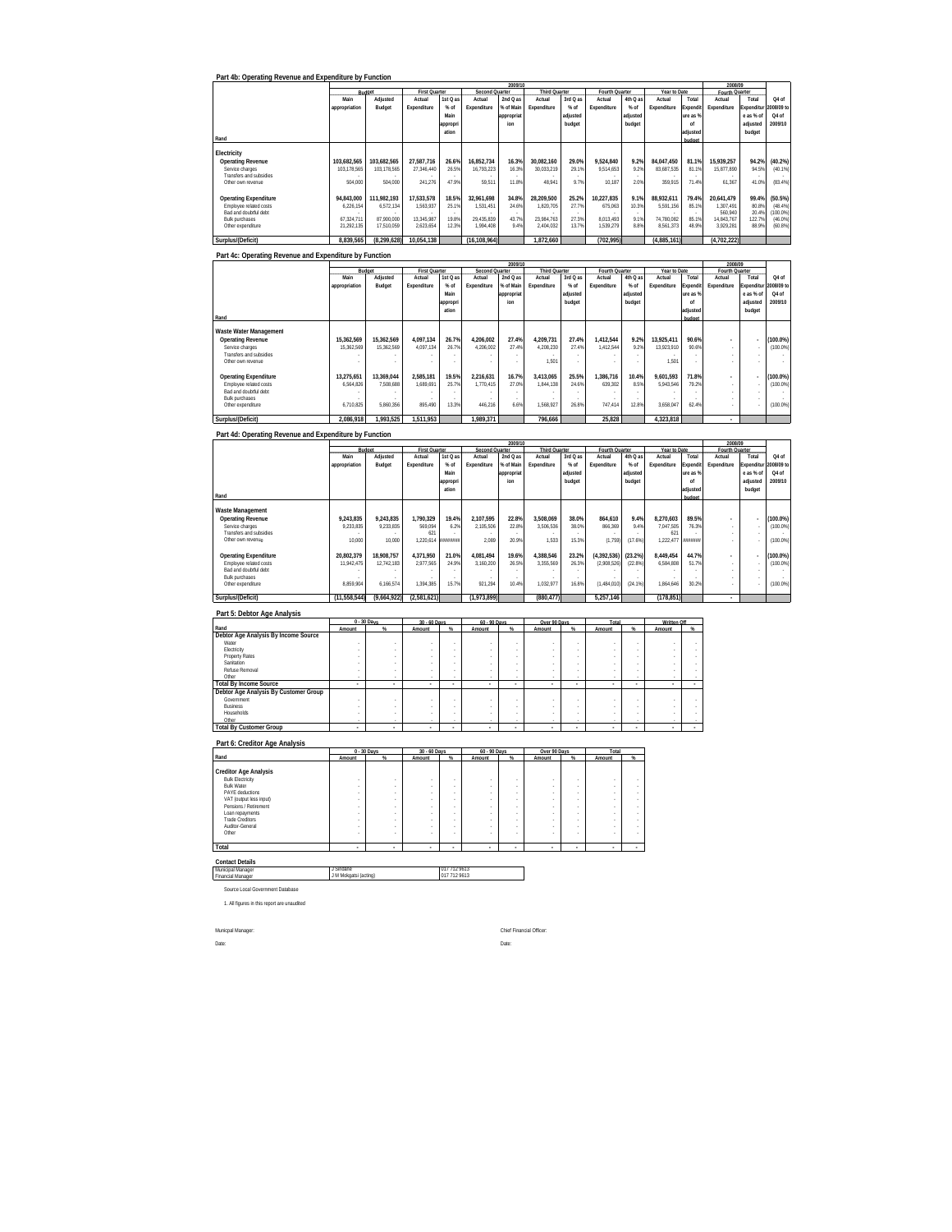## Part 4b: Operating Revenue and Expenditure by Function

| Rand | 2009/10 Budget Main appropriation | Adjusted Budget | First Quarter Actual Expenditure | 1st Q as % of Main appropriation | Second Quarter Actual Expenditure | 2nd Q as % of Main appropriation | Third Quarter Actual Expenditure | 3rd Q as % of adjusted budget | Fourth Quarter Actual Expenditure | 4th Q as % of adjusted budget | Year to Date Actual Expenditure | Total Expenditure as % of adjusted budget | 2008/09 Fourth Quarter Actual Expenditure | Total Expenditure as % of adjusted budget | Q4 of 2008/09 to Q4 of 2009/10 |
|---|---|---|---|---|---|---|---|---|---|---|---|---|---|---|---|
| **Electricity** | | | | | | | | | | | | | | | |
| **Operating Revenue** | **103,682,565** | **103,682,565** | **27,587,716** | **26.6%** | **16,852,734** | **16.3%** | **30,082,160** | **29.0%** | **9,524,840** | **9.2%** | **84,047,450** | **81.1%** | **15,939,257** | **94.2%** | **(40.2%)** |
| Service charges | 103,178,565 | 103,178,565 | 27,346,440 | 26.5% | 16,793,223 | 16.3% | 30,033,219 | 29.1% | 9,514,653 | 9.2% | 83,687,535 | 81.1% | 15,877,890 | 94.5% | (40.1%) |
| Transfers and subsidies | - | - | - | - | - | - | - | - | - | - | - | - | - | - | - |
| Other own revenue | 504,000 | 504,000 | 241,276 | 47.9% | 59,511 | 11.8% | 48,941 | 9.7% | 10,187 | 2.0% | 359,915 | 71.4% | 61,367 | 41.0% | (83.4%) |
| **Operating Expenditure** | **94,843,000** | **111,982,193** | **17,533,578** | **18.5%** | **32,961,698** | **34.8%** | **28,209,500** | **25.2%** | **10,227,835** | **9.1%** | **88,932,611** | **79.4%** | **20,641,479** | **99.4%** | **(50.5%)** |
| Employee related costs | 6,226,154 | 6,572,134 | 1,563,937 | 25.1% | 1,531,451 | 24.6% | 1,820,705 | 27.7% | 675,063 | 10.3% | 5,591,156 | 85.1% | 1,307,491 | 80.8% | (48.4%) |
| Bad and doubtful debt | - | - | - | - | - | - | - | - | - | - | - | - | 560,940 | 20.4% | (100.0%) |
| Bulk purchases | 67,324,711 | 87,900,000 | 13,345,987 | 19.8% | 29,435,839 | 43.7% | 23,984,763 | 27.3% | 8,013,493 | 9.1% | 74,780,082 | 85.1% | 14,843,767 | 122.7% | (46.0%) |
| Other expenditure | 21,292,135 | 17,510,059 | 2,623,654 | 12.3% | 1,994,408 | 9.4% | 2,404,032 | 13.7% | 1,539,279 | 8.8% | 8,561,373 | 48.9% | 3,929,281 | 88.9% | (60.8%) |
| **Surplus/(Deficit)** | **8,839,565** | **(8,299,628)** | **10,054,138** | | **(16,108,964)** | | **1,872,660** | | **(702,995)** | | **(4,885,161)** | | **(4,702,222)** | | |

## Part 4c: Operating Revenue and Expenditure by Function

| Rand | 2009/10 Budget Main appropriation | Adjusted Budget | First Quarter Actual Expenditure | 1st Q as % of Main appropriation | Second Quarter Actual Expenditure | 2nd Q as % of Main appropriation | Third Quarter Actual Expenditure | 3rd Q as % of adjusted budget | Fourth Quarter Actual Expenditure | 4th Q as % of adjusted budget | Year to Date Actual Expenditure | Total Expenditure as % of adjusted budget | 2008/09 Fourth Quarter Actual Expenditure | Total Expenditure as % of adjusted budget | Q4 of 2008/09 to Q4 of 2009/10 |
|---|---|---|---|---|---|---|---|---|---|---|---|---|---|---|---|
| **Waste Water Management** | | | | | | | | | | | | | | | |
| **Operating Revenue** | **15,362,569** | **15,362,569** | **4,097,134** | **26.7%** | **4,206,002** | **27.4%** | **4,209,731** | **27.4%** | **1,412,544** | **9.2%** | **13,925,411** | **90.6%** | **-** | **-** | **(100.0%)** |
| Service charges | 15,362,569 | 15,362,569 | 4,097,134 | 26.7% | 4,206,002 | 27.4% | 4,208,230 | 27.4% | 1,412,544 | 9.2% | 13,923,910 | 90.6% | - | - | (100.0%) |
| Transfers and subsidies | - | - | - | - | - | - | - | - | - | - | - | - | - | - | - |
| Other own revenue | - | - | - | - | - | - | 1,501 | - | - | - | 1,501 | - | - | - | - |
| **Operating Expenditure** | **13,275,651** | **13,369,044** | **2,585,181** | **19.5%** | **2,216,631** | **16.7%** | **3,413,065** | **25.5%** | **1,386,716** | **10.4%** | **9,601,593** | **71.8%** | **-** | **-** | **(100.0%)** |
| Employee related costs | 6,564,826 | 7,508,688 | 1,689,691 | 25.7% | 1,770,415 | 27.0% | 1,844,138 | 24.6% | 639,302 | 8.5% | 5,943,546 | 79.2% | - | - | (100.0%) |
| Bad and doubtful debt | - | - | - | - | - | - | - | - | - | - | - | - | - | - | - |
| Bulk purchases | - | - | - | - | - | - | - | - | - | - | - | - | - | - | - |
| Other expenditure | 6,710,825 | 5,860,356 | 895,490 | 13.3% | 446,216 | 6.6% | 1,568,927 | 26.8% | 747,414 | 12.8% | 3,658,047 | 62.4% | - | - | (100.0%) |
| **Surplus/(Deficit)** | **2,086,918** | **1,993,525** | **1,511,953** | | **1,989,371** | | **796,666** | | **25,828** | | **4,323,818** | | **-** | | |

## Part 4d: Operating Revenue and Expenditure by Function

| Rand | 2009/10 Budget Main appropriation | Adjusted Budget | First Quarter Actual Expenditure | 1st Q as % of Main appropriation | Second Quarter Actual Expenditure | 2nd Q as % of Main appropriation | Third Quarter Actual Expenditure | 3rd Q as % of adjusted budget | Fourth Quarter Actual Expenditure | 4th Q as % of adjusted budget | Year to Date Actual Expenditure | Total Expenditure as % of adjusted budget | 2008/09 Fourth Quarter Actual Expenditure | Total Expenditure as % of adjusted budget | Q4 of 2008/09 to Q4 of 2009/10 |
|---|---|---|---|---|---|---|---|---|---|---|---|---|---|---|---|
| **Waste Management** | | | | | | | | | | | | | | | |
| **Operating Revenue** | **9,243,835** | **9,243,835** | **1,790,329** | **19.4%** | **2,107,595** | **22.8%** | **3,508,069** | **38.0%** | **864,610** | **9.4%** | **8,270,603** | **89.5%** | **-** | **-** | **(100.0%)** |
| Service charges | 9,233,835 | 9,233,835 | 569,094 | 6.2% | 2,105,506 | 22.8% | 3,506,536 | 38.0% | 866,369 | 9.4% | 7,047,505 | 76.3% | - | - | (100.0%) |
| Transfers and subsidies | - | - | 621 | - | - | - | - | - | - | - | 621 | - | - | - | - |
| Other own revenue | 10,000 | 10,000 | 1,220,614 | ######## | 2,089 | 20.9% | 1,533 | 15.3% | (1,759) | (17.6%) | 1,222,477 | ####### | - | - | (100.0%) |
| **Operating Expenditure** | **20,802,379** | **18,908,757** | **4,371,950** | **21.0%** | **4,081,494** | **19.6%** | **4,388,546** | **23.2%** | **(4,392,536)** | **(23.2%)** | **8,449,454** | **44.7%** | **-** | **-** | **(100.0%)** |
| Employee related costs | 11,942,475 | 12,742,183 | 2,977,565 | 24.9% | 3,160,200 | 26.5% | 3,355,569 | 26.3% | (2,908,526) | (22.8%) | 6,584,808 | 51.7% | - | - | (100.0%) |
| Bad and doubtful debt | - | - | - | - | - | - | - | - | - | - | - | - | - | - | - |
| Bulk purchases | - | - | - | - | - | - | - | - | - | - | - | - | - | - | - |
| Other expenditure | 8,859,904 | 6,166,574 | 1,394,385 | 15.7% | 921,294 | 10.4% | 1,032,977 | 16.8% | (1,484,010) | (24.1%) | 1,864,646 | 30.2% | - | - | (100.0%) |
| **Surplus/(Deficit)** | **(11,558,544)** | **(9,664,922)** | **(2,581,621)** | | **(1,973,899)** | | **(880,477)** | | **5,257,146** | | **(178,851)** | | **-** | | |

## Part 5: Debtor Age Analysis

| Rand | 0 - 30 Days Amount | % | 30 - 60 Days Amount | % | 60 - 90 Days Amount | % | Over 90 Days Amount | % | Total Amount | % | Written Off Amount | % |
|---|---|---|---|---|---|---|---|---|---|---|---|---|
| **Debtor Age Analysis By Income Source** | | | | | | | | | | | | |
| Water | - | - | - | - | - | - | - | - | - | - | - | - |
| Electricity | - | - | - | - | - | - | - | - | - | - | - | - |
| Property Rates | - | - | - | - | - | - | - | - | - | - | - | - |
| Sanitation | - | - | - | - | - | - | - | - | - | - | - | - |
| Refuse Removal | - | - | - | - | - | - | - | - | - | - | - | - |
| Other | - | - | - | - | - | - | - | - | - | - | - | - |
| **Total By Income Source** | **-** | **-** | **-** | **-** | **-** | **-** | **-** | **-** | **-** | **-** | **-** | **-** |
| **Debtor Age Analysis By Customer Group** | | | | | | | | | | | | |
| Government | - | - | - | - | - | - | - | - | - | - | - | - |
| Business | - | - | - | - | - | - | - | - | - | - | - | - |
| Households | - | - | - | - | - | - | - | - | - | - | - | - |
| Other | - | - | - | - | - | - | - | - | - | - | - | - |
| **Total By Customer Group** | **-** | **-** | **-** | **-** | **-** | **-** | **-** | **-** | **-** | **-** | **-** | **-** |

## Part 6: Creditor Age Analysis

| Rand | 0 - 30 Days Amount | % | 30 - 60 Days Amount | % | 60 - 90 Days Amount | % | Over 90 Days Amount | % | Total Amount | % |
|---|---|---|---|---|---|---|---|---|---|---|
| **Creditor Age Analysis** | | | | | | | | | | |
| Bulk Electricity | - | - | - | - | - | - | - | - | - | - |
| Bulk Water | - | - | - | - | - | - | - | - | - | - |
| PAYE deductions | - | - | - | - | - | - | - | - | - | - |
| VAT (output less input) | - | - | - | - | - | - | - | - | - | - |
| Pensions / Retirement | - | - | - | - | - | - | - | - | - | - |
| Loan repayments | - | - | - | - | - | - | - | - | - | - |
| Trade Creditors | - | - | - | - | - | - | - | - | - | - |
| Auditor-General | - | - | - | - | - | - | - | - | - | - |
| Other | - | - | - | - | - | - | - | - | - | - |
| **Total** | **-** | **-** | **-** | **-** | **-** | **-** | **-** | **-** | **-** | **-** |

**Contact Details**

| | | |
|---|---|---|
| Municipal Manager | J Sindane | 017 712 9613 |
| Financial Manager | J M Mokgatsi (acting) | 017 712 9613 |

Source Local Government Database

1. All figures in this report are unaudited

Municipal Manager: Chief Financial Officer:

Date: Date: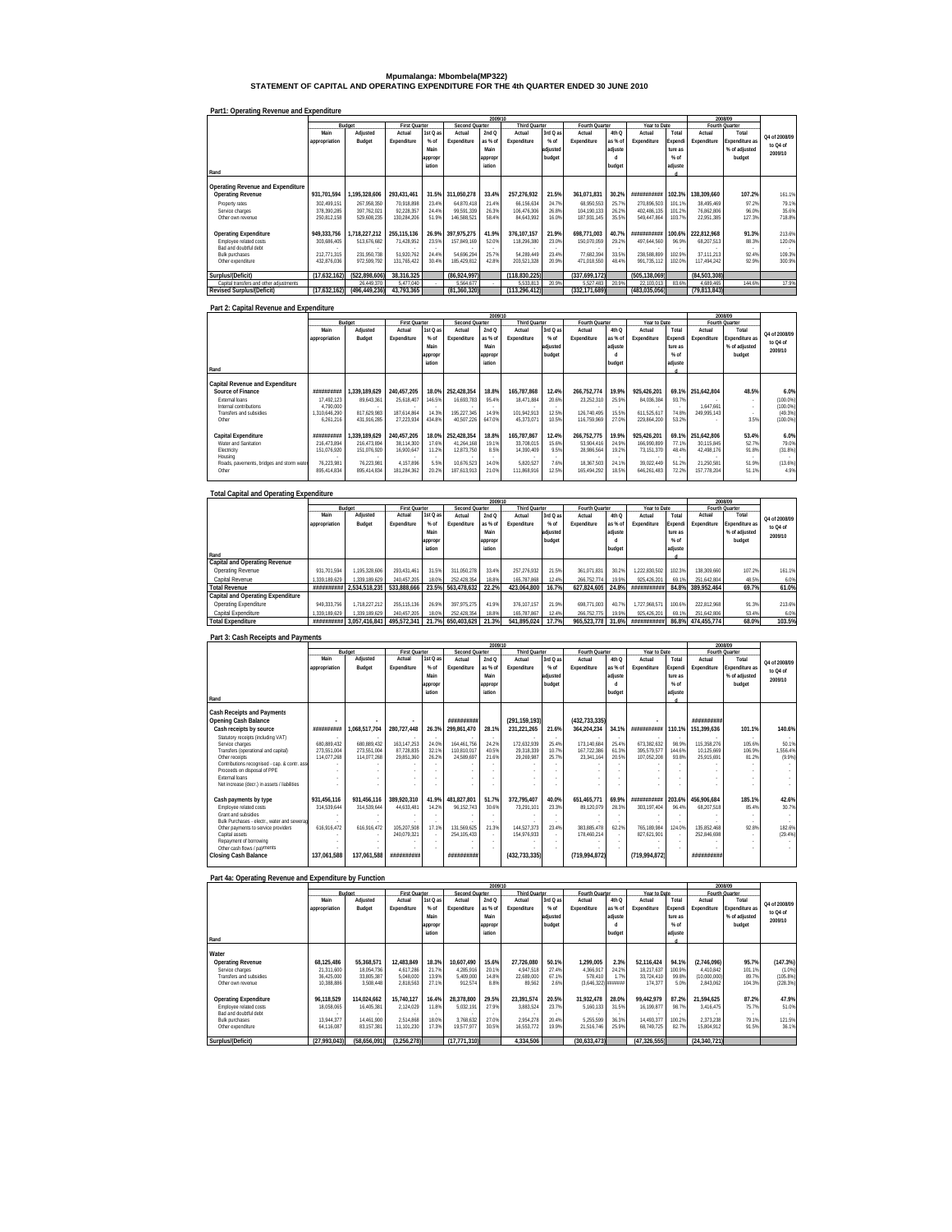# Mpumalanga: Mbombela(MP322)

## STATEMENT OF CAPITAL AND OPERATING EXPENDITURE FOR THE 4th QUARTER ENDED 30 JUNE 2010

### Part1: Operating Revenue and Expenditure

| Rand | Main appropriation | Adjusted Budget | Actual Expenditure (First Quarter) | 1st Q as % of Main appropriation | Actual Expenditure (Second Quarter) | 2nd Q as % of Main appropriation | Actual Expenditure (Third Quarter) | 3rd Q as % of adjusted budget | Actual Expenditure (Fourth Quarter) | 4th Q as % of adjusted budget | Actual Expenditure (Year to Date) | Total Expenditure as % of adjusted | Actual Expenditure (2008/09 Fourth Quarter) | Total Expenditure as % of adjusted budget | Q4 of 2008/09 to Q4 of 2009/10 |
|---|---|---|---|---|---|---|---|---|---|---|---|---|---|---|---|
| **Operating Revenue and Expenditure** | | | | | | | | | | | | | | | |
| **Operating Revenue** | **931,701,594** | **1,195,328,606** | **293,431,461** | **31.5%** | **311,050,278** | **33.4%** | **257,276,932** | **21.5%** | **361,071,831** | **30.2%** | **##########** | **102.3%** | **138,309,660** | **107.2%** | **161.1%** |
| Property rates | 302,499,151 | 267,958,350 | 70,918,898 | 23.4% | 64,870,418 | 21.4% | 66,156,634 | 24.7% | 68,950,553 | 25.7% | 270,896,503 | 101.1% | 38,495,469 | 97.2% | 79.1% |
| Service charges | 378,390,285 | 397,762,021 | 92,228,357 | 24.4% | 99,591,339 | 26.3% | 106,476,306 | 26.8% | 104,190,133 | 26.2% | 402,486,135 | 101.2% | 76,862,806 | 96.0% | 35.6% |
| Other own revenue | 250,812,158 | 529,608,235 | 130,284,206 | 51.9% | 146,588,521 | 58.4% | 84,643,992 | 16.0% | 187,931,145 | 35.5% | 549,447,864 | 103.7% | 22,951,385 | 127.3% | 718.8% |
| **Operating Expenditure** | **949,333,756** | **1,718,227,212** | **255,115,136** | **26.9%** | **397,975,275** | **41.9%** | **376,107,157** | **21.9%** | **698,771,003** | **40.7%** | **##########** | **100.6%** | **222,812,968** | **91.3%** | **213.6%** |
| Employee related costs | 303,686,405 | 513,676,682 | 71,428,952 | 23.5% | 157,849,169 | 52.0% | 118,296,380 | 23.0% | 150,070,059 | 29.2% | 497,644,560 | 96.9% | 68,207,513 | 88.3% | 120.0% |
| Bad and doubtful debt | - | - | - | - | - | - | - | - | - | - | - | - | - | - | - |
| Bulk purchases | 212,771,315 | 231,950,738 | 51,920,762 | 24.4% | 54,696,294 | 25.7% | 54,289,449 | 23.4% | 77,682,394 | 33.5% | 238,588,899 | 102.9% | 37,111,213 | 92.4% | 109.3% |
| Other expenditure | 432,876,036 | 972,599,792 | 131,765,422 | 30.4% | 185,429,812 | 42.8% | 203,521,328 | 20.9% | 471,018,550 | 48.4% | 991,735,112 | 102.0% | 117,494,242 | 92.9% | 300.9% |
| **Surplus/(Deficit)** | **(17,632,162)** | **(522,898,606)** | **38,316,325** | | **(86,924,997)** | | **(118,830,225)** | | **(337,699,172)** | | **(505,138,069)** | | **(84,503,308)** | | |
| Capital transfers and other adjustments | - | 26,449,370 | 5,477,040 | - | 5,564,677 | - | 5,533,813 | 20.9% | 5,527,483 | 20.9% | 22,103,013 | 83.6% | 4,689,465 | 144.6% | 17.9% |
| **Revised Surplus/(Deficit)** | **(17,632,162)** | **(496,449,236)** | **43,793,365** | | **(81,360,320)** | | **(113,296,412)** | | **(332,171,689)** | | **(483,035,056)** | | **(79,813,843)** | | |

### Part 2: Capital Revenue and Expenditure

| Rand | Main appropriation | Adjusted Budget | Actual Expenditure (First Quarter) | 1st Q as % of Main appropriation | Actual Expenditure (Second Quarter) | 2nd Q as % of Main appropriation | Actual Expenditure (Third Quarter) | 3rd Q as % of adjusted budget | Actual Expenditure (Fourth Quarter) | 4th Q as % of adjusted budget | Actual Expenditure (Year to Date) | Total Expenditure as % of adjusted | Actual Expenditure (2008/09 Fourth Quarter) | Total Expenditure as % of adjusted budget | Q4 of 2008/09 to Q4 of 2009/10 |
|---|---|---|---|---|---|---|---|---|---|---|---|---|---|---|---|
| **Capital Revenue and Expenditure** | | | | | | | | | | | | | | | |
| **Source of Finance** | **##########** | **1,339,189,629** | **240,457,205** | **18.0%** | **252,428,354** | **18.8%** | **165,787,868** | **12.4%** | **266,752,774** | **19.9%** | **925,426,201** | **69.1%** | **251,642,804** | **48.5%** | **6.0%** |
| External loans | 17,492,123 | 89,643,361 | 25,618,407 | 146.5% | 16,693,783 | 95.4% | 18,471,884 | 20.6% | 23,252,310 | 25.9% | 84,036,384 | 93.7% | - | - | (100.0%) |
| Internal contributions | 4,790,000 | - | - | - | - | - | - | - | - | - | - | - | 1,647,661 | - | (100.0%) |
| Transfers and subsidies | 1,310,646,290 | 817,629,983 | 187,614,864 | 14.3% | 195,227,345 | 14.9% | 101,942,913 | 12.5% | 126,740,495 | 15.5% | 611,525,617 | 74.8% | 249,995,143 | - | (49.3%) |
| Other | 6,261,216 | 431,916,285 | 27,223,934 | 434.8% | 40,507,226 | 647.0% | 45,373,071 | 10.5% | 116,759,969 | 27.0% | 229,864,200 | 53.2% | - | 3.5% | (100.0%) |
| **Capital Expenditure** | **##########** | **1,339,189,629** | **240,457,205** | **18.0%** | **252,428,354** | **18.8%** | **165,787,867** | **12.4%** | **266,752,775** | **19.9%** | **925,426,201** | **69.1%** | **251,642,806** | **53.4%** | **6.0%** |
| Water and Sanitation | 216,473,894 | 216,473,894 | 38,114,300 | 17.6% | 41,264,168 | 19.1% | 33,708,015 | 15.6% | 53,904,416 | 24.9% | 166,990,899 | 77.1% | 30,115,845 | 52.7% | 79.0% |
| Electricity | 151,076,920 | 151,076,920 | 16,900,647 | 11.2% | 12,873,750 | 8.5% | 14,390,409 | 9.5% | 28,986,564 | 19.2% | 73,151,370 | 48.4% | 42,498,176 | 91.8% | (31.8%) |
| Housing | - | - | - | - | - | - | - | - | - | - | - | - | - | - | - |
| Roads, pavements, bridges and storm water | 76,223,981 | 76,223,981 | 4,157,896 | 5.5% | 10,676,523 | 14.0% | 5,820,527 | 7.6% | 18,367,503 | 24.1% | 39,022,449 | 51.2% | 21,250,581 | 51.9% | (13.6%) |
| Other | 895,414,834 | 895,414,834 | 181,284,362 | 20.2% | 187,613,913 | 21.0% | 111,868,916 | 12.5% | 165,494,292 | 18.5% | 646,261,483 | 72.2% | 157,778,204 | 51.1% | 4.9% |

### Total Capital and Operating Expenditure

| Rand | Main appropriation | Adjusted Budget | Actual Expenditure (First Quarter) | 1st Q as % of Main appropriation | Actual Expenditure (Second Quarter) | 2nd Q as % of Main appropriation | Actual Expenditure (Third Quarter) | 3rd Q as % of adjusted budget | Actual Expenditure (Fourth Quarter) | 4th Q as % of adjusted budget | Actual Expenditure (Year to Date) | Total Expenditure as % of adjusted | Actual Expenditure (2008/09 Fourth Quarter) | Total Expenditure as % of adjusted budget | Q4 of 2008/09 to Q4 of 2009/10 |
|---|---|---|---|---|---|---|---|---|---|---|---|---|---|---|---|
| **Capital and Operating Revenue** | | | | | | | | | | | | | | | |
| Operating Revenue | 931,701,594 | 1,195,328,606 | 293,431,461 | 31.5% | 311,050,278 | 33.4% | 257,276,932 | 21.5% | 361,071,831 | 30.2% | 1,222,830,502 | 102.3% | 138,309,660 | 107.2% | 161.1% |
| Capital Revenue | 1,339,189,629 | 1,339,189,629 | 240,457,205 | 18.0% | 252,428,354 | 18.8% | 165,787,868 | 12.4% | 266,752,774 | 19.9% | 925,426,201 | 69.1% | 251,642,804 | 48.5% | 6.0% |
| **Total Revenue** | **##########** | **2,534,518,235** | **533,888,666** | **23.5%** | **563,478,632** | **22.2%** | **423,064,800** | **16.7%** | **627,824,605** | **24.8%** | **##########** | **84.8%** | **389,952,464** | **69.7%** | **61.0%** |
| **Capital and Operating Expenditure** | | | | | | | | | | | | | | | |
| Operating Expenditure | 949,333,756 | 1,718,227,212 | 255,115,136 | 26.9% | 397,975,275 | 41.9% | 376,107,157 | 21.9% | 698,771,003 | 40.7% | 1,727,968,571 | 100.6% | 222,812,968 | 91.3% | 213.6% |
| Capital Expenditure | 1,339,189,629 | 1,339,189,629 | 240,457,205 | 18.0% | 252,428,354 | 18.8% | 165,787,867 | 12.4% | 266,752,775 | 19.9% | 925,426,201 | 69.1% | 251,642,806 | 53.4% | 6.0% |
| **Total Expenditure** | **##########** | **3,057,416,841** | **495,572,341** | **21.7%** | **650,403,629** | **21.3%** | **541,895,024** | **17.7%** | **965,523,778** | **31.6%** | **##########** | **86.8%** | **474,455,774** | **68.0%** | **103.5%** |

### Part 3: Cash Receipts and Payments

| Rand | Main appropriation | Adjusted Budget | Actual Expenditure (First Quarter) | 1st Q as % of Main appropriation | Actual Expenditure (Second Quarter) | 2nd Q as % of Main appropriation | Actual Expenditure (Third Quarter) | 3rd Q as % of adjusted budget | Actual Expenditure (Fourth Quarter) | 4th Q as % of adjusted budget | Actual Expenditure (Year to Date) | Total Expenditure as % of adjusted | Actual Expenditure (2008/09 Fourth Quarter) | Total Expenditure as % of adjusted budget | Q4 of 2008/09 to Q4 of 2009/10 |
|---|---|---|---|---|---|---|---|---|---|---|---|---|---|---|---|
| **Cash Receipts and Payments** | | | | | | | | | | | | | | | |
| **Opening Cash Balance** | - | - | - | | **##########** | | **(291,159,193)** | | **(432,733,335)** | | - | | **##########** | | |
| **Cash receipts by source** | **##########** | **1,068,517,704** | **280,727,448** | **26.3%** | **299,861,470** | **28.1%** | **231,221,265** | **21.6%** | **364,204,234** | **34.1%** | **##########** | **110.1%** | **151,399,636** | **101.1%** | **140.6%** |
| Statutory receipts (including VAT) | - | - | - | - | - | - | - | - | - | - | - | - | - | - | - |
| Service charges | 680,889,432 | 680,889,432 | 163,147,253 | 24.0% | 164,461,756 | 24.2% | 172,632,939 | 25.4% | 173,140,684 | 25.4% | 673,382,632 | 98.9% | 115,358,276 | 105.6% | 50.1% |
| Transfers (operational and capital) | 273,551,004 | 273,551,004 | 87,728,835 | 32.1% | 110,810,017 | 40.5% | 29,318,339 | 10.7% | 167,722,386 | 61.3% | 395,579,577 | 144.6% | 10,125,669 | 106.9% | 1,556.4% |
| Other receipts | 114,077,268 | 114,077,268 | 29,851,360 | 26.2% | 24,589,697 | 21.6% | 29,269,987 | 25.7% | 23,341,164 | 20.5% | 107,052,208 | 93.8% | 25,915,691 | 81.2% | (9.9%) |
| Contributions recognised - cap. & contr. assets | - | - | - | - | - | - | - | - | - | - | - | - | - | - | - |
| Proceeds on disposal of PPE | - | - | - | - | - | - | - | - | - | - | - | - | - | - | - |
| External loans | - | - | - | - | - | - | - | - | - | - | - | - | - | - | - |
| Net increase (decr.) in assets / liabilities | - | - | - | - | - | - | - | - | - | - | - | - | - | - | - |
| **Cash payments by type** | **931,456,116** | **931,456,116** | **389,920,310** | **41.9%** | **481,827,801** | **51.7%** | **372,795,407** | **40.0%** | **651,465,771** | **69.9%** | **##########** | **203.6%** | **456,906,684** | **185.1%** | **42.6%** |
| Employee related costs | 314,539,644 | 314,539,644 | 44,633,481 | 14.2% | 96,152,743 | 30.6% | 73,291,101 | 23.3% | 89,120,079 | 28.3% | 303,197,404 | 96.4% | 68,207,518 | 85.4% | 30.7% |
| Grant and subsidies | - | - | - | - | - | - | - | - | - | - | - | - | - | - | - |
| Bulk Purchases - electr., water and sewerage | - | - | - | - | - | - | - | - | - | - | - | - | - | - | - |
| Other payments to service providers | 616,916,472 | 616,916,472 | 105,207,508 | 17.1% | 131,569,625 | 21.3% | 144,527,373 | 23.4% | 383,885,478 | 62.2% | 765,189,984 | 124.0% | 135,852,468 | 92.6% | 182.6% |
| Capital assets | - | - | 240,079,321 | - | 254,105,433 | - | 154,976,933 | - | 178,460,214 | - | 827,621,901 | - | 252,846,698 | - | (29.4%) |
| Repayment of borrowing | - | - | - | - | - | - | - | - | - | - | - | - | - | - | - |
| Other cash flows / payments | - | - | - | - | - | - | - | - | - | - | - | - | - | - | - |
| **Closing Cash Balance** | **137,061,588** | **137,061,588** | **##########** | | **##########** | | **(432,733,335)** | | **(719,994,872)** | | **(719,994,872)** | | **##########** | | |

### Part 4a: Operating Revenue and Expenditure by Function

| Rand | Main appropriation | Adjusted Budget | Actual Expenditure (First Quarter) | 1st Q as % of Main appropriation | Actual Expenditure (Second Quarter) | 2nd Q as % of Main appropriation | Actual Expenditure (Third Quarter) | 3rd Q as % of adjusted budget | Actual Expenditure (Fourth Quarter) | 4th Q as % of adjusted budget | Actual Expenditure (Year to Date) | Total Expenditure as % of adjusted | Actual Expenditure (2008/09 Fourth Quarter) | Total Expenditure as % of adjusted budget | Q4 of 2008/09 to Q4 of 2009/10 |
|---|---|---|---|---|---|---|---|---|---|---|---|---|---|---|---|
| **Water** | | | | | | | | | | | | | | | |
| **Operating Revenue** | **68,125,486** | **55,368,571** | **12,483,849** | **18.3%** | **10,607,490** | **15.6%** | **27,726,080** | **50.1%** | **1,299,005** | **2.3%** | **52,116,424** | **94.1%** | **(2,746,096)** | **95.7%** | **(147.3%)** |
| Service charges | 21,311,600 | 18,054,736 | 4,617,286 | 21.7% | 4,285,916 | 20.1% | 4,947,518 | 27.4% | 4,366,917 | 24.2% | 18,217,637 | 100.9% | 4,410,842 | 101.1% | (1.0%) |
| Transfers and subsidies | 36,425,000 | 33,805,387 | 5,048,000 | 13.9% | 5,409,000 | 14.8% | 22,689,000 | 67.1% | 578,410 | 1.7% | 33,724,410 | 99.8% | (10,000,000) | 89.7% | (105.8%) |
| Other own revenue | 10,388,886 | 3,508,448 | 2,818,563 | 27.1% | 912,574 | 8.8% | 89,562 | 2.6% | (3,646,322) | ####### | 174,377 | 5.0% | 2,843,062 | 104.3% | (228.3%) |
| **Operating Expenditure** | **96,118,529** | **114,024,662** | **15,740,127** | **16.4%** | **28,378,800** | **29.5%** | **23,391,574** | **20.5%** | **31,932,478** | **28.0%** | **99,442,979** | **87.2%** | **21,594,625** | **87.2%** | **47.9%** |
| Employee related costs | 18,058,065 | 16,405,381 | 2,124,029 | 11.8% | 5,032,191 | 27.9% | 3,883,524 | 23.7% | 5,160,133 | 31.5% | 16,199,877 | 98.7% | 3,416,475 | 75.7% | 51.0% |
| Bad and doubtful debt | - | - | - | - | - | - | - | - | - | - | - | - | - | - | - |
| Bulk purchases | 13,944,377 | 14,461,900 | 2,514,868 | 18.0% | 3,768,632 | 27.0% | 2,954,278 | 20.4% | 5,255,599 | 36.3% | 14,493,377 | 100.2% | 2,373,238 | 79.1% | 121.5% |
| Other expenditure | 64,116,087 | 83,157,381 | 11,101,230 | 17.3% | 19,577,977 | 30.5% | 16,553,772 | 19.9% | 21,516,746 | 25.9% | 68,749,725 | 82.7% | 15,804,912 | 91.5% | 36.1% |
| **Surplus/(Deficit)** | **(27,993,043)** | **(58,656,091)** | **(3,256,278)** | | **(17,771,310)** | | **4,334,506** | | **(30,633,473)** | | **(47,326,555)** | | **(24,340,721)** | | |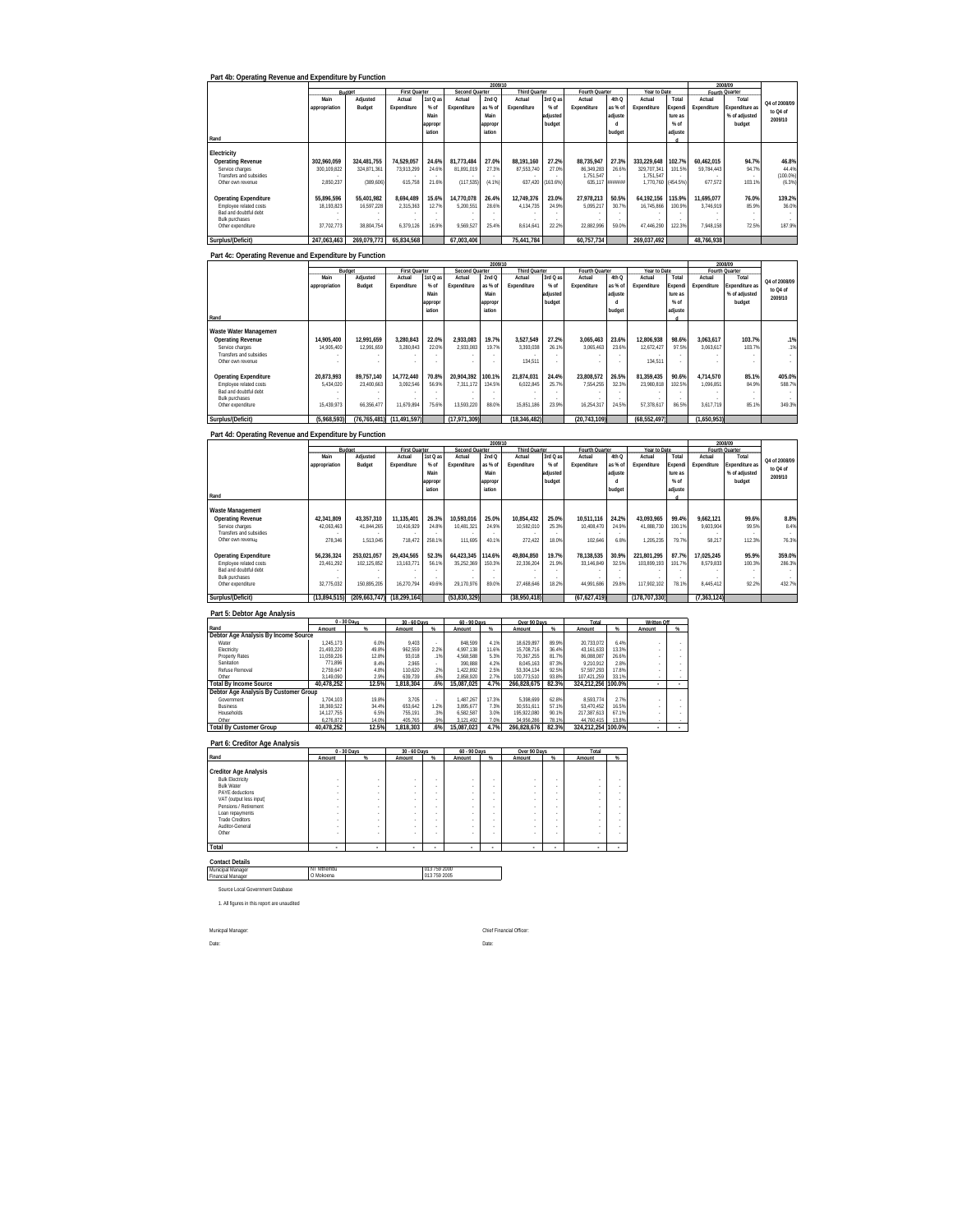## Part 4b: Operating Revenue and Expenditure by Function

| Rand | 2009/10 Budget Main appropriation | Adjusted Budget | First Quarter Actual Expenditure | 1st Q as % of Main appropriation | Second Quarter Actual Expenditure | 2nd Q as % of Main appropriation | Third Quarter Actual Expenditure | 3rd Q as % of adjusted budget | Fourth Quarter Actual Expenditure | 4th Q as % of adjusted budget | Year to Date Actual Expenditure | Total Expenditure as % of adjusted | 2008/09 Fourth Quarter Actual Expenditure | Total Expenditure as % of adjusted budget | Q4 of 2008/09 to Q4 of 2009/10 |
|---|---|---|---|---|---|---|---|---|---|---|---|---|---|---|---|
| **Electricity** | | | | | | | | | | | | | | | |
| **Operating Revenue** | **302,960,059** | **324,481,755** | **74,529,057** | **24.6%** | **81,773,484** | **27.0%** | **88,191,160** | **27.2%** | **88,735,947** | **27.3%** | **333,229,648** | **102.7%** | **60,462,015** | **94.7%** | **46.8%** |
| Service charges | 300,109,822 | 324,871,361 | 73,913,299 | 24.6% | 81,891,019 | 27.3% | 87,553,740 | 27.0% | 86,349,283 | 26.6% | 329,707,341 | 101.5% | 59,784,443 | 94.7% | 44.4% |
| Transfers and subsidies | - | - | - | - | - | - | - | - | 1,751,547 | - | 1,751,547 | - | - | - | (100.0%) |
| Other own revenue | 2,850,237 | (389,606) | 615,758 | 21.6% | (117,535) | (4.1%) | 637,420 | (163.6%) | 635,117 | ####### | 1,770,760 | (454.5%) | 677,572 | 103.1% | (6.3%) |
| **Operating Expenditure** | **55,896,596** | **55,401,982** | **8,694,489** | **15.6%** | **14,770,078** | **26.4%** | **12,749,376** | **23.0%** | **27,978,213** | **50.5%** | **64,192,156** | **115.9%** | **11,695,077** | **76.0%** | **139.2%** |
| Employee related costs | 18,193,823 | 16,597,228 | 2,315,363 | 12.7% | 5,200,551 | 28.6% | 4,134,735 | 24.9% | 5,095,217 | 30.7% | 16,745,866 | 100.9% | 3,746,919 | 85.9% | 36.0% |
| Bad and doubtful debt | - | - | - | - | - | - | - | - | - | - | - | - | - | - | - |
| Bulk purchases | - | - | - | - | - | - | - | - | - | - | - | - | - | - | - |
| Other expenditure | 37,702,773 | 38,804,754 | 6,379,126 | 16.9% | 9,569,527 | 25.4% | 8,614,641 | 22.2% | 22,882,996 | 59.0% | 47,446,290 | 122.3% | 7,948,158 | 72.5% | 187.9% |
| **Surplus/(Deficit)** | **247,063,463** | **269,079,773** | **65,834,568** | | **67,003,406** | | **75,441,784** | | **60,757,734** | | **269,037,492** | | **48,766,938** | | |

## Part 4c: Operating Revenue and Expenditure by Function

| Rand | 2009/10 Budget Main appropriation | Adjusted Budget | First Quarter Actual Expenditure | 1st Q as % of Main appropriation | Second Quarter Actual Expenditure | 2nd Q as % of Main appropriation | Third Quarter Actual Expenditure | 3rd Q as % of adjusted budget | Fourth Quarter Actual Expenditure | 4th Q as % of adjusted budget | Year to Date Actual Expenditure | Total Expenditure as % of adjusted | 2008/09 Fourth Quarter Actual Expenditure | Total Expenditure as % of adjusted budget | Q4 of 2008/09 to Q4 of 2009/10 |
|---|---|---|---|---|---|---|---|---|---|---|---|---|---|---|---|
| **Waste Water Management** | | | | | | | | | | | | | | | |
| **Operating Revenue** | **14,905,400** | **12,991,659** | **3,280,843** | **22.0%** | **2,933,083** | **19.7%** | **3,527,549** | **27.2%** | **3,065,463** | **23.6%** | **12,806,938** | **98.6%** | **3,063,617** | **103.7%** | **.1%** |
| Service charges | 14,905,400 | 12,991,659 | 3,280,843 | 22.0% | 2,933,083 | 19.7% | 3,393,038 | 26.1% | 3,065,463 | 23.6% | 12,672,427 | 97.5% | 3,063,617 | 103.7% | .1% |
| Transfers and subsidies | - | - | - | - | - | - | - | - | - | - | - | - | - | - | - |
| Other own revenue | - | - | - | - | - | - | 134,511 | - | - | - | 134,511 | - | - | - | - |
| **Operating Expenditure** | **20,873,993** | **89,757,140** | **14,772,440** | **70.8%** | **20,904,392** | **100.1%** | **21,874,031** | **24.4%** | **23,808,572** | **26.5%** | **81,359,435** | **90.6%** | **4,714,570** | **85.1%** | **405.0%** |
| Employee related costs | 5,434,020 | 23,400,663 | 3,092,546 | 56.9% | 7,311,172 | 134.5% | 6,022,845 | 25.7% | 7,554,255 | 32.3% | 23,980,818 | 102.5% | 1,096,851 | 84.9% | 588.7% |
| Bad and doubtful debt | - | - | - | - | - | - | - | - | - | - | - | - | - | - | - |
| Bulk purchases | - | - | - | - | - | - | - | - | - | - | - | - | - | - | - |
| Other expenditure | 15,439,973 | 66,356,477 | 11,679,894 | 75.6% | 13,593,220 | 88.0% | 15,851,186 | 23.9% | 16,254,317 | 24.5% | 57,378,617 | 86.5% | 3,617,719 | 85.1% | 349.3% |
| **Surplus/(Deficit)** | **(5,968,593)** | **(76,765,481)** | **(11,491,597)** | | **(17,971,309)** | | **(18,346,482)** | | **(20,743,109)** | | **(68,552,497)** | | **(1,650,953)** | | |

## Part 4d: Operating Revenue and Expenditure by Function

| Rand | 2009/10 Budget Main appropriation | Adjusted Budget | First Quarter Actual Expenditure | 1st Q as % of Main appropriation | Second Quarter Actual Expenditure | 2nd Q as % of Main appropriation | Third Quarter Actual Expenditure | 3rd Q as % of adjusted budget | Fourth Quarter Actual Expenditure | 4th Q as % of adjusted budget | Year to Date Actual Expenditure | Total Expenditure as % of adjusted | 2008/09 Fourth Quarter Actual Expenditure | Total Expenditure as % of adjusted budget | Q4 of 2008/09 to Q4 of 2009/10 |
|---|---|---|---|---|---|---|---|---|---|---|---|---|---|---|---|
| **Waste Management** | | | | | | | | | | | | | | | |
| **Operating Revenue** | **42,341,809** | **43,357,310** | **11,135,401** | **26.3%** | **10,593,016** | **25.0%** | **10,854,432** | **25.0%** | **10,511,116** | **24.2%** | **43,093,965** | **99.4%** | **9,662,121** | **99.6%** | **8.8%** |
| Service charges | 42,063,463 | 41,844,265 | 10,416,929 | 24.8% | 10,481,321 | 24.9% | 10,582,010 | 25.3% | 10,408,470 | 24.9% | 41,888,730 | 100.1% | 9,603,904 | 99.5% | 8.4% |
| Transfers and subsidies | - | - | - | - | - | - | - | - | - | - | - | - | - | - | - |
| Other own revenue | 278,346 | 1,513,045 | 718,472 | 258.1% | 111,695 | 40.1% | 272,422 | 18.0% | 102,646 | 6.8% | 1,205,235 | 79.7% | 58,217 | 112.3% | 76.3% |
| **Operating Expenditure** | **56,236,324** | **253,021,057** | **29,434,565** | **52.3%** | **64,423,345** | **114.6%** | **49,804,850** | **19.7%** | **78,138,535** | **30.9%** | **221,801,295** | **87.7%** | **17,025,245** | **95.9%** | **359.0%** |
| Employee related costs | 23,461,292 | 102,125,852 | 13,163,771 | 56.1% | 35,252,369 | 150.3% | 22,336,204 | 21.9% | 33,146,849 | 32.5% | 103,899,193 | 101.7% | 8,579,833 | 100.3% | 286.3% |
| Bad and doubtful debt | - | - | - | - | - | - | - | - | - | - | - | - | - | - | - |
| Bulk purchases | - | - | - | - | - | - | - | - | - | - | - | - | - | - | - |
| Other expenditure | 32,775,032 | 150,895,205 | 16,270,794 | 49.6% | 29,170,976 | 89.0% | 27,468,646 | 18.2% | 44,991,686 | 29.8% | 117,902,102 | 78.1% | 8,445,412 | 92.2% | 432.7% |
| **Surplus/(Deficit)** | **(13,894,515)** | **(209,663,747)** | **(18,299,164)** | | **(53,830,329)** | | **(38,950,418)** | | **(67,627,419)** | | **(178,707,330)** | | **(7,363,124)** | | |

## Part 5: Debtor Age Analysis

| Rand | 0 - 30 Days Amount | % | 30 - 60 Days Amount | % | 60 - 90 Days Amount | % | Over 90 Days Amount | % | Total Amount | % | Written Off Amount | % |
|---|---|---|---|---|---|---|---|---|---|---|---|---|
| **Debtor Age Analysis By Income Source** | | | | | | | | | | | | |
| Water | 1,245,173 | 6.0% | 9,403 | - | 848,599 | 4.1% | 18,629,897 | 89.9% | 20,733,072 | 6.4% | - | - |
| Electricity | 21,493,220 | 49.8% | 962,559 | 2.2% | 4,997,138 | 11.6% | 15,708,716 | 36.4% | 43,161,633 | 13.3% | - | - |
| Property Rates | 11,059,226 | 12.8% | 93,018 | .1% | 4,568,588 | 5.3% | 70,367,255 | 81.7% | 86,088,087 | 26.6% | - | - |
| Sanitation | 771,896 | 8.4% | 2,965 | - | 390,888 | 4.2% | 8,045,163 | 87.3% | 9,210,912 | 2.8% | - | - |
| Refuse Removal | 2,759,647 | 4.8% | 110,620 | .2% | 1,422,892 | 2.5% | 53,304,134 | 92.5% | 57,597,293 | 17.8% | - | - |
| Other | 3,149,090 | 2.9% | 639,739 | .6% | 2,858,920 | 2.7% | 100,773,510 | 93.8% | 107,421,259 | 33.1% | - | - |
| **Total By Income Source** | **40,478,252** | **12.5%** | **1,818,304** | **.6%** | **15,087,025** | **4.7%** | **266,828,675** | **82.3%** | **324,212,256** | **100.0%** | **-** | **-** |
| **Debtor Age Analysis By Customer Group** | | | | | | | | | | | | |
| Government | 1,704,103 | 19.8% | 3,705 | - | 1,487,267 | 17.3% | 5,398,699 | 62.8% | 8,593,774 | 2.7% | - | - |
| Business | 18,369,522 | 34.4% | 653,642 | 1.2% | 3,895,677 | 7.3% | 30,551,611 | 57.1% | 53,470,452 | 16.5% | - | - |
| Households | 14,127,755 | 6.5% | 755,191 | .3% | 6,582,587 | 3.0% | 195,922,080 | 90.1% | 217,387,613 | 67.1% | - | - |
| Other | 6,276,872 | 14.0% | 405,765 | .9% | 3,121,492 | 7.0% | 34,956,286 | 78.1% | 44,760,415 | 13.8% | - | - |
| **Total By Customer Group** | **40,478,252** | **12.5%** | **1,818,303** | **.6%** | **15,087,023** | **4.7%** | **266,828,676** | **82.3%** | **324,212,254** | **100.0%** | **-** | **-** |

## Part 6: Creditor Age Analysis

| Rand | 0 - 30 Days Amount | % | 30 - 60 Days Amount | % | 60 - 90 Days Amount | % | Over 90 Days Amount | % | Total Amount | % |
|---|---|---|---|---|---|---|---|---|---|---|
| **Creditor Age Analysis** | | | | | | | | | | |
| Bulk Electricity | - | - | - | - | - | - | - | - | - | - |
| Bulk Water | - | - | - | - | - | - | - | - | - | - |
| PAYE deductions | - | - | - | - | - | - | - | - | - | - |
| VAT (output less input) | - | - | - | - | - | - | - | - | - | - |
| Pensions / Retirement | - | - | - | - | - | - | - | - | - | - |
| Loan repayments | - | - | - | - | - | - | - | - | - | - |
| Trade Creditors | - | - | - | - | - | - | - | - | - | - |
| Auditor-General | - | - | - | - | - | - | - | - | - | - |
| Other | - | - | - | - | - | - | - | - | - | - |
| **Total** | **-** | **-** | **-** | **-** | **-** | **-** | **-** | **-** | **-** | **-** |

**Contact Details**

| | | |
|---|---|---|
| Municipal Manager | NT Mthembu | 013 759 2000 |
| Financial Manager | O Mokoena | 013 759 2005 |

Source Local Government Database

1. All figures in this report are unaudited

Municipal Manager: 

Chief Financial Officer:

Date: 

Date: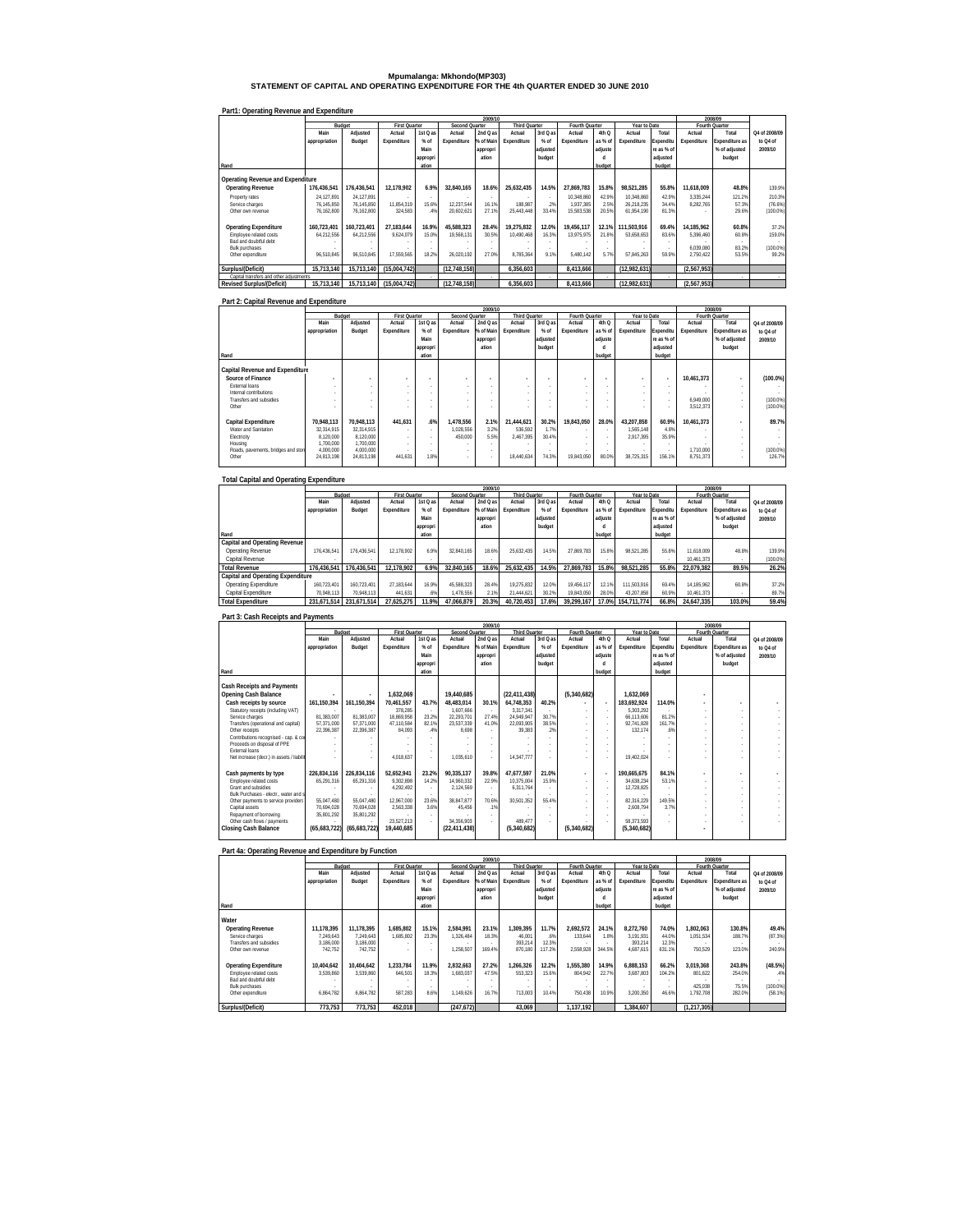# Mpumalanga: Mkhondo(MP303)
## STATEMENT OF CAPITAL AND OPERATING EXPENDITURE FOR THE 4th QUARTER ENDED 30 JUNE 2010

### Part1: Operating Revenue and Expenditure

| Rand | 2009/10 Budget Main appropriation | Adjusted Budget | First Quarter Actual Expenditure | 1st Q as % of Main appropriation | Second Quarter Actual Expenditure | 2nd Q as % of Main appropriation | Third Quarter Actual Expenditure | 3rd Q as % of adjusted budget | Fourth Quarter Actual Expenditure | 4th Q as % of adjusted budget | Year to Date Actual Expenditure | Total Expenditure as % of adjusted budget | 2008/09 Fourth Quarter Actual Expenditure | Total Expenditure as % of adjusted budget | Q4 of 2008/09 to Q4 of 2009/10 |
|---|---|---|---|---|---|---|---|---|---|---|---|---|---|---|---|
| **Operating Revenue and Expenditure** | | | | | | | | | | | | | | | |
| **Operating Revenue** | **176,436,541** | **176,436,541** | **12,178,902** | **6.9%** | **32,840,165** | **18.6%** | **25,632,435** | **14.5%** | **27,869,783** | **15.8%** | **98,521,285** | **55.8%** | **11,618,009** | **48.8%** | 139.9% |
| Property rates | 24,127,891 | 24,127,891 | - | - | - | - | - | - | 10,348,860 | 42.9% | 10,348,860 | 42.9% | 3,335,244 | 121.2% | 210.3% |
| Service charges | 76,145,850 | 76,145,850 | 11,854,319 | 15.6% | 12,237,544 | 16.1% | 188,987 | .2% | 1,937,385 | 2.5% | 26,218,235 | 34.4% | 8,282,765 | 57.3% | (76.6%) |
| Other own revenue | 76,162,800 | 76,162,800 | 324,583 | .4% | 20,602,621 | 27.1% | 25,443,448 | 33.4% | 15,583,538 | 20.5% | 61,954,190 | 81.3% | - | 29.6% | (100.0%) |
| **Operating Expenditure** | **160,723,401** | **160,723,401** | **27,183,644** | **16.9%** | **45,588,323** | **28.4%** | **19,275,832** | **12.0%** | **19,456,117** | **12.1%** | **111,503,916** | **69.4%** | **14,185,962** | **60.8%** | 37.2% |
| Employee related costs | 64,212,556 | 64,212,556 | 9,624,079 | 15.0% | 19,568,131 | 30.5% | 10,490,468 | 16.3% | 13,975,975 | 21.8% | 53,658,653 | 83.6% | 5,396,460 | 60.8% | 159.0% |
| Bad and doubtful debt | - | - | - | - | - | - | - | - | - | - | - | - | - | - | - |
| Bulk purchases | - | - | - | - | - | - | - | - | - | - | - | - | 6,039,080 | 83.2% | (100.0%) |
| Other expenditure | 96,510,845 | 96,510,845 | 17,559,565 | 18.2% | 26,020,192 | 27.0% | 8,785,364 | 9.1% | 5,480,142 | 5.7% | 57,845,263 | 59.9% | 2,750,422 | 53.5% | 99.2% |
| **Surplus/(Deficit)** | **15,713,140** | **15,713,140** | **(15,004,742)** | | **(12,748,158)** | | **6,356,603** | | **8,413,666** | | **(12,982,631)** | | **(2,567,953)** | | |
| Capital transfers and other adjustments | - | - | - | - | - | - | - | - | - | - | - | - | - | - | - |
| **Revised Surplus/(Deficit)** | **15,713,140** | **15,713,140** | **(15,004,742)** | | **(12,748,158)** | | **6,356,603** | | **8,413,666** | | **(12,982,631)** | | **(2,567,953)** | | |

### Part 2: Capital Revenue and Expenditure

| Rand | 2009/10 Budget Main appropriation | Adjusted Budget | First Quarter Actual Expenditure | 1st Q as % of Main appropriation | Second Quarter Actual Expenditure | 2nd Q as % of Main appropriation | Third Quarter Actual Expenditure | 3rd Q as % of adjusted budget | Fourth Quarter Actual Expenditure | 4th Q as % of adjusted budget | Year to Date Actual Expenditure | Total Expenditure as % of adjusted budget | 2008/09 Fourth Quarter Actual Expenditure | Total Expenditure as % of adjusted budget | Q4 of 2008/09 to Q4 of 2009/10 |
|---|---|---|---|---|---|---|---|---|---|---|---|---|---|---|---|
| **Capital Revenue and Expenditure** | | | | | | | | | | | | | | | |
| **Source of Finance** | - | - | - | - | - | - | - | - | - | - | - | - | **10,461,373** | - | **(100.0%)** |
| External loans | - | - | - | - | - | - | - | - | - | - | - | - | - | - | - |
| Internal contributions | - | - | - | - | - | - | - | - | - | - | - | - | - | - | - |
| Transfers and subsidies | - | - | - | - | - | - | - | - | - | - | - | - | 6,949,000 | - | (100.0%) |
| Other | - | - | - | - | - | - | - | - | - | - | - | - | 3,512,373 | - | (100.0%) |
| **Capital Expenditure** | **70,948,113** | **70,948,113** | **441,631** | **.6%** | **1,478,556** | **2.1%** | **21,444,621** | **30.2%** | **19,843,050** | **28.0%** | **43,207,858** | **60.9%** | **10,461,373** | - | **89.7%** |
| Water and Sanitation | 32,314,915 | 32,314,915 | - | - | 1,028,556 | 3.2% | 536,592 | 1.7% | - | - | 1,565,148 | 4.8% | - | - | - |
| Electricity | 8,120,000 | 8,120,000 | - | - | 450,000 | 5.5% | 2,467,395 | 30.4% | - | - | 2,917,395 | 35.9% | - | - | - |
| Housing | 1,700,000 | 1,700,000 | - | - | - | - | - | - | - | - | - | - | - | - | - |
| Roads, pavements, bridges and storm water | 4,000,000 | 4,000,000 | - | - | - | - | - | - | - | - | - | - | 1,710,000 | - | (100.0%) |
| Other | 24,813,198 | 24,813,198 | 441,631 | 1.8% | - | - | 18,440,634 | 74.3% | 19,843,050 | 80.0% | 38,725,315 | 156.1% | 8,751,373 | - | 126.7% |

### Total Capital and Operating Expenditure

| Rand | 2009/10 Budget Main appropriation | Adjusted Budget | First Quarter Actual Expenditure | 1st Q as % of Main appropriation | Second Quarter Actual Expenditure | 2nd Q as % of Main appropriation | Third Quarter Actual Expenditure | 3rd Q as % of adjusted budget | Fourth Quarter Actual Expenditure | 4th Q as % of adjusted budget | Year to Date Actual Expenditure | Total Expenditure as % of adjusted budget | 2008/09 Fourth Quarter Actual Expenditure | Total Expenditure as % of adjusted budget | Q4 of 2008/09 to Q4 of 2009/10 |
|---|---|---|---|---|---|---|---|---|---|---|---|---|---|---|---|
| **Capital and Operating Revenue** | | | | | | | | | | | | | | | |
| Operating Revenue | 176,436,541 | 176,436,541 | 12,178,902 | 6.9% | 32,840,165 | 18.6% | 25,632,435 | 14.5% | 27,869,783 | 15.8% | 98,521,285 | 55.8% | 11,618,009 | 48.8% | 139.9% |
| Capital Revenue | - | - | - | - | - | - | - | - | - | - | - | - | 10,461,373 | - | (100.0%) |
| **Total Revenue** | **176,436,541** | **176,436,541** | **12,178,902** | **6.9%** | **32,840,165** | **18.6%** | **25,632,435** | **14.5%** | **27,869,783** | **15.8%** | **98,521,285** | **55.8%** | **22,079,382** | **89.5%** | **26.2%** |
| **Capital and Operating Expenditure** | | | | | | | | | | | | | | | |
| Operating Expenditure | 160,723,401 | 160,723,401 | 27,183,644 | 16.9% | 45,588,323 | 28.4% | 19,275,832 | 12.0% | 19,456,117 | 12.1% | 111,503,916 | 69.4% | 14,185,962 | 60.8% | 37.2% |
| Capital Expenditure | 70,948,113 | 70,948,113 | 441,631 | .6% | 1,478,556 | 2.1% | 21,444,621 | 30.2% | 19,843,050 | 28.0% | 43,207,858 | 60.9% | 10,461,373 | - | 89.7% |
| **Total Expenditure** | **231,671,514** | **231,671,514** | **27,625,275** | **11.9%** | **47,066,879** | **20.3%** | **40,720,453** | **17.6%** | **39,299,167** | **17.0%** | **154,711,774** | **66.8%** | **24,647,335** | **103.0%** | **59.4%** |

### Part 3: Cash Receipts and Payments

| Rand | 2009/10 Budget Main appropriation | Adjusted Budget | First Quarter Actual Expenditure | 1st Q as % of Main appropriation | Second Quarter Actual Expenditure | 2nd Q as % of Main appropriation | Third Quarter Actual Expenditure | 3rd Q as % of adjusted budget | Fourth Quarter Actual Expenditure | 4th Q as % of adjusted budget | Year to Date Actual Expenditure | Total Expenditure as % of adjusted budget | 2008/09 Fourth Quarter Actual Expenditure | Total Expenditure as % of adjusted budget | Q4 of 2008/09 to Q4 of 2009/10 |
|---|---|---|---|---|---|---|---|---|---|---|---|---|---|---|---|
| **Cash Receipts and Payments** | | | | | | | | | | | | | | | |
| **Opening Cash Balance** | - | - | **1,632,069** | | **19,440,685** | | **(22,411,438)** | | **(5,340,682)** | | **1,632,069** | | - | | |
| **Cash receipts by source** | **161,150,394** | **161,150,394** | **70,461,557** | **43.7%** | **48,483,014** | **30.1%** | **64,748,353** | **40.2%** | - | - | **183,692,924** | **114.0%** | - | - | - |
| Statutory receipts (including VAT) | - | - | 378,285 | - | 1,607,666 | - | 3,317,341 | - | - | - | 5,303,292 | - | - | - | - |
| Service charges | 81,383,007 | 81,383,007 | 18,869,958 | 23.2% | 22,293,701 | 27.4% | 24,949,947 | 30.7% | - | - | 66,113,606 | 81.2% | - | - | - |
| Transfers (operational and capital) | 57,371,000 | 57,371,000 | 47,110,584 | 82.1% | 23,537,339 | 41.0% | 22,093,905 | 38.5% | - | - | 92,741,828 | 161.7% | - | - | - |
| Other receipts | 22,396,387 | 22,396,387 | 84,093 | .4% | 8,698 | - | 39,383 | .2% | - | - | 132,174 | .6% | - | - | - |
| Contributions recognised - cap. & contr. assets | - | - | - | - | - | - | - | - | - | - | - | - | - | - | - |
| Proceeds on disposal of PPE | - | - | - | - | - | - | - | - | - | - | - | - | - | - | - |
| External loans | - | - | - | - | - | - | - | - | - | - | - | - | - | - | - |
| Net increase (decr.) in assets / liabilities | - | - | 4,018,637 | - | 1,035,610 | - | 14,347,777 | - | - | - | 19,402,024 | - | - | - | - |
| **Cash payments by type** | **226,834,116** | **226,834,116** | **52,652,941** | **23.2%** | **90,335,137** | **39.8%** | **47,677,597** | **21.0%** | - | - | **190,665,675** | **84.1%** | - | - | - |
| Employee related costs | 65,291,316 | 65,291,316 | 9,302,898 | 14.2% | 14,960,332 | 22.9% | 10,375,004 | 15.9% | - | - | 34,638,234 | 53.1% | - | - | - |
| Grant and subsidies | - | - | 4,292,492 | - | 2,124,569 | - | 6,311,764 | - | - | - | 12,728,825 | - | - | - | - |
| Bulk Purchases - electr., water and sewerage | - | - | - | - | - | - | - | - | - | - | - | - | - | - | - |
| Other payments to service providers | 55,047,480 | 55,047,480 | 12,967,000 | 23.6% | 38,847,877 | 70.6% | 30,501,352 | 55.4% | - | - | 82,316,229 | 149.5% | - | - | - |
| Capital assets | 70,694,028 | 70,694,028 | 2,563,338 | 3.6% | 45,456 | .1% | - | - | - | - | 2,608,794 | 3.7% | - | - | - |
| Repayment of borrowing | 35,801,292 | 35,801,292 | - | - | - | - | - | - | - | - | - | - | - | - | - |
| Other cash flows / payments | - | - | 23,527,213 | - | 34,356,903 | - | 489,477 | - | - | - | 58,373,593 | - | - | - | - |
| **Closing Cash Balance** | **(65,683,722)** | **(65,683,722)** | **19,440,685** | | **(22,411,438)** | | **(5,340,682)** | | **(5,340,682)** | | **(5,340,682)** | | - | | |

### Part 4a: Operating Revenue and Expenditure by Function

| Rand | 2009/10 Budget Main appropriation | Adjusted Budget | First Quarter Actual Expenditure | 1st Q as % of Main appropriation | Second Quarter Actual Expenditure | 2nd Q as % of Main appropriation | Third Quarter Actual Expenditure | 3rd Q as % of adjusted budget | Fourth Quarter Actual Expenditure | 4th Q as % of adjusted budget | Year to Date Actual Expenditure | Total Expenditure as % of adjusted budget | 2008/09 Fourth Quarter Actual Expenditure | Total Expenditure as % of adjusted budget | Q4 of 2008/09 to Q4 of 2009/10 |
|---|---|---|---|---|---|---|---|---|---|---|---|---|---|---|---|
| **Water** | | | | | | | | | | | | | | | |
| **Operating Revenue** | **11,178,395** | **11,178,395** | **1,685,802** | **15.1%** | **2,584,991** | **23.1%** | **1,309,395** | **11.7%** | **2,692,572** | **24.1%** | **8,272,760** | **74.0%** | **1,802,063** | **130.8%** | **49.4%** |
| Service charges | 7,249,643 | 7,249,643 | 1,685,802 | 23.3% | 1,326,484 | 18.3% | 46,001 | .6% | 133,644 | 1.8% | 3,191,931 | 44.0% | 1,051,534 | 188.7% | (87.3%) |
| Transfers and subsidies | 3,186,000 | 3,186,000 | - | - | - | - | 393,214 | 12.3% | - | - | 393,214 | 12.3% | - | - | - |
| Other own revenue | 742,752 | 742,752 | - | - | 1,258,507 | 169.4% | 870,180 | 117.2% | 2,558,928 | 344.5% | 4,687,615 | 631.1% | 750,529 | 123.0% | 240.9% |
| **Operating Expenditure** | **10,404,642** | **10,404,642** | **1,233,784** | **11.9%** | **2,832,663** | **27.2%** | **1,266,326** | **12.2%** | **1,555,380** | **14.9%** | **6,888,153** | **66.2%** | **3,019,368** | **243.8%** | **(48.5%)** |
| Employee related costs | 3,539,860 | 3,539,860 | 646,501 | 18.3% | 1,683,037 | 47.5% | 553,323 | 15.6% | 804,942 | 22.7% | 3,687,803 | 104.2% | 801,622 | 254.0% | .4% |
| Bad and doubtful debt | - | - | - | - | - | - | - | - | - | - | - | - | - | - | - |
| Bulk purchases | - | - | - | - | - | - | - | - | - | - | - | - | 425,038 | 75.5% | (100.0%) |
| Other expenditure | 6,864,782 | 6,864,782 | 587,283 | 8.6% | 1,149,626 | 16.7% | 713,003 | 10.4% | 750,438 | 10.9% | 3,200,350 | 46.6% | 1,792,708 | 282.0% | (58.1%) |
| **Surplus/(Deficit)** | **773,753** | **773,753** | **452,018** | | **(247,672)** | | **43,069** | | **1,137,192** | | **1,384,607** | | **(1,217,305)** | | |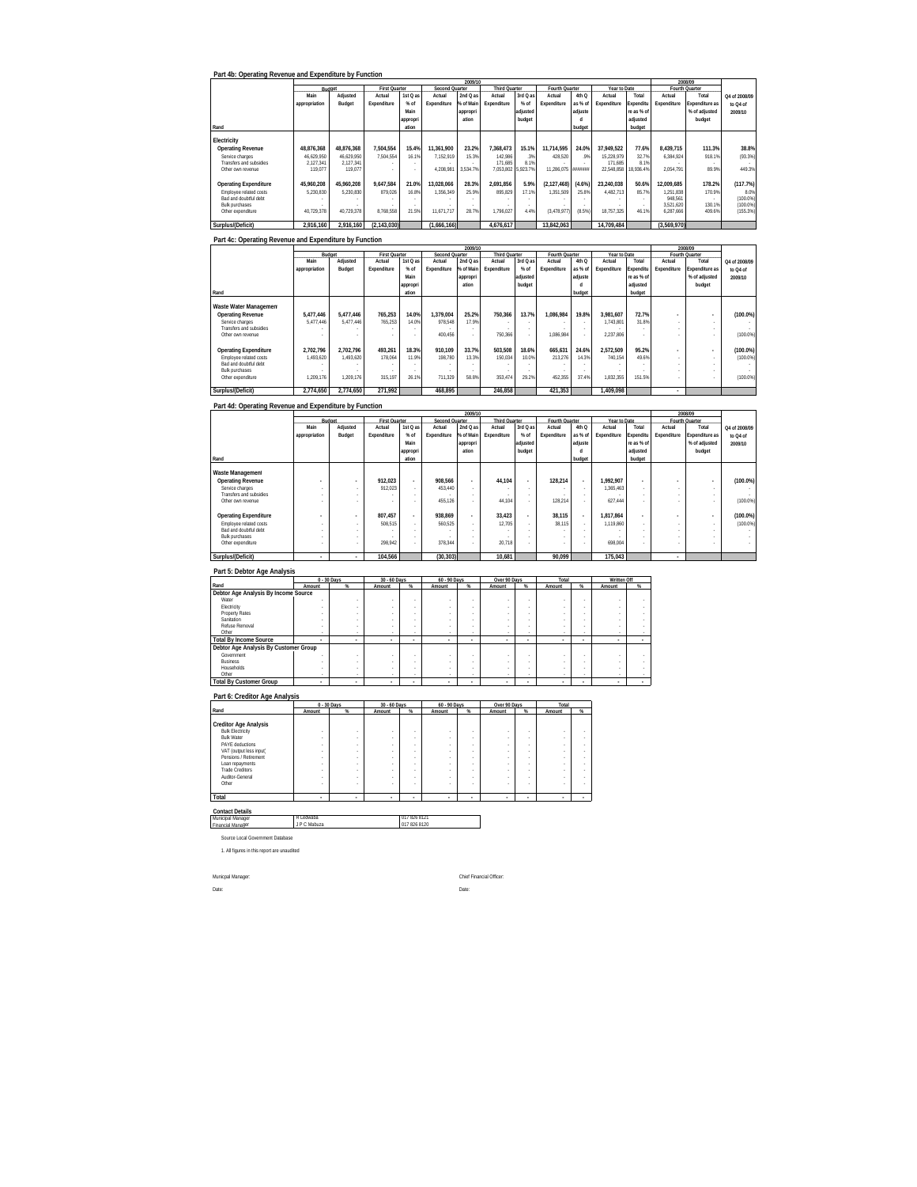## Part 4b: Operating Revenue and Expenditure by Function

| Rand | 2009/10 Budget Main appropriation | Adjusted Budget | First Quarter Actual Expenditure | 1st Q as % of Main appropriation | Second Quarter Actual Expenditure | 2nd Q as % of Main appropriation | Third Quarter Actual Expenditure | 3rd Q as % of adjusted budget | Fourth Quarter Actual Expenditure | 4th Q as % of adjusted budget | Year to Date Actual Expenditure | Total Expenditure as % of adjusted budget | 2008/09 Fourth Quarter Actual Expenditure | Total Expenditure as % of adjusted budget | Q4 of 2008/09 to Q4 of 2009/10 |
|---|---|---|---|---|---|---|---|---|---|---|---|---|---|---|---|
| **Electricity** | | | | | | | | | | | | | | | |
| **Operating Revenue** | **48,876,368** | **48,876,368** | **7,504,554** | **15.4%** | **11,361,900** | **23.2%** | **7,368,473** | **15.1%** | **11,714,595** | **24.0%** | **37,949,522** | **77.6%** | **8,439,715** | **111.3%** | **38.8%** |
| Service charges | 46,629,950 | 46,629,950 | 7,504,554 | 16.1% | 7,152,919 | 15.3% | 142,986 | .3% | 428,520 | .9% | 15,228,979 | 32.7% | 6,384,924 | 918.1% | (93.3%) |
| Transfers and subsidies | 2,127,341 | 2,127,341 | - | - | - | - | 171,685 | 8.1% | - | - | 171,685 | 8.1% | - | - | - |
| Other own revenue | 119,077 | 119,077 | - | - | 4,208,981 | 3,534.7% | 7,053,802 | 5,923.7% | 11,286,075 | ####### | 22,548,858 | 18,936.4% | 2,054,791 | 89.9% | 449.3% |
| **Operating Expenditure** | **45,960,208** | **45,960,208** | **9,647,584** | **21.0%** | **13,028,066** | **28.3%** | **2,691,856** | **5.9%** | **(2,127,468)** | **(4.6%)** | **23,240,038** | **50.6%** | **12,009,685** | **178.2%** | **(117.7%)** |
| Employee related costs | 5,230,830 | 5,230,830 | 879,026 | 16.8% | 1,356,349 | 25.9% | 895,829 | 17.1% | 1,351,509 | 25.8% | 4,482,713 | 85.7% | 1,251,838 | 170.9% | 8.0% |
| Bad and doubtful debt | - | - | - | - | - | - | - | - | - | - | - | - | 948,561 | - | (100.0%) |
| Bulk purchases | - | - | - | - | - | - | - | - | - | - | - | - | 3,521,620 | 130.1% | (100.0%) |
| Other expenditure | 40,729,378 | 40,729,378 | 8,768,558 | 21.5% | 11,671,717 | 28.7% | 1,796,027 | 4.4% | (3,478,977) | (8.5%) | 18,757,325 | 46.1% | 6,287,666 | 409.6% | (155.3%) |
| **Surplus/(Deficit)** | **2,916,160** | **2,916,160** | **(2,143,030)** | | **(1,666,166)** | | **4,676,617** | | **13,842,063** | | **14,709,484** | | **(3,569,970)** | | |

## Part 4c: Operating Revenue and Expenditure by Function

| Rand | 2009/10 Budget Main appropriation | Adjusted Budget | First Quarter Actual Expenditure | 1st Q as % of Main appropriation | Second Quarter Actual Expenditure | 2nd Q as % of Main appropriation | Third Quarter Actual Expenditure | 3rd Q as % of adjusted budget | Fourth Quarter Actual Expenditure | 4th Q as % of adjusted budget | Year to Date Actual Expenditure | Total Expenditure as % of adjusted budget | 2008/09 Fourth Quarter Actual Expenditure | Total Expenditure as % of adjusted budget | Q4 of 2008/09 to Q4 of 2009/10 |
|---|---|---|---|---|---|---|---|---|---|---|---|---|---|---|---|
| **Waste Water Management** | | | | | | | | | | | | | | | |
| **Operating Revenue** | **5,477,446** | **5,477,446** | **765,253** | **14.0%** | **1,379,004** | **25.2%** | **750,366** | **13.7%** | **1,086,984** | **19.8%** | **3,981,607** | **72.7%** | **-** | **-** | **(100.0%)** |
| Service charges | 5,477,446 | 5,477,446 | 765,253 | 14.0% | 978,548 | 17.9% | - | - | - | - | 1,743,801 | 31.8% | - | - | - |
| Transfers and subsidies | - | - | - | - | - | - | - | - | - | - | - | - | - | - | - |
| Other own revenue | - | - | - | - | 400,456 | - | 750,366 | - | 1,086,984 | - | 2,237,806 | - | - | - | (100.0%) |
| **Operating Expenditure** | **2,702,796** | **2,702,796** | **493,261** | **18.3%** | **910,109** | **33.7%** | **503,508** | **18.6%** | **665,631** | **24.6%** | **2,572,509** | **95.2%** | **-** | **-** | **(100.0%)** |
| Employee related costs | 1,493,620 | 1,493,620 | 178,064 | 11.9% | 198,780 | 13.3% | 150,034 | 10.0% | 213,276 | 14.3% | 740,154 | 49.6% | - | - | (100.0%) |
| Bad and doubtful debt | - | - | - | - | - | - | - | - | - | - | - | - | - | - | - |
| Bulk purchases | - | - | - | - | - | - | - | - | - | - | - | - | - | - | - |
| Other expenditure | 1,209,176 | 1,209,176 | 315,197 | 26.1% | 711,329 | 58.8% | 353,474 | 29.2% | 452,355 | 37.4% | 1,832,355 | 151.5% | - | - | (100.0%) |
| **Surplus/(Deficit)** | **2,774,650** | **2,774,650** | **271,992** | | **468,895** | | **246,858** | | **421,353** | | **1,409,098** | | **-** | | |

## Part 4d: Operating Revenue and Expenditure by Function

| Rand | 2009/10 Budget Main appropriation | Adjusted Budget | First Quarter Actual Expenditure | 1st Q as % of Main appropriation | Second Quarter Actual Expenditure | 2nd Q as % of Main appropriation | Third Quarter Actual Expenditure | 3rd Q as % of adjusted budget | Fourth Quarter Actual Expenditure | 4th Q as % of adjusted budget | Year to Date Actual Expenditure | Total Expenditure as % of adjusted budget | 2008/09 Fourth Quarter Actual Expenditure | Total Expenditure as % of adjusted budget | Q4 of 2008/09 to Q4 of 2009/10 |
|---|---|---|---|---|---|---|---|---|---|---|---|---|---|---|---|
| **Waste Management** | | | | | | | | | | | | | | | |
| **Operating Revenue** | **-** | **-** | **912,023** | **-** | **908,566** | **-** | **44,104** | **-** | **128,214** | **-** | **1,992,907** | **-** | **-** | **-** | **(100.0%)** |
| Service charges | - | - | 912,023 | - | 453,440 | - | - | - | - | - | 1,365,463 | - | - | - | - |
| Transfers and subsidies | - | - | - | - | - | - | - | - | - | - | - | - | - | - | - |
| Other own revenue | - | - | - | - | 455,126 | - | 44,104 | - | 128,214 | - | 627,444 | - | - | - | (100.0%) |
| **Operating Expenditure** | **-** | **-** | **807,457** | **-** | **938,869** | **-** | **33,423** | **-** | **38,115** | **-** | **1,817,864** | **-** | **-** | **-** | **(100.0%)** |
| Employee related costs | - | - | 508,515 | - | 560,525 | - | 12,705 | - | 38,115 | - | 1,119,860 | - | - | - | (100.0%) |
| Bad and doubtful debt | - | - | - | - | - | - | - | - | - | - | - | - | - | - | - |
| Bulk purchases | - | - | - | - | - | - | - | - | - | - | - | - | - | - | - |
| Other expenditure | - | - | 298,942 | - | 378,344 | - | 20,718 | - | - | - | 698,004 | - | - | - | - |
| **Surplus/(Deficit)** | **-** | **-** | **104,566** | | **(30,303)** | | **10,681** | | **90,099** | | **175,043** | | **-** | | |

## Part 5: Debtor Age Analysis

| Rand | 0 - 30 Days Amount | % | 30 - 60 Days Amount | % | 60 - 90 Days Amount | % | Over 90 Days Amount | % | Total Amount | % | Written Off Amount | % |
|---|---|---|---|---|---|---|---|---|---|---|---|---|
| **Debtor Age Analysis By Income Source** | | | | | | | | | | | | |
| Water | - | - | - | - | - | - | - | - | - | - | - | - |
| Electricity | - | - | - | - | - | - | - | - | - | - | - | - |
| Property Rates | - | - | - | - | - | - | - | - | - | - | - | - |
| Sanitation | - | - | - | - | - | - | - | - | - | - | - | - |
| Refuse Removal | - | - | - | - | - | - | - | - | - | - | - | - |
| Other | - | - | - | - | - | - | - | - | - | - | - | - |
| **Total By Income Source** | **-** | **-** | **-** | **-** | **-** | **-** | **-** | **-** | **-** | **-** | **-** | **-** |
| **Debtor Age Analysis By Customer Group** | | | | | | | | | | | | |
| Government | - | - | - | - | - | - | - | - | - | - | - | - |
| Business | - | - | - | - | - | - | - | - | - | - | - | - |
| Households | - | - | - | - | - | - | - | - | - | - | - | - |
| Other | - | - | - | - | - | - | - | - | - | - | - | - |
| **Total By Customer Group** | **-** | **-** | **-** | **-** | **-** | **-** | **-** | **-** | **-** | **-** | **-** | **-** |

## Part 6: Creditor Age Analysis

| Rand | 0 - 30 Days Amount | % | 30 - 60 Days Amount | % | 60 - 90 Days Amount | % | Over 90 Days Amount | % | Total Amount | % |
|---|---|---|---|---|---|---|---|---|---|---|
| **Creditor Age Analysis** | | | | | | | | | | |
| Bulk Electricity | - | - | - | - | - | - | - | - | - | - |
| Bulk Water | - | - | - | - | - | - | - | - | - | - |
| PAYE deductions | - | - | - | - | - | - | - | - | - | - |
| VAT (output less input) | - | - | - | - | - | - | - | - | - | - |
| Pensions / Retirement | - | - | - | - | - | - | - | - | - | - |
| Loan repayments | - | - | - | - | - | - | - | - | - | - |
| Trade Creditors | - | - | - | - | - | - | - | - | - | - |
| Auditor-General | - | - | - | - | - | - | - | - | - | - |
| Other | - | - | - | - | - | - | - | - | - | - |
| **Total** | **-** | **-** | **-** | **-** | **-** | **-** | **-** | **-** | **-** | **-** |

**Contact Details**

| | | |
|---|---|---|
| Municipal Manager | R Ledwaba | 017 826 8121 |
| Financial Manager | J P C Mabuza | 017 826 8120 |

Source Local Government Database

1. All figures in this report are unaudited

Municipal Manager: Chief Financial Officer:

Date: Date: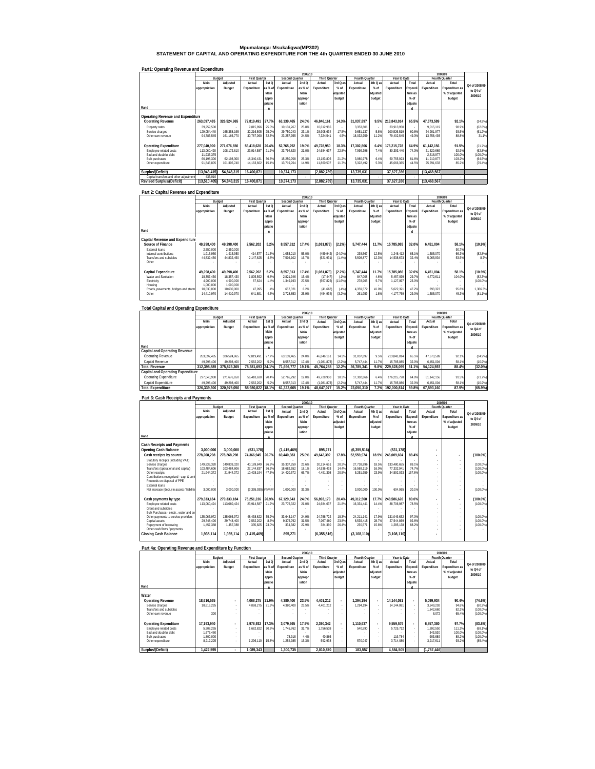# Mpumalanga: Msukaligwa(MP302)

## STATEMENT OF CAPITAL AND OPERATING EXPENDITURE FOR THE 4th QUARTER ENDED 30 JUNE 2010

### Part1: Operating Revenue and Expenditure

| Rand | 2009/10 Budget Main appropriation | Adjusted Budget | First Quarter Actual Expenditure | 1st Q as % of Main appropriation | Second Quarter Actual Expenditure | 2nd Q as % of Main appropriation | Third Quarter Actual Expenditure | 3rd Q as % of adjusted budget | Fourth Quarter Actual Expenditure | 4th Q as % of adjusted budget | Year to Date Actual Expenditure | Total Expenditure as % of adjusted | 2008/09 Fourth Quarter Actual Expenditure | Total Expenditure as % of adjusted budget | Q4 of 2008/09 to Q4 of 2009/10 |
|---|---|---|---|---|---|---|---|---|---|---|---|---|---|---|---|
| **Operating Revenue and Expenditure** | | | | | | | | | | | | | | | |
| **Operating Revenue** | **263,097,485** | **326,524,965** | **72,819,491** | **27.7%** | **63,139,465** | **24.0%** | **46,846,161** | **14.3%** | **31,037,897** | **9.5%** | **213,843,014** | **65.5%** | **47,673,589** | **92.1%** | **(34.9%)** |
| Property rates | 39,259,500 | - | 9,815,896 | 25.0% | 10,131,267 | 25.8% | 10,612,986 | - | 3,353,801 | - | 33,913,950 | - | 9,015,119 | 98.9% | (62.8%) |
| Service charges | 129,054,440 | 165,358,195 | 32,216,505 | 25.0% | 29,750,243 | 23.1% | 28,908,634 | 17.5% | 9,651,137 | 5.8% | 100,526,519 | 60.8% | 24,901,977 | 93.5% | (61.2%) |
| Other own revenue | 94,783,545 | 161,166,770 | 30,787,090 | 32.5% | 23,257,955 | 24.5% | 7,324,541 | 4.5% | 18,032,959 | 11.2% | 79,402,545 | 49.3% | 13,756,493 | 88.8% | 31.1% |
| **Operating Expenditure** | **277,040,900** | **271,676,650** | **56,418,620** | **20.4%** | **52,765,292** | **19.0%** | **49,728,950** | **18.3%** | **17,302,866** | **6.4%** | **176,215,728** | **64.9%** | **61,142,156** | **91.5%** | **(71.7%)** |
| Employee related costs | 113,060,420 | 108,172,610 | 23,914,587 | 21.2% | 23,794,820 | 21.0% | 24,684,637 | 22.8% | 7,999,396 | 7.4% | 80,393,440 | 74.3% | 21,520,669 | 92.9% | (62.8%) |
| Bad and doubtful debt | 11,935,375 | - | - | - | - | - | - | - | - | - | - | - | 2,618,977 | 100.0% | (100.0%) |
| Bulk purchases | 60,198,300 | 62,198,300 | 18,340,431 | 30.5% | 15,250,708 | 25.3% | 13,183,806 | 21.2% | 3,980,978 | 6.4% | 50,755,923 | 81.6% | 11,210,877 | 103.2% | (64.5%) |
| Other expenditure | 91,846,805 | 101,305,740 | 14,163,602 | 15.4% | 13,719,764 | 14.9% | 11,860,507 | 11.7% | 5,322,492 | 5.3% | 45,066,365 | 44.5% | 25,791,633 | 85.2% | (79.4%) |
| **Surplus/(Deficit)** | **(13,943,415)** | **54,848,315** | **16,400,871** | | **10,374,173** | | **(2,882,789)** | | **13,735,031** | | **37,627,286** | | **(13,468,567)** | | |
| Capital transfers and other adjustments | 433,010 | | - | | - | | - | | - | | - | | - | | - |
| **Revised Surplus/(Deficit)** | **(13,510,405)** | **54,848,315** | **16,400,871** | | **10,374,173** | | **(2,882,789)** | | **13,735,031** | | **37,627,286** | | **(13,468,567)** | | |

### Part 2: Capital Revenue and Expenditure

| Rand | 2009/10 Budget Main appropriation | Adjusted Budget | First Quarter Actual Expenditure | 1st Q as % of Main appropriation | Second Quarter Actual Expenditure | 2nd Q as % of Main appropriation | Third Quarter Actual Expenditure | 3rd Q as % of adjusted budget | Fourth Quarter Actual Expenditure | 4th Q as % of adjusted budget | Year to Date Actual Expenditure | Total Expenditure as % of adjusted | 2008/09 Fourth Quarter Actual Expenditure | Total Expenditure as % of adjusted budget | Q4 of 2008/09 to Q4 of 2009/10 |
|---|---|---|---|---|---|---|---|---|---|---|---|---|---|---|---|
| **Capital Revenue and Expenditure** | | | | | | | | | | | | | | | |
| **Source of Finance** | **49,298,400** | **49,298,400** | **2,562,202** | **5.2%** | **8,557,312** | **17.4%** | **(1,081,873)** | **(2.2%)** | **5,747,444** | **11.7%** | **15,785,085** | **32.0%** | **6,451,004** | **58.1%** | **(10.9%)** |
| External loans | 2,550,000 | 2,550,000 | - | - | - | - | - | - | - | - | - | - | - | 90.7% | - |
| Internal contributions | 1,915,950 | 1,915,950 | 414,577 | 21.6% | 1,053,210 | 55.0% | (459,942) | (24.0%) | 238,567 | 12.5% | 1,246,412 | 65.1% | 1,385,070 | 66.3% | (82.8%) |
| Transfers and subsidies | 44,832,450 | 44,832,450 | 2,147,625 | 4.8% | 7,504,102 | 16.7% | (621,931) | (1.4%) | 5,508,877 | 12.3% | 14,538,673 | 32.4% | 5,065,934 | 53.5% | 8.7% |
| Other | - | - | - | - | - | - | - | - | - | - | - | - | - | - | - |
| **Capital Expenditure** | **49,298,400** | **49,298,400** | **2,562,202** | **5.2%** | **8,557,313** | **17.4%** | **(1,081,873)** | **(2.2%)** | **5,747,444** | **11.7%** | **15,785,086** | **32.0%** | **6,451,004** | **58.1%** | **(10.9%)** |
| Water and Sanitation | 18,357,430 | 18,357,430 | 1,805,592 | 9.8% | 2,821,946 | 15.4% | (17,447) | (.1%) | 847,008 | 4.6% | 5,457,099 | 29.7% | 4,772,611 | 104.0% | (82.3%) |
| Electricity | 4,900,000 | 4,900,000 | 67,624 | 1.4% | 1,349,193 | 27.5% | (567,825) | (11.6%) | 278,905 | 5.7% | 1,127,897 | 23.0% | - | - | (100.0%) |
| Housing | 1,000,000 | 1,000,000 | - | - | - | - | - | - | - | - | - | - | - | - | - |
| Roads, pavements, bridges and storm water | 10,630,000 | 10,630,000 | 47,095 | .4% | 657,321 | 6.2% | (41,667) | (.4%) | 4,359,572 | 41.0% | 5,022,321 | 47.2% | 293,323 | 95.8% | 1,386.3% |
| Other | 14,410,970 | 14,410,970 | 641,891 | 4.5% | 3,728,853 | 25.9% | (454,934) | (3.2%) | 261,959 | 1.8% | 4,177,769 | 29.0% | 1,385,070 | 45.3% | (81.1%) |

### Total Capital and Operating Expenditure

| Rand | 2009/10 Budget Main appropriation | Adjusted Budget | First Quarter Actual Expenditure | 1st Q as % of Main appropriation | Second Quarter Actual Expenditure | 2nd Q as % of Main appropriation | Third Quarter Actual Expenditure | 3rd Q as % of adjusted budget | Fourth Quarter Actual Expenditure | 4th Q as % of adjusted budget | Year to Date Actual Expenditure | Total Expenditure as % of adjusted | 2008/09 Fourth Quarter Actual Expenditure | Total Expenditure as % of adjusted budget | Q4 of 2008/09 to Q4 of 2009/10 |
|---|---|---|---|---|---|---|---|---|---|---|---|---|---|---|---|
| **Capital and Operating Revenue** | | | | | | | | | | | | | | | |
| Operating Revenue | 263,097,485 | 326,524,965 | 72,819,491 | 27.7% | 63,139,465 | 24.0% | 46,846,161 | 14.3% | 31,037,897 | 9.5% | 213,843,014 | 65.5% | 47,673,589 | 92.1% | (34.9%) |
| Capital Revenue | 49,298,400 | 49,298,400 | 2,562,202 | 5.2% | 8,557,312 | 17.4% | (1,081,873) | (2.2%) | 5,747,444 | 11.7% | 15,785,085 | 32.0% | 6,451,004 | 58.1% | (10.9%) |
| **Total Revenue** | **312,395,885** | **375,823,365** | **75,381,693** | **24.1%** | **71,696,777** | **19.1%** | **45,764,288** | **12.2%** | **36,785,341** | **9.8%** | **229,628,099** | **61.1%** | **54,124,593** | **88.4%** | **(32.0%)** |
| **Capital and Operating Expenditure** | | | | | | | | | | | | | | | |
| Operating Expenditure | 277,040,900 | 271,676,650 | 56,418,620 | 20.4% | 52,765,292 | 19.0% | 49,728,950 | 18.3% | 17,302,866 | 6.4% | 176,215,728 | 64.9% | 61,142,156 | 91.5% | (71.7%) |
| Capital Expenditure | 49,298,400 | 49,298,400 | 2,562,202 | 5.2% | 8,557,313 | 17.4% | (1,081,873) | (2.2%) | 5,747,444 | 11.7% | 15,785,086 | 32.0% | 6,451,004 | 58.1% | (10.9%) |
| **Total Expenditure** | **326,339,300** | **320,975,050** | **58,980,822** | **18.1%** | **61,322,605** | **19.1%** | **48,647,077** | **15.2%** | **23,050,310** | **7.2%** | **192,000,814** | **59.8%** | **67,593,160** | **87.9%** | **(65.9%)** |

### Part 3: Cash Receipts and Payments

| Rand | 2009/10 Budget Main appropriation | Adjusted Budget | First Quarter Actual Expenditure | 1st Q as % of Main appropriation | Second Quarter Actual Expenditure | 2nd Q as % of Main appropriation | Third Quarter Actual Expenditure | 3rd Q as % of adjusted budget | Fourth Quarter Actual Expenditure | 4th Q as % of adjusted budget | Year to Date Actual Expenditure | Total Expenditure as % of adjusted | 2008/09 Fourth Quarter Actual Expenditure | Total Expenditure as % of adjusted budget | Q4 of 2008/09 to Q4 of 2009/10 |
|---|---|---|---|---|---|---|---|---|---|---|---|---|---|---|---|
| **Cash Receipts and Payments** | | | | | | | | | | | | | | | |
| **Opening Cash Balance** | **3,000,000** | **3,000,000** | **(531,178)** | | **(1,415,469)** | | **895,271** | | **(6,355,516)** | | **(531,178)** | | - | | |
| **Cash receipts by source** | **278,268,298** | **278,268,298** | **74,366,945** | **26.7%** | **69,440,383** | **25.0%** | **49,642,392** | **17.8%** | **52,559,974** | **18.9%** | **246,009,694** | **88.4%** | - | - | **(100.0%)** |
| Statutory receipts (including VAT) | - | - | - | - | - | - | - | - | - | - | - | - | - | - | - |
| Service charges | 149,839,320 | 149,839,320 | 40,189,849 | 26.8% | 35,337,259 | 23.6% | 30,214,651 | 20.2% | 27,738,896 | 18.5% | 133,480,655 | 89.1% | - | - | (100.0%) |
| Transfers (operational and capital) | 103,484,606 | 103,484,606 | 27,144,837 | 26.2% | 18,682,552 | 18.1% | 14,936,433 | 14.4% | 16,569,119 | 16.0% | 77,332,941 | 74.7% | - | - | (100.0%) |
| Other receipts | 21,944,372 | 21,944,372 | 10,428,194 | 47.5% | 14,420,572 | 65.7% | 4,491,308 | 20.5% | 5,251,959 | 23.9% | 34,592,033 | 157.6% | - | - | (100.0%) |
| Contributions recognised - cap. & contr. assets | - | - | - | - | - | - | - | - | - | - | - | - | - | - | - |
| Proceeds on disposal of PPE | - | - | - | - | - | - | - | - | - | - | - | - | - | - | - |
| External loans | - | - | - | - | - | - | - | - | - | - | - | - | - | - | - |
| Net increase (decr.) in assets / liabilities | 3,000,000 | 3,000,000 | (3,395,935) | ###### | 1,000,000 | 33.3% | - | - | 3,000,000 | 100.0% | 604,065 | 20.1% | - | - | (100.0%) |
| **Cash payments by type** | **279,333,184** | **279,333,184** | **75,251,236** | **26.9%** | **67,129,643** | **24.0%** | **56,893,179** | **20.4%** | **49,312,568** | **17.7%** | **248,586,626** | **89.0%** | - | - | **(100.0%)** |
| Employee related costs | 113,060,424 | 113,060,424 | 23,914,587 | 21.2% | 23,776,322 | 21.0% | 24,684,637 | 21.8% | 16,331,441 | 14.4% | 88,706,987 | 78.5% | - | - | (100.0%) |
| Grant and subsidies | - | - | - | - | - | - | - | - | - | - | - | - | - | - | - |
| Bulk Purchases - electr., water and sewerage | - | - | - | - | - | - | - | - | - | - | - | - | - | - | - |
| Other payments to service providers | 135,066,972 | 135,066,972 | 48,438,622 | 35.9% | 33,643,147 | 24.9% | 24,756,722 | 18.3% | 24,211,141 | 17.9% | 131,049,632 | 97.0% | - | - | (100.0%) |
| Capital assets | 29,748,400 | 29,748,400 | 2,562,202 | 8.6% | 9,375,792 | 31.5% | 7,067,460 | 23.8% | 8,539,415 | 28.7% | 27,544,869 | 92.6% | - | - | (100.0%) |
| Repayment of borrowing | 1,457,388 | 1,457,388 | 335,825 | 23.0% | 334,382 | 22.9% | 384,360 | 26.4% | 230,571 | 15.8% | 1,285,138 | 88.2% | - | - | (100.0%) |
| Other cash flows / payments | - | - | - | - | - | - | - | - | - | - | - | - | - | - | - |
| **Closing Cash Balance** | **1,935,114** | **1,935,114** | **(1,415,469)** | | **895,271** | | **(6,355,516)** | | **(3,108,110)** | | **(3,108,110)** | | - | | |

### Part 4a: Operating Revenue and Expenditure by Function

| Rand | 2009/10 Budget Main appropriation | Adjusted Budget | First Quarter Actual Expenditure | 1st Q as % of Main appropriation | Second Quarter Actual Expenditure | 2nd Q as % of Main appropriation | Third Quarter Actual Expenditure | 3rd Q as % of adjusted budget | Fourth Quarter Actual Expenditure | 4th Q as % of adjusted budget | Year to Date Actual Expenditure | Total Expenditure as % of adjusted | 2008/09 Fourth Quarter Actual Expenditure | Total Expenditure as % of adjusted budget | Q4 of 2008/09 to Q4 of 2009/10 |
|---|---|---|---|---|---|---|---|---|---|---|---|---|---|---|---|
| **Water** | | | | | | | | | | | | | | | |
| **Operating Revenue** | **18,616,535** | - | **4,068,275** | **21.9%** | **4,380,400** | **23.5%** | **4,401,212** | - | **1,294,194** | - | **14,144,081** | - | **5,099,934** | **90.4%** | **(74.6%)** |
| Service charges | 18,616,235 | - | 4,068,275 | 21.9% | 4,380,400 | 23.5% | 4,401,212 | - | 1,294,194 | - | 14,144,081 | - | 3,249,202 | 94.6% | (60.2%) |
| Transfers and subsidies | - | - | - | - | - | - | - | - | - | - | - | - | 1,842,660 | 82.2% | (100.0%) |
| Other own revenue | 300 | - | - | - | - | - | - | - | - | - | - | - | 8,072 | 65.4% | (100.0%) |
| **Operating Expenditure** | **17,193,940** | - | **2,978,932** | **17.3%** | **3,079,665** | **17.9%** | **2,390,342** | - | **1,110,637** | - | **9,559,576** | - | **6,857,380** | **97.7%** | **(83.8%)** |
| Employee related costs | 5,508,255 | - | 1,682,822 | 30.6% | 1,745,762 | 31.7% | 1,756,538 | - | 540,590 | - | 5,725,712 | - | 1,692,550 | 111.2% | (68.1%) |
| Bad and doubtful debt | 1,673,460 | - | - | - | - | - | - | - | - | - | - | - | 343,530 | 100.0% | (100.0%) |
| Bulk purchases | 1,800,000 | - | - | - | 78,918 | 4.4% | 40,866 | - | - | - | 119,784 | - | 903,689 | 89.2% | (100.0%) |
| Other expenditure | 8,212,225 | - | 1,296,110 | 15.8% | 1,254,985 | 15.3% | 592,938 | - | 570,047 | - | 3,714,080 | - | 3,917,611 | 93.2% | (85.4%) |
| **Surplus/(Deficit)** | **1,422,595** | - | **1,089,343** | | **1,300,735** | | **2,010,870** | | **183,557** | | **4,584,505** | | **(1,757,446)** | | |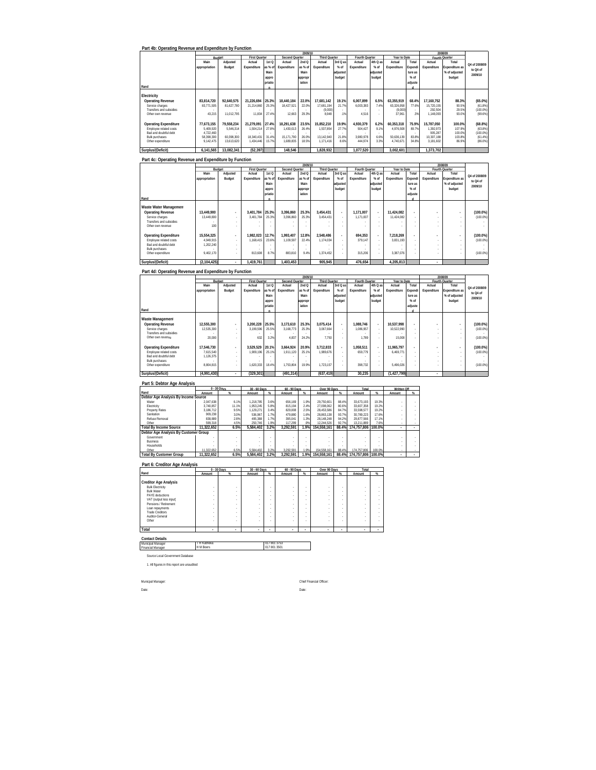## Part 4b: Operating Revenue and Expenditure by Function

| Rand | 2009/10 Budget Main appropriation | Adjusted Budget | First Quarter Actual Expenditure | 1st Q as % of Main appropriation | Second Quarter Actual Expenditure | 2nd Q as % of Main appropriation | Third Quarter Actual Expenditure | 3rd Q as % of adjusted budget | Fourth Quarter Actual Expenditure | 4th Q as % of adjusted budget | Year to Date Actual Expenditure | Total Expenditure as % of adjusted | 2008/09 Fourth Quarter Actual Expenditure | Total Expenditure as % of adjusted budget | Q4 of 2008/09 to Q4 of 2009/10 |
|---|---|---|---|---|---|---|---|---|---|---|---|---|---|---|---|
| **Electricity** | | | | | | | | | | | | | | | |
| **Operating Revenue** | **83,814,720** | **92,640,575** | **21,226,694** | **25.3%** | **18,440,184** | **22.0%** | **17,681,142** | **19.1%** | **6,007,899** | **6.5%** | **63,355,919** | **68.4%** | **17,160,752** | **88.3%** | **(65.0%)** |
| Service charges | 83,771,505 | 81,627,780 | 21,214,860 | 25.3% | 18,427,521 | 22.0% | 17,681,194 | 21.7% | 6,003,383 | 7.4% | 63,326,958 | 77.6% | 15,720,155 | 90.5% | (61.8%) |
| Transfers and subsidies | - | - | - | - | - | - | (9,000) | - | - | - | (9,000) | - | 292,504 | 29.5% | (100.0%) |
| Other own revenue | 43,215 | 11,012,795 | 11,834 | 27.4% | 12,663 | 29.3% | 8,948 | .1% | 4,516 | - | 37,961 | .3% | 1,148,093 | 93.0% | (99.6%) |
| **Operating Expenditure** | **77,673,155** | **79,558,234** | **21,279,091** | **27.4%** | **18,291,638** | **23.5%** | **15,852,210** | **19.9%** | **4,930,379** | **6.2%** | **60,353,318** | **75.9%** | **15,787,050** | **100.0%** | **(68.8%)** |
| Employee related costs | 5,409,920 | 5,546,314 | 1,504,214 | 27.8% | 1,430,013 | 26.4% | 1,537,854 | 27.7% | 504,427 | 9.1% | 4,976,508 | 89.7% | 1,392,973 | 107.9% | (63.8%) |
| Bad and doubtful debt | 4,722,460 | - | - | - | - | - | - | - | - | - | - | - | 905,287 | 100.0% | (100.0%) |
| Bulk purchases | 58,398,300 | 60,398,300 | 18,340,431 | 31.4% | 15,171,790 | 26.0% | 13,142,940 | 21.8% | 3,980,978 | 6.6% | 50,636,139 | 83.8% | 10,307,188 | 103.8% | (61.4%) |
| Other expenditure | 9,142,475 | 13,613,620 | 1,434,446 | 15.7% | 1,689,835 | 18.5% | 1,171,416 | 8.6% | 444,974 | 3.3% | 4,740,671 | 34.8% | 3,181,602 | 86.9% | (86.0%) |
| **Surplus/(Deficit)** | **6,141,565** | **13,082,341** | **(52,397)** | | **148,546** | | **1,828,932** | | **1,077,520** | | **3,002,601** | | **1,373,702** | | |

## Part 4c: Operating Revenue and Expenditure by Function

| Rand | 2009/10 Budget Main appropriation | Adjusted Budget | First Quarter Actual Expenditure | 1st Q as % of Main appropriation | Second Quarter Actual Expenditure | 2nd Q as % of Main appropriation | Third Quarter Actual Expenditure | 3rd Q as % of adjusted budget | Fourth Quarter Actual Expenditure | 4th Q as % of adjusted budget | Year to Date Actual Expenditure | Total Expenditure as % of adjusted | 2008/09 Fourth Quarter Actual Expenditure | Total Expenditure as % of adjusted budget | Q4 of 2008/09 to Q4 of 2009/10 |
|---|---|---|---|---|---|---|---|---|---|---|---|---|---|---|---|
| **Waste Water Management** | | | | | | | | | | | | | | | |
| **Operating Revenue** | **13,449,900** | **-** | **3,401,784** | **25.3%** | **3,396,860** | **25.3%** | **3,454,431** | **-** | **1,171,007** | **-** | **11,424,082** | **-** | **-** | **-** | **(100.0%)** |
| Service charges | 13,449,800 | - | 3,401,784 | 25.3% | 3,396,860 | 25.3% | 3,454,431 | - | 1,171,007 | - | 11,424,082 | - | - | - | (100.0%) |
| Transfers and subsidies | - | - | - | - | - | - | - | - | - | - | - | - | - | - | - |
| Other own revenue | 100 | - | - | - | - | - | - | - | - | - | - | - | - | - | - |
| **Operating Expenditure** | **15,554,325** | **-** | **1,982,023** | **12.7%** | **1,993,407** | **12.8%** | **2,548,486** | **-** | **694,353** | **-** | **7,218,269** | **-** | **-** | **-** | **(100.0%)** |
| Employee related costs | 4,949,915 | - | 1,168,415 | 23.6% | 1,109,597 | 22.4% | 1,174,034 | - | 379,147 | - | 3,831,193 | - | - | - | (100.0%) |
| Bad and doubtful debt | 1,202,240 | - | - | - | - | - | - | - | - | - | - | - | - | - | - |
| Bulk purchases | - | - | - | - | - | - | - | - | - | - | - | - | - | - | - |
| Other expenditure | 9,402,170 | - | 813,608 | 8.7% | 883,810 | 9.4% | 1,374,452 | - | 315,206 | - | 3,387,076 | - | - | - | (100.0%) |
| **Surplus/(Deficit)** | **(2,104,425)** | **-** | **1,419,761** | | **1,403,453** | | **905,945** | | **476,654** | | **4,205,813** | | **-** | | |

## Part 4d: Operating Revenue and Expenditure by Function

| Rand | 2009/10 Budget Main appropriation | Adjusted Budget | First Quarter Actual Expenditure | 1st Q as % of Main appropriation | Second Quarter Actual Expenditure | 2nd Q as % of Main appropriation | Third Quarter Actual Expenditure | 3rd Q as % of adjusted budget | Fourth Quarter Actual Expenditure | 4th Q as % of adjusted budget | Year to Date Actual Expenditure | Total Expenditure as % of adjusted | 2008/09 Fourth Quarter Actual Expenditure | Total Expenditure as % of adjusted budget | Q4 of 2008/09 to Q4 of 2009/10 |
|---|---|---|---|---|---|---|---|---|---|---|---|---|---|---|---|
| **Waste Management** | | | | | | | | | | | | | | | |
| **Operating Revenue** | **12,555,300** | **-** | **3,200,228** | **25.5%** | **3,173,610** | **25.3%** | **3,075,414** | **-** | **1,088,746** | **-** | **10,537,998** | **-** | **-** | **-** | **(100.0%)** |
| Service charges | 12,535,300 | - | 3,199,596 | 25.5% | 3,168,773 | 25.3% | 3,067,664 | - | 1,086,957 | - | 10,522,990 | - | - | - | (100.0%) |
| Transfers and subsidies | - | - | - | - | - | - | - | - | - | - | - | - | - | - | - |
| Other own revenue | 20,000 | - | 632 | 3.2% | 4,837 | 24.2% | 7,750 | - | 1,789 | - | 15,008 | - | - | - | (100.0%) |
| **Operating Expenditure** | **17,546,730** | **-** | **3,529,529** | **20.1%** | **3,664,924** | **20.9%** | **3,712,833** | **-** | **1,058,511** | **-** | **11,965,797** | **-** | **-** | **-** | **(100.0%)** |
| Employee related costs | 7,615,540 | - | 1,909,196 | 25.1% | 1,911,120 | 25.1% | 1,989,676 | - | 659,779 | - | 6,469,771 | - | - | - | (100.0%) |
| Bad and doubtful debt | 1,126,375 | - | - | - | - | - | - | - | - | - | - | - | - | - | - |
| Bulk purchases | - | - | - | - | - | - | - | - | - | - | - | - | - | - | - |
| Other expenditure | 8,804,815 | - | 1,620,333 | 18.4% | 1,753,804 | 19.9% | 1,723,157 | - | 398,732 | - | 5,496,026 | - | - | - | (100.0%) |
| **Surplus/(Deficit)** | **(4,991,430)** | **-** | **(329,301)** | | **(491,314)** | | **(637,419)** | | **30,235** | | **(1,427,799)** | | **-** | | |

## Part 5: Debtor Age Analysis

| Rand | 0 - 30 Days Amount | % | 30 - 60 Days Amount | % | 60 - 90 Days Amount | % | Over 90 Days Amount | % | Total Amount | % | Written Off Amount | % |
|---|---|---|---|---|---|---|---|---|---|---|---|---|
| **Debtor Age Analysis By Income Source** | | | | | | | | | | | | |
| Water | 2,047,638 | 6.1% | 1,218,785 | 3.6% | 656,169 | 1.9% | 29,750,601 | 88.4% | 33,673,193 | 19.3% | - | - |
| Electricity | 3,740,857 | 11.1% | 1,953,245 | 5.8% | 815,194 | 2.4% | 27,098,062 | 80.6% | 33,607,358 | 19.2% | - | - |
| Property Rates | 3,186,712 | 9.5% | 1,129,271 | 3.4% | 829,008 | 2.5% | 28,453,586 | 84.7% | 33,598,577 | 19.2% | - | - |
| Sanitation | 909,238 | 3.0% | 536,967 | 1.7% | 479,880 | 1.6% | 28,863,138 | 93.7% | 30,789,223 | 17.6% | - | - |
| Refuse Removal | 838,889 | 2.8% | 495,388 | 1.7% | 395,041 | 1.3% | 28,148,248 | 94.2% | 29,877,566 | 17.1% | - | - |
| Other | 599,318 | 4.5% | 250,746 | 1.9% | 117,299 | .9% | 12,244,526 | 92.7% | 13,211,889 | 7.6% | - | - |
| **Total By Income Source** | **11,322,652** | **6.5%** | **5,584,402** | **3.2%** | **3,292,591** | **1.9%** | **154,558,161** | **88.4%** | **174,757,806** | **100.0%** | **-** | **-** |
| **Debtor Age Analysis By Customer Group** | | | | | | | | | | | | |
| Government | - | - | - | - | - | - | - | - | - | - | - | - |
| Business | - | - | - | - | - | - | - | - | - | - | - | - |
| Households | - | - | - | - | - | - | - | - | - | - | - | - |
| Other | 11,322,652 | 6.5% | 5,584,402 | 3.2% | 3,292,591 | 1.9% | 154,558,161 | 88.4% | 174,757,806 | 100.0% | - | - |
| **Total By Customer Group** | **11,322,652** | **6.5%** | **5,584,402** | **3.2%** | **3,292,591** | **1.9%** | **154,558,161** | **88.4%** | **174,757,806** | **100.0%** | **-** | **-** |

## Part 6: Creditor Age Analysis

| Rand | 0 - 30 Days Amount | % | 30 - 60 Days Amount | % | 60 - 90 Days Amount | % | Over 90 Days Amount | % | Total Amount | % |
|---|---|---|---|---|---|---|---|---|---|---|
| **Creditor Age Analysis** | | | | | | | | | | |
| Bulk Electricity | - | - | - | - | - | - | - | - | - | - |
| Bulk Water | - | - | - | - | - | - | - | - | - | - |
| PAYE deductions | - | - | - | - | - | - | - | - | - | - |
| VAT (output less input) | - | - | - | - | - | - | - | - | - | - |
| Pensions / Retirement | - | - | - | - | - | - | - | - | - | - |
| Loan repayments | - | - | - | - | - | - | - | - | - | - |
| Trade Creditors | - | - | - | - | - | - | - | - | - | - |
| Auditor-General | - | - | - | - | - | - | - | - | - | - |
| Other | - | - | - | - | - | - | - | - | - | - |
| **Total** | **-** | **-** | **-** | **-** | **-** | **-** | **-** | **-** | **-** | **-** |

**Contact Details**

| | | |
|---|---|---|
| Municipal Manager | T H Kubheka | 017 801 3753 |
| Financial Manager | H M Boers | 017 801 3501 |

Source Local Government Database

1. All figures in this report are unaudited

Municipal Manager: ______________________ Chief Financial Officer: ______________________

Date: ______________________ Date: ______________________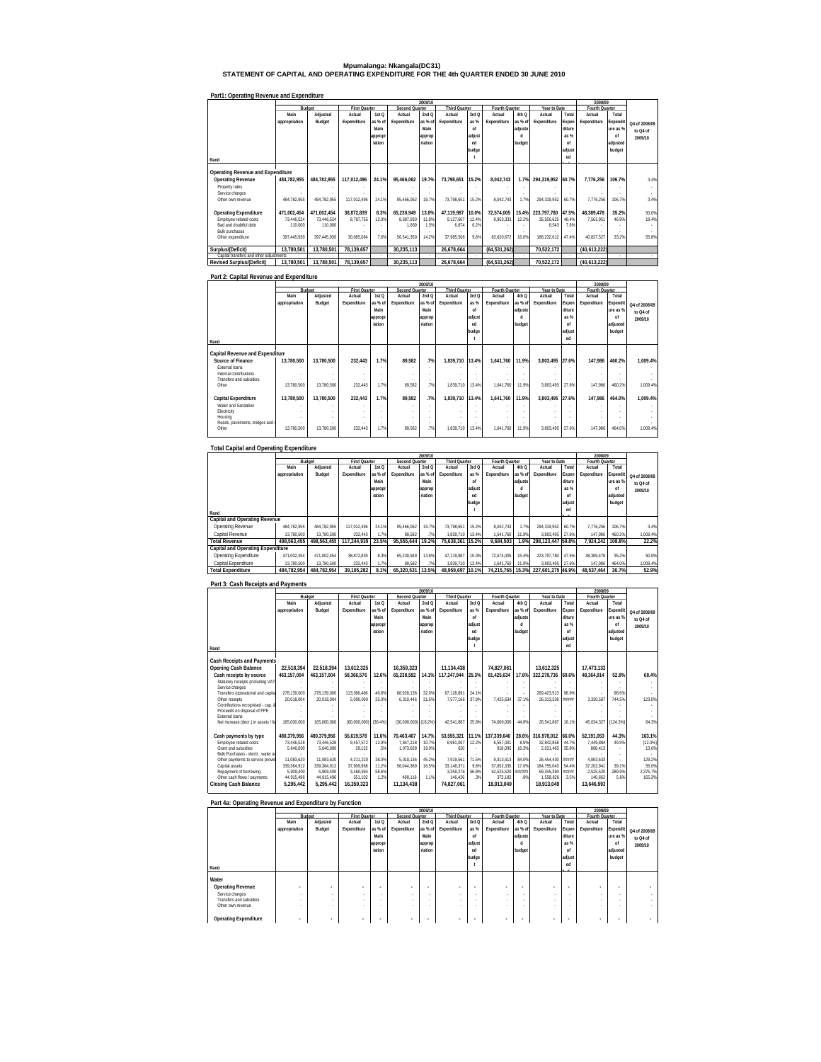# Mpumalanga: Nkangala(DC31)
## STATEMENT OF CAPITAL AND OPERATING EXPENDITURE FOR THE 4th QUARTER ENDED 30 JUNE 2010

### Part1: Operating Revenue and Expenditure

| | 2009/10 | | | | | | | | | | | | 2008/09 | | |
|---|---|---|---|---|---|---|---|---|---|---|---|---|---|---|---|
| | Budget | | First Quarter | | Second Quarter | | Third Quarter | | Fourth Quarter | | Year to Date | | Fourth Quarter | | |
| Rand | Main appropriation | Adjusted Budget | Actual Expenditure | 1st Q as % of Main appropriation | Actual Expenditure | 2nd Q as % of Main appropriation | Actual Expenditure | 3rd Q as % of adjusted budget | Actual Expenditure | 4th Q as % of adjusted budget | Actual Expenditure | Total Expenditure as % of adjusted | Actual Expenditure | Total Expenditure as % of adjusted budget | Q4 of 2008/09 to Q4 of 2009/10 |
| **Operating Revenue and Expenditure** | | | | | | | | | | | | | | | |
| **Operating Revenue** | 484,782,955 | 484,782,955 | 117,012,496 | 24.1% | 95,466,062 | 19.7% | 73,798,651 | 15.2% | 8,042,743 | 1.7% | 294,319,952 | 60.7% | 7,776,256 | 106.7% | 3.4% |
| Property rates | - | - | - | - | - | - | - | - | - | - | - | - | - | - | - |
| Service charges | - | - | - | - | - | - | - | - | - | - | - | - | - | - | - |
| Other own revenue | 484,782,955 | 484,782,955 | 117,012,496 | 24.1% | 95,466,062 | 19.7% | 73,798,651 | 15.2% | 8,042,743 | 1.7% | 294,319,952 | 60.7% | 7,776,256 | 106.7% | 3.4% |
| **Operating Expenditure** | 471,002,454 | 471,002,454 | 38,872,839 | 8.3% | 65,230,949 | 13.8% | 47,119,987 | 10.0% | 72,574,005 | 15.4% | 223,797,780 | 47.5% | 48,389,478 | 35.2% | 50.0% |
| Employee related costs | 73,446,524 | 73,446,524 | 8,787,755 | 12.0% | 8,687,930 | 11.8% | 9,127,607 | 12.4% | 8,953,333 | 12.2% | 35,556,625 | 48.4% | 7,561,951 | 46.9% | 18.4% |
| Bad and doubtful debt | 110,000 | 110,000 | - | - | 1,669 | 1.5% | 6,874 | 6.2% | - | - | 8,543 | 7.8% | - | - | - |
| Bulk purchases | - | - | - | - | - | - | - | - | - | - | - | - | - | - | - |
| Other expenditure | 397,445,930 | 397,445,930 | 30,085,084 | 7.6% | 56,541,350 | 14.2% | 37,985,506 | 9.6% | 63,620,672 | 16.0% | 188,232,612 | 47.4% | 40,827,527 | 33.2% | 55.8% |
| **Surplus/(Deficit)** | 13,780,501 | 13,780,501 | 78,139,657 | | 30,235,113 | | 26,678,664 | | (64,531,262) | | 70,522,172 | | (40,613,222) | | |
| Capital transfers and other adjustments | - | - | - | - | - | - | - | - | - | - | - | - | - | - | - |
| **Revised Surplus/(Deficit)** | 13,780,501 | 13,780,501 | 78,139,657 | | 30,235,113 | | 26,678,664 | | (64,531,262) | | 70,522,172 | | (40,613,222) | | |

### Part 2: Capital Revenue and Expenditure

| | 2009/10 | | | | | | | | | | | | 2008/09 | | |
|---|---|---|---|---|---|---|---|---|---|---|---|---|---|---|---|
| | Budget | | First Quarter | | Second Quarter | | Third Quarter | | Fourth Quarter | | Year to Date | | Fourth Quarter | | |
| Rand | Main appropriation | Adjusted Budget | Actual Expenditure | 1st Q as % of Main appropriation | Actual Expenditure | 2nd Q as % of Main appropriation | Actual Expenditure | 3rd Q as % of adjusted budget | Actual Expenditure | 4th Q as % of adjusted budget | Actual Expenditure | Total Expenditure as % of adjusted | Actual Expenditure | Total Expenditure as % of adjusted budget | Q4 of 2008/09 to Q4 of 2009/10 |
| **Capital Revenue and Expenditure** | | | | | | | | | | | | | | | |
| **Source of Finance** | 13,780,500 | 13,780,500 | 232,443 | 1.7% | 89,582 | .7% | 1,839,710 | 13.4% | 1,641,760 | 11.9% | 3,803,495 | 27.6% | 147,986 | 460.2% | 1,009.4% |
| External loans | - | - | - | - | - | - | - | - | - | - | - | - | - | - | - |
| Internal contributions | - | - | - | - | - | - | - | - | - | - | - | - | - | - | - |
| Transfers and subsidies | - | - | - | - | - | - | - | - | - | - | - | - | - | - | - |
| Other | 13,780,500 | 13,780,500 | 232,443 | 1.7% | 89,582 | .7% | 1,839,710 | 13.4% | 1,641,760 | 11.9% | 3,803,495 | 27.6% | 147,986 | 460.2% | 1,009.4% |
| **Capital Expenditure** | 13,780,500 | 13,780,500 | 232,443 | 1.7% | 89,582 | .7% | 1,839,710 | 13.4% | 1,641,760 | 11.9% | 3,803,495 | 27.6% | 147,986 | 464.0% | 1,009.4% |
| Water and Sanitation | - | - | - | - | - | - | - | - | - | - | - | - | - | - | - |
| Electricity | - | - | - | - | - | - | - | - | - | - | - | - | - | - | - |
| Housing | - | - | - | - | - | - | - | - | - | - | - | - | - | - | - |
| Roads, pavements, bridges and s | - | - | - | - | - | - | - | - | - | - | - | - | - | - | - |
| Other | 13,780,500 | 13,780,500 | 232,443 | 1.7% | 89,582 | .7% | 1,839,710 | 13.4% | 1,641,760 | 11.9% | 3,803,495 | 27.6% | 147,986 | 464.0% | 1,009.4% |

### Total Capital and Operating Expenditure

| | 2009/10 | | | | | | | | | | | | 2008/09 | | |
|---|---|---|---|---|---|---|---|---|---|---|---|---|---|---|---|
| | Budget | | First Quarter | | Second Quarter | | Third Quarter | | Fourth Quarter | | Year to Date | | Fourth Quarter | | |
| Rand | Main appropriation | Adjusted Budget | Actual Expenditure | 1st Q as % of Main appropriation | Actual Expenditure | 2nd Q as % of Main appropriation | Actual Expenditure | 3rd Q as % of adjusted budget | Actual Expenditure | 4th Q as % of adjusted budget | Actual Expenditure | Total Expenditure as % of adjusted | Actual Expenditure | Total Expenditure as % of adjusted budget | Q4 of 2008/09 to Q4 of 2009/10 |
| **Capital and Operating Revenue** | | | | | | | | | | | | | | | |
| Operating Revenue | 484,782,955 | 484,782,955 | 117,012,496 | 24.1% | 95,466,062 | 19.7% | 73,798,651 | 15.2% | 8,042,743 | 1.7% | 294,319,952 | 60.7% | 7,776,256 | 106.7% | 3.4% |
| Capital Revenue | 13,780,500 | 13,780,500 | 232,443 | 1.7% | 89,582 | .7% | 1,839,710 | 13.4% | 1,641,760 | 11.9% | 3,803,495 | 27.6% | 147,986 | 460.2% | 1,009.4% |
| **Total Revenue** | 498,563,455 | 498,563,455 | 117,244,939 | 23.5% | 95,555,644 | 19.2% | 75,638,361 | 15.2% | 9,684,503 | 1.9% | 298,123,447 | 59.8% | 7,924,242 | 108.8% | 22.2% |
| **Capital and Operating Expenditure** | | | | | | | | | | | | | | | |
| Operating Expenditure | 471,002,454 | 471,002,454 | 38,872,839 | 8.3% | 65,230,949 | 13.8% | 47,119,987 | 10.0% | 72,574,005 | 15.4% | 223,797,780 | 47.5% | 48,389,478 | 35.2% | 50.0% |
| Capital Expenditure | 13,780,500 | 13,780,500 | 232,443 | 1.7% | 89,582 | .7% | 1,839,710 | 13.4% | 1,641,760 | 11.9% | 3,803,495 | 27.6% | 147,986 | 464.0% | 1,009.4% |
| **Total Expenditure** | 484,782,954 | 484,782,954 | 39,105,282 | 8.1% | 65,320,531 | 13.5% | 48,959,697 | 10.1% | 74,215,765 | 15.3% | 227,601,275 | 46.9% | 48,537,464 | 36.7% | 52.9% |

### Part 3: Cash Receipts and Payments

| | 2009/10 | | | | | | | | | | | | 2008/09 | | |
|---|---|---|---|---|---|---|---|---|---|---|---|---|---|---|---|
| | Budget | | First Quarter | | Second Quarter | | Third Quarter | | Fourth Quarter | | Year to Date | | Fourth Quarter | | |
| Rand | Main appropriation | Adjusted Budget | Actual Expenditure | 1st Q as % of Main appropriation | Actual Expenditure | 2nd Q as % of Main appropriation | Actual Expenditure | 3rd Q as % of adjusted budget | Actual Expenditure | 4th Q as % of adjusted budget | Actual Expenditure | Total Expenditure as % of adjusted | Actual Expenditure | Total Expenditure as % of adjusted budget | Q4 of 2008/09 to Q4 of 2009/10 |
| **Cash Receipts and Payments** | | | | | | | | | | | | | | | |
| **Opening Cash Balance** | 22,518,394 | 22,518,394 | 13,612,325 | | 16,359,323 | | 11,134,438 | | 74,827,061 | | 13,612,325 | | 17,473,132 | | |
| **Cash receipts by source** | 463,157,004 | 463,157,004 | 58,366,576 | 12.6% | 65,238,582 | 14.1% | 117,247,944 | 25.3% | 81,425,634 | 17.6% | 322,278,736 | 69.6% | 48,364,914 | 52.8% | 68.4% |
| Statutory receipts (including VAT) | - | - | - | - | - | - | - | - | - | - | - | - | - | - | - |
| Service charges | - | - | - | - | - | - | - | - | - | - | - | - | - | - | - |
| Transfers (operational and capital) | 278,139,000 | 278,139,000 | 113,366,496 | 40.8% | 88,928,136 | 32.0% | 67,128,891 | 24.1% | - | - | 269,423,513 | 96.9% | - | 98.6% | - |
| Other receipts | 20,018,004 | 20,018,004 | 5,000,080 | 25.0% | 6,310,446 | 31.5% | 7,577,166 | 37.9% | 7,425,634 | 37.1% | 26,313,336 | ##### | 3,330,587 | 744.5% | 123.0% |
| Contributions recognised - cap. & | - | - | - | - | - | - | - | - | - | - | - | - | - | - | - |
| Proceeds on disposal of PPE | - | - | - | - | - | - | - | - | - | - | - | - | - | - | - |
| External loans | - | - | - | - | - | - | - | - | - | - | - | - | - | - | - |
| Net increase (decr.) in assets / lia | 165,000,000 | 165,000,000 | (60,000,000) | (36.4%) | (30,000,000) | (18.2%) | 42,541,887 | 25.8% | 74,000,000 | 44.8% | 26,541,887 | 16.1% | 45,034,327 | (124.3%) | 64.3% |
| **Cash payments by type** | 480,379,956 | 480,379,956 | 55,619,578 | 11.6% | 70,463,467 | 14.7% | 53,555,321 | 11.1% | 137,339,646 | 28.6% | 316,978,012 | 66.0% | 52,191,053 | 44.3% | 163.1% |
| Employee related costs | 73,446,528 | 73,446,528 | 9,457,572 | 12.9% | 7,847,218 | 10.7% | 8,981,067 | 12.2% | 6,557,001 | 8.9% | 32,842,858 | 44.7% | 7,449,884 | 49.9% | (12.0%) |
| Grant and subsidies | 5,640,000 | 5,640,000 | 29,122 | .5% | 1,073,628 | 19.0% | 620 | - | 918,095 | 16.3% | 2,021,465 | 35.8% | 808,413 | - | 13.6% |
| Bulk Purchases - electr., water an | - | - | - | - | - | - | - | - | - | - | - | - | - | - | - |
| Other payments to service provid | 11,083,620 | 11,083,620 | 4,211,220 | 38.0% | 5,010,136 | 45.2% | 7,919,561 | 71.5% | 9,313,513 | 84.0% | 26,454,430 | ##### | 4,063,633 | - | 129.2% |
| Capital assets | 339,384,912 | 339,384,912 | 37,909,988 | 11.2% | 56,044,369 | 16.5% | 33,148,371 | 9.8% | 57,652,335 | 17.0% | 184,755,043 | 54.4% | 37,202,941 | 39.1% | 55.0% |
| Repayment of borrowing | 5,909,400 | 5,909,400 | 3,460,594 | 58.6% | - | - | 3,359,276 | 56.8% | 62,525,520 | ###### | 69,345,390 | ##### | 2,525,520 | 289.9% | 2,375.7% |
| Other cash flows / payments | 44,915,496 | 44,915,496 | 551,102 | 1.2% | 488,116 | 1.1% | 146,426 | .3% | 373,182 | .8% | 1,558,826 | 3.5% | 140,662 | 5.6% | 165.3% |
| **Closing Cash Balance** | 5,295,442 | 5,295,442 | 16,359,323 | | 11,134,438 | | 74,827,061 | | 18,913,049 | | 18,913,049 | | 13,646,993 | | |

### Part 4a: Operating Revenue and Expenditure by Function

| | 2009/10 | | | | | | | | | | | | 2008/09 | | |
|---|---|---|---|---|---|---|---|---|---|---|---|---|---|---|---|
| | Budget | | First Quarter | | Second Quarter | | Third Quarter | | Fourth Quarter | | Year to Date | | Fourth Quarter | | |
| Rand | Main appropriation | Adjusted Budget | Actual Expenditure | 1st Q as % of Main appropriation | Actual Expenditure | 2nd Q as % of Main appropriation | Actual Expenditure | 3rd Q as % of adjusted budget | Actual Expenditure | 4th Q as % of adjusted budget | Actual Expenditure | Total Expenditure as % of adjusted | Actual Expenditure | Total Expenditure as % of adjusted budget | Q4 of 2008/09 to Q4 of 2009/10 |
| **Water** | | | | | | | | | | | | | | | |
| **Operating Revenue** | - | - | - | - | - | - | - | - | - | - | - | - | - | - | - |
| Service charges | - | - | - | - | - | - | - | - | - | - | - | - | - | - | - |
| Transfers and subsidies | - | - | - | - | - | - | - | - | - | - | - | - | - | - | - |
| Other own revenue | - | - | - | - | - | - | - | - | - | - | - | - | - | - | - |
| **Operating Expenditure** | - | - | - | - | - | - | - | - | - | - | - | - | - | - | - |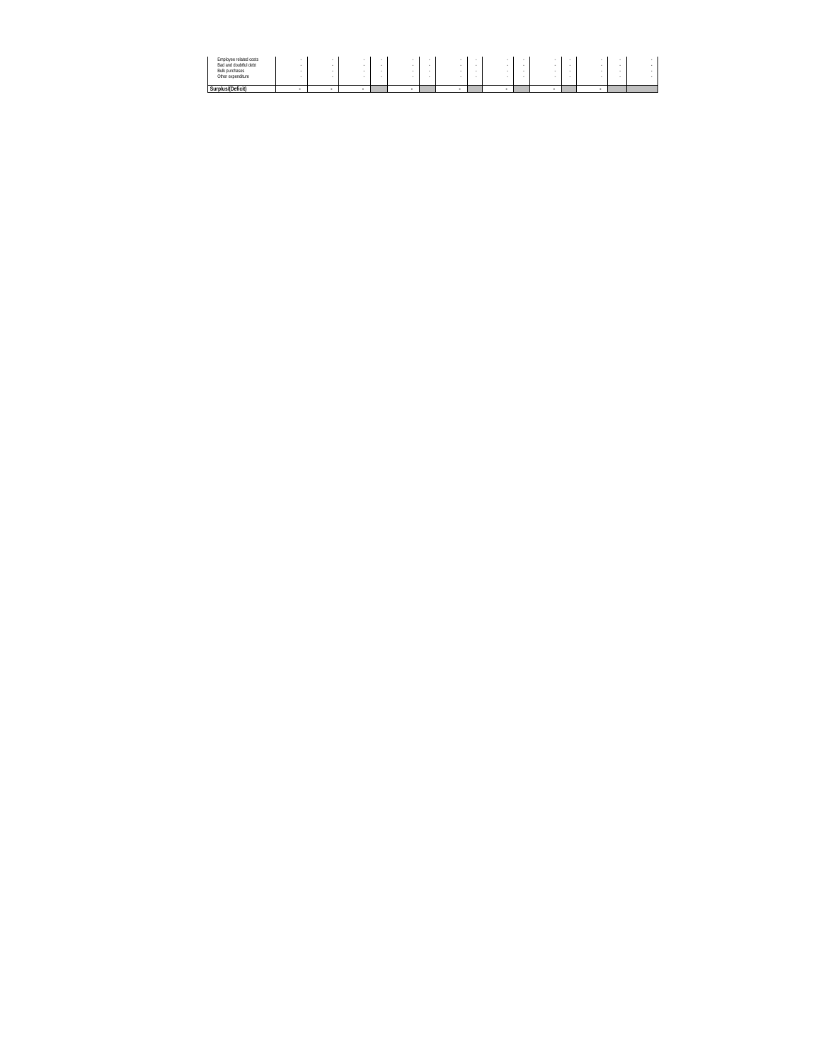| | | | | | | | | | | | | | | | |
|---|---|---|---|---|---|---|---|---|---|---|---|---|---|---|---|
| Employee related costs | - | - | - | - | - | - | - | - | - | - | - | - | - | - | - |
| Bad and doubtful debt | - | - | - | - | - | - | - | - | - | - | - | - | - | - | - |
| Bulk purchases | - | - | - | - | - | - | - | - | - | - | - | - | - | - | - |
| Other expenditure | - | - | - | - | - | - | - | - | - | - | - | - | - | - | - |
| **Surplus/(Deficit)** | - | - | - | | - | | - | | - | | - | | - | | |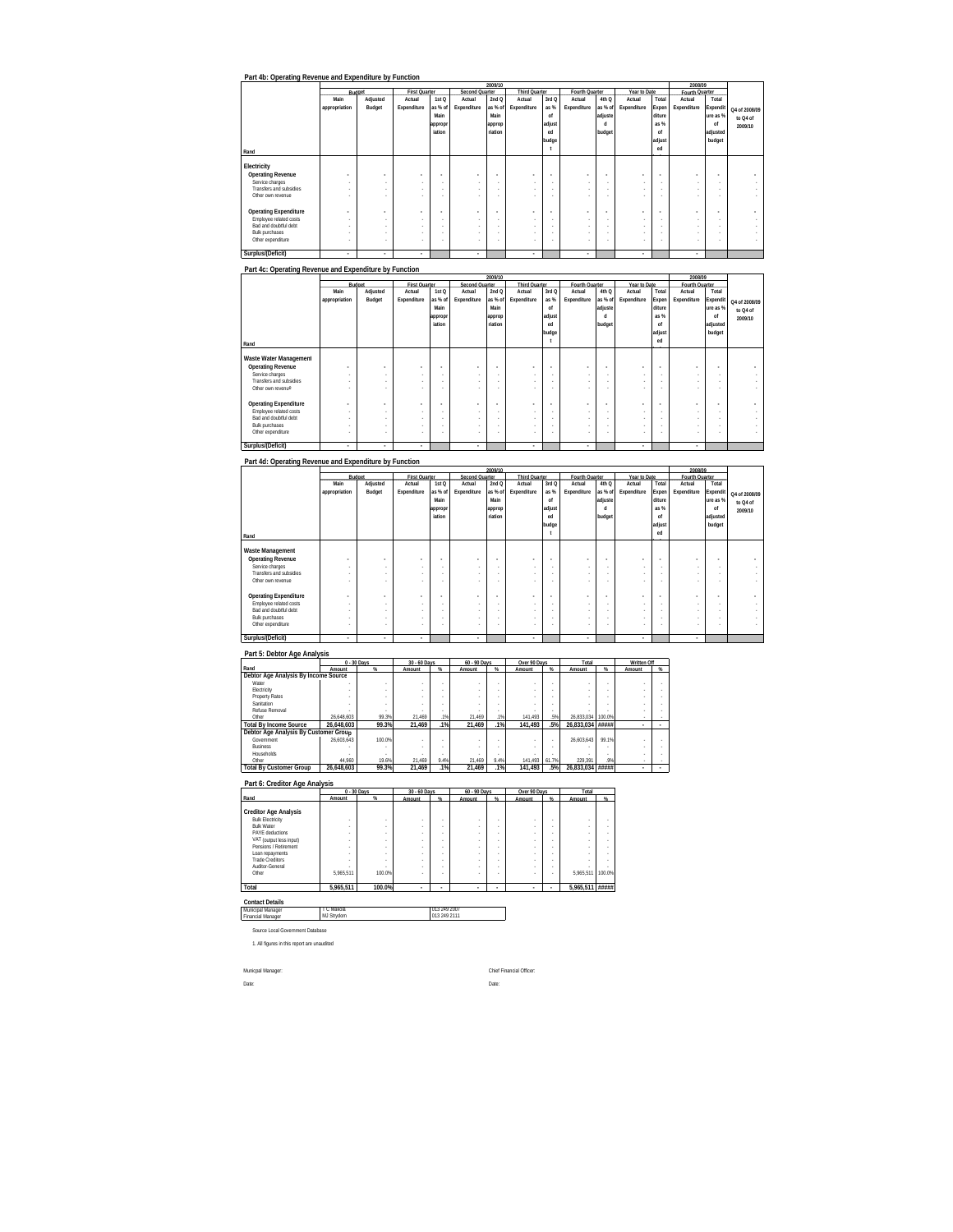## Part 4b: Operating Revenue and Expenditure by Function

| Rand | 2009/10 Budget Main appropriation | Adjusted Budget | First Quarter Actual Expenditure | 1st Q as % of Main appropriation | Second Quarter Actual Expenditure | 2nd Q as % of Main appropriation | Third Quarter Actual Expenditure | 3rd Q as % of adjusted budget | Fourth Quarter Actual Expenditure | 4th Q as % of adjusted budget | Year to Date Actual Expenditure | Total Expenditure as % of adjusted | 2008/09 Fourth Quarter Actual Expenditure | Total Expenditure as % of adjusted budget | Q4 of 2008/09 to Q4 of 2009/10 |
|---|---|---|---|---|---|---|---|---|---|---|---|---|---|---|---|
| **Electricity** | | | | | | | | | | | | | | | |
| **Operating Revenue** | - | - | - | - | - | - | - | - | - | - | - | - | - | - | - |
| Service charges | - | - | - | - | - | - | - | - | - | - | - | - | - | - | - |
| Transfers and subsidies | - | - | - | - | - | - | - | - | - | - | - | - | - | - | - |
| Other own revenue | - | - | - | - | - | - | - | - | - | - | - | - | - | - | - |
| **Operating Expenditure** | - | - | - | - | - | - | - | - | - | - | - | - | - | - | - |
| Employee related costs | - | - | - | - | - | - | - | - | - | - | - | - | - | - | - |
| Bad and doubtful debt | - | - | - | - | - | - | - | - | - | - | - | - | - | - | - |
| Bulk purchases | - | - | - | - | - | - | - | - | - | - | - | - | - | - | - |
| Other expenditure | - | - | - | - | - | - | - | - | - | - | - | - | - | - | - |
| **Surplus/(Deficit)** | - | - | - | | - | | - | | - | | - | | - | | |

## Part 4c: Operating Revenue and Expenditure by Function

| Rand | 2009/10 Budget Main appropriation | Adjusted Budget | First Quarter Actual Expenditure | 1st Q as % of Main appropriation | Second Quarter Actual Expenditure | 2nd Q as % of Main appropriation | Third Quarter Actual Expenditure | 3rd Q as % of adjusted budget | Fourth Quarter Actual Expenditure | 4th Q as % of adjusted budget | Year to Date Actual Expenditure | Total Expenditure as % of adjusted | 2008/09 Fourth Quarter Actual Expenditure | Total Expenditure as % of adjusted budget | Q4 of 2008/09 to Q4 of 2009/10 |
|---|---|---|---|---|---|---|---|---|---|---|---|---|---|---|---|
| **Waste Water Management** | | | | | | | | | | | | | | | |
| **Operating Revenue** | - | - | - | - | - | - | - | - | - | - | - | - | - | - | - |
| Service charges | - | - | - | - | - | - | - | - | - | - | - | - | - | - | - |
| Transfers and subsidies | - | - | - | - | - | - | - | - | - | - | - | - | - | - | - |
| Other own revenue | - | - | - | - | - | - | - | - | - | - | - | - | - | - | - |
| **Operating Expenditure** | - | - | - | - | - | - | - | - | - | - | - | - | - | - | - |
| Employee related costs | - | - | - | - | - | - | - | - | - | - | - | - | - | - | - |
| Bad and doubtful debt | - | - | - | - | - | - | - | - | - | - | - | - | - | - | - |
| Bulk purchases | - | - | - | - | - | - | - | - | - | - | - | - | - | - | - |
| Other expenditure | - | - | - | - | - | - | - | - | - | - | - | - | - | - | - |
| **Surplus/(Deficit)** | - | - | - | | - | | - | | - | | - | | - | | |

## Part 4d: Operating Revenue and Expenditure by Function

| Rand | 2009/10 Budget Main appropriation | Adjusted Budget | First Quarter Actual Expenditure | 1st Q as % of Main appropriation | Second Quarter Actual Expenditure | 2nd Q as % of Main appropriation | Third Quarter Actual Expenditure | 3rd Q as % of adjusted budget | Fourth Quarter Actual Expenditure | 4th Q as % of adjusted budget | Year to Date Actual Expenditure | Total Expenditure as % of adjusted | 2008/09 Fourth Quarter Actual Expenditure | Total Expenditure as % of adjusted budget | Q4 of 2008/09 to Q4 of 2009/10 |
|---|---|---|---|---|---|---|---|---|---|---|---|---|---|---|---|
| **Waste Management** | | | | | | | | | | | | | | | |
| **Operating Revenue** | - | - | - | - | - | - | - | - | - | - | - | - | - | - | - |
| Service charges | - | - | - | - | - | - | - | - | - | - | - | - | - | - | - |
| Transfers and subsidies | - | - | - | - | - | - | - | - | - | - | - | - | - | - | - |
| Other own revenue | - | - | - | - | - | - | - | - | - | - | - | - | - | - | - |
| **Operating Expenditure** | - | - | - | - | - | - | - | - | - | - | - | - | - | - | - |
| Employee related costs | - | - | - | - | - | - | - | - | - | - | - | - | - | - | - |
| Bad and doubtful debt | - | - | - | - | - | - | - | - | - | - | - | - | - | - | - |
| Bulk purchases | - | - | - | - | - | - | - | - | - | - | - | - | - | - | - |
| Other expenditure | - | - | - | - | - | - | - | - | - | - | - | - | - | - | - |
| **Surplus/(Deficit)** | - | - | - | | - | | - | | - | | - | | - | | |

## Part 5: Debtor Age Analysis

| Rand | 0 - 30 Days Amount | % | 30 - 60 Days Amount | % | 60 - 90 Days Amount | % | Over 90 Days Amount | % | Total Amount | % | Written Off Amount | % |
|---|---|---|---|---|---|---|---|---|---|---|---|---|
| **Debtor Age Analysis By Income Source** | | | | | | | | | | | | |
| Water | - | - | - | - | - | - | - | - | - | - | - | - |
| Electricity | - | - | - | - | - | - | - | - | - | - | - | - |
| Property Rates | - | - | - | - | - | - | - | - | - | - | - | - |
| Sanitation | - | - | - | - | - | - | - | - | - | - | - | - |
| Refuse Removal | - | - | - | - | - | - | - | - | - | - | - | - |
| Other | 26,648,603 | 99.3% | 21,469 | .1% | 21,469 | .1% | 141,493 | .5% | 26,833,034 | 100.0% | - | - |
| **Total By Income Source** | **26,648,603** | **99.3%** | **21,469** | **.1%** | **21,469** | **.1%** | **141,493** | **.5%** | **26,833,034** | **#####** | **-** | **-** |
| **Debtor Age Analysis By Customer Group** | | | | | | | | | | | | |
| Government | 26,603,643 | 100.0% | - | - | - | - | - | - | 26,603,643 | 99.1% | - | - |
| Business | - | - | - | - | - | - | - | - | - | - | - | - |
| Households | - | - | - | - | - | - | - | - | - | - | - | - |
| Other | 44,960 | 19.6% | 21,469 | 9.4% | 21,469 | 9.4% | 141,493 | 61.7% | 229,391 | .9% | - | - |
| **Total By Customer Group** | **26,648,603** | **99.3%** | **21,469** | **.1%** | **21,469** | **.1%** | **141,493** | **.5%** | **26,833,034** | **#####** | **-** | **-** |

## Part 6: Creditor Age Analysis

| Rand | 0 - 30 Days Amount | % | 30 - 60 Days Amount | % | 60 - 90 Days Amount | % | Over 90 Days Amount | % | Total Amount | % |
|---|---|---|---|---|---|---|---|---|---|---|
| **Creditor Age Analysis** | | | | | | | | | | |
| Bulk Electricity | - | - | - | - | - | - | - | - | - | - |
| Bulk Water | - | - | - | - | - | - | - | - | - | - |
| PAYE deductions | - | - | - | - | - | - | - | - | - | - |
| VAT (output less input) | - | - | - | - | - | - | - | - | - | - |
| Pensions / Retirement | - | - | - | - | - | - | - | - | - | - |
| Loan repayments | - | - | - | - | - | - | - | - | - | - |
| Trade Creditors | - | - | - | - | - | - | - | - | - | - |
| Auditor-General | - | - | - | - | - | - | - | - | - | - |
| Other | 5,965,511 | 100.0% | - | - | - | - | - | - | 5,965,511 | 100.0% |
| **Total** | **5,965,511** | **100.0%** | **-** | **-** | **-** | **-** | **-** | **-** | **5,965,511** | **#####** |

**Contact Details**

| | | |
|---|---|---|
| Municipal Manager | T C Maloka | 013 249 2007 |
| Financial Manager | MJ Strydom | 013 249 2111 |

Source Local Government Database

1. All figures in this report are unaudited

Municpal Manager: Chief Financial Officer:

Date: Date: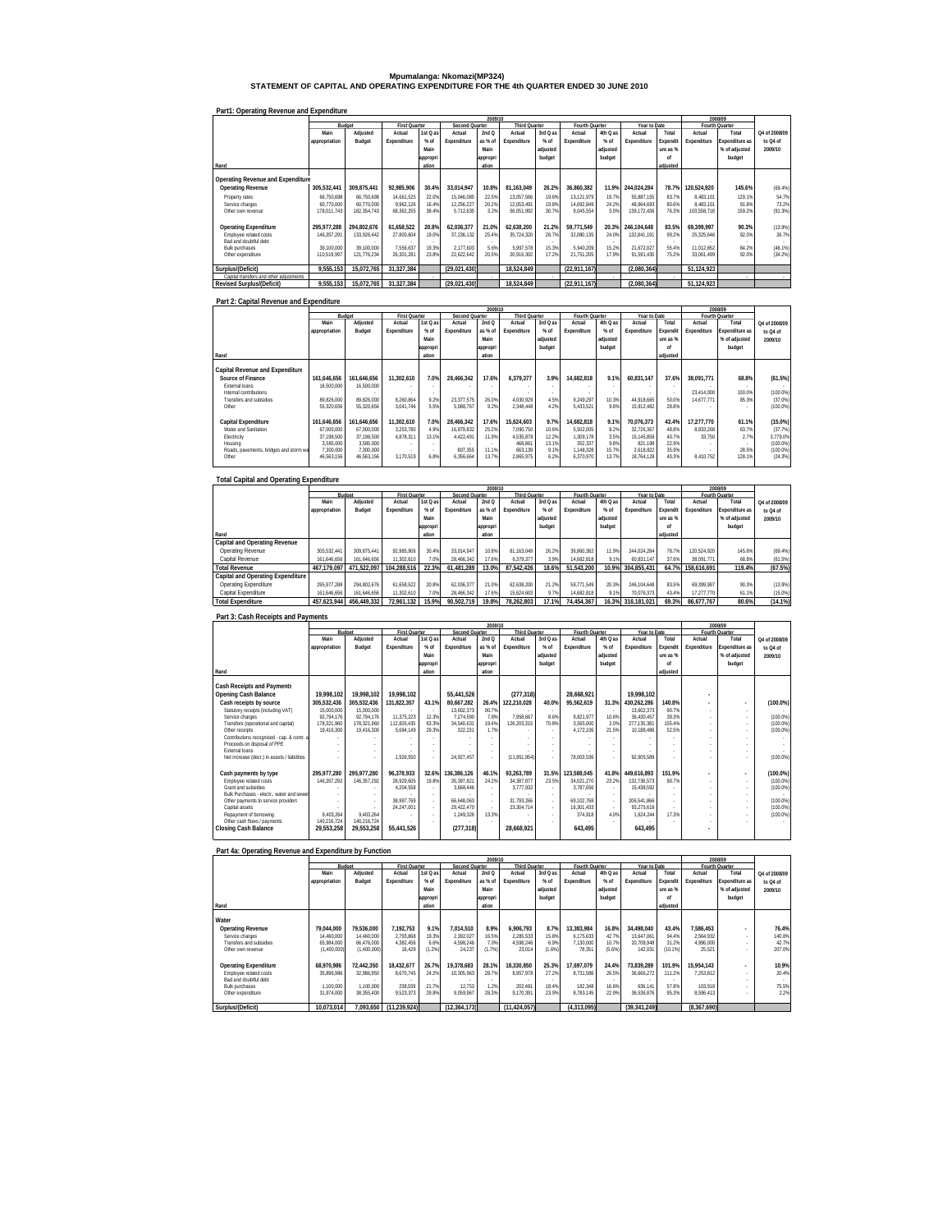# Mpumalanga: Nkomazi(MP324)

## STATEMENT OF CAPITAL AND OPERATING EXPENDITURE FOR THE 4th QUARTER ENDED 30 JUNE 2010

### Part1: Operating Revenue and Expenditure

| Rand | 2009/10 Budget Main appropriation | Adjusted Budget | First Quarter Actual Expenditure | 1st Q as % of Main appropriation | Second Quarter Actual Expenditure | 2nd Q as % of Main appropriation | Third Quarter Actual Expenditure | 3rd Q as % of adjusted budget | Fourth Quarter Actual Expenditure | 4th Q as % of adjusted budget | Year to Date Actual Expenditure | Total Expenditure as % of adjusted | 2008/09 Fourth Quarter Actual Expenditure | Total Expenditure as % of adjusted budget | Q4 of 2008/09 to Q4 of 2009/10 |
|---|---|---|---|---|---|---|---|---|---|---|---|---|---|---|---|
| **Operating Revenue and Expenditure** | | | | | | | | | | | | | | | |
| **Operating Revenue** | **305,532,441** | **309,875,441** | **92,985,906** | **30.4%** | **33,014,947** | **10.8%** | **81,163,049** | **26.2%** | **36,860,382** | **11.9%** | **244,024,284** | **78.7%** | **120,524,920** | **145.6%** | **(69.4%)** |
| Property rates | 66,750,698 | 66,750,698 | 14,661,525 | 22.0% | 15,046,085 | 22.5% | 13,057,566 | 19.6% | 13,121,979 | 19.7% | 55,887,155 | 83.7% | 8,483,101 | 129.1% | 54.7% |
| Service charges | 60,770,000 | 60,770,000 | 9,962,126 | 16.4% | 12,256,227 | 20.2% | 12,053,491 | 19.8% | 14,692,849 | 24.2% | 48,964,693 | 80.6% | 8,483,101 | 91.8% | 73.2% |
| Other own revenue | 178,011,743 | 182,354,743 | 68,362,255 | 38.4% | 5,712,635 | 3.2% | 56,051,992 | 30.7% | 9,045,554 | 5.0% | 139,172,436 | 76.3% | 103,558,718 | 159.2% | (91.3%) |
| **Operating Expenditure** | **295,977,288** | **294,802,676** | **61,658,522** | **20.8%** | **62,036,377** | **21.0%** | **62,638,200** | **21.2%** | **59,771,549** | **20.3%** | **246,104,648** | **83.5%** | **69,399,997** | **90.3%** | **(13.9%)** |
| Employee related costs | 146,357,291 | 133,926,442 | 27,800,604 | 19.0% | 37,236,132 | 25.4% | 35,724,320 | 26.7% | 32,080,135 | 24.0% | 132,841,191 | 99.2% | 25,325,646 | 92.0% | 26.7% |
| Bad and doubtful debt | - | - | - | - | - | - | - | - | - | - | - | - | - | - | - |
| Bulk purchases | 39,100,000 | 39,100,000 | 7,556,637 | 19.3% | 2,177,603 | 5.6% | 5,997,578 | 15.3% | 5,940,209 | 15.2% | 21,672,027 | 55.4% | 11,012,852 | 84.2% | (46.1%) |
| Other expenditure | 110,519,997 | 121,776,234 | 26,301,281 | 23.8% | 22,622,642 | 20.5% | 20,916,302 | 17.2% | 21,751,205 | 17.9% | 91,591,430 | 75.2% | 33,061,499 | 92.0% | (34.2%) |
| **Surplus/(Deficit)** | **9,555,153** | **15,072,765** | **31,327,384** | | **(29,021,430)** | | **18,524,849** | | **(22,911,167)** | | **(2,080,364)** | | **51,124,923** | | |
| Capital transfers and other adjustments | - | - | - | - | - | - | - | - | - | - | - | - | - | - | - |
| **Revised Surplus/(Deficit)** | **9,555,153** | **15,072,765** | **31,327,384** | | **(29,021,430)** | | **18,524,849** | | **(22,911,167)** | | **(2,080,364)** | | **51,124,923** | | |

### Part 2: Capital Revenue and Expenditure

| Rand | 2009/10 Budget Main appropriation | Adjusted Budget | First Quarter Actual Expenditure | 1st Q as % of Main appropriation | Second Quarter Actual Expenditure | 2nd Q as % of Main appropriation | Third Quarter Actual Expenditure | 3rd Q as % of adjusted budget | Fourth Quarter Actual Expenditure | 4th Q as % of adjusted budget | Year to Date Actual Expenditure | Total Expenditure as % of adjusted | 2008/09 Fourth Quarter Actual Expenditure | Total Expenditure as % of adjusted budget | Q4 of 2008/09 to Q4 of 2009/10 |
|---|---|---|---|---|---|---|---|---|---|---|---|---|---|---|---|
| **Capital Revenue and Expenditure** | | | | | | | | | | | | | | | |
| **Source of Finance** | **161,646,656** | **161,646,656** | **11,302,610** | **7.0%** | **28,466,342** | **17.6%** | **6,379,377** | **3.9%** | **14,682,818** | **9.1%** | **60,831,147** | **37.6%** | **38,091,771** | **68.8%** | **(61.5%)** |
| External loans | 16,500,000 | 16,500,000 | - | - | - | - | - | - | - | - | - | - | - | - | - |
| Internal contributions | - | - | - | - | - | - | - | - | - | - | - | - | 23,414,000 | 100.0% | (100.0%) |
| Transfers and subsidies | 89,826,000 | 89,826,000 | 8,260,864 | 9.2% | 23,377,575 | 26.0% | 4,030,929 | 4.5% | 9,249,297 | 10.3% | 44,918,665 | 50.0% | 14,677,771 | 85.3% | (37.0%) |
| Other | 55,320,656 | 55,320,656 | 3,041,746 | 5.5% | 5,088,767 | 9.2% | 2,348,448 | 4.2% | 5,433,521 | 9.8% | 15,912,482 | 28.8% | - | - | (100.0%) |
| **Capital Expenditure** | **161,646,656** | **161,646,656** | **11,302,610** | **7.0%** | **28,466,342** | **17.6%** | **15,624,603** | **9.7%** | **14,682,818** | **9.1%** | **70,076,373** | **43.4%** | **17,277,770** | **61.1%** | **(15.0%)** |
| Water and Sanitation | 67,000,000 | 67,000,000 | 3,253,780 | 4.9% | 16,879,832 | 25.2% | 7,090,750 | 10.6% | 5,502,005 | 8.2% | 32,726,367 | 48.8% | 8,833,268 | 63.7% | (37.7%) |
| Electricity | 37,198,500 | 37,198,500 | 4,878,311 | 13.1% | 4,422,491 | 11.9% | 4,535,878 | 12.2% | 1,309,178 | 3.5% | 15,145,858 | 40.7% | 33,750 | 2.7% | 3,779.0% |
| Housing | 3,585,000 | 3,585,000 | - | - | - | - | 468,861 | 13.1% | 352,337 | 9.8% | 821,198 | 22.9% | - | - | (100.0%) |
| Roads, pavements, bridges and storm water | 7,300,000 | 7,300,000 | - | - | 807,355 | 11.1% | 663,139 | 9.1% | 1,148,328 | 15.7% | 2,618,822 | 35.9% | - | 28.5% | (100.0%) |
| Other | 46,563,156 | 46,563,156 | 3,170,519 | 6.8% | 6,356,664 | 13.7% | 2,865,975 | 6.2% | 6,370,970 | 13.7% | 18,764,128 | 40.3% | 8,410,752 | 128.1% | (24.3%) |

### Total Capital and Operating Expenditure

| Rand | 2009/10 Budget Main appropriation | Adjusted Budget | First Quarter Actual Expenditure | 1st Q as % of Main appropriation | Second Quarter Actual Expenditure | 2nd Q as % of Main appropriation | Third Quarter Actual Expenditure | 3rd Q as % of adjusted budget | Fourth Quarter Actual Expenditure | 4th Q as % of adjusted budget | Year to Date Actual Expenditure | Total Expenditure as % of adjusted | 2008/09 Fourth Quarter Actual Expenditure | Total Expenditure as % of adjusted budget | Q4 of 2008/09 to Q4 of 2009/10 |
|---|---|---|---|---|---|---|---|---|---|---|---|---|---|---|---|
| **Capital and Operating Revenue** | | | | | | | | | | | | | | | |
| Operating Revenue | 305,532,441 | 309,875,441 | 92,985,906 | 30.4% | 33,014,947 | 10.8% | 81,163,049 | 26.2% | 36,860,382 | 11.9% | 244,024,284 | 78.7% | 120,524,920 | 145.6% | (69.4%) |
| Capital Revenue | 161,646,656 | 161,646,656 | 11,302,610 | 7.0% | 28,466,342 | 17.6% | 6,379,377 | 3.9% | 14,682,818 | 9.1% | 60,831,147 | 37.6% | 38,091,771 | 68.8% | (61.5%) |
| **Total Revenue** | **467,179,097** | **471,522,097** | **104,288,516** | **22.3%** | **61,481,289** | **13.0%** | **87,542,426** | **18.6%** | **51,543,200** | **10.9%** | **304,855,431** | **64.7%** | **158,616,691** | **119.4%** | **(67.5%)** |
| **Capital and Operating Expenditure** | | | | | | | | | | | | | | | |
| Operating Expenditure | 295,977,288 | 294,802,676 | 61,658,522 | 20.8% | 62,036,377 | 21.0% | 62,638,200 | 21.2% | 59,771,549 | 20.3% | 246,104,648 | 83.5% | 69,399,997 | 90.3% | (13.9%) |
| Capital Expenditure | 161,646,656 | 161,646,656 | 11,302,610 | 7.0% | 28,466,342 | 17.6% | 15,624,603 | 9.7% | 14,682,818 | 9.1% | 70,076,373 | 43.4% | 17,277,770 | 61.1% | (15.0%) |
| **Total Expenditure** | **457,623,944** | **456,449,332** | **72,961,132** | **15.9%** | **90,502,719** | **19.8%** | **78,262,803** | **17.1%** | **74,454,367** | **16.3%** | **316,181,021** | **69.3%** | **86,677,767** | **80.6%** | **(14.1%)** |

### Part 3: Cash Receipts and Payments

| Rand | 2009/10 Budget Main appropriation | Adjusted Budget | First Quarter Actual Expenditure | 1st Q as % of Main appropriation | Second Quarter Actual Expenditure | 2nd Q as % of Main appropriation | Third Quarter Actual Expenditure | 3rd Q as % of adjusted budget | Fourth Quarter Actual Expenditure | 4th Q as % of adjusted budget | Year to Date Actual Expenditure | Total Expenditure as % of adjusted | 2008/09 Fourth Quarter Actual Expenditure | Total Expenditure as % of adjusted budget | Q4 of 2008/09 to Q4 of 2009/10 |
|---|---|---|---|---|---|---|---|---|---|---|---|---|---|---|---|
| **Cash Receipts and Payments** | | | | | | | | | | | | | | | |
| **Opening Cash Balance** | **19,998,102** | **19,998,102** | **19,998,102** | | **55,441,526** | | **(277,318)** | | **28,668,921** | | **19,998,102** | | - | | |
| **Cash receipts by source** | **305,532,436** | **305,532,436** | **131,822,357** | **43.1%** | **80,667,282** | **26.4%** | **122,210,028** | **40.0%** | **95,562,619** | **31.3%** | **430,262,286** | **140.8%** | - | - | **(100.0%)** |
| Statutory receipts (including VAT) | 15,000,000 | 15,000,000 | - | - | 13,602,373 | 90.7% | - | - | - | - | 13,602,373 | 90.7% | - | - | - |
| Service charges | 92,794,176 | 92,794,176 | 11,375,223 | 12.3% | 7,274,590 | 7.8% | 7,958,667 | 8.6% | 9,821,977 | 10.6% | 36,430,457 | 39.3% | - | - | (100.0%) |
| Transfers (operational and capital) | 178,321,960 | 178,321,960 | 112,826,435 | 63.3% | 34,540,631 | 19.4% | 126,203,315 | 70.8% | 3,565,000 | 2.0% | 277,135,381 | 155.4% | - | - | (100.0%) |
| Other receipts | 19,416,300 | 19,416,300 | 5,694,149 | 29.3% | 322,231 | 1.7% | - | - | 4,172,106 | 21.5% | 10,188,486 | 52.5% | - | - | (100.0%) |
| Contributions recognised - cap. & contr. assets | - | - | - | - | - | - | - | - | - | - | - | - | - | - | - |
| Proceeds on disposal of PPE | - | - | - | - | - | - | - | - | - | - | - | - | - | - | - |
| External loans | - | - | - | - | - | - | - | - | - | - | - | - | - | - | - |
| Net increase (decr.) in assets / liabilities | - | - | 1,926,550 | - | 24,927,457 | - | (11,951,954) | - | 78,003,536 | - | 92,905,589 | - | - | - | - |
| **Cash payments by type** | **295,977,280** | **295,977,280** | **96,378,933** | **32.6%** | **136,386,126** | **46.1%** | **93,263,789** | **31.5%** | **123,588,045** | **41.8%** | **449,616,893** | **151.9%** | - | - | **(100.0%)** |
| Employee related costs | 146,357,292 | 146,357,292 | 28,929,605 | 19.8% | 35,397,821 | 24.2% | 34,387,877 | 23.5% | 34,021,270 | 23.2% | 132,736,573 | 90.7% | - | - | (100.0%) |
| Grant and subsidies | - | - | 4,204,558 | - | 3,668,446 | - | 3,777,932 | - | 3,787,656 | - | 15,438,592 | - | - | - | (100.0%) |
| Bulk Purchases - electr., water and sewerage | - | - | - | - | - | - | - | - | - | - | - | - | - | - | - |
| Other payments to service providers | - | - | 38,997,769 | - | 66,648,063 | - | 31,793,266 | - | 69,102,768 | - | 206,541,866 | - | - | - | (100.0%) |
| Capital assets | - | - | 24,247,001 | - | 29,422,470 | - | 23,304,714 | - | 16,301,433 | - | 93,275,618 | - | - | - | (100.0%) |
| Repayment of borrowing | 9,403,264 | 9,403,264 | - | - | 1,249,326 | 13.3% | - | - | 374,918 | 4.0% | 1,624,244 | 17.3% | - | - | (100.0%) |
| Other cash flows / payments | 140,216,724 | 140,216,724 | - | - | - | - | - | - | - | - | - | - | - | - | - |
| **Closing Cash Balance** | **29,553,258** | **29,553,258** | **55,441,526** | | **(277,318)** | | **28,668,921** | | **643,495** | | **643,495** | | - | | |

### Part 4a: Operating Revenue and Expenditure by Function

| Rand | 2009/10 Budget Main appropriation | Adjusted Budget | First Quarter Actual Expenditure | 1st Q as % of Main appropriation | Second Quarter Actual Expenditure | 2nd Q as % of Main appropriation | Third Quarter Actual Expenditure | 3rd Q as % of adjusted budget | Fourth Quarter Actual Expenditure | 4th Q as % of adjusted budget | Year to Date Actual Expenditure | Total Expenditure as % of adjusted | 2008/09 Fourth Quarter Actual Expenditure | Total Expenditure as % of adjusted budget | Q4 of 2008/09 to Q4 of 2009/10 |
|---|---|---|---|---|---|---|---|---|---|---|---|---|---|---|---|
| **Water** | | | | | | | | | | | | | | | |
| **Operating Revenue** | **79,044,000** | **79,536,000** | **7,192,753** | **9.1%** | **7,014,510** | **8.9%** | **6,906,793** | **8.7%** | **13,383,984** | **16.8%** | **34,498,040** | **43.4%** | **7,586,453** | - | **76.4%** |
| Service charges | 14,460,000 | 14,460,000 | 2,793,868 | 19.3% | 2,392,027 | 16.5% | 2,285,533 | 15.8% | 6,175,633 | 42.7% | 13,647,061 | 94.4% | 2,564,932 | - | 140.8% |
| Transfers and subsidies | 65,984,000 | 66,476,000 | 4,382,456 | 6.6% | 4,598,246 | 7.0% | 4,598,246 | 6.9% | 7,130,000 | 10.7% | 20,708,948 | 31.2% | 4,996,000 | - | 42.7% |
| Other own revenue | (1,400,000) | (1,400,000) | 16,429 | (1.2%) | 24,237 | (1.7%) | 23,014 | (1.6%) | 78,351 | (5.6%) | 142,031 | (10.1%) | 25,521 | - | 207.0% |
| **Operating Expenditure** | **68,970,986** | **72,442,350** | **18,432,677** | **26.7%** | **19,378,683** | **28.1%** | **18,330,850** | **25.3%** | **17,697,079** | **24.4%** | **73,839,289** | **101.9%** | **15,954,143** | - | **10.9%** |
| Employee related costs | 35,896,986 | 32,986,950 | 8,670,745 | 24.2% | 10,305,963 | 28.7% | 8,957,978 | 27.2% | 8,731,586 | 26.5% | 36,666,272 | 111.2% | 7,253,812 | - | 20.4% |
| Bad and doubtful debt | - | - | - | - | - | - | - | - | - | - | - | - | - | - | - |
| Bulk purchases | 1,100,000 | 1,100,000 | 238,559 | 21.7% | 12,753 | 1.2% | 202,481 | 18.4% | 182,348 | 16.6% | 636,141 | 57.8% | 103,918 | - | 75.5% |
| Other expenditure | 31,974,000 | 38,355,400 | 9,523,373 | 29.8% | 9,059,967 | 28.3% | 9,170,391 | 23.9% | 8,783,145 | 22.9% | 36,536,876 | 95.3% | 8,596,413 | - | 2.2% |
| **Surplus/(Deficit)** | **10,073,014** | **7,093,650** | **(11,239,924)** | | **(12,364,173)** | | **(11,424,057)** | | **(4,313,095)** | | **(39,341,249)** | | **(8,367,690)** | | |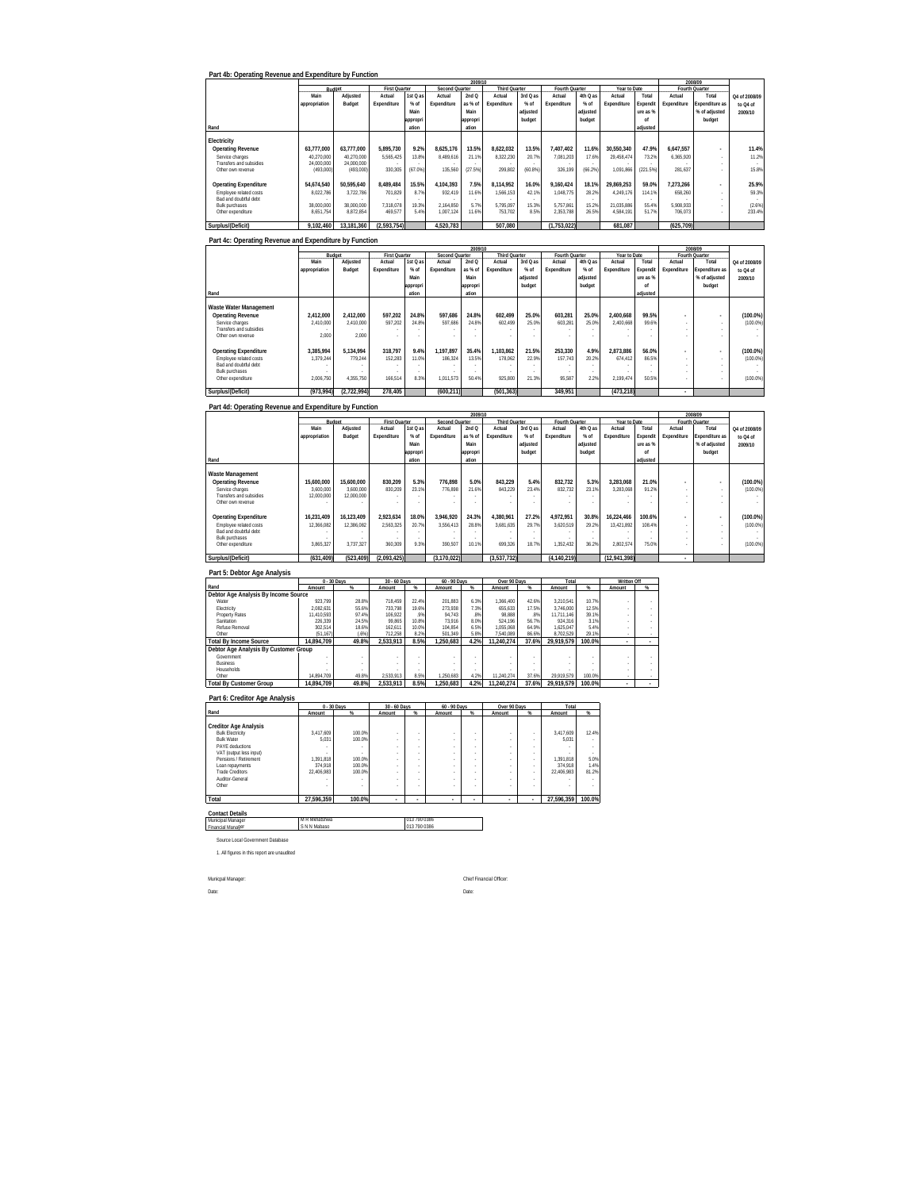## Part 4b: Operating Revenue and Expenditure by Function

| Rand | 2009/10 | | | | | | | | | | | | 2008/09 | | |
|---|---|---|---|---|---|---|---|---|---|---|---|---|---|---|---|
| | Budget | | First Quarter | | Second Quarter | | Third Quarter | | Fourth Quarter | | Year to Date | | Fourth Quarter | | |
| | Main appropriation | Adjusted Budget | Actual Expenditure | 1st Q as % of Main appropriation | Actual Expenditure | 2nd Q as % of Main appropriation | Actual Expenditure | 3rd Q as % of adjusted budget | Actual Expenditure | 4th Q as % of adjusted budget | Actual Expenditure | Total Expenditure as % of adjusted | Actual Expenditure | Total Expenditure as % of adjusted budget | Q4 of 2008/09 to Q4 of 2009/10 |
| **Electricity** | | | | | | | | | | | | | | | |
| **Operating Revenue** | **63,777,000** | **63,777,000** | **5,895,730** | **9.2%** | **8,625,176** | **13.5%** | **8,622,032** | **13.5%** | **7,407,402** | **11.6%** | **30,550,340** | **47.9%** | **6,647,557** | **-** | **11.4%** |
| Service charges | 40,270,000 | 40,270,000 | 5,565,425 | 13.8% | 8,489,616 | 21.1% | 8,322,230 | 20.7% | 7,081,203 | 17.6% | 29,458,474 | 73.2% | 6,365,920 | - | 11.2% |
| Transfers and subsidies | 24,000,000 | 24,000,000 | - | - | - | - | - | - | - | - | - | - | - | - | - |
| Other own revenue | (493,000) | (493,000) | 330,305 | (67.0%) | 135,560 | (27.5%) | 299,802 | (60.8%) | 326,199 | (66.2%) | 1,091,866 | (221.5%) | 281,637 | - | 15.8% |
| **Operating Expenditure** | **54,674,540** | **50,595,640** | **8,489,484** | **15.5%** | **4,104,393** | **7.5%** | **8,114,952** | **16.0%** | **9,160,424** | **18.1%** | **29,869,253** | **59.0%** | **7,273,266** | **-** | **25.9%** |
| Employee related costs | 8,022,786 | 3,722,786 | 701,829 | 8.7% | 932,419 | 11.6% | 1,566,153 | 42.1% | 1,048,775 | 28.2% | 4,249,176 | 114.1% | 658,260 | - | 59.3% |
| Bad and doubtful debt | - | - | - | - | - | - | - | - | - | - | - | - | - | - | - |
| Bulk purchases | 38,000,000 | 38,000,000 | 7,318,078 | 19.3% | 2,164,850 | 5.7% | 5,795,097 | 15.3% | 5,757,861 | 15.2% | 21,035,886 | 55.4% | 5,908,933 | - | (2.6%) |
| Other expenditure | 8,651,754 | 8,872,854 | 469,577 | 5.4% | 1,007,124 | 11.6% | 753,702 | 8.5% | 2,353,788 | 26.5% | 4,584,191 | 51.7% | 706,073 | - | 233.4% |
| **Surplus/(Deficit)** | **9,102,460** | **13,181,360** | **(2,593,754)** | | **4,520,783** | | **507,080** | | **(1,753,022)** | | **681,087** | | **(625,709)** | | |

## Part 4c: Operating Revenue and Expenditure by Function

| Rand | 2009/10 | | | | | | | | | | | | 2008/09 | | |
|---|---|---|---|---|---|---|---|---|---|---|---|---|---|---|---|
| | Budget | | First Quarter | | Second Quarter | | Third Quarter | | Fourth Quarter | | Year to Date | | Fourth Quarter | | |
| | Main appropriation | Adjusted Budget | Actual Expenditure | 1st Q as % of Main appropriation | Actual Expenditure | 2nd Q as % of Main appropriation | Actual Expenditure | 3rd Q as % of adjusted budget | Actual Expenditure | 4th Q as % of adjusted budget | Actual Expenditure | Total Expenditure as % of adjusted | Actual Expenditure | Total Expenditure as % of adjusted budget | Q4 of 2008/09 to Q4 of 2009/10 |
| **Waste Water Management** | | | | | | | | | | | | | | | |
| **Operating Revenue** | **2,412,000** | **2,412,000** | **597,202** | **24.8%** | **597,686** | **24.8%** | **602,499** | **25.0%** | **603,281** | **25.0%** | **2,400,668** | **99.5%** | **-** | **-** | **(100.0%)** |
| Service charges | 2,410,000 | 2,410,000 | 597,202 | 24.8% | 597,686 | 24.8% | 602,499 | 25.0% | 603,281 | 25.0% | 2,400,668 | 99.6% | - | - | (100.0%) |
| Transfers and subsidies | - | - | - | - | - | - | - | - | - | - | - | - | - | - | - |
| Other own revenue | 2,000 | 2,000 | - | - | - | - | - | - | - | - | - | - | - | - | - |
| **Operating Expenditure** | **3,385,994** | **5,134,994** | **318,797** | **9.4%** | **1,197,897** | **35.4%** | **1,103,862** | **21.5%** | **253,330** | **4.9%** | **2,873,886** | **56.0%** | **-** | **-** | **(100.0%)** |
| Employee related costs | 1,379,244 | 779,244 | 152,283 | 11.0% | 186,324 | 13.5% | 178,062 | 22.9% | 157,743 | 20.2% | 674,412 | 86.5% | - | - | (100.0%) |
| Bad and doubtful debt | - | - | - | - | - | - | - | - | - | - | - | - | - | - | - |
| Bulk purchases | - | - | - | - | - | - | - | - | - | - | - | - | - | - | - |
| Other expenditure | 2,006,750 | 4,355,750 | 166,514 | 8.3% | 1,011,573 | 50.4% | 925,800 | 21.3% | 95,587 | 2.2% | 2,199,474 | 50.5% | - | - | (100.0%) |
| **Surplus/(Deficit)** | **(973,994)** | **(2,722,994)** | **278,405** | | **(600,211)** | | **(501,363)** | | **349,951** | | **(473,218)** | | **-** | | |

## Part 4d: Operating Revenue and Expenditure by Function

| Rand | 2009/10 | | | | | | | | | | | | 2008/09 | | |
|---|---|---|---|---|---|---|---|---|---|---|---|---|---|---|---|
| | Budget | | First Quarter | | Second Quarter | | Third Quarter | | Fourth Quarter | | Year to Date | | Fourth Quarter | | |
| | Main appropriation | Adjusted Budget | Actual Expenditure | 1st Q as % of Main appropriation | Actual Expenditure | 2nd Q as % of Main appropriation | Actual Expenditure | 3rd Q as % of adjusted budget | Actual Expenditure | 4th Q as % of adjusted budget | Actual Expenditure | Total Expenditure as % of adjusted | Actual Expenditure | Total Expenditure as % of adjusted budget | Q4 of 2008/09 to Q4 of 2009/10 |
| **Waste Management** | | | | | | | | | | | | | | | |
| **Operating Revenue** | **15,600,000** | **15,600,000** | **830,209** | **5.3%** | **776,898** | **5.0%** | **843,229** | **5.4%** | **832,732** | **5.3%** | **3,283,068** | **21.0%** | **-** | **-** | **(100.0%)** |
| Service charges | 3,600,000 | 3,600,000 | 830,209 | 23.1% | 776,898 | 21.6% | 843,229 | 23.4% | 832,732 | 23.1% | 3,283,068 | 91.2% | - | - | (100.0%) |
| Transfers and subsidies | 12,000,000 | 12,000,000 | - | - | - | - | - | - | - | - | - | - | - | - | - |
| Other own revenue | - | - | - | - | - | - | - | - | - | - | - | - | - | - | - |
| **Operating Expenditure** | **16,231,409** | **16,123,409** | **2,923,634** | **18.0%** | **3,946,920** | **24.3%** | **4,380,961** | **27.2%** | **4,972,951** | **30.8%** | **16,224,466** | **100.6%** | **-** | **-** | **(100.0%)** |
| Employee related costs | 12,366,082 | 12,386,082 | 2,563,325 | 20.7% | 3,556,413 | 28.8% | 3,681,635 | 29.7% | 3,620,519 | 29.2% | 13,421,892 | 108.4% | - | - | (100.0%) |
| Bad and doubtful debt | - | - | - | - | - | - | - | - | - | - | - | - | - | - | - |
| Bulk purchases | - | - | - | - | - | - | - | - | - | - | - | - | - | - | - |
| Other expenditure | 3,865,327 | 3,737,327 | 360,309 | 9.3% | 390,507 | 10.1% | 699,326 | 18.7% | 1,352,432 | 36.2% | 2,802,574 | 75.0% | - | - | (100.0%) |
| **Surplus/(Deficit)** | **(631,409)** | **(523,409)** | **(2,093,425)** | | **(3,170,022)** | | **(3,537,732)** | | **(4,140,219)** | | **(12,941,398)** | | **-** | | |

## Part 5: Debtor Age Analysis

| Rand | 0 - 30 Days | | 30 - 60 Days | | 60 - 90 Days | | Over 90 Days | | Total | | Written Off | |
|---|---|---|---|---|---|---|---|---|---|---|---|---|
| | Amount | % | Amount | % | Amount | % | Amount | % | Amount | % | Amount | % |
| **Debtor Age Analysis By Income Source** | | | | | | | | | | | | |
| Water | 923,799 | 28.8% | 718,459 | 22.4% | 201,883 | 6.3% | 1,366,400 | 42.6% | 3,210,541 | 10.7% | - | - |
| Electricity | 2,082,631 | 55.6% | 733,798 | 19.6% | 273,938 | 7.3% | 655,633 | 17.5% | 3,746,000 | 12.5% | - | - |
| Property Rates | 11,410,593 | 97.4% | 106,922 | .9% | 94,743 | .8% | 98,888 | .8% | 11,711,146 | 39.1% | - | - |
| Sanitation | 226,339 | 24.5% | 99,865 | 10.8% | 73,916 | 8.0% | 524,196 | 56.7% | 924,316 | 3.1% | - | - |
| Refuse Removal | 302,514 | 18.6% | 162,611 | 10.0% | 104,854 | 6.5% | 1,055,068 | 64.9% | 1,625,047 | 5.4% | - | - |
| Other | (51,167) | (.6%) | 712,258 | 8.2% | 501,349 | 5.8% | 7,540,089 | 86.6% | 8,702,529 | 29.1% | - | - |
| **Total By Income Source** | **14,894,709** | **49.8%** | **2,533,913** | **8.5%** | **1,250,683** | **4.2%** | **11,240,274** | **37.6%** | **29,919,579** | **100.0%** | **-** | **-** |
| **Debtor Age Analysis By Customer Group** | | | | | | | | | | | | |
| Government | - | - | - | - | - | - | - | - | - | - | - | - |
| Business | - | - | - | - | - | - | - | - | - | - | - | - |
| Households | - | - | - | - | - | - | - | - | - | - | - | - |
| Other | 14,894,709 | 49.8% | 2,533,913 | 8.5% | 1,250,683 | 4.2% | 11,240,274 | 37.6% | 29,919,579 | 100.0% | - | - |
| **Total By Customer Group** | **14,894,709** | **49.8%** | **2,533,913** | **8.5%** | **1,250,683** | **4.2%** | **11,240,274** | **37.6%** | **29,919,579** | **100.0%** | **-** | **-** |

## Part 6: Creditor Age Analysis

| Rand | 0 - 30 Days | | 30 - 60 Days | | 60 - 90 Days | | Over 90 Days | | Total | |
|---|---|---|---|---|---|---|---|---|---|---|
| | Amount | % | Amount | % | Amount | % | Amount | % | Amount | % |
| **Creditor Age Analysis** | | | | | | | | | | |
| Bulk Electricity | 3,417,609 | 100.0% | - | - | - | - | - | - | 3,417,609 | 12.4% |
| Bulk Water | 5,031 | 100.0% | - | - | - | - | - | - | 5,031 | - |
| PAYE deductions | - | - | - | - | - | - | - | - | - | - |
| VAT (output less input) | - | - | - | - | - | - | - | - | - | - |
| Pensions / Retirement | 1,391,818 | 100.0% | - | - | - | - | - | - | 1,391,818 | 5.0% |
| Loan repayments | 374,918 | 100.0% | - | - | - | - | - | - | 374,918 | 1.4% |
| Trade Creditors | 22,406,983 | 100.0% | - | - | - | - | - | - | 22,406,983 | 81.2% |
| Auditor-General | - | - | - | - | - | - | - | - | - | - |
| Other | - | - | - | - | - | - | - | - | - | - |
| **Total** | **27,596,359** | **100.0%** | **-** | **-** | **-** | **-** | **-** | **-** | **27,596,359** | **100.0%** |

**Contact Details**

| | | |
|---|---|---|
| Municipal Manager | M R Mehathwa | 013 790 0386 |
| Financial Manager | S N N Mabaso | 013 790 0386 |

Source Local Government Database

1. All figures in this report are unaudited

Municpal Manager: Chief Financial Officer:

Date: Date: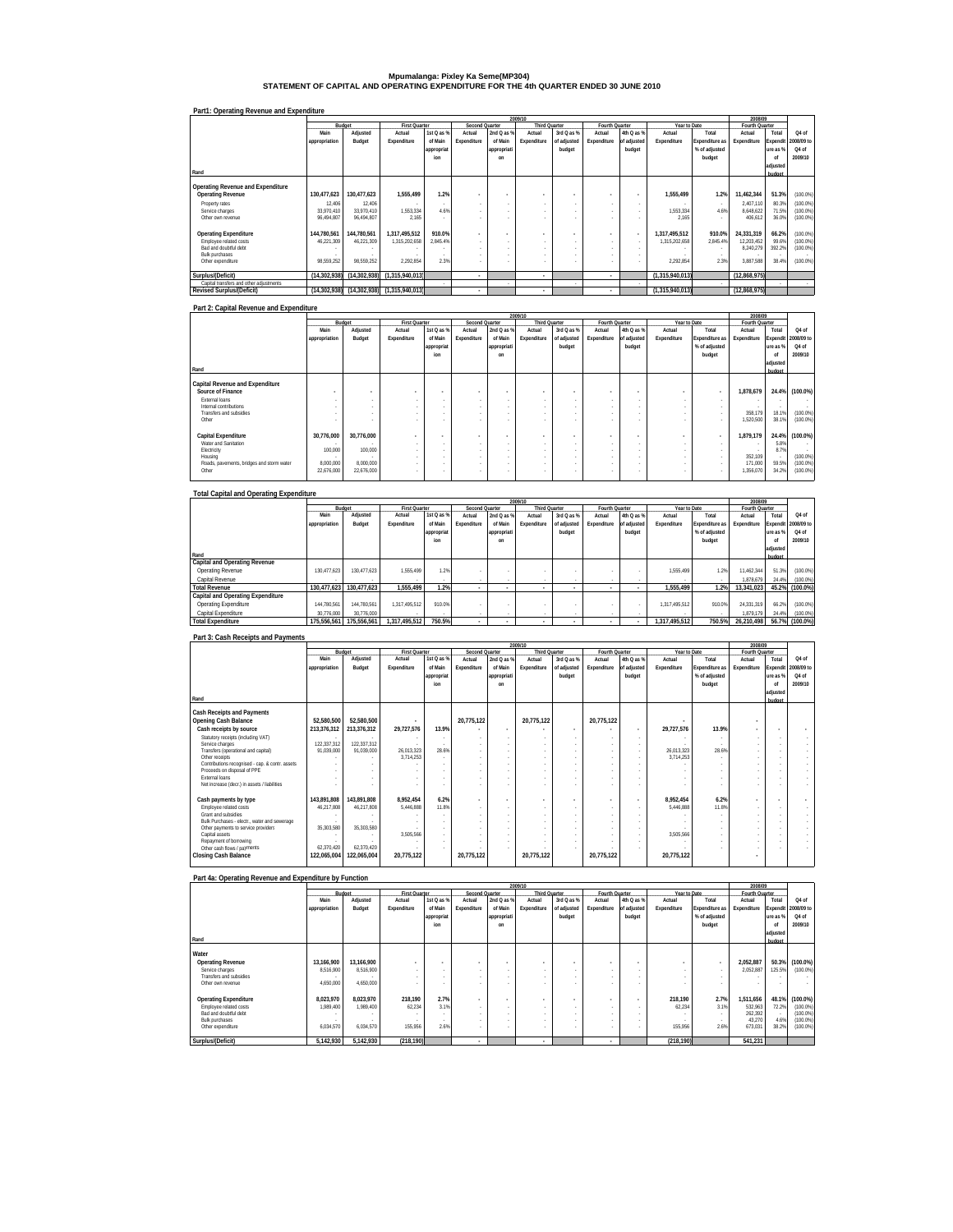# Mpumalanga: Pixley Ka Seme(MP304)
## STATEMENT OF CAPITAL AND OPERATING EXPENDITURE FOR THE 4th QUARTER ENDED 30 JUNE 2010

### Part1: Operating Revenue and Expenditure

| Rand | 2009/10 Budget Main appropriation | Adjusted Budget | First Quarter Actual Expenditure | 1st Q as % of Main appropriation | Second Quarter Actual Expenditure | 2nd Q as % of Main appropriation | Third Quarter Actual Expenditure | 3rd Q as % of adjusted budget | Fourth Quarter Actual Expenditure | 4th Q as % of adjusted budget | Year to Date Actual Expenditure | Total Expenditure as % of adjusted budget | 2008/09 Fourth Quarter Actual Expenditure | Total Expenditure as % of adjusted budget | Q4 of 2008/09 to Q4 of 2009/10 |
|---|---|---|---|---|---|---|---|---|---|---|---|---|---|---|---|
| **Operating Revenue and Expenditure** | | | | | | | | | | | | | | | |
| **Operating Revenue** | **130,477,623** | **130,477,623** | **1,555,499** | **1.2%** | **-** | **-** | **-** | **-** | **-** | **-** | **1,555,499** | **1.2%** | **11,462,344** | **51.3%** | (100.0%) |
| Property rates | 12,406 | 12,406 | - | - | - | - | - | - | - | - | - | - | 2,407,110 | 80.3% | (100.0%) |
| Service charges | 33,970,410 | 33,970,410 | 1,553,334 | 4.6% | - | - | - | - | - | - | 1,553,334 | 4.6% | 8,648,622 | 71.5% | (100.0%) |
| Other own revenue | 96,494,807 | 96,494,807 | 2,165 | - | - | - | - | - | - | - | 2,165 | - | 406,612 | 36.0% | (100.0%) |
| **Operating Expenditure** | **144,780,561** | **144,780,561** | **1,317,495,512** | **910.0%** | **-** | **-** | **-** | **-** | **-** | **-** | **1,317,495,512** | **910.0%** | **24,331,319** | **66.2%** | (100.0%) |
| Employee related costs | 46,221,309 | 46,221,309 | 1,315,202,658 | 2,845.4% | - | - | - | - | - | - | 1,315,202,658 | 2,845.4% | 12,203,452 | 99.6% | (100.0%) |
| Bad and doubtful debt | - | - | - | - | - | - | - | - | - | - | - | - | 8,240,279 | 392.2% | (100.0%) |
| Bulk purchases | - | - | - | - | - | - | - | - | - | - | - | - | - | - | - |
| Other expenditure | 98,559,252 | 98,559,252 | 2,292,854 | 2.3% | - | - | - | - | - | - | 2,292,854 | 2.3% | 3,887,588 | 38.4% | (100.0%) |
| **Surplus/(Deficit)** | **(14,302,938)** | **(14,302,938)** | **(1,315,940,013)** | | **-** | | **-** | | **-** | | **(1,315,940,013)** | | **(12,868,975)** | | |
| Capital transfers and other adjustments | - | - | - | - | - | - | - | - | - | - | - | - | - | - | - |
| **Revised Surplus/(Deficit)** | **(14,302,938)** | **(14,302,938)** | **(1,315,940,013)** | | **-** | | **-** | | **-** | | **(1,315,940,013)** | | **(12,868,975)** | | |

### Part 2: Capital Revenue and Expenditure

| Rand | 2009/10 Budget Main appropriation | Adjusted Budget | First Quarter Actual Expenditure | 1st Q as % of Main appropriation | Second Quarter Actual Expenditure | 2nd Q as % of Main appropriation | Third Quarter Actual Expenditure | 3rd Q as % of adjusted budget | Fourth Quarter Actual Expenditure | 4th Q as % of adjusted budget | Year to Date Actual Expenditure | Total Expenditure as % of adjusted budget | 2008/09 Fourth Quarter Actual Expenditure | Total Expenditure as % of adjusted budget | Q4 of 2008/09 to Q4 of 2009/10 |
|---|---|---|---|---|---|---|---|---|---|---|---|---|---|---|---|
| **Capital Revenue and Expenditure** | | | | | | | | | | | | | | | |
| **Source of Finance** | **-** | **-** | **-** | **-** | **-** | **-** | **-** | **-** | **-** | **-** | **-** | **-** | **1,878,679** | **24.4%** | **(100.0%)** |
| External loans | - | - | - | - | - | - | - | - | - | - | - | - | - | - | - |
| Internal contributions | - | - | - | - | - | - | - | - | - | - | - | - | - | - | - |
| Transfers and subsidies | - | - | - | - | - | - | - | - | - | - | - | - | 358,179 | 18.1% | (100.0%) |
| Other | - | - | - | - | - | - | - | - | - | - | - | - | 1,520,500 | 38.1% | (100.0%) |
| **Capital Expenditure** | **30,776,000** | **30,776,000** | **-** | **-** | **-** | **-** | **-** | **-** | **-** | **-** | **-** | **-** | **1,879,179** | **24.4%** | **(100.0%)** |
| Water and Sanitation | - | - | - | - | - | - | - | - | - | - | - | - | - | 5.8% | - |
| Electricity | 100,000 | 100,000 | - | - | - | - | - | - | - | - | - | - | - | 8.7% | - |
| Housing | - | - | - | - | - | - | - | - | - | - | - | - | 352,109 | - | (100.0%) |
| Roads, pavements, bridges and storm water | 8,000,000 | 8,000,000 | - | - | - | - | - | - | - | - | - | - | 171,000 | 59.5% | (100.0%) |
| Other | 22,676,000 | 22,676,000 | - | - | - | - | - | - | - | - | - | - | 1,356,070 | 34.2% | (100.0%) |

### Total Capital and Operating Expenditure

| Rand | 2009/10 Budget Main appropriation | Adjusted Budget | First Quarter Actual Expenditure | 1st Q as % of Main appropriation | Second Quarter Actual Expenditure | 2nd Q as % of Main appropriation | Third Quarter Actual Expenditure | 3rd Q as % of adjusted budget | Fourth Quarter Actual Expenditure | 4th Q as % of adjusted budget | Year to Date Actual Expenditure | Total Expenditure as % of adjusted budget | 2008/09 Fourth Quarter Actual Expenditure | Total Expenditure as % of adjusted budget | Q4 of 2008/09 to Q4 of 2009/10 |
|---|---|---|---|---|---|---|---|---|---|---|---|---|---|---|---|
| **Capital and Operating Revenue** | | | | | | | | | | | | | | | |
| Operating Revenue | 130,477,623 | 130,477,623 | 1,555,499 | 1.2% | - | - | - | - | - | - | 1,555,499 | 1.2% | 11,462,344 | 51.3% | (100.0%) |
| Capital Revenue | - | - | - | - | - | - | - | - | - | - | - | - | 1,878,679 | 24.4% | (100.0%) |
| **Total Revenue** | **130,477,623** | **130,477,623** | **1,555,499** | **1.2%** | **-** | **-** | **-** | **-** | **-** | **-** | **1,555,499** | **1.2%** | **13,341,023** | **45.2%** | **(100.0%)** |
| **Capital and Operating Expenditure** | | | | | | | | | | | | | | | |
| Operating Expenditure | 144,780,561 | 144,780,561 | 1,317,495,512 | 910.0% | - | - | - | - | - | - | 1,317,495,512 | 910.0% | 24,331,319 | 66.2% | (100.0%) |
| Capital Expenditure | 30,776,000 | 30,776,000 | - | - | - | - | - | - | - | - | - | - | 1,879,179 | 24.4% | (100.0%) |
| **Total Expenditure** | **175,556,561** | **175,556,561** | **1,317,495,512** | **750.5%** | **-** | **-** | **-** | **-** | **-** | **-** | **1,317,495,512** | **750.5%** | **26,210,498** | **56.7%** | **(100.0%)** |

### Part 3: Cash Receipts and Payments

| Rand | 2009/10 Budget Main appropriation | Adjusted Budget | First Quarter Actual Expenditure | 1st Q as % of Main appropriation | Second Quarter Actual Expenditure | 2nd Q as % of Main appropriation | Third Quarter Actual Expenditure | 3rd Q as % of adjusted budget | Fourth Quarter Actual Expenditure | 4th Q as % of adjusted budget | Year to Date Actual Expenditure | Total Expenditure as % of adjusted budget | 2008/09 Fourth Quarter Actual Expenditure | Total Expenditure as % of adjusted budget | Q4 of 2008/09 to Q4 of 2009/10 |
|---|---|---|---|---|---|---|---|---|---|---|---|---|---|---|---|
| **Cash Receipts and Payments** | | | | | | | | | | | | | | | |
| **Opening Cash Balance** | **52,580,500** | **52,580,500** | **-** | | **20,775,122** | | **20,775,122** | | **20,775,122** | | **-** | | **-** | | |
| **Cash receipts by source** | **213,376,312** | **213,376,312** | **29,727,576** | **13.9%** | **-** | **-** | **-** | **-** | **-** | **-** | **29,727,576** | **13.9%** | **-** | **-** | **-** |
| Statutory receipts (including VAT) | - | - | - | - | - | - | - | - | - | - | - | - | - | - | - |
| Service charges | 122,337,312 | 122,337,312 | - | - | - | - | - | - | - | - | - | - | - | - | - |
| Transfers (operational and capital) | 91,039,000 | 91,039,000 | 26,013,323 | 28.6% | - | - | - | - | - | - | 26,013,323 | 28.6% | - | - | - |
| Other receipts | - | - | 3,714,253 | - | - | - | - | - | - | - | 3,714,253 | - | - | - | - |
| Contributions recognised - cap. & contr. assets | - | - | - | - | - | - | - | - | - | - | - | - | - | - | - |
| Proceeds on disposal of PPE | - | - | - | - | - | - | - | - | - | - | - | - | - | - | - |
| External loans | - | - | - | - | - | - | - | - | - | - | - | - | - | - | - |
| Net increase (decr.) in assets / liabilities | - | - | - | - | - | - | - | - | - | - | - | - | - | - | - |
| **Cash payments by type** | **143,891,808** | **143,891,808** | **8,952,454** | **6.2%** | **-** | **-** | **-** | **-** | **-** | **-** | **8,952,454** | **6.2%** | **-** | **-** | **-** |
| Employee related costs | 46,217,808 | 46,217,808 | 5,446,888 | 11.8% | - | - | - | - | - | - | 5,446,888 | 11.8% | - | - | - |
| Grant and subsidies | - | - | - | - | - | - | - | - | - | - | - | - | - | - | - |
| Bulk Purchases - electr., water and sewerage | - | - | - | - | - | - | - | - | - | - | - | - | - | - | - |
| Other payments to service providers | 35,303,580 | 35,303,580 | - | - | - | - | - | - | - | - | - | - | - | - | - |
| Capital assets | - | - | 3,505,566 | - | - | - | - | - | - | - | 3,505,566 | - | - | - | - |
| Repayment of borrowing | - | - | - | - | - | - | - | - | - | - | - | - | - | - | - |
| Other cash flows / payments | 62,370,420 | 62,370,420 | - | - | - | - | - | - | - | - | - | - | - | - | - |
| **Closing Cash Balance** | **122,065,004** | **122,065,004** | **20,775,122** | | **20,775,122** | | **20,775,122** | | **20,775,122** | | **20,775,122** | | **-** | | |

### Part 4a: Operating Revenue and Expenditure by Function

| Rand | 2009/10 Budget Main appropriation | Adjusted Budget | First Quarter Actual Expenditure | 1st Q as % of Main appropriation | Second Quarter Actual Expenditure | 2nd Q as % of Main appropriation | Third Quarter Actual Expenditure | 3rd Q as % of adjusted budget | Fourth Quarter Actual Expenditure | 4th Q as % of adjusted budget | Year to Date Actual Expenditure | Total Expenditure as % of adjusted budget | 2008/09 Fourth Quarter Actual Expenditure | Total Expenditure as % of adjusted budget | Q4 of 2008/09 to Q4 of 2009/10 |
|---|---|---|---|---|---|---|---|---|---|---|---|---|---|---|---|
| **Water** | | | | | | | | | | | | | | | |
| **Operating Revenue** | **13,166,900** | **13,166,900** | **-** | **-** | **-** | **-** | **-** | **-** | **-** | **-** | **-** | **-** | **2,052,887** | **50.3%** | **(100.0%)** |
| Service charges | 8,516,900 | 8,516,900 | - | - | - | - | - | - | - | - | - | - | 2,052,887 | 125.5% | (100.0%) |
| Transfers and subsidies | - | - | - | - | - | - | - | - | - | - | - | - | - | - | - |
| Other own revenue | 4,650,000 | 4,650,000 | - | - | - | - | - | - | - | - | - | - | - | - | - |
| **Operating Expenditure** | **8,023,970** | **8,023,970** | **218,190** | **2.7%** | **-** | **-** | **-** | **-** | **-** | **-** | **218,190** | **2.7%** | **1,511,656** | **48.1%** | **(100.0%)** |
| Employee related costs | 1,989,400 | 1,989,400 | 62,234 | 3.1% | - | - | - | - | - | - | 62,234 | 3.1% | 532,963 | 72.2% | (100.0%) |
| Bad and doubtful debt | - | - | - | - | - | - | - | - | - | - | - | - | 262,392 | - | (100.0%) |
| Bulk purchases | - | - | - | - | - | - | - | - | - | - | - | - | 43,270 | 4.6% | (100.0%) |
| Other expenditure | 6,034,570 | 6,034,570 | 155,956 | 2.6% | - | - | - | - | - | - | 155,956 | 2.6% | 673,031 | 38.2% | (100.0%) |
| **Surplus/(Deficit)** | **5,142,930** | **5,142,930** | **(218,190)** | | **-** | | **-** | | **-** | | **(218,190)** | | **541,231** | | |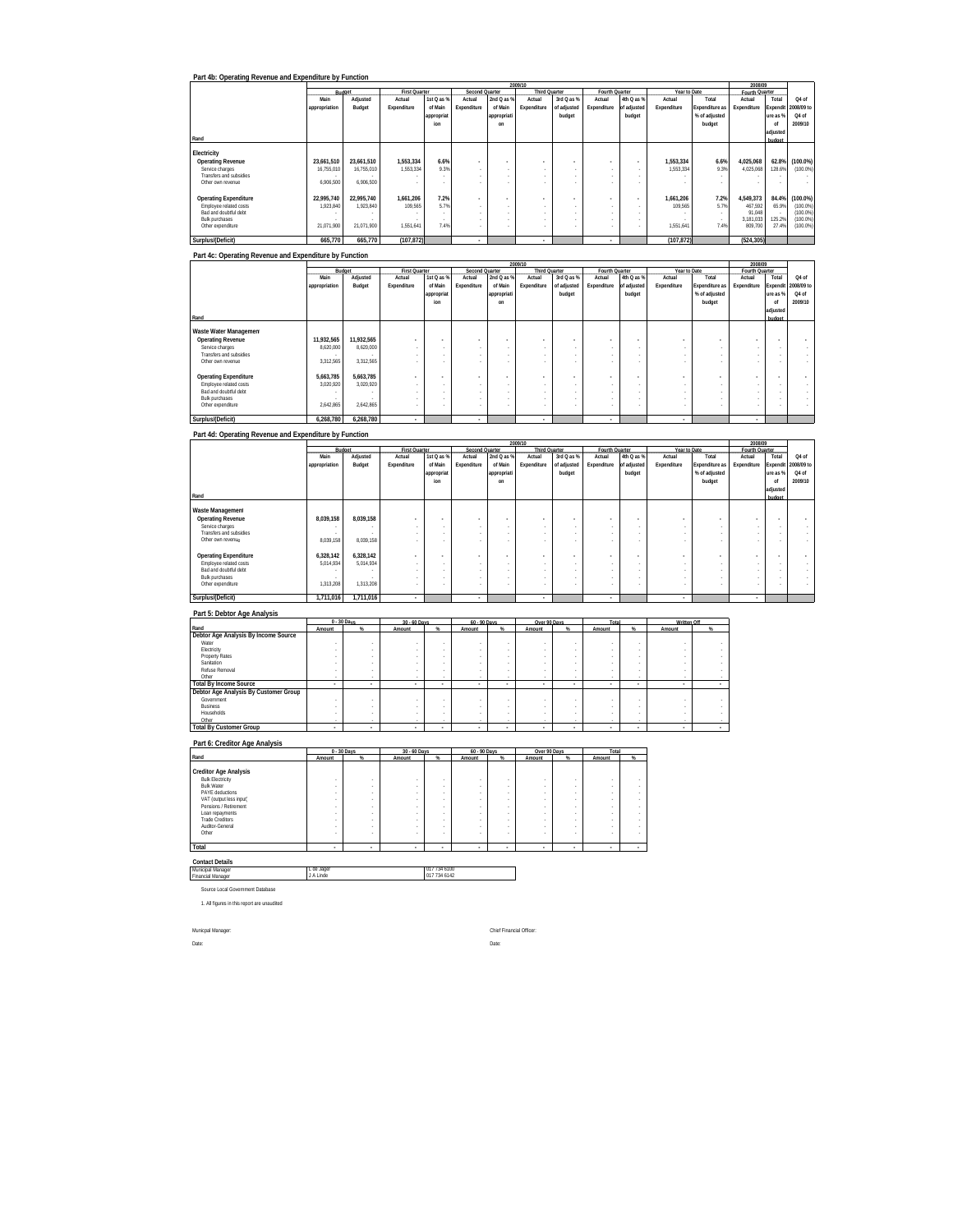## Part 4b: Operating Revenue and Expenditure by Function

| Rand | 2009/10 | | | | | | | | | | | | | | 2008/09 | | |
|---|---|---|---|---|---|---|---|---|---|---|---|---|---|---|---|---|---|
| | Budget | | First Quarter | | Second Quarter | | Third Quarter | | Fourth Quarter | | Year to Date | | Fourth Quarter | | |
| | Main appropriation | Adjusted Budget | Actual Expenditure | 1st Q as % of Main appropriation | Actual Expenditure | 2nd Q as % of Main appropriation | Actual Expenditure | 3rd Q as % of adjusted budget | Actual Expenditure | 4th Q as % of adjusted budget | Actual Expenditure | Total Expenditure as % of adjusted budget | Actual Expenditure | Total Expenditure as % of adjusted budget | Q4 of 2008/09 to Q4 of 2009/10 |
| **Electricity** | | | | | | | | | | | | | | | |
| **Operating Revenue** | **23,661,510** | **23,661,510** | **1,553,334** | **6.6%** | **-** | **-** | **-** | **-** | **-** | **-** | **1,553,334** | **6.6%** | **4,025,068** | **62.8%** | **(100.0%)** |
| Service charges | 16,755,010 | 16,755,010 | 1,553,334 | 9.3% | - | - | - | - | - | - | 1,553,334 | 9.3% | 4,025,068 | 128.6% | (100.0%) |
| Transfers and subsidies | - | - | - | - | - | - | - | - | - | - | - | - | - | - | - |
| Other own revenue | 6,906,500 | 6,906,500 | - | - | - | - | - | - | - | - | - | - | - | - | - |
| **Operating Expenditure** | **22,995,740** | **22,995,740** | **1,661,206** | **7.2%** | **-** | **-** | **-** | **-** | **-** | **-** | **1,661,206** | **7.2%** | **4,549,373** | **84.4%** | **(100.0%)** |
| Employee related costs | 1,923,840 | 1,923,840 | 109,565 | 5.7% | - | - | - | - | - | - | 109,565 | 5.7% | 467,592 | 65.0% | (100.0%) |
| Bad and doubtful debt | - | - | - | - | - | - | - | - | - | - | - | - | 91,048 | - | (100.0%) |
| Bulk purchases | - | - | - | - | - | - | - | - | - | - | - | - | 3,181,033 | 125.2% | (100.0%) |
| Other expenditure | 21,071,900 | 21,071,900 | 1,551,641 | 7.4% | - | - | - | - | - | - | 1,551,641 | 7.4% | 809,700 | 27.4% | (100.0%) |
| **Surplus/(Deficit)** | **665,770** | **665,770** | **(107,872)** | | **-** | | **-** | | **-** | | **(107,872)** | | **(524,305)** | | |

## Part 4c: Operating Revenue and Expenditure by Function

| Rand | 2009/10 | | | | | | | | | | | | | | 2008/09 | | |
|---|---|---|---|---|---|---|---|---|---|---|---|---|---|---|---|---|---|
| | Budget | | First Quarter | | Second Quarter | | Third Quarter | | Fourth Quarter | | Year to Date | | Fourth Quarter | | |
| | Main appropriation | Adjusted Budget | Actual Expenditure | 1st Q as % of Main appropriation | Actual Expenditure | 2nd Q as % of Main appropriation | Actual Expenditure | 3rd Q as % of adjusted budget | Actual Expenditure | 4th Q as % of adjusted budget | Actual Expenditure | Total Expenditure as % of adjusted budget | Actual Expenditure | Total Expenditure as % of adjusted budget | Q4 of 2008/09 to Q4 of 2009/10 |
| **Waste Water Management** | | | | | | | | | | | | | | | |
| **Operating Revenue** | **11,932,565** | **11,932,565** | **-** | **-** | **-** | **-** | **-** | **-** | **-** | **-** | **-** | **-** | **-** | **-** | **-** |
| Service charges | 8,620,000 | 8,620,000 | - | - | - | - | - | - | - | - | - | - | - | - | - |
| Transfers and subsidies | - | - | - | - | - | - | - | - | - | - | - | - | - | - | - |
| Other own revenue | 3,312,565 | 3,312,565 | - | - | - | - | - | - | - | - | - | - | - | - | - |
| **Operating Expenditure** | **5,663,785** | **5,663,785** | **-** | **-** | **-** | **-** | **-** | **-** | **-** | **-** | **-** | **-** | **-** | **-** | **-** |
| Employee related costs | 3,020,920 | 3,020,920 | - | - | - | - | - | - | - | - | - | - | - | - | - |
| Bad and doubtful debt | - | - | - | - | - | - | - | - | - | - | - | - | - | - | - |
| Bulk purchases | - | - | - | - | - | - | - | - | - | - | - | - | - | - | - |
| Other expenditure | 2,642,865 | 2,642,865 | - | - | - | - | - | - | - | - | - | - | - | - | - |
| **Surplus/(Deficit)** | **6,268,780** | **6,268,780** | **-** | | **-** | | **-** | | **-** | | **-** | | **-** | | |

## Part 4d: Operating Revenue and Expenditure by Function

| Rand | 2009/10 | | | | | | | | | | | | | | 2008/09 | | |
|---|---|---|---|---|---|---|---|---|---|---|---|---|---|---|---|---|---|
| | Budget | | First Quarter | | Second Quarter | | Third Quarter | | Fourth Quarter | | Year to Date | | Fourth Quarter | | |
| | Main appropriation | Adjusted Budget | Actual Expenditure | 1st Q as % of Main appropriation | Actual Expenditure | 2nd Q as % of Main appropriation | Actual Expenditure | 3rd Q as % of adjusted budget | Actual Expenditure | 4th Q as % of adjusted budget | Actual Expenditure | Total Expenditure as % of adjusted budget | Actual Expenditure | Total Expenditure as % of adjusted budget | Q4 of 2008/09 to Q4 of 2009/10 |
| **Waste Management** | | | | | | | | | | | | | | | |
| **Operating Revenue** | **8,039,158** | **8,039,158** | **-** | **-** | **-** | **-** | **-** | **-** | **-** | **-** | **-** | **-** | **-** | **-** | **-** |
| Service charges | - | - | - | - | - | - | - | - | - | - | - | - | - | - | - |
| Transfers and subsidies | - | - | - | - | - | - | - | - | - | - | - | - | - | - | - |
| Other own revenue | 8,039,158 | 8,039,158 | - | - | - | - | - | - | - | - | - | - | - | - | - |
| **Operating Expenditure** | **6,328,142** | **6,328,142** | **-** | **-** | **-** | **-** | **-** | **-** | **-** | **-** | **-** | **-** | **-** | **-** | **-** |
| Employee related costs | 5,014,934 | 5,014,934 | - | - | - | - | - | - | - | - | - | - | - | - | - |
| Bad and doubtful debt | - | - | - | - | - | - | - | - | - | - | - | - | - | - | - |
| Bulk purchases | - | - | - | - | - | - | - | - | - | - | - | - | - | - | - |
| Other expenditure | 1,313,208 | 1,313,208 | - | - | - | - | - | - | - | - | - | - | - | - | - |
| **Surplus/(Deficit)** | **1,711,016** | **1,711,016** | **-** | | **-** | | **-** | | **-** | | **-** | | **-** | | |

## Part 5: Debtor Age Analysis

| Rand | 0 - 30 Days | | 30 - 60 Days | | 60 - 90 Days | | Over 90 Days | | Total | | Written Off | |
|---|---|---|---|---|---|---|---|---|---|---|---|---|
| | Amount | % | Amount | % | Amount | % | Amount | % | Amount | % | Amount | % |
| **Debtor Age Analysis By Income Source** | | | | | | | | | | | | |
| Water | - | - | - | - | - | - | - | - | - | - | - | - |
| Electricity | - | - | - | - | - | - | - | - | - | - | - | - |
| Property Rates | - | - | - | - | - | - | - | - | - | - | - | - |
| Sanitation | - | - | - | - | - | - | - | - | - | - | - | - |
| Refuse Removal | - | - | - | - | - | - | - | - | - | - | - | - |
| Other | - | - | - | - | - | - | - | - | - | - | - | - |
| **Total By Income Source** | **-** | **-** | **-** | **-** | **-** | **-** | **-** | **-** | **-** | **-** | **-** | **-** |
| **Debtor Age Analysis By Customer Group** | | | | | | | | | | | | |
| Government | - | - | - | - | - | - | - | - | - | - | - | - |
| Business | - | - | - | - | - | - | - | - | - | - | - | - |
| Households | - | - | - | - | - | - | - | - | - | - | - | - |
| Other | - | - | - | - | - | - | - | - | - | - | - | - |
| **Total By Customer Group** | **-** | **-** | **-** | **-** | **-** | **-** | **-** | **-** | **-** | **-** | **-** | **-** |

## Part 6: Creditor Age Analysis

| Rand | 0 - 30 Days | | 30 - 60 Days | | 60 - 90 Days | | Over 90 Days | | Total | |
|---|---|---|---|---|---|---|---|---|---|---|
| | Amount | % | Amount | % | Amount | % | Amount | % | Amount | % |
| **Creditor Age Analysis** | | | | | | | | | | |
| Bulk Electricity | - | - | - | - | - | - | - | - | - | - |
| Bulk Water | - | - | - | - | - | - | - | - | - | - |
| PAYE deductions | - | - | - | - | - | - | - | - | - | - |
| VAT (output less input) | - | - | - | - | - | - | - | - | - | - |
| Pensions / Retirement | - | - | - | - | - | - | - | - | - | - |
| Loan repayments | - | - | - | - | - | - | - | - | - | - |
| Trade Creditors | - | - | - | - | - | - | - | - | - | - |
| Auditor-General | - | - | - | - | - | - | - | - | - | - |
| Other | - | - | - | - | - | - | - | - | - | - |
| **Total** | **-** | **-** | **-** | **-** | **-** | **-** | **-** | **-** | **-** | **-** |

**Contact Details**

| | | |
|---|---|---|
| Municipal Manager | L de Jager | 017 734 6100 |
| Financial Manager | J A Linde | 017 734 6142 |

Source Local Government Database

1. All figures in this report are unaudited

Municipal Manager: Chief Financial Officer:

Date: Date: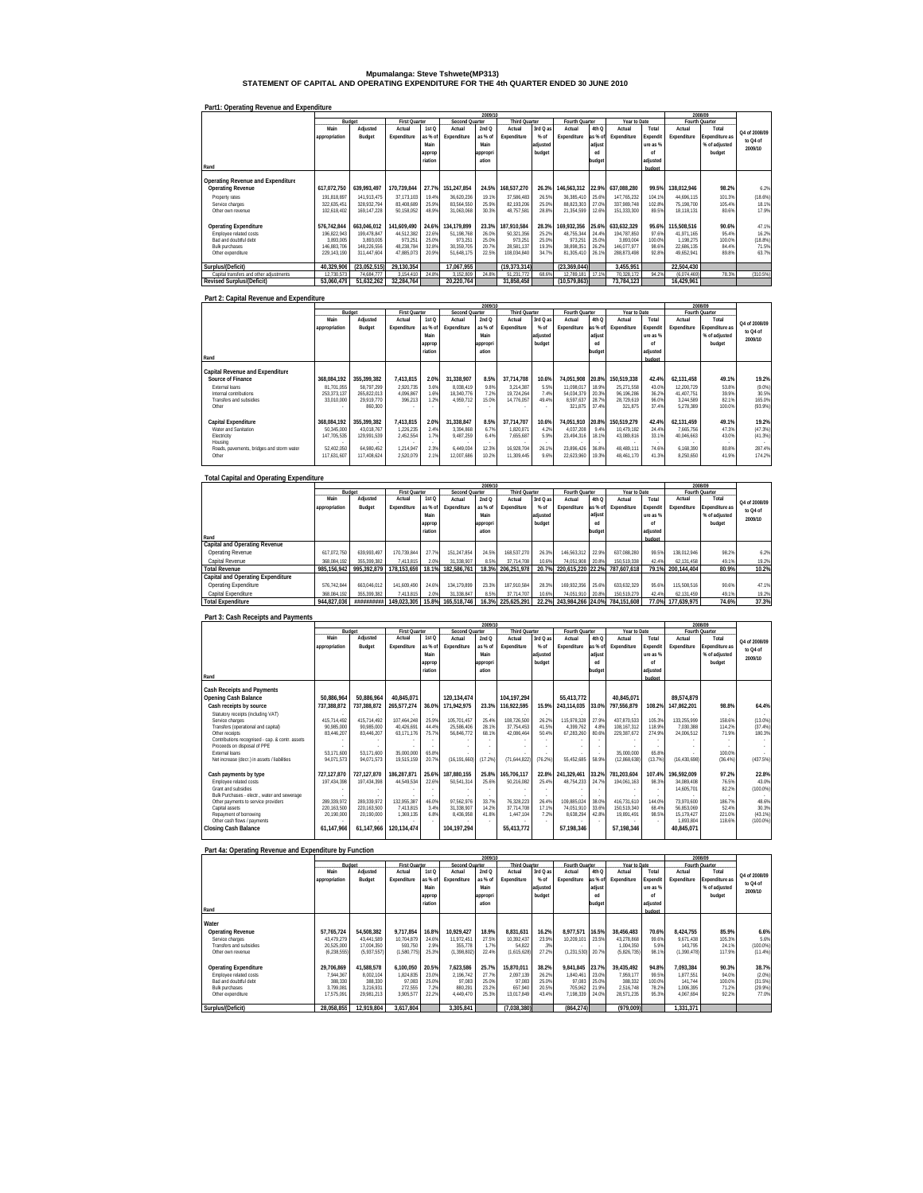# Mpumalanga: Steve Tshwete(MP313)
## STATEMENT OF CAPITAL AND OPERATING EXPENDITURE FOR THE 4th QUARTER ENDED 30 JUNE 2010

### Part1: Operating Revenue and Expenditure

| Rand | Budget: Main appropriation | Budget: Adjusted Budget | First Quarter: Actual Expenditure | First Quarter: 1st Q as % of Main appropriation | Second Quarter: Actual Expenditure | Second Quarter: 2nd Q as % of Main appropriation | Third Quarter: Actual Expenditure | Third Quarter: 3rd Q as % of adjusted budget | Fourth Quarter: Actual Expenditure | Fourth Quarter: 4th Q as % of adjusted budget | Year to Date: Actual Expenditure | Year to Date: Total Expenditure as % of adjusted budget | 2008/09 Fourth Quarter: Actual Expenditure | 2008/09 Fourth Quarter: Total Expenditure as % of adjusted budget | Q4 of 2008/09 to Q4 of 2009/10 |
|---|---|---|---|---|---|---|---|---|---|---|---|---|---|---|---|
| **Operating Revenue and Expenditure** | | | | | | | | | | | | | | | |
| **Operating Revenue** | 617,072,750 | 639,993,497 | 170,739,844 | 27.7% | 151,247,854 | 24.5% | 168,537,270 | 26.3% | 146,563,312 | 22.9% | 637,088,280 | 99.5% | 138,012,946 | 98.2% | 6.2% |
| Property rates | 191,818,897 | 141,913,475 | 37,173,103 | 19.4% | 36,620,236 | 19.1% | 37,586,483 | 26.5% | 36,385,410 | 25.6% | 147,765,232 | 104.1% | 44,696,115 | 101.3% | (18.6%) |
| Service charges | 322,635,451 | 328,932,794 | 83,408,689 | 25.9% | 83,564,550 | 25.9% | 82,193,206 | 25.0% | 88,823,303 | 27.0% | 337,989,748 | 102.8% | 75,198,700 | 105.4% | 18.1% |
| Other own revenue | 102,618,402 | 169,147,228 | 50,158,052 | 48.9% | 31,063,068 | 30.3% | 48,757,581 | 28.8% | 21,354,599 | 12.6% | 151,333,300 | 89.5% | 18,118,131 | 80.6% | 17.9% |
| **Operating Expenditure** | 576,742,844 | 663,046,012 | 141,609,490 | 24.6% | 134,179,899 | 23.3% | 187,910,584 | 28.3% | 169,932,356 | 25.6% | 633,632,329 | 95.6% | 115,508,516 | 90.6% | 47.1% |
| Employee related costs | 196,822,943 | 199,478,847 | 44,512,382 | 22.6% | 51,198,768 | 26.0% | 50,321,356 | 25.2% | 48,755,344 | 24.4% | 194,787,850 | 97.6% | 41,971,165 | 95.4% | 16.2% |
| Bad and doubtful debt | 3,893,005 | 3,893,005 | 973,251 | 25.0% | 973,251 | 25.0% | 973,251 | 25.0% | 973,251 | 25.0% | 3,893,004 | 100.0% | 1,198,275 | 100.0% | (18.8%) |
| Bulk purchases | 146,883,706 | 148,226,556 | 48,238,784 | 32.8% | 30,359,705 | 20.7% | 28,581,137 | 19.3% | 38,898,351 | 26.2% | 146,077,977 | 98.6% | 22,686,135 | 84.4% | 71.5% |
| Other expenditure | 229,143,190 | 311,447,604 | 47,885,073 | 20.9% | 51,648,175 | 22.5% | 108,034,840 | 34.7% | 81,305,410 | 26.1% | 288,873,498 | 92.8% | 49,652,941 | 89.8% | 63.7% |
| **Surplus/(Deficit)** | 40,329,906 | (23,052,515) | 29,130,354 | | 17,067,955 | | (19,373,314) | | (23,369,044) | | 3,455,951 | | 22,504,430 | | |
| Capital transfers and other adjustments | 12,730,573 | 74,684,777 | 3,154,410 | 24.8% | 3,152,809 | 24.8% | 51,231,772 | 68.6% | 12,789,181 | 17.1% | 70,328,172 | 94.2% | (6,074,469) | 78.3% | (310.5%) |
| **Revised Surplus/(Deficit)** | 53,060,479 | 51,632,262 | 32,284,764 | | 20,220,764 | | 31,858,458 | | (10,579,863) | | 73,784,123 | | 16,429,961 | | |

### Part 2: Capital Revenue and Expenditure

| Rand | Budget: Main appropriation | Budget: Adjusted Budget | First Quarter: Actual Expenditure | First Quarter: 1st Q as % of Main appropriation | Second Quarter: Actual Expenditure | Second Quarter: 2nd Q as % of Main appropriation | Third Quarter: Actual Expenditure | Third Quarter: 3rd Q as % of adjusted budget | Fourth Quarter: Actual Expenditure | Fourth Quarter: 4th Q as % of adjusted budget | Year to Date: Actual Expenditure | Year to Date: Total Expenditure as % of adjusted budget | 2008/09 Fourth Quarter: Actual Expenditure | 2008/09 Fourth Quarter: Total Expenditure as % of adjusted budget | Q4 of 2008/09 to Q4 of 2009/10 |
|---|---|---|---|---|---|---|---|---|---|---|---|---|---|---|---|
| **Capital Revenue and Expenditure** | | | | | | | | | | | | | | | |
| **Source of Finance** | 368,084,192 | 355,399,382 | 7,413,815 | 2.0% | 31,338,907 | 8.5% | 37,714,708 | 10.6% | 74,051,908 | 20.8% | 150,519,338 | 42.4% | 62,131,458 | 49.1% | 19.2% |
| External loans | 81,701,055 | 58,797,299 | 2,920,735 | 3.6% | 8,038,419 | 9.8% | 3,214,387 | 5.5% | 11,098,017 | 18.9% | 25,271,558 | 43.0% | 12,200,729 | 53.8% | (9.0%) |
| Internal contributions | 253,373,137 | 265,822,013 | 4,096,867 | 1.6% | 18,340,776 | 7.2% | 19,724,264 | 7.4% | 54,034,379 | 20.3% | 96,196,286 | 36.2% | 41,407,751 | 39.9% | 30.5% |
| Transfers and subsidies | 33,010,000 | 29,919,770 | 396,213 | 1.2% | 4,959,712 | 15.0% | 14,776,057 | 49.4% | 8,597,637 | 28.7% | 28,729,619 | 96.0% | 3,244,589 | 82.1% | 165.0% |
| Other | - | 860,300 | - | - | - | - | - | - | 321,875 | 37.4% | 321,875 | 37.4% | 5,278,389 | 100.0% | (93.9%) |
| **Capital Expenditure** | 368,084,192 | 355,399,382 | 7,413,815 | 2.0% | 31,338,847 | 8.5% | 37,714,707 | 10.6% | 74,051,910 | 20.8% | 150,519,279 | 42.4% | 62,131,459 | 49.1% | 19.2% |
| Water and Sanitation | 50,345,000 | 43,018,767 | 1,226,235 | 2.4% | 3,394,868 | 6.7% | 1,820,871 | 4.2% | 4,037,208 | 9.4% | 10,479,182 | 24.4% | 7,665,756 | 47.3% | (47.3%) |
| Electricity | 147,705,535 | 129,991,539 | 2,452,554 | 1.7% | 9,487,259 | 6.4% | 7,655,687 | 5.9% | 23,494,316 | 18.1% | 43,089,816 | 33.1% | 40,046,663 | 43.0% | (41.3%) |
| Housing | - | - | - | - | - | - | - | - | - | - | - | - | - | - | - |
| Roads, pavements, bridges and storm water | 52,402,050 | 64,980,452 | 1,214,947 | 2.3% | 6,449,034 | 12.3% | 16,928,704 | 26.1% | 23,896,426 | 36.8% | 48,489,111 | 74.6% | 6,168,390 | 80.8% | 287.4% |
| Other | 117,631,607 | 117,408,624 | 2,520,079 | 2.1% | 12,007,686 | 10.2% | 11,309,445 | 9.6% | 22,623,960 | 19.3% | 48,461,170 | 41.3% | 8,250,650 | 41.9% | 174.2% |

### Total Capital and Operating Expenditure

| Rand | Budget: Main appropriation | Budget: Adjusted Budget | First Quarter: Actual Expenditure | First Quarter: 1st Q as % of Main appropriation | Second Quarter: Actual Expenditure | Second Quarter: 2nd Q as % of Main appropriation | Third Quarter: Actual Expenditure | Third Quarter: 3rd Q as % of adjusted budget | Fourth Quarter: Actual Expenditure | Fourth Quarter: 4th Q as % of adjusted budget | Year to Date: Actual Expenditure | Year to Date: Total Expenditure as % of adjusted budget | 2008/09 Fourth Quarter: Actual Expenditure | 2008/09 Fourth Quarter: Total Expenditure as % of adjusted budget | Q4 of 2008/09 to Q4 of 2009/10 |
|---|---|---|---|---|---|---|---|---|---|---|---|---|---|---|---|
| **Capital and Operating Revenue** | | | | | | | | | | | | | | | |
| Operating Revenue | 617,072,750 | 639,993,497 | 170,739,844 | 27.7% | 151,247,854 | 24.5% | 168,537,270 | 26.3% | 146,563,312 | 22.9% | 637,088,280 | 99.5% | 138,012,946 | 98.2% | 6.2% |
| Capital Revenue | 368,084,192 | 355,399,382 | 7,413,815 | 2.0% | 31,338,907 | 8.5% | 37,714,708 | 10.6% | 74,051,908 | 20.8% | 150,519,338 | 42.4% | 62,131,458 | 49.1% | 19.2% |
| **Total Revenue** | 985,156,942 | 995,392,879 | 178,153,659 | 18.1% | 182,586,761 | 18.3% | 206,251,978 | 20.7% | 220,615,220 | 22.2% | 787,607,618 | 79.1% | 200,144,404 | 80.9% | 10.2% |
| **Capital and Operating Expenditure** | | | | | | | | | | | | | | | |
| Operating Expenditure | 576,742,844 | 663,046,012 | 141,609,490 | 24.6% | 134,179,899 | 23.3% | 187,910,584 | 28.3% | 169,932,356 | 25.6% | 633,632,329 | 95.6% | 115,508,516 | 90.6% | 47.1% |
| Capital Expenditure | 368,084,192 | 355,399,382 | 7,413,815 | 2.0% | 31,338,847 | 8.5% | 37,714,707 | 10.6% | 74,051,910 | 20.8% | 150,519,279 | 42.4% | 62,131,459 | 49.1% | 19.2% |
| **Total Expenditure** | 944,827,036 | ########## | 149,023,305 | 15.8% | 165,518,746 | 16.3% | 225,625,291 | 22.2% | 243,984,266 | 24.0% | 784,151,608 | 77.0% | 177,639,975 | 74.6% | 37.3% |

### Part 3: Cash Receipts and Payments

| Rand | Budget: Main appropriation | Budget: Adjusted Budget | First Quarter: Actual Expenditure | First Quarter: 1st Q as % of Main appropriation | Second Quarter: Actual Expenditure | Second Quarter: 2nd Q as % of Main appropriation | Third Quarter: Actual Expenditure | Third Quarter: 3rd Q as % of adjusted budget | Fourth Quarter: Actual Expenditure | Fourth Quarter: 4th Q as % of adjusted budget | Year to Date: Actual Expenditure | Year to Date: Total Expenditure as % of adjusted budget | 2008/09 Fourth Quarter: Actual Expenditure | 2008/09 Fourth Quarter: Total Expenditure as % of adjusted budget | Q4 of 2008/09 to Q4 of 2009/10 |
|---|---|---|---|---|---|---|---|---|---|---|---|---|---|---|---|
| **Cash Receipts and Payments** | | | | | | | | | | | | | | | |
| **Opening Cash Balance** | 50,886,964 | 50,886,964 | 40,845,071 | | 120,134,474 | | 104,197,294 | | 55,413,772 | | 40,845,071 | | 89,574,879 | | |
| **Cash receipts by source** | 737,388,872 | 737,388,872 | 265,577,274 | 36.0% | 171,942,975 | 23.3% | 116,922,595 | 15.9% | 243,114,035 | 33.0% | 797,556,879 | 108.2% | 147,862,201 | 98.8% | 64.4% |
| Statutory receipts (including VAT) | - | - | - | - | - | - | - | - | - | - | - | - | - | - | - |
| Service charges | 415,714,492 | 415,714,492 | 107,464,248 | 25.9% | 105,701,457 | 25.4% | 108,726,500 | 26.2% | 115,978,328 | 27.9% | 437,870,533 | 105.3% | 133,255,999 | 158.6% | (13.0%) |
| Transfers (operational and capital) | 90,985,000 | 90,985,000 | 40,426,691 | 44.4% | 25,586,406 | 28.1% | 37,754,453 | 41.5% | 4,399,762 | 4.8% | 108,167,312 | 118.9% | 7,030,388 | 114.2% | (37.4%) |
| Other receipts | 83,446,207 | 83,446,207 | 63,171,176 | 75.7% | 56,846,772 | 68.1% | 42,086,464 | 50.4% | 67,283,260 | 80.6% | 229,387,672 | 274.9% | 24,006,512 | 71.9% | 180.3% |
| Contributions recognised - cap. & contr. assets | - | - | - | - | - | - | - | - | - | - | - | - | - | - | - |
| Proceeds on disposal of PPE | - | - | - | - | - | - | - | - | - | - | - | - | - | - | - |
| External loans | 53,171,600 | 53,171,600 | 35,000,000 | 65.8% | - | - | - | - | - | - | 35,000,000 | 65.8% | - | 100.0% | - |
| Net increase (decr.) in assets / liabilities | 94,071,573 | 94,071,573 | 19,515,159 | 20.7% | (16,191,660) | (17.2%) | (71,644,822) | (76.2%) | 55,452,685 | 58.9% | (12,868,638) | (13.7%) | (16,430,698) | (36.4%) | (437.5%) |
| **Cash payments by type** | 727,127,870 | 727,127,870 | 186,287,871 | 25.6% | 187,880,155 | 25.8% | 165,706,117 | 22.8% | 241,329,461 | 33.2% | 781,203,604 | 107.4% | 196,592,009 | 97.2% | 22.8% |
| Employee related costs | 197,434,398 | 197,434,398 | 44,549,534 | 22.6% | 50,541,314 | 25.6% | 50,216,082 | 25.4% | 48,754,233 | 24.7% | 194,061,163 | 98.3% | 34,089,408 | 76.5% | 43.0% |
| Grant and subsidies | - | - | - | - | - | - | - | - | - | - | - | - | 14,605,701 | 82.2% | (100.0%) |
| Bulk Purchases - electr., water and sewerage | - | - | - | - | - | - | - | - | - | - | - | - | - | - | - |
| Other payments to service providers | 289,339,972 | 289,339,972 | 132,955,387 | 46.0% | 97,562,976 | 33.7% | 76,328,223 | 26.4% | 109,885,024 | 38.0% | 416,731,610 | 144.0% | 73,970,600 | 186.7% | 48.6% |
| Capital assets | 220,163,500 | 220,163,500 | 7,413,815 | 3.4% | 31,338,907 | 14.2% | 37,714,708 | 17.1% | 74,051,910 | 33.6% | 150,519,340 | 68.4% | 56,853,069 | 52.4% | 30.3% |
| Repayment of borrowing | 20,190,000 | 20,190,000 | 1,369,135 | 6.8% | 8,436,958 | 41.8% | 1,447,104 | 7.2% | 8,638,294 | 42.8% | 19,891,491 | 98.5% | 15,179,427 | 221.0% | (43.1%) |
| Other cash flows / payments | - | - | - | - | - | - | - | - | - | - | - | - | 1,893,804 | 118.6% | (100.0%) |
| **Closing Cash Balance** | 61,147,966 | 61,147,966 | 120,134,474 | | 104,197,294 | | 55,413,772 | | 57,198,346 | | 57,198,346 | | 40,845,071 | | |

### Part 4a: Operating Revenue and Expenditure by Function

| Rand | Budget: Main appropriation | Budget: Adjusted Budget | First Quarter: Actual Expenditure | First Quarter: 1st Q as % of Main appropriation | Second Quarter: Actual Expenditure | Second Quarter: 2nd Q as % of Main appropriation | Third Quarter: Actual Expenditure | Third Quarter: 3rd Q as % of adjusted budget | Fourth Quarter: Actual Expenditure | Fourth Quarter: 4th Q as % of adjusted budget | Year to Date: Actual Expenditure | Year to Date: Total Expenditure as % of adjusted budget | 2008/09 Fourth Quarter: Actual Expenditure | 2008/09 Fourth Quarter: Total Expenditure as % of adjusted budget | Q4 of 2008/09 to Q4 of 2009/10 |
|---|---|---|---|---|---|---|---|---|---|---|---|---|---|---|---|
| **Water** | | | | | | | | | | | | | | | |
| **Operating Revenue** | 57,765,724 | 54,508,382 | 9,717,854 | 16.8% | 10,929,427 | 18.9% | 8,831,631 | 16.2% | 8,977,571 | 16.5% | 38,456,483 | 70.6% | 8,424,755 | 85.9% | 6.6% |
| Service charges | 43,479,279 | 43,441,589 | 10,704,879 | 24.6% | 11,972,451 | 27.5% | 10,392,437 | 23.9% | 10,209,101 | 23.5% | 43,278,868 | 99.6% | 9,671,438 | 105.3% | 5.6% |
| Transfers and subsidies | 20,525,000 | 17,004,350 | 593,750 | 2.9% | 355,778 | 1.7% | 54,822 | .3% | - | - | 1,004,350 | 5.9% | 143,795 | 24.1% | (100.0%) |
| Other own revenue | (6,238,555) | (5,937,557) | (1,580,775) | 25.3% | (1,398,802) | 22.4% | (1,615,628) | 27.2% | (1,231,530) | 20.7% | (5,826,735) | 98.1% | (1,390,478) | 117.9% | (11.4%) |
| **Operating Expenditure** | 29,706,869 | 41,588,578 | 6,100,050 | 20.5% | 7,623,586 | 25.7% | 15,870,011 | 38.2% | 9,841,845 | 23.7% | 39,435,492 | 94.8% | 7,093,384 | 90.3% | 38.7% |
| Employee related costs | 7,944,367 | 8,002,104 | 1,824,835 | 23.0% | 2,196,742 | 27.7% | 2,097,139 | 26.2% | 1,840,461 | 23.0% | 7,959,177 | 99.5% | 1,877,551 | 94.0% | (2.0%) |
| Bad and doubtful debt | 388,330 | 388,330 | 97,083 | 25.0% | 97,083 | 25.0% | 97,083 | 25.0% | 97,083 | 25.0% | 388,332 | 100.0% | 141,744 | 100.0% | (31.5%) |
| Bulk purchases | 3,799,081 | 3,216,931 | 272,555 | 7.2% | 880,291 | 23.2% | 657,940 | 20.5% | 705,962 | 21.9% | 2,516,748 | 78.2% | 1,006,395 | 71.2% | (29.9%) |
| Other expenditure | 17,575,091 | 29,981,213 | 3,905,577 | 22.2% | 4,449,470 | 25.3% | 13,017,849 | 43.4% | 7,198,339 | 24.0% | 28,571,235 | 95.3% | 4,067,694 | 92.2% | 77.0% |
| **Surplus/(Deficit)** | 28,058,855 | 12,919,804 | 3,617,804 | | 3,305,841 | | (7,038,380) | | (864,274) | | (979,009) | | 1,331,371 | | |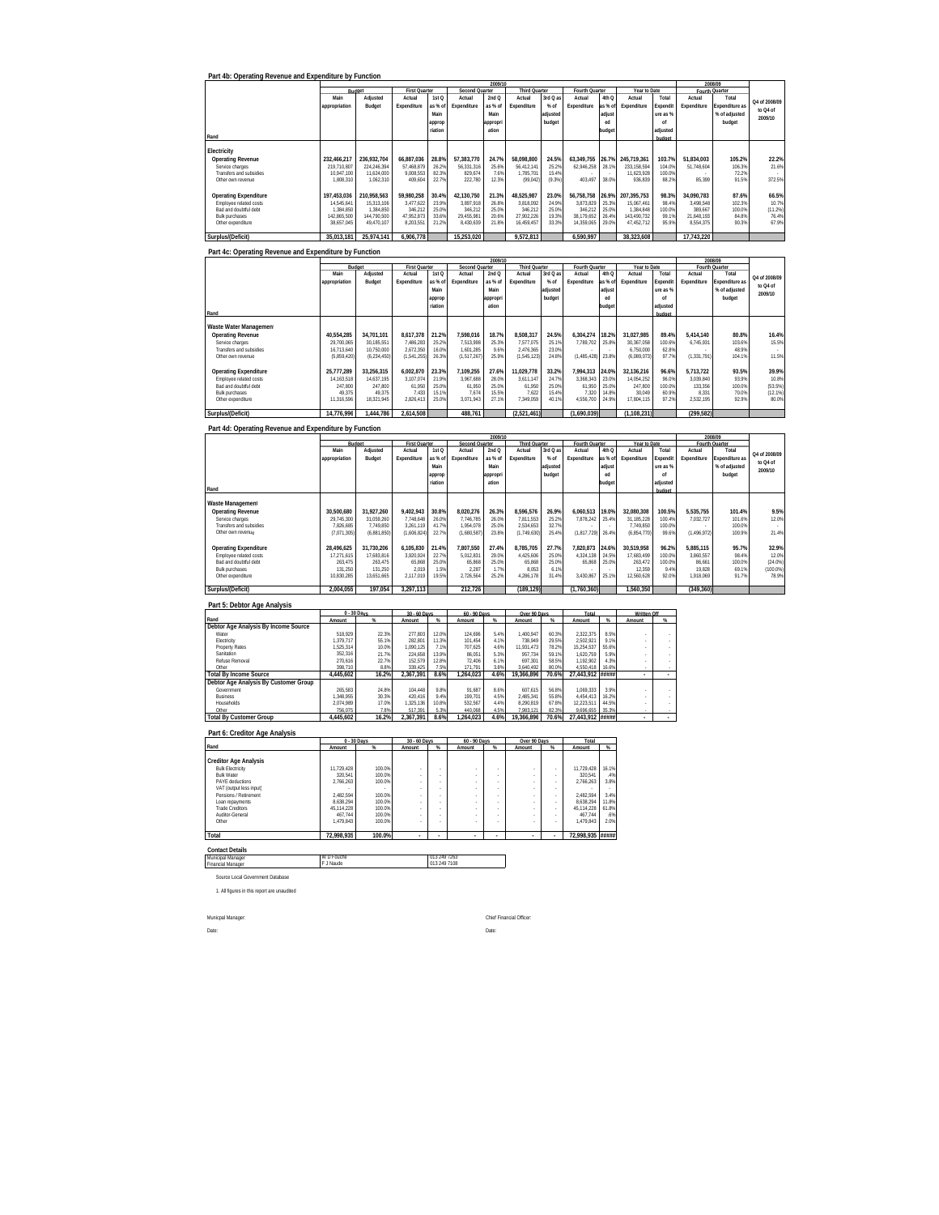## Part 4b: Operating Revenue and Expenditure by Function

| Rand | 2009/10 Budget Main appropriation | Adjusted Budget | First Quarter Actual Expenditure | 1st Q as % of Main appropriation | Second Quarter Actual Expenditure | 2nd Q as % of Main appropriation | Third Quarter Actual Expenditure | 3rd Q as % of adjusted budget | Fourth Quarter Actual Expenditure | 4th Q as % of adjusted budget | Year to Date Actual Expenditure | Total Expenditure as % of adjusted budget | 2008/09 Fourth Quarter Actual Expenditure | Total Expenditure as % of adjusted budget | Q4 of 2008/09 to Q4 of 2009/10 |
|---|---|---|---|---|---|---|---|---|---|---|---|---|---|---|---|
| **Electricity** | | | | | | | | | | | | | | | |
| Operating Revenue | 232,466,217 | 236,932,704 | 66,887,036 | 28.8% | 57,383,770 | 24.7% | 58,098,800 | 24.5% | 63,349,755 | 26.7% | 245,719,361 | 103.7% | 51,834,003 | 105.2% | 22.2% |
| Service charges | 219,710,807 | 224,246,394 | 57,468,879 | 26.2% | 56,331,316 | 25.6% | 56,412,141 | 25.2% | 62,946,258 | 28.1% | 233,158,594 | 104.0% | 51,748,604 | 106.3% | 21.6% |
| Transfers and subsidies | 10,947,100 | 11,624,000 | 9,008,553 | 82.3% | 829,674 | 7.6% | 1,785,701 | 15.4% | - | - | 11,623,928 | 100.0% | - | 72.2% | - |
| Other own revenue | 1,808,310 | 1,062,310 | 409,604 | 22.7% | 222,780 | 12.3% | (99,042) | (9.3%) | 403,497 | 38.0% | 936,839 | 88.2% | 85,399 | 91.5% | 372.5% |
| Operating Expenditure | 197,453,036 | 210,958,563 | 59,980,258 | 30.4% | 42,130,750 | 21.3% | 48,525,987 | 23.0% | 56,758,758 | 26.9% | 207,395,753 | 98.3% | 34,090,783 | 87.6% | 66.5% |
| Employee related costs | 14,545,641 | 15,313,106 | 3,477,622 | 23.9% | 3,897,918 | 26.8% | 3,818,092 | 24.9% | 3,873,829 | 25.3% | 15,067,461 | 98.4% | 3,498,548 | 102.3% | 10.7% |
| Bad and doubtful debt | 1,384,850 | 1,384,850 | 346,212 | 25.0% | 346,212 | 25.0% | 346,212 | 25.0% | 346,212 | 25.0% | 1,384,848 | 100.0% | 389,667 | 100.0% | (11.2%) |
| Bulk purchases | 142,865,500 | 144,790,500 | 47,952,873 | 33.6% | 29,455,981 | 20.6% | 27,902,226 | 19.3% | 38,179,652 | 26.4% | 143,490,732 | 99.1% | 21,648,193 | 84.8% | 76.4% |
| Other expenditure | 38,657,045 | 49,470,107 | 8,203,551 | 21.2% | 8,430,639 | 21.8% | 16,459,457 | 33.3% | 14,359,065 | 29.0% | 47,452,712 | 95.9% | 8,554,375 | 90.3% | 67.9% |
| **Surplus/(Deficit)** | 35,013,181 | 25,974,141 | 6,906,778 | | 15,253,020 | | 9,572,813 | | 6,590,997 | | 38,323,608 | | 17,743,220 | | |

## Part 4c: Operating Revenue and Expenditure by Function

| Rand | 2009/10 Budget Main appropriation | Adjusted Budget | First Quarter Actual Expenditure | 1st Q as % of Main appropriation | Second Quarter Actual Expenditure | 2nd Q as % of Main appropriation | Third Quarter Actual Expenditure | 3rd Q as % of adjusted budget | Fourth Quarter Actual Expenditure | 4th Q as % of adjusted budget | Year to Date Actual Expenditure | Total Expenditure as % of adjusted budget | 2008/09 Fourth Quarter Actual Expenditure | Total Expenditure as % of adjusted budget | Q4 of 2008/09 to Q4 of 2009/10 |
|---|---|---|---|---|---|---|---|---|---|---|---|---|---|---|---|
| **Waste Water Management** | | | | | | | | | | | | | | | |
| Operating Revenue | 40,554,285 | 34,701,101 | 8,617,378 | 21.2% | 7,598,016 | 18.7% | 8,508,317 | 24.5% | 6,304,274 | 18.2% | 31,027,985 | 89.4% | 5,414,140 | 80.8% | 16.4% |
| Service charges | 29,700,065 | 30,185,551 | 7,486,283 | 25.2% | 7,513,998 | 25.3% | 7,577,075 | 25.1% | 7,789,702 | 25.8% | 30,367,058 | 100.6% | 6,745,931 | 103.6% | 15.5% |
| Transfers and subsidies | 16,713,640 | 10,750,000 | 2,672,350 | 16.0% | 1,601,285 | 9.6% | 2,476,365 | 23.0% | - | - | 6,750,000 | 62.8% | - | 48.9% | - |
| Other own revenue | (5,859,420) | (6,234,450) | (1,541,255) | 26.3% | (1,517,267) | 25.9% | (1,545,123) | 24.8% | (1,485,428) | 23.8% | (6,089,073) | 97.7% | (1,331,791) | 104.1% | 11.5% |
| Operating Expenditure | 25,777,289 | 33,256,315 | 6,002,870 | 23.3% | 7,109,255 | 27.6% | 11,029,778 | 33.2% | 7,994,313 | 24.0% | 32,136,216 | 96.6% | 5,713,722 | 93.5% | 39.9% |
| Employee related costs | 14,163,518 | 14,637,195 | 3,107,074 | 21.9% | 3,967,688 | 28.0% | 3,611,147 | 24.7% | 3,368,343 | 23.0% | 14,054,252 | 96.0% | 3,039,840 | 93.9% | 10.8% |
| Bad and doubtful debt | 247,800 | 247,800 | 61,950 | 25.0% | 61,950 | 25.0% | 61,950 | 25.0% | 61,950 | 25.0% | 247,800 | 100.0% | 133,356 | 100.0% | (53.5%) |
| Bulk purchases | 49,375 | 49,375 | 7,433 | 15.1% | 7,674 | 15.5% | 7,622 | 15.4% | 7,320 | 14.8% | 30,049 | 60.9% | 8,331 | 70.0% | (12.1%) |
| Other expenditure | 11,316,596 | 18,321,945 | 2,826,413 | 25.0% | 3,071,943 | 27.1% | 7,349,059 | 40.1% | 4,556,700 | 24.9% | 17,804,115 | 97.2% | 2,532,195 | 92.9% | 80.0% |
| **Surplus/(Deficit)** | 14,776,996 | 1,444,786 | 2,614,508 | | 488,761 | | (2,521,461) | | (1,690,039) | | (1,108,231) | | (299,582) | | |

## Part 4d: Operating Revenue and Expenditure by Function

| Rand | 2009/10 Budget Main appropriation | Adjusted Budget | First Quarter Actual Expenditure | 1st Q as % of Main appropriation | Second Quarter Actual Expenditure | 2nd Q as % of Main appropriation | Third Quarter Actual Expenditure | 3rd Q as % of adjusted budget | Fourth Quarter Actual Expenditure | 4th Q as % of adjusted budget | Year to Date Actual Expenditure | Total Expenditure as % of adjusted budget | 2008/09 Fourth Quarter Actual Expenditure | Total Expenditure as % of adjusted budget | Q4 of 2008/09 to Q4 of 2009/10 |
|---|---|---|---|---|---|---|---|---|---|---|---|---|---|---|---|
| **Waste Management** | | | | | | | | | | | | | | | |
| Operating Revenue | 30,500,680 | 31,927,260 | 9,402,943 | 30.8% | 8,020,276 | 26.3% | 8,596,576 | 26.9% | 6,060,513 | 19.0% | 32,080,308 | 100.5% | 5,535,755 | 101.4% | 9.5% |
| Service charges | 29,745,300 | 31,059,260 | 7,748,648 | 26.0% | 7,746,785 | 26.0% | 7,811,553 | 25.2% | 7,878,242 | 25.4% | 31,185,228 | 100.4% | 7,032,727 | 101.6% | 12.0% |
| Transfers and subsidies | 7,826,685 | 7,749,850 | 3,261,119 | 41.7% | 1,954,078 | 25.0% | 2,534,653 | 32.7% | - | - | 7,749,850 | 100.0% | - | 100.0% | - |
| Other own revenue | (7,071,305) | (6,881,850) | (1,606,824) | 22.7% | (1,680,587) | 23.8% | (1,749,630) | 25.4% | (1,817,729) | 26.4% | (6,854,770) | 99.6% | (1,496,972) | 100.9% | 21.4% |
| Operating Expenditure | 28,496,625 | 31,730,206 | 6,105,830 | 21.4% | 7,807,550 | 27.4% | 8,785,705 | 27.7% | 7,820,873 | 24.6% | 30,519,958 | 96.2% | 5,885,115 | 95.7% | 32.9% |
| Employee related costs | 17,271,615 | 17,683,816 | 3,920,924 | 22.7% | 5,012,831 | 29.0% | 4,425,606 | 25.0% | 4,324,138 | 24.5% | 17,683,499 | 100.0% | 3,860,557 | 98.4% | 12.0% |
| Bad and doubtful debt | 263,475 | 263,475 | 65,868 | 25.0% | 65,868 | 25.0% | 65,868 | 25.0% | 65,868 | 25.0% | 263,472 | 100.0% | 86,661 | 100.0% | (24.0%) |
| Bulk purchases | 131,250 | 131,250 | 2,019 | 1.5% | 2,287 | 1.7% | 8,053 | 6.1% | - | - | 12,359 | 9.4% | 19,828 | 69.1% | (100.0%) |
| Other expenditure | 10,830,285 | 13,651,665 | 2,117,019 | 19.5% | 2,726,564 | 25.2% | 4,286,178 | 31.4% | 3,430,867 | 25.1% | 12,560,628 | 92.0% | 1,918,069 | 91.7% | 78.9% |
| **Surplus/(Deficit)** | 2,004,055 | 197,054 | 3,297,113 | | 212,726 | | (189,129) | | (1,760,360) | | 1,560,350 | | (349,360) | | |

## Part 5: Debtor Age Analysis

| Rand | 0 - 30 Days Amount | % | 30 - 60 Days Amount | % | 60 - 90 Days Amount | % | Over 90 Days Amount | % | Total Amount | % | Written Off Amount | % |
|---|---|---|---|---|---|---|---|---|---|---|---|---|
| **Debtor Age Analysis By Income Source** | | | | | | | | | | | | |
| Water | 518,929 | 22.3% | 277,803 | 12.0% | 124,696 | 5.4% | 1,400,947 | 60.3% | 2,322,375 | 8.5% | - | - |
| Electricity | 1,379,717 | 55.1% | 282,801 | 11.3% | 101,454 | 4.1% | 738,949 | 29.5% | 2,502,921 | 9.1% | - | - |
| Property Rates | 1,525,314 | 10.0% | 1,090,125 | 7.1% | 707,625 | 4.6% | 11,931,473 | 78.2% | 15,254,537 | 55.6% | - | - |
| Sanitation | 352,316 | 21.7% | 224,658 | 13.9% | 86,051 | 5.3% | 957,734 | 59.1% | 1,620,759 | 5.9% | - | - |
| Refuse Removal | 270,616 | 22.7% | 152,579 | 12.8% | 72,406 | 6.1% | 697,301 | 58.5% | 1,192,902 | 4.3% | - | - |
| Other | 398,710 | 8.8% | 339,425 | 7.5% | 171,791 | 3.8% | 3,640,492 | 80.0% | 4,550,418 | 16.6% | - | - |
| **Total By Income Source** | 4,445,602 | 16.2% | 2,367,391 | 8.6% | 1,264,023 | 4.6% | 19,366,896 | 70.6% | 27,443,912 | ##### | - | - |
| **Debtor Age Analysis By Customer Group** | | | | | | | | | | | | |
| Government | 265,583 | 24.8% | 104,448 | 9.8% | 91,687 | 8.6% | 607,615 | 56.8% | 1,069,333 | 3.9% | - | - |
| Business | 1,348,955 | 30.3% | 420,416 | 9.4% | 199,701 | 4.5% | 2,485,341 | 55.8% | 4,454,413 | 16.2% | - | - |
| Households | 2,074,989 | 17.0% | 1,325,136 | 10.8% | 532,567 | 4.4% | 8,290,819 | 67.8% | 12,223,511 | 44.5% | - | - |
| Other | 756,075 | 7.8% | 517,391 | 5.3% | 440,068 | 4.5% | 7,983,121 | 82.3% | 9,696,655 | 35.3% | - | - |
| **Total By Customer Group** | 4,445,602 | 16.2% | 2,367,391 | 8.6% | 1,264,023 | 4.6% | 19,366,896 | 70.6% | 27,443,912 | ##### | - | - |

## Part 6: Creditor Age Analysis

| Rand | 0 - 30 Days Amount | % | 30 - 60 Days Amount | % | 60 - 90 Days Amount | % | Over 90 Days Amount | % | Total Amount | % |
|---|---|---|---|---|---|---|---|---|---|---|
| **Creditor Age Analysis** | | | | | | | | | | |
| Bulk Electricity | 11,729,428 | 100.0% | - | - | - | - | - | - | 11,729,428 | 16.1% |
| Bulk Water | 320,541 | 100.0% | - | - | - | - | - | - | 320,541 | .4% |
| PAYE deductions | 2,766,263 | 100.0% | - | - | - | - | - | - | 2,766,263 | 3.8% |
| VAT (output less input) | - | - | - | - | - | - | - | - | - | - |
| Pensions / Retirement | 2,482,594 | 100.0% | - | - | - | - | - | - | 2,482,594 | 3.4% |
| Loan repayments | 8,638,294 | 100.0% | - | - | - | - | - | - | 8,638,294 | 11.8% |
| Trade Creditors | 45,114,228 | 100.0% | - | - | - | - | - | - | 45,114,228 | 61.8% |
| Auditor-General | 467,744 | 100.0% | - | - | - | - | - | - | 467,744 | .6% |
| Other | 1,479,843 | 100.0% | - | - | - | - | - | - | 1,479,843 | 2.0% |
| **Total** | 72,998,935 | 100.0% | - | - | - | - | - | - | 72,998,935 | ##### |

**Contact Details**

| | | |
|---|---|---|
| Municipal Manager | W D Fouche | 013 249 7263 |
| Financial Manager | F J Naude | 013 249 7108 |

Source Local Government Database

1. All figures in this report are unaudited

Municipal Manager: &nbsp;&nbsp;&nbsp;&nbsp;&nbsp;&nbsp;&nbsp;&nbsp; Chief Financial Officer:

Date: &nbsp;&nbsp;&nbsp;&nbsp;&nbsp;&nbsp;&nbsp;&nbsp; Date: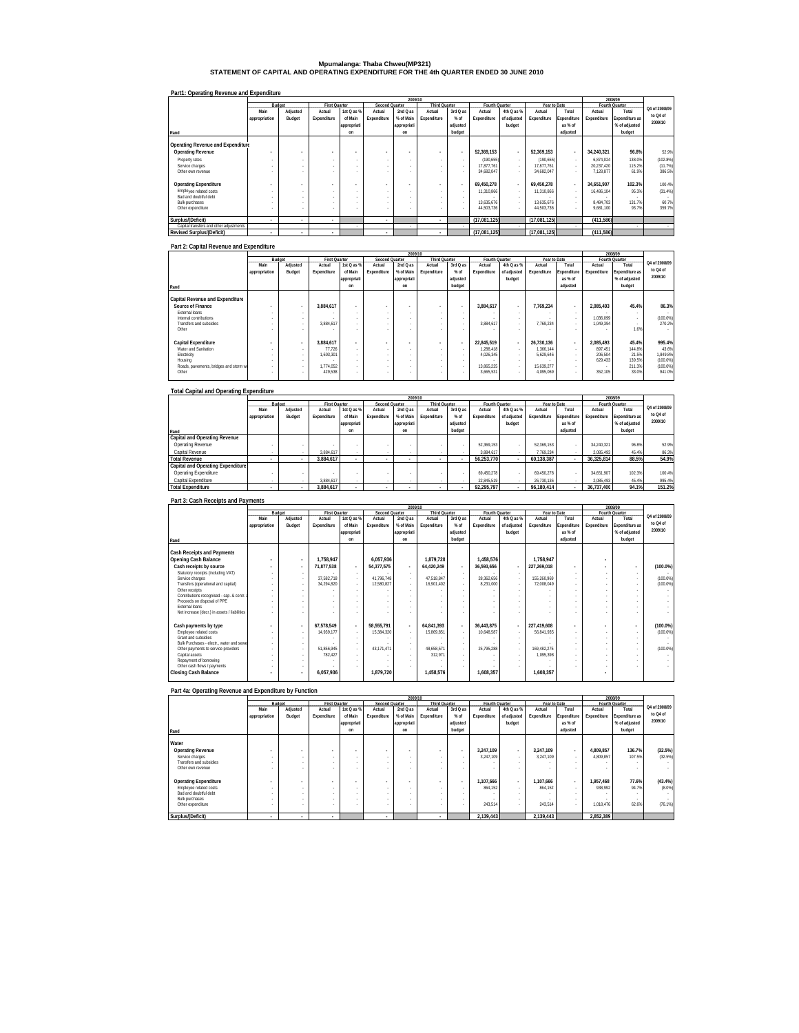# Mpumalanga: Thaba Chweu(MP321)

## STATEMENT OF CAPITAL AND OPERATING EXPENDITURE FOR THE 4th QUARTER ENDED 30 JUNE 2010

### Part1: Operating Revenue and Expenditure

| Rand | Budget: Main appropriation | Budget: Adjusted Budget | First Quarter: Actual Expenditure | First Quarter: 1st Q as % of Main appropriation | Second Quarter: Actual Expenditure | Second Quarter: 2nd Q as % of Main appropriation | Third Quarter: Actual Expenditure | Third Quarter: 3rd Q as % of adjusted budget | Fourth Quarter: Actual Expenditure | Fourth Quarter: 4th Q as % of adjusted budget | Year to Date: Actual Expenditure | Year to Date: Total Expenditure as % of adjusted | 2008/09 Fourth Quarter: Actual Expenditure | 2008/09 Fourth Quarter: Total Expenditure as % of adjusted budget | Q4 of 2008/09 to Q4 of 2009/10 |
|---|---|---|---|---|---|---|---|---|---|---|---|---|---|---|---|
| **Operating Revenue and Expenditure** | | | | | | | | | | | | | | | |
| **Operating Revenue** | - | - | - | - | - | - | - | - | **52,369,153** | - | **52,369,153** | - | **34,240,321** | **96.8%** | 52.9% |
| Property rates | - | - | - | - | - | - | - | - | (190,655) | - | (190,655) | - | 6,874,024 | 138.0% | (102.8%) |
| Service charges | - | - | - | - | - | - | - | - | 17,877,761 | - | 17,877,761 | - | 20,237,420 | 115.2% | (11.7%) |
| Other own revenue | - | - | - | - | - | - | - | - | 34,682,047 | - | 34,682,047 | - | 7,128,877 | 61.9% | 386.5% |
| **Operating Expenditure** | - | - | - | - | - | - | - | - | **69,450,278** | - | **69,450,278** | - | **34,651,907** | **102.3%** | 100.4% |
| Employee related costs | - | - | - | - | - | - | - | - | 11,310,866 | - | 11,310,866 | - | 16,486,104 | 95.3% | (31.4%) |
| Bad and doubtful debt | - | - | - | - | - | - | - | - | - | - | - | - | - | - | - |
| Bulk purchases | - | - | - | - | - | - | - | - | 13,635,676 | - | 13,635,676 | - | 8,484,703 | 131.7% | 60.7% |
| Other expenditure | - | - | - | - | - | - | - | - | 44,503,736 | - | 44,503,736 | - | 9,681,100 | 93.7% | 359.7% |
| **Surplus/(Deficit)** | - | - | - | | - | | - | | **(17,081,125)** | | **(17,081,125)** | | **(411,586)** | | |
| Capital transfers and other adjustments | | | | - | | - | | - | | - | | - | | - | - |
| **Revised Surplus/(Deficit)** | - | - | - | | - | | - | | **(17,081,125)** | | **(17,081,125)** | | **(411,586)** | | |

### Part 2: Capital Revenue and Expenditure

| Rand | Budget: Main appropriation | Budget: Adjusted Budget | First Quarter: Actual Expenditure | First Quarter: 1st Q as % of Main appropriation | Second Quarter: Actual Expenditure | Second Quarter: 2nd Q as % of Main appropriation | Third Quarter: Actual Expenditure | Third Quarter: 3rd Q as % of adjusted budget | Fourth Quarter: Actual Expenditure | Fourth Quarter: 4th Q as % of adjusted budget | Year to Date: Actual Expenditure | Year to Date: Total Expenditure as % of adjusted | 2008/09 Fourth Quarter: Actual Expenditure | 2008/09 Fourth Quarter: Total Expenditure as % of adjusted budget | Q4 of 2008/09 to Q4 of 2009/10 |
|---|---|---|---|---|---|---|---|---|---|---|---|---|---|---|---|
| **Capital Revenue and Expenditure** | | | | | | | | | | | | | | | |
| **Source of Finance** | - | - | **3,884,617** | - | - | - | - | - | **3,884,617** | - | **7,769,234** | - | **2,085,493** | **45.4%** | **86.3%** |
| External loans | - | - | - | - | - | - | - | - | - | - | - | - | - | - | - |
| Internal contributions | - | - | - | - | - | - | - | - | - | - | - | - | 1,036,099 | - | (100.0%) |
| Transfers and subsidies | - | - | 3,884,617 | - | - | - | - | - | 3,884,617 | - | 7,769,234 | - | 1,049,394 | - | 270.2% |
| Other | - | - | - | - | - | - | - | - | - | - | - | - | - | 1.6% | - |
| **Capital Expenditure** | - | - | **3,884,617** | - | - | - | - | - | **22,845,519** | - | **26,730,136** | - | **2,085,493** | **45.4%** | **995.4%** |
| Water and Sanitation | - | - | 77,726 | - | - | - | - | - | 1,288,418 | - | 1,366,144 | - | 897,451 | 144.8% | 43.6% |
| Electricity | - | - | 1,603,301 | - | - | - | - | - | 4,026,345 | - | 5,629,646 | - | 206,504 | 21.5% | 1,849.8% |
| Housing | - | - | - | - | - | - | - | - | - | - | - | - | 629,433 | 139.5% | (100.0%) |
| Roads, pavements, bridges and storm water | - | - | 1,774,052 | - | - | - | - | - | 13,865,225 | - | 15,639,277 | - | - | 211.3% | (100.0%) |
| Other | - | - | 429,538 | - | - | - | - | - | 3,665,531 | - | 4,095,069 | - | 352,105 | 33.0% | 941.0% |

### Total Capital and Operating Expenditure

| Rand | Budget: Main appropriation | Budget: Adjusted Budget | First Quarter: Actual Expenditure | First Quarter: 1st Q as % of Main appropriation | Second Quarter: Actual Expenditure | Second Quarter: 2nd Q as % of Main appropriation | Third Quarter: Actual Expenditure | Third Quarter: 3rd Q as % of adjusted budget | Fourth Quarter: Actual Expenditure | Fourth Quarter: 4th Q as % of adjusted budget | Year to Date: Actual Expenditure | Year to Date: Total Expenditure as % of adjusted | 2008/09 Fourth Quarter: Actual Expenditure | 2008/09 Fourth Quarter: Total Expenditure as % of adjusted budget | Q4 of 2008/09 to Q4 of 2009/10 |
|---|---|---|---|---|---|---|---|---|---|---|---|---|---|---|---|
| **Capital and Operating Revenue** | | | | | | | | | | | | | | | |
| Operating Revenue | - | - | - | - | - | - | - | - | 52,369,153 | - | 52,369,153 | - | 34,240,321 | 96.8% | 52.9% |
| Capital Revenue | - | - | 3,884,617 | - | - | - | - | - | 3,884,617 | - | 7,769,234 | - | 2,085,493 | 45.4% | 86.3% |
| **Total Revenue** | - | - | **3,884,617** | - | - | - | - | - | **56,253,770** | - | **60,138,387** | - | **36,325,814** | **88.5%** | **54.9%** |
| **Capital and Operating Expenditure** | | | | | | | | | | | | | | | |
| Operating Expenditure | - | - | - | - | - | - | - | - | 69,450,278 | - | 69,450,278 | - | 34,651,907 | 102.3% | 100.4% |
| Capital Expenditure | - | - | 3,884,617 | - | - | - | - | - | 22,845,519 | - | 26,730,136 | - | 2,085,493 | 45.4% | 995.4% |
| **Total Expenditure** | - | - | **3,884,617** | - | - | - | - | - | **92,295,797** | - | **96,180,414** | - | **36,737,400** | **94.1%** | **151.2%** |

### Part 3: Cash Receipts and Payments

| Rand | Budget: Main appropriation | Budget: Adjusted Budget | First Quarter: Actual Expenditure | First Quarter: 1st Q as % of Main appropriation | Second Quarter: Actual Expenditure | Second Quarter: 2nd Q as % of Main appropriation | Third Quarter: Actual Expenditure | Third Quarter: 3rd Q as % of adjusted budget | Fourth Quarter: Actual Expenditure | Fourth Quarter: 4th Q as % of adjusted budget | Year to Date: Actual Expenditure | Year to Date: Total Expenditure as % of adjusted | 2008/09 Fourth Quarter: Actual Expenditure | 2008/09 Fourth Quarter: Total Expenditure as % of adjusted budget | Q4 of 2008/09 to Q4 of 2009/10 |
|---|---|---|---|---|---|---|---|---|---|---|---|---|---|---|---|
| **Cash Receipts and Payments** | | | | | | | | | | | | | | | |
| **Opening Cash Balance** | - | - | **1,758,947** | | **6,057,936** | | **1,879,720** | | **1,458,576** | | **1,758,947** | | - | | |
| **Cash receipts by source** | - | - | **71,877,538** | - | **54,377,575** | - | **64,420,249** | - | **36,593,656** | - | **227,269,018** | - | - | - | **(100.0%)** |
| Statutory receipts (including VAT) | - | - | - | - | - | - | - | - | - | - | - | - | - | - | - |
| Service charges | - | - | 37,582,718 | - | 41,796,748 | - | 47,518,847 | - | 28,362,656 | - | 155,260,969 | - | - | - | (100.0%) |
| Transfers (operational and capital) | - | - | 34,294,820 | - | 12,580,827 | - | 16,901,402 | - | 8,231,000 | - | 72,008,049 | - | - | - | (100.0%) |
| Other receipts | - | - | - | - | - | - | - | - | - | - | - | - | - | - | - |
| Contributions recognised - cap. & contr. assets | - | - | - | - | - | - | - | - | - | - | - | - | - | - | - |
| Proceeds on disposal of PPE | - | - | - | - | - | - | - | - | - | - | - | - | - | - | - |
| External loans | - | - | - | - | - | - | - | - | - | - | - | - | - | - | - |
| Net increase (decr.) in assets / liabilities | - | - | - | - | - | - | - | - | - | - | - | - | - | - | - |
| **Cash payments by type** | - | - | **67,578,549** | - | **58,555,791** | - | **64,841,393** | - | **36,443,875** | - | **227,419,608** | - | - | - | **(100.0%)** |
| Employee related costs | - | - | 14,939,177 | - | 15,384,320 | - | 15,869,851 | - | 10,648,587 | - | 56,841,935 | - | - | - | (100.0%) |
| Grant and subsidies | - | - | - | - | - | - | - | - | - | - | - | - | - | - | - |
| Bulk Purchases - electr., water and sewerage | - | - | - | - | - | - | - | - | - | - | - | - | - | - | - |
| Other payments to service providers | - | - | 51,856,945 | - | 43,171,471 | - | 48,658,571 | - | 25,795,288 | - | 169,482,275 | - | - | - | (100.0%) |
| Capital assets | - | - | 782,427 | - | - | - | 312,971 | - | - | - | 1,095,398 | - | - | - | - |
| Repayment of borrowing | - | - | - | - | - | - | - | - | - | - | - | - | - | - | - |
| Other cash flows / payments | - | - | - | - | - | - | - | - | - | - | - | - | - | - | - |
| **Closing Cash Balance** | - | - | **6,057,936** | | **1,879,720** | | **1,458,576** | | **1,608,357** | | **1,608,357** | | - | | |

### Part 4a: Operating Revenue and Expenditure by Function

| Rand | Budget: Main appropriation | Budget: Adjusted Budget | First Quarter: Actual Expenditure | First Quarter: 1st Q as % of Main appropriation | Second Quarter: Actual Expenditure | Second Quarter: 2nd Q as % of Main appropriation | Third Quarter: Actual Expenditure | Third Quarter: 3rd Q as % of adjusted budget | Fourth Quarter: Actual Expenditure | Fourth Quarter: 4th Q as % of adjusted budget | Year to Date: Actual Expenditure | Year to Date: Total Expenditure as % of adjusted | 2008/09 Fourth Quarter: Actual Expenditure | 2008/09 Fourth Quarter: Total Expenditure as % of adjusted budget | Q4 of 2008/09 to Q4 of 2009/10 |
|---|---|---|---|---|---|---|---|---|---|---|---|---|---|---|---|
| **Water** | | | | | | | | | | | | | | | |
| **Operating Revenue** | - | - | - | - | - | - | - | - | **3,247,109** | - | **3,247,109** | - | **4,809,857** | **136.7%** | **(32.5%)** |
| Service charges | - | - | - | - | - | - | - | - | 3,247,109 | - | 3,247,109 | - | 4,809,857 | 107.5% | (32.5%) |
| Transfers and subsidies | - | - | - | - | - | - | - | - | - | - | - | - | - | - | - |
| Other own revenue | - | - | - | - | - | - | - | - | - | - | - | - | - | - | - |
| **Operating Expenditure** | - | - | - | - | - | - | - | - | **1,107,666** | - | **1,107,666** | - | **1,957,468** | **77.6%** | **(43.4%)** |
| Employee related costs | - | - | - | - | - | - | - | - | 864,152 | - | 864,152 | - | 938,992 | 94.7% | (8.0%) |
| Bad and doubtful debt | - | - | - | - | - | - | - | - | - | - | - | - | - | - | - |
| Bulk purchases | - | - | - | - | - | - | - | - | - | - | - | - | - | - | - |
| Other expenditure | - | - | - | - | - | - | - | - | 243,514 | - | 243,514 | - | 1,018,476 | 62.6% | (76.1%) |
| **Surplus/(Deficit)** | - | - | - | | - | | - | | **2,139,443** | | **2,139,443** | | **2,852,389** | | |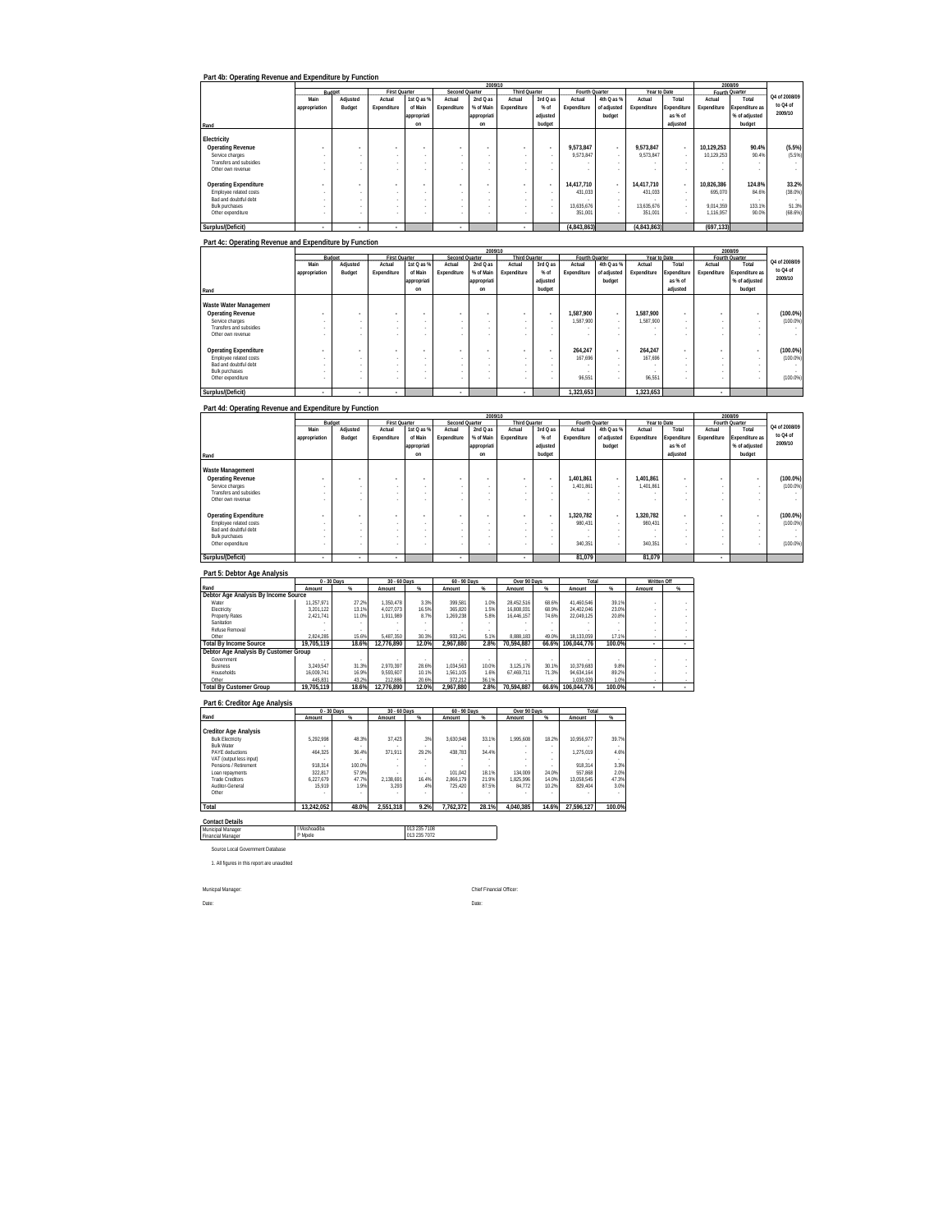## Part 4b: Operating Revenue and Expenditure by Function

| Rand | 2009/10 Budget Main appropriation | Adjusted Budget | First Quarter Actual Expenditure | 1st Q as % of Main appropriation | Second Quarter Actual Expenditure | 2nd Q as % of Main appropriation | Third Quarter Actual Expenditure | 3rd Q as % of adjusted budget | Fourth Quarter Actual Expenditure | 4th Q as % of adjusted budget | Year to Date Actual Expenditure | Total Expenditure as % of adjusted | 2008/09 Fourth Quarter Actual Expenditure | Total Expenditure as % of adjusted budget | Q4 of 2008/09 to Q4 of 2009/10 |
|---|---|---|---|---|---|---|---|---|---|---|---|---|---|---|---|
| **Electricity** | | | | | | | | | | | | | | | |
| **Operating Revenue** | - | - | - | - | - | - | - | - | 9,573,847 | - | 9,573,847 | - | 10,129,253 | 90.4% | (5.5%) |
| Service charges | - | - | - | - | - | - | - | - | 9,573,847 | - | 9,573,847 | - | 10,129,253 | 90.4% | (5.5%) |
| Transfers and subsidies | - | - | - | - | - | - | - | - | - | - | - | - | - | - | - |
| Other own revenue | - | - | - | - | - | - | - | - | - | - | - | - | - | - | - |
| **Operating Expenditure** | - | - | - | - | - | - | - | - | 14,417,710 | - | 14,417,710 | - | 10,826,386 | 124.8% | 33.2% |
| Employee related costs | - | - | - | - | - | - | - | - | 431,033 | - | 431,033 | - | 695,070 | 84.6% | (38.0%) |
| Bad and doubtful debt | - | - | - | - | - | - | - | - | - | - | - | - | - | - | - |
| Bulk purchases | - | - | - | - | - | - | - | - | 13,635,676 | - | 13,635,676 | - | 9,014,359 | 133.1% | 51.3% |
| Other expenditure | - | - | - | - | - | - | - | - | 351,001 | - | 351,001 | - | 1,116,957 | 90.0% | (68.6%) |
| **Surplus/(Deficit)** | - | - | - | | - | | - | | (4,843,863) | | (4,843,863) | | (697,133) | | |

## Part 4c: Operating Revenue and Expenditure by Function

| Rand | 2009/10 Budget Main appropriation | Adjusted Budget | First Quarter Actual Expenditure | 1st Q as % of Main appropriation | Second Quarter Actual Expenditure | 2nd Q as % of Main appropriation | Third Quarter Actual Expenditure | 3rd Q as % of adjusted budget | Fourth Quarter Actual Expenditure | 4th Q as % of adjusted budget | Year to Date Actual Expenditure | Total Expenditure as % of adjusted | 2008/09 Fourth Quarter Actual Expenditure | Total Expenditure as % of adjusted budget | Q4 of 2008/09 to Q4 of 2009/10 |
|---|---|---|---|---|---|---|---|---|---|---|---|---|---|---|---|
| **Waste Water Management** | | | | | | | | | | | | | | | |
| **Operating Revenue** | - | - | - | - | - | - | - | - | 1,587,900 | - | 1,587,900 | - | - | - | (100.0%) |
| Service charges | - | - | - | - | - | - | - | - | 1,587,900 | - | 1,587,900 | - | - | - | (100.0%) |
| Transfers and subsidies | - | - | - | - | - | - | - | - | - | - | - | - | - | - | - |
| Other own revenue | - | - | - | - | - | - | - | - | - | - | - | - | - | - | - |
| **Operating Expenditure** | - | - | - | - | - | - | - | - | 264,247 | - | 264,247 | - | - | - | (100.0%) |
| Employee related costs | - | - | - | - | - | - | - | - | 167,696 | - | 167,696 | - | - | - | (100.0%) |
| Bad and doubtful debt | - | - | - | - | - | - | - | - | - | - | - | - | - | - | - |
| Bulk purchases | - | - | - | - | - | - | - | - | - | - | - | - | - | - | - |
| Other expenditure | - | - | - | - | - | - | - | - | 96,551 | - | 96,551 | - | - | - | (100.0%) |
| **Surplus/(Deficit)** | - | - | - | | - | | - | | 1,323,653 | | 1,323,653 | | - | | |

## Part 4d: Operating Revenue and Expenditure by Function

| Rand | 2009/10 Budget Main appropriation | Adjusted Budget | First Quarter Actual Expenditure | 1st Q as % of Main appropriation | Second Quarter Actual Expenditure | 2nd Q as % of Main appropriation | Third Quarter Actual Expenditure | 3rd Q as % of adjusted budget | Fourth Quarter Actual Expenditure | 4th Q as % of adjusted budget | Year to Date Actual Expenditure | Total Expenditure as % of adjusted | 2008/09 Fourth Quarter Actual Expenditure | Total Expenditure as % of adjusted budget | Q4 of 2008/09 to Q4 of 2009/10 |
|---|---|---|---|---|---|---|---|---|---|---|---|---|---|---|---|
| **Waste Management** | | | | | | | | | | | | | | | |
| **Operating Revenue** | - | - | - | - | - | - | - | - | 1,401,861 | - | 1,401,861 | - | - | - | (100.0%) |
| Service charges | - | - | - | - | - | - | - | - | 1,401,861 | - | 1,401,861 | - | - | - | (100.0%) |
| Transfers and subsidies | - | - | - | - | - | - | - | - | - | - | - | - | - | - | - |
| Other own revenue | - | - | - | - | - | - | - | - | - | - | - | - | - | - | - |
| **Operating Expenditure** | - | - | - | - | - | - | - | - | 1,320,782 | - | 1,320,782 | - | - | - | (100.0%) |
| Employee related costs | - | - | - | - | - | - | - | - | 980,431 | - | 980,431 | - | - | - | (100.0%) |
| Bad and doubtful debt | - | - | - | - | - | - | - | - | - | - | - | - | - | - | - |
| Bulk purchases | - | - | - | - | - | - | - | - | - | - | - | - | - | - | - |
| Other expenditure | - | - | - | - | - | - | - | - | 340,351 | - | 340,351 | - | - | - | (100.0%) |
| **Surplus/(Deficit)** | - | - | - | | - | | - | | 81,079 | | 81,079 | | - | | |

## Part 5: Debtor Age Analysis

| Rand | 0 - 30 Days Amount | % | 30 - 60 Days Amount | % | 60 - 90 Days Amount | % | Over 90 Days Amount | % | Total Amount | % | Written Off Amount | % |
|---|---|---|---|---|---|---|---|---|---|---|---|---|
| **Debtor Age Analysis By Income Source** | | | | | | | | | | | | |
| Water | 11,257,971 | 27.2% | 1,350,478 | 3.3% | 399,581 | 1.0% | 28,452,516 | 68.6% | 41,460,546 | 39.1% | - | - |
| Electricity | 3,201,122 | 13.1% | 4,027,073 | 16.5% | 365,820 | 1.5% | 16,808,031 | 68.9% | 24,402,046 | 23.0% | - | - |
| Property Rates | 2,421,741 | 11.0% | 1,911,989 | 8.7% | 1,269,238 | 5.8% | 16,446,157 | 74.6% | 22,049,125 | 20.8% | - | - |
| Sanitation | - | - | - | - | - | - | - | - | - | - | - | - |
| Refuse Removal | - | - | - | - | - | - | - | - | - | - | - | - |
| Other | 2,824,285 | 15.6% | 5,487,350 | 30.3% | 933,241 | 5.1% | 8,888,183 | 49.0% | 18,133,059 | 17.1% | - | - |
| **Total By Income Source** | **19,705,119** | **18.6%** | **12,776,890** | **12.0%** | **2,967,880** | **2.8%** | **70,594,887** | **66.6%** | **106,044,776** | **100.0%** | **-** | **-** |
| **Debtor Age Analysis By Customer Group** | | | | | | | | | | | | |
| Government | - | - | - | - | - | - | - | - | - | - | - | - |
| Business | 3,249,547 | 31.3% | 2,970,397 | 28.6% | 1,034,563 | 10.0% | 3,125,176 | 30.1% | 10,379,683 | 9.8% | - | - |
| Households | 16,009,741 | 16.9% | 9,593,607 | 10.1% | 1,561,105 | 1.6% | 67,469,711 | 71.3% | 94,634,164 | 89.2% | - | - |
| Other | 445,831 | 43.2% | 212,886 | 20.6% | 372,212 | 36.1% | - | - | 1,030,929 | 1.0% | - | - |
| **Total By Customer Group** | **19,705,119** | **18.6%** | **12,776,890** | **12.0%** | **2,967,880** | **2.8%** | **70,594,887** | **66.6%** | **106,044,776** | **100.0%** | **-** | **-** |

## Part 6: Creditor Age Analysis

| Rand | 0 - 30 Days Amount | % | 30 - 60 Days Amount | % | 60 - 90 Days Amount | % | Over 90 Days Amount | % | Total Amount | % |
|---|---|---|---|---|---|---|---|---|---|---|
| **Creditor Age Analysis** | | | | | | | | | | |
| Bulk Electricity | 5,292,998 | 48.3% | 37,423 | .3% | 3,630,948 | 33.1% | 1,995,608 | 18.2% | 10,956,977 | 39.7% |
| Bulk Water | - | - | - | - | - | - | - | - | - | - |
| PAYE deductions | 464,325 | 36.4% | 371,911 | 29.2% | 438,783 | 34.4% | - | - | 1,275,019 | 4.6% |
| VAT (output less input) | - | - | - | - | - | - | - | - | - | - |
| Pensions / Retirement | 918,314 | 100.0% | - | - | - | - | - | - | 918,314 | 3.3% |
| Loan repayments | 322,817 | 57.9% | - | - | 101,042 | 18.1% | 134,009 | 24.0% | 557,868 | 2.0% |
| Trade Creditors | 6,227,679 | 47.7% | 2,138,691 | 16.4% | 2,866,179 | 21.9% | 1,825,996 | 14.0% | 13,058,545 | 47.3% |
| Auditor-General | 15,919 | 1.9% | 3,293 | .4% | 725,420 | 87.5% | 84,772 | 10.2% | 829,404 | 3.0% |
| Other | - | - | - | - | - | - | - | - | - | - |
| **Total** | **13,242,052** | **48.0%** | **2,551,318** | **9.2%** | **7,762,372** | **28.1%** | **4,040,385** | **14.6%** | **27,596,127** | **100.0%** |

## Contact Details

| | | |
|---|---|---|
| Municipal Manager | I Moshoadiba | 013 235 7108 |
| Financial Manager | P Mpele | 013 235 7072 |

Source Local Government Database

1. All figures in this report are unaudited

Municipal Manager: 

Date:

Chief Financial Officer:

Date: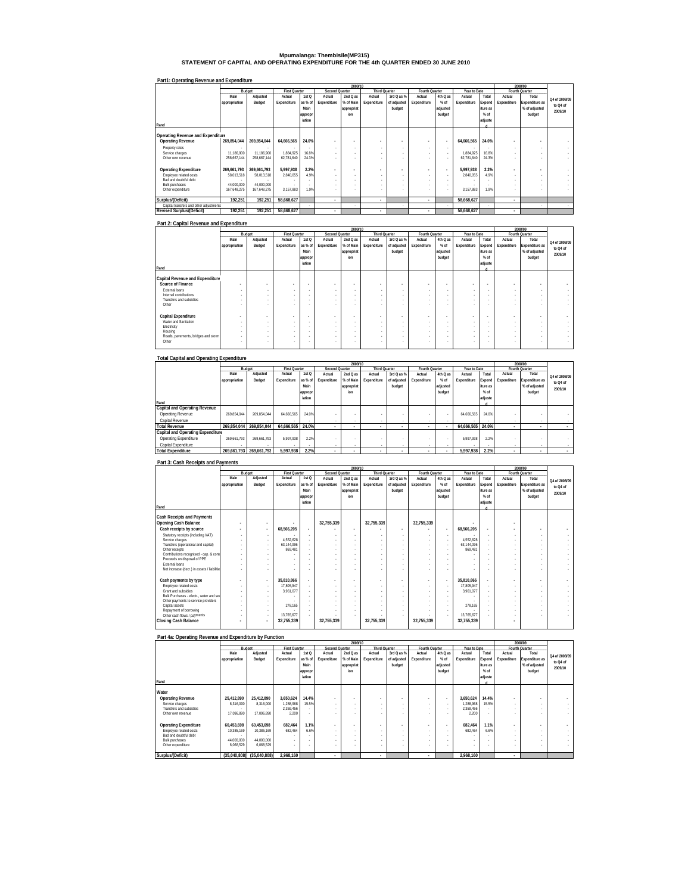# Mpumalanga: Thembisile(MP315)
## STATEMENT OF CAPITAL AND OPERATING EXPENDITURE FOR THE 4th QUARTER ENDED 30 JUNE 2010

### Part1: Operating Revenue and Expenditure

| Rand | 2009/10 | | | | | | | | | | | | 2008/09 | | |
|---|---|---|---|---|---|---|---|---|---|---|---|---|---|---|---|
| | Budget | | First Quarter | | Second Quarter | | Third Quarter | | Fourth Quarter | | Year to Date | | Fourth Quarter | | |
| | Main appropriation | Adjusted Budget | Actual Expenditure | 1st Q as % of Main appropriation | Actual Expenditure | 2nd Q as % of Main appropriation | Actual Expenditure | 3rd Q as % of adjusted budget | Actual Expenditure | 4th Q as % of adjusted budget | Actual Expenditure | Total Expenditure as % of adjusted | Actual Expenditure | Total Expenditure as % of adjusted budget | Q4 of 2008/09 to Q4 of 2009/10 |
| **Operating Revenue and Expenditure** | | | | | | | | | | | | | | | |
| **Operating Revenue** | **269,854,044** | **269,854,044** | **64,666,565** | **24.0%** | **-** | **-** | **-** | **-** | **-** | **-** | **64,666,565** | **24.0%** | **-** | **-** | **-** |
| Property rates | - | - | - | - | - | - | - | - | - | - | - | - | - | - | - |
| Service charges | 11,186,900 | 11,186,900 | 1,884,925 | 16.8% | - | - | - | - | - | - | 1,884,925 | 16.8% | - | - | - |
| Other own revenue | 258,667,144 | 258,667,144 | 62,781,640 | 24.3% | - | - | - | - | - | - | 62,781,640 | 24.3% | - | - | - |
| **Operating Expenditure** | **269,661,793** | **269,661,793** | **5,997,938** | **2.2%** | **-** | **-** | **-** | **-** | **-** | **-** | **5,997,938** | **2.2%** | **-** | **-** | **-** |
| Employee related costs | 58,013,518 | 58,013,518 | 2,840,055 | 4.9% | - | - | - | - | - | - | 2,840,055 | 4.9% | - | - | - |
| Bad and doubtful debt | - | - | - | - | - | - | - | - | - | - | - | - | - | - | - |
| Bulk purchases | 44,000,000 | 44,000,000 | - | - | - | - | - | - | - | - | - | - | - | - | - |
| Other expenditure | 167,648,275 | 167,648,275 | 3,157,883 | 1.9% | - | - | - | - | - | - | 3,157,883 | 1.9% | - | - | - |
| **Surplus/(Deficit)** | **192,251** | **192,251** | **58,668,627** | | **-** | | **-** | | **-** | | **58,668,627** | | **-** | | |
| Capital transfers and other adjustments | - | - | - | - | - | - | - | - | - | - | - | - | - | - | - |
| **Revised Surplus/(Deficit)** | **192,251** | **192,251** | **58,668,627** | | **-** | | **-** | | **-** | | **58,668,627** | | **-** | | |

### Part 2: Capital Revenue and Expenditure

| Rand | 2009/10 | | | | | | | | | | | | 2008/09 | | |
|---|---|---|---|---|---|---|---|---|---|---|---|---|---|---|---|
| | Budget | | First Quarter | | Second Quarter | | Third Quarter | | Fourth Quarter | | Year to Date | | Fourth Quarter | | |
| | Main appropriation | Adjusted Budget | Actual Expenditure | 1st Q as % of Main appropriation | Actual Expenditure | 2nd Q as % of Main appropriation | Actual Expenditure | 3rd Q as % of adjusted budget | Actual Expenditure | 4th Q as % of adjusted budget | Actual Expenditure | Total Expenditure as % of adjusted | Actual Expenditure | Total Expenditure as % of adjusted budget | Q4 of 2008/09 to Q4 of 2009/10 |
| **Capital Revenue and Expenditure** | | | | | | | | | | | | | | | |
| **Source of Finance** | - | - | - | - | - | - | - | - | - | - | - | - | - | - | - |
| External loans | - | - | - | - | - | - | - | - | - | - | - | - | - | - | - |
| Internal contributions | - | - | - | - | - | - | - | - | - | - | - | - | - | - | - |
| Transfers and subsidies | - | - | - | - | - | - | - | - | - | - | - | - | - | - | - |
| Other | - | - | - | - | - | - | - | - | - | - | - | - | - | - | - |
| **Capital Expenditure** | - | - | - | - | - | - | - | - | - | - | - | - | - | - | - |
| Water and Sanitation | - | - | - | - | - | - | - | - | - | - | - | - | - | - | - |
| Electricity | - | - | - | - | - | - | - | - | - | - | - | - | - | - | - |
| Housing | - | - | - | - | - | - | - | - | - | - | - | - | - | - | - |
| Roads, pavements, bridges and storm | - | - | - | - | - | - | - | - | - | - | - | - | - | - | - |
| Other | - | - | - | - | - | - | - | - | - | - | - | - | - | - | - |

### Total Capital and Operating Expenditure

| Rand | 2009/10 | | | | | | | | | | | | 2008/09 | | |
|---|---|---|---|---|---|---|---|---|---|---|---|---|---|---|---|
| | Budget | | First Quarter | | Second Quarter | | Third Quarter | | Fourth Quarter | | Year to Date | | Fourth Quarter | | |
| | Main appropriation | Adjusted Budget | Actual Expenditure | 1st Q as % of Main appropriation | Actual Expenditure | 2nd Q as % of Main appropriation | Actual Expenditure | 3rd Q as % of adjusted budget | Actual Expenditure | 4th Q as % of adjusted budget | Actual Expenditure | Total Expenditure as % of adjusted | Actual Expenditure | Total Expenditure as % of adjusted budget | Q4 of 2008/09 to Q4 of 2009/10 |
| **Capital and Operating Revenue** | | | | | | | | | | | | | | | |
| Operating Revenue | 269,854,044 | 269,854,044 | 64,666,565 | 24.0% | - | - | - | - | - | - | 64,666,565 | 24.0% | - | - | - |
| Capital Revenue | - | - | - | - | - | - | - | - | - | - | - | - | - | - | - |
| **Total Revenue** | **269,854,044** | **269,854,044** | **64,666,565** | **24.0%** | **-** | **-** | **-** | **-** | **-** | **-** | **64,666,565** | **24.0%** | **-** | **-** | **-** |
| **Capital and Operating Expenditure** | | | | | | | | | | | | | | | |
| Operating Expenditure | 269,661,793 | 269,661,793 | 5,997,938 | 2.2% | - | - | - | - | - | - | 5,997,938 | 2.2% | - | - | - |
| Capital Expenditure | - | - | - | - | - | - | - | - | - | - | - | - | - | - | - |
| **Total Expenditure** | **269,661,793** | **269,661,793** | **5,997,938** | **2.2%** | **-** | **-** | **-** | **-** | **-** | **-** | **5,997,938** | **2.2%** | **-** | **-** | **-** |

### Part 3: Cash Receipts and Payments

| Rand | 2009/10 | | | | | | | | | | | | 2008/09 | | |
|---|---|---|---|---|---|---|---|---|---|---|---|---|---|---|---|
| | Budget | | First Quarter | | Second Quarter | | Third Quarter | | Fourth Quarter | | Year to Date | | Fourth Quarter | | |
| | Main appropriation | Adjusted Budget | Actual Expenditure | 1st Q as % of Main appropriation | Actual Expenditure | 2nd Q as % of Main appropriation | Actual Expenditure | 3rd Q as % of adjusted budget | Actual Expenditure | 4th Q as % of adjusted budget | Actual Expenditure | Total Expenditure as % of adjusted | Actual Expenditure | Total Expenditure as % of adjusted budget | Q4 of 2008/09 to Q4 of 2009/10 |
| **Cash Receipts and Payments** | | | | | | | | | | | | | | | |
| **Opening Cash Balance** | - | - | - | | 32,755,339 | | 32,755,339 | | 32,755,339 | | - | | - | | |
| **Cash receipts by source** | - | - | 68,566,205 | - | - | - | - | - | - | - | 68,566,205 | - | - | - | - |
| Statutory receipts (including VAT) | - | - | - | - | - | - | - | - | - | - | - | - | - | - | - |
| Service charges | - | - | 4,552,628 | - | - | - | - | - | - | - | 4,552,628 | - | - | - | - |
| Transfers (operational and capital) | - | - | 63,144,096 | - | - | - | - | - | - | - | 63,144,096 | - | - | - | - |
| Other receipts | - | - | 869,481 | - | - | - | - | - | - | - | 869,481 | - | - | - | - |
| Contributions recognised - cap. & cont | - | - | - | - | - | - | - | - | - | - | - | - | - | - | - |
| Proceeds on disposal of PPE | - | - | - | - | - | - | - | - | - | - | - | - | - | - | - |
| External loans | - | - | - | - | - | - | - | - | - | - | - | - | - | - | - |
| Net increase (decr.) in assets / liabilitie | - | - | - | - | - | - | - | - | - | - | - | - | - | - | - |
| **Cash payments by type** | - | - | 35,810,866 | - | - | - | - | - | - | - | 35,810,866 | - | - | - | - |
| Employee related costs | - | - | 17,805,947 | - | - | - | - | - | - | - | 17,805,947 | - | - | - | - |
| Grant and subsidies | - | - | 3,961,077 | - | - | - | - | - | - | - | 3,961,077 | - | - | - | - |
| Bulk Purchases - electr., water and sev | - | - | - | - | - | - | - | - | - | - | - | - | - | - | - |
| Other payments to service providers | - | - | - | - | - | - | - | - | - | - | - | - | - | - | - |
| Capital assets | - | - | 278,165 | - | - | - | - | - | - | - | 278,165 | - | - | - | - |
| Repayment of borrowing | - | - | - | - | - | - | - | - | - | - | - | - | - | - | - |
| Other cash flows / payments | - | - | 13,765,677 | - | - | - | - | - | - | - | 13,765,677 | - | - | - | - |
| **Closing Cash Balance** | - | - | 32,755,339 | | 32,755,339 | | 32,755,339 | | 32,755,339 | | 32,755,339 | | - | | |

### Part 4a: Operating Revenue and Expenditure by Function

| Rand | 2009/10 | | | | | | | | | | | | 2008/09 | | |
|---|---|---|---|---|---|---|---|---|---|---|---|---|---|---|---|
| | Budget | | First Quarter | | Second Quarter | | Third Quarter | | Fourth Quarter | | Year to Date | | Fourth Quarter | | |
| | Main appropriation | Adjusted Budget | Actual Expenditure | 1st Q as % of Main appropriation | Actual Expenditure | 2nd Q as % of Main appropriation | Actual Expenditure | 3rd Q as % of adjusted budget | Actual Expenditure | 4th Q as % of adjusted budget | Actual Expenditure | Total Expenditure as % of adjusted | Actual Expenditure | Total Expenditure as % of adjusted budget | Q4 of 2008/09 to Q4 of 2009/10 |
| **Water** | | | | | | | | | | | | | | | |
| **Operating Revenue** | **25,412,890** | **25,412,890** | **3,650,624** | **14.4%** | **-** | **-** | **-** | **-** | **-** | **-** | **3,650,624** | **14.4%** | **-** | **-** | **-** |
| Service charges | 8,316,000 | 8,316,000 | 1,288,968 | 15.5% | - | - | - | - | - | - | 1,288,968 | 15.5% | - | - | - |
| Transfers and subsidies | - | - | 2,359,456 | - | - | - | - | - | - | - | 2,359,456 | - | - | - | - |
| Other own revenue | 17,096,890 | 17,096,890 | 2,200 | - | - | - | - | - | - | - | 2,200 | - | - | - | - |
| **Operating Expenditure** | **60,453,698** | **60,453,698** | **682,464** | **1.1%** | **-** | **-** | **-** | **-** | **-** | **-** | **682,464** | **1.1%** | **-** | **-** | **-** |
| Employee related costs | 10,385,169 | 10,385,169 | 682,464 | 6.6% | - | - | - | - | - | - | 682,464 | 6.6% | - | - | - |
| Bad and doubtful debt | - | - | - | - | - | - | - | - | - | - | - | - | - | - | - |
| Bulk purchases | 44,000,000 | 44,000,000 | - | - | - | - | - | - | - | - | - | - | - | - | - |
| Other expenditure | 6,068,529 | 6,068,529 | - | - | - | - | - | - | - | - | - | - | - | - | - |
| **Surplus/(Deficit)** | **(35,040,808)** | **(35,040,808)** | **2,968,160** | | **-** | | **-** | | **-** | | **2,968,160** | | **-** | | |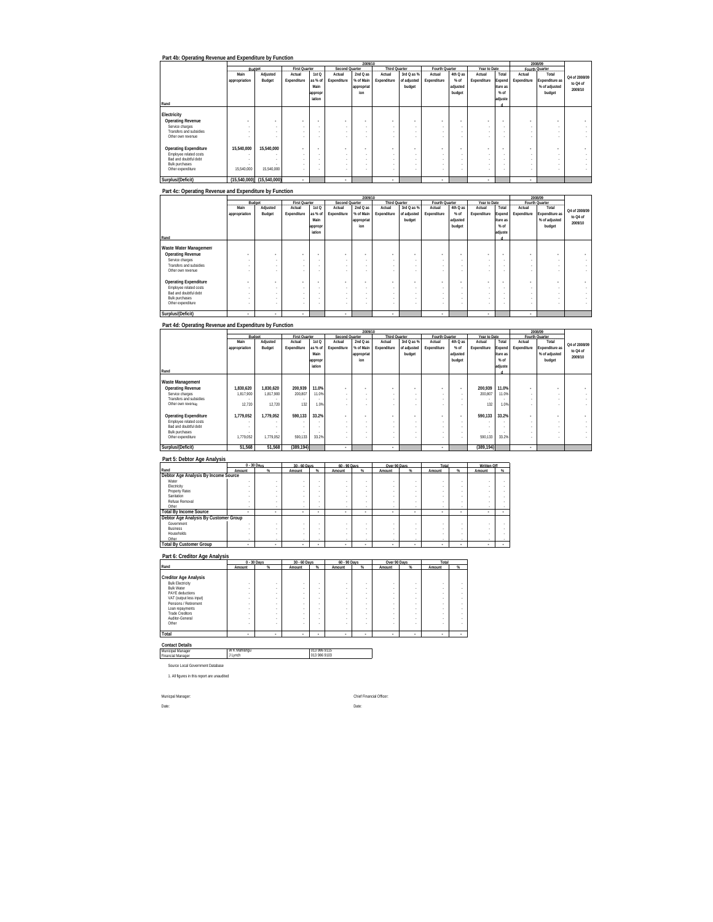## Part 4b: Operating Revenue and Expenditure by Function

| Rand | 2009/10 Budget Main appropriation | Adjusted Budget | First Quarter Actual Expenditure | 1st Q as % of Main appropriation | Second Quarter Actual Expenditure | 2nd Q as % of Main appropriation | Third Quarter Actual Expenditure | 3rd Q as % of adjusted budget | Fourth Quarter Actual Expenditure | 4th Q as % of adjusted budget | Year to Date Actual Expenditure | Total Expenditure as % of adjusted | 2008/09 Fourth Quarter Actual Expenditure | Total Expenditure as % of adjusted budget | Q4 of 2008/09 to Q4 of 2009/10 |
|---|---|---|---|---|---|---|---|---|---|---|---|---|---|---|---|
| **Electricity** | | | | | | | | | | | | | | | |
| **Operating Revenue** | - | - | - | - | - | - | - | - | - | - | - | - | - | - | - |
| Service charges | - | - | - | - | - | - | - | - | - | - | - | - | - | - | - |
| Transfers and subsidies | - | - | - | - | - | - | - | - | - | - | - | - | - | - | - |
| Other own revenue | - | - | - | - | - | - | - | - | - | - | - | - | - | - | - |
| **Operating Expenditure** | 15,540,000 | 15,540,000 | - | - | - | - | - | - | - | - | - | - | - | - | - |
| Employee related costs | - | - | - | - | - | - | - | - | - | - | - | - | - | - | - |
| Bad and doubtful debt | - | - | - | - | - | - | - | - | - | - | - | - | - | - | - |
| Bulk purchases | - | - | - | - | - | - | - | - | - | - | - | - | - | - | - |
| Other expenditure | 15,540,000 | 15,540,000 | - | - | - | - | - | - | - | - | - | - | - | - | - |
| **Surplus/(Deficit)** | (15,540,000) | (15,540,000) | - | | - | | - | | - | | - | | - | | |

## Part 4c: Operating Revenue and Expenditure by Function

| Rand | 2009/10 Budget Main appropriation | Adjusted Budget | First Quarter Actual Expenditure | 1st Q as % of Main appropriation | Second Quarter Actual Expenditure | 2nd Q as % of Main appropriation | Third Quarter Actual Expenditure | 3rd Q as % of adjusted budget | Fourth Quarter Actual Expenditure | 4th Q as % of adjusted budget | Year to Date Actual Expenditure | Total Expenditure as % of adjusted | 2008/09 Fourth Quarter Actual Expenditure | Total Expenditure as % of adjusted budget | Q4 of 2008/09 to Q4 of 2009/10 |
|---|---|---|---|---|---|---|---|---|---|---|---|---|---|---|---|
| **Waste Water Management** | | | | | | | | | | | | | | | |
| **Operating Revenue** | - | - | - | - | - | - | - | - | - | - | - | - | - | - | - |
| Service charges | - | - | - | - | - | - | - | - | - | - | - | - | - | - | - |
| Transfers and subsidies | - | - | - | - | - | - | - | - | - | - | - | - | - | - | - |
| Other own revenue | - | - | - | - | - | - | - | - | - | - | - | - | - | - | - |
| **Operating Expenditure** | - | - | - | - | - | - | - | - | - | - | - | - | - | - | - |
| Employee related costs | - | - | - | - | - | - | - | - | - | - | - | - | - | - | - |
| Bad and doubtful debt | - | - | - | - | - | - | - | - | - | - | - | - | - | - | - |
| Bulk purchases | - | - | - | - | - | - | - | - | - | - | - | - | - | - | - |
| Other expenditure | - | - | - | - | - | - | - | - | - | - | - | - | - | - | - |
| **Surplus/(Deficit)** | - | - | - | | - | | - | | - | | - | | - | | |

## Part 4d: Operating Revenue and Expenditure by Function

| Rand | 2009/10 Budget Main appropriation | Adjusted Budget | First Quarter Actual Expenditure | 1st Q as % of Main appropriation | Second Quarter Actual Expenditure | 2nd Q as % of Main appropriation | Third Quarter Actual Expenditure | 3rd Q as % of adjusted budget | Fourth Quarter Actual Expenditure | 4th Q as % of adjusted budget | Year to Date Actual Expenditure | Total Expenditure as % of adjusted | 2008/09 Fourth Quarter Actual Expenditure | Total Expenditure as % of adjusted budget | Q4 of 2008/09 to Q4 of 2009/10 |
|---|---|---|---|---|---|---|---|---|---|---|---|---|---|---|---|
| **Waste Management** | | | | | | | | | | | | | | | |
| **Operating Revenue** | 1,830,620 | 1,830,620 | 200,939 | 11.0% | - | - | - | - | - | - | 200,939 | 11.0% | - | - | - |
| Service charges | 1,817,900 | 1,817,900 | 200,807 | 11.0% | - | - | - | - | - | - | 200,807 | 11.0% | - | - | - |
| Transfers and subsidies | - | - | - | - | - | - | - | - | - | - | - | - | - | - | - |
| Other own revenue | 12,720 | 12,720 | 132 | 1.0% | - | - | - | - | - | - | 132 | 1.0% | - | - | - |
| **Operating Expenditure** | 1,779,052 | 1,779,052 | 590,133 | 33.2% | - | - | - | - | - | - | 590,133 | 33.2% | - | - | - |
| Employee related costs | - | - | - | - | - | - | - | - | - | - | - | - | - | - | - |
| Bad and doubtful debt | - | - | - | - | - | - | - | - | - | - | - | - | - | - | - |
| Bulk purchases | - | - | - | - | - | - | - | - | - | - | - | - | - | - | - |
| Other expenditure | 1,779,052 | 1,779,052 | 590,133 | 33.2% | - | - | - | - | - | - | 590,133 | 33.2% | - | - | - |
| **Surplus/(Deficit)** | 51,568 | 51,568 | (389,194) | | - | | - | | - | | (389,194) | | - | | |

## Part 5: Debtor Age Analysis

| Rand | 0 - 30 Days Amount | % | 30 - 60 Days Amount | % | 60 - 90 Days Amount | % | Over 90 Days Amount | % | Total Amount | % | Written Off Amount | % |
|---|---|---|---|---|---|---|---|---|---|---|---|---|
| **Debtor Age Analysis By Income Source** | | | | | | | | | | | | |
| Water | - | - | - | - | - | - | - | - | - | - | - | - |
| Electricity | - | - | - | - | - | - | - | - | - | - | - | - |
| Property Rates | - | - | - | - | - | - | - | - | - | - | - | - |
| Sanitation | - | - | - | - | - | - | - | - | - | - | - | - |
| Refuse Removal | - | - | - | - | - | - | - | - | - | - | - | - |
| Other | - | - | - | - | - | - | - | - | - | - | - | - |
| **Total By Income Source** | - | - | - | - | - | - | - | - | - | - | - | - |
| **Debtor Age Analysis By Customer Group** | | | | | | | | | | | | |
| Government | - | - | - | - | - | - | - | - | - | - | - | - |
| Business | - | - | - | - | - | - | - | - | - | - | - | - |
| Households | - | - | - | - | - | - | - | - | - | - | - | - |
| Other | - | - | - | - | - | - | - | - | - | - | - | - |
| **Total By Customer Group** | - | - | - | - | - | - | - | - | - | - | - | - |

## Part 6: Creditor Age Analysis

| Rand | 0 - 30 Days Amount | % | 30 - 60 Days Amount | % | 60 - 90 Days Amount | % | Over 90 Days Amount | % | Total Amount | % |
|---|---|---|---|---|---|---|---|---|---|---|
| **Creditor Age Analysis** | | | | | | | | | | |
| Bulk Electricity | - | - | - | - | - | - | - | - | - | - |
| Bulk Water | - | - | - | - | - | - | - | - | - | - |
| PAYE deductions | - | - | - | - | - | - | - | - | - | - |
| VAT (output less input) | - | - | - | - | - | - | - | - | - | - |
| Pensions / Retirement | - | - | - | - | - | - | - | - | - | - |
| Loan repayments | - | - | - | - | - | - | - | - | - | - |
| Trade Creditors | - | - | - | - | - | - | - | - | - | - |
| Auditor-General | - | - | - | - | - | - | - | - | - | - |
| Other | - | - | - | - | - | - | - | - | - | - |
| **Total** | - | - | - | - | - | - | - | - | - | - |

**Contact Details**

| | | |
|---|---|---|
| Municipal Manager | W K Mahlangu | 013 986 9115 |
| Financial Manager | J Lynch | 013 986 9103 |

Source Local Government Database

1. All figures in this report are unaudited

Municipal Manager: Chief Financial Officer:

Date: Date: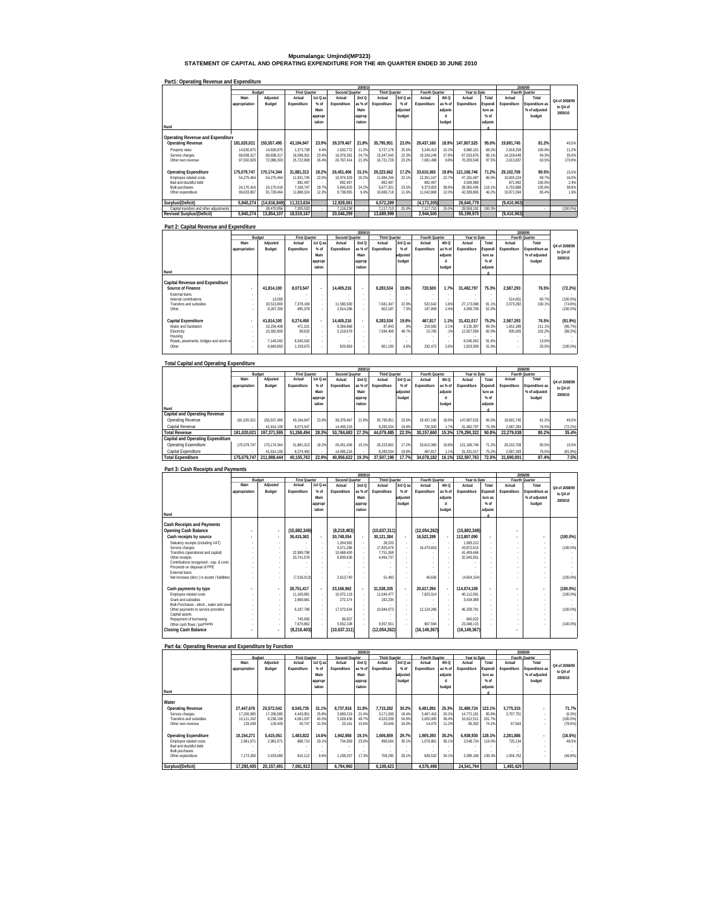# Mpumalanga: Umjindi(MP323)

## STATEMENT OF CAPITAL AND OPERATING EXPENDITURE FOR THE 4th QUARTER ENDED 30 JUNE 2010

### Part1: Operating Revenue and Expenditure

| Rand | 2009/10 Budget Main appropriation | Adjusted Budget | First Quarter Actual Expenditure | 1st Q as % of Main appropriation | Second Quarter Actual Expenditure | 2nd Q as % of Main appropriation | Third Quarter Actual Expenditure | 3rd Q as % of adjusted budget | Fourth Quarter Actual Expenditure | 4th Q as % of adjusted budget | Year to Date Actual Expenditure | Total Expenditure as % of adjusted | 2008/09 Fourth Quarter Actual Expenditure | Total Expenditure as % of adjusted budget | Q4 of 2008/09 to Q4 of 2009/10 |
|---|---|---|---|---|---|---|---|---|---|---|---|---|---|---|---|
| **Operating Revenue and Expenditure** | | | | | | | | | | | | | | | |
| **Operating Revenue** | **181,020,021** | **155,557,495** | **43,194,947** | **23.9%** | **39,379,467** | **21.8%** | **35,795,951** | **23.0%** | **29,437,160** | **18.9%** | **147,807,525** | **95.0%** | **19,691,745** | **81.2%** | 49.5% |
| Property rates | 14,630,875 | 14,630,875 | 1,373,738 | 9.4% | 1,632,772 | 11.2% | 3,727,178 | 25.5% | 3,246,413 | 22.2% | 9,980,101 | 68.2% | 2,918,259 | 100.9% | 11.2% |
| Service charges | 68,838,317 | 68,838,317 | 16,098,301 | 23.4% | 16,979,281 | 24.7% | 15,347,045 | 22.3% | 19,109,249 | 27.8% | 67,533,876 | 98.1% | 14,159,649 | 94.3% | 35.0% |
| Other own revenue | 97,550,829 | 72,088,303 | 25,722,908 | 26.4% | 20,767,414 | 21.3% | 16,721,728 | 23.2% | 7,081,498 | 9.8% | 70,293,548 | 97.5% | 2,613,837 | 63.5% | 170.9% |
| **Operating Expenditure** | **175,079,747** | **170,174,344** | **31,881,313** | **18.2%** | **26,451,406** | **15.1%** | **29,223,662** | **17.2%** | **33,610,365** | **19.8%** | **121,166,746** | **71.2%** | **29,102,708** | **90.5%** | 15.5% |
| Employee related costs | 54,275,464 | 54,275,464 | 11,931,745 | 22.0% | 10,974,329 | 20.2% | 11,984,246 | 22.1% | 12,301,167 | 22.7% | 47,191,487 | 86.9% | 10,605,224 | 89.7% | 16.0% |
| Bad and doubtful debt | - | - | 892,497 | - | 892,497 | - | 892,497 | - | 892,497 | - | 3,569,988 | - | 871,992 | 100.0% | 2.4% |
| Bulk purchases | 24,170,416 | 24,170,416 | 7,168,747 | 29.7% | 5,845,625 | 24.2% | 5,677,201 | 23.5% | 9,373,833 | 38.8% | 28,065,406 | 116.1% | 6,753,898 | 105.6% | 38.8% |
| Other expenditure | 96,633,867 | 91,728,464 | 11,888,324 | 12.3% | 8,738,955 | 9.0% | 10,669,718 | 11.6% | 11,042,868 | 12.0% | 42,339,865 | 46.2% | 10,871,594 | 85.4% | 1.6% |
| **Surplus/(Deficit)** | **5,940,274** | **(14,616,849)** | **11,313,634** | | **12,928,061** | | **6,572,289** | | **(4,173,205)** | | **26,640,779** | | **(9,410,963)** | | |
| Capital transfers and other adjustments | - | 28,470,956 | 7,205,533 | - | 7,118,238 | - | 7,117,710 | 25.0% | 7,117,710 | 25.0% | 28,559,191 | 100.3% | - | - | (100.0%) |
| **Revised Surplus/(Deficit)** | **5,940,274** | **13,854,107** | **18,519,167** | | **20,046,299** | | **13,689,999** | | **2,944,505** | | **55,199,970** | | **(9,410,963)** | | |

### Part 2: Capital Revenue and Expenditure

| Rand | 2009/10 Budget Main appropriation | Adjusted Budget | First Quarter Actual Expenditure | 1st Q as % of Main appropriation | Second Quarter Actual Expenditure | 2nd Q as % of Main appropriation | Third Quarter Actual Expenditure | 3rd Q as % of adjusted budget | Fourth Quarter Actual Expenditure | 4th Q as % of adjusted budget | Year to Date Actual Expenditure | Total Expenditure as % of adjusted | 2008/09 Fourth Quarter Actual Expenditure | Total Expenditure as % of adjusted budget | Q4 of 2008/09 to Q4 of 2009/10 |
|---|---|---|---|---|---|---|---|---|---|---|---|---|---|---|---|
| **Capital Revenue and Expenditure** | | | | | | | | | | | | | | | |
| **Source of Finance** | - | **41,814,100** | **8,073,547** | - | **14,405,216** | - | **8,283,534** | **19.8%** | **720,500** | **1.7%** | **31,482,797** | **75.3%** | **2,587,293** | **76.5%** | **(72.2%)** |
| External loans | - | - | - | - | - | - | - | - | - | - | - | - | - | - | - |
| Internal contributions | - | 13,000 | - | - | - | - | - | - | - | - | - | - | 514,001 | 60.7% | (100.0%) |
| Transfers and subsidies | - | 33,513,800 | 7,378,169 | - | 11,590,930 | - | 7,681,347 | 22.9% | 522,642 | 1.6% | 27,173,088 | 81.1% | 2,073,292 | 100.1% | (74.8%) |
| Other | - | 8,287,300 | 695,378 | - | 2,814,286 | - | 602,187 | 7.3% | 197,858 | 2.4% | 4,309,709 | 52.0% | - | - | (100.0%) |
| **Capital Expenditure** | - | **41,814,100** | **8,274,450** | - | **14,405,216** | - | **8,283,534** | **19.8%** | **467,817** | **1.1%** | **31,431,017** | **75.2%** | **2,587,293** | **76.5%** | **(81.9%)** |
| Water and Sanitation | - | 10,234,408 | 471,101 | - | 8,356,868 | - | 87,843 | .9% | 219,585 | 2.1% | 9,135,397 | 89.3% | 1,652,288 | 211.1% | (86.7%) |
| Electricity | - | 15,592,800 | 98,632 | - | 5,218,679 | - | 7,594,498 | 48.7% | 15,760 | .1% | 12,927,569 | 82.9% | 935,005 | 102.2% | (98.3%) |
| Housing | - | - | - | - | - | - | - | - | - | - | - | - | - | - | - |
| Roads, pavements, bridges and storm water | - | 7,146,042 | 6,545,042 | - | - | - | - | - | - | - | 6,545,042 | 91.6% | - | 13.6% | - |
| Other | - | 8,840,850 | 1,159,675 | - | 829,669 | - | 601,193 | 6.8% | 232,472 | 2.6% | 2,823,009 | 31.9% | - | 25.0% | (100.0%) |

### Total Capital and Operating Expenditure

| Rand | 2009/10 Budget Main appropriation | Adjusted Budget | First Quarter Actual Expenditure | 1st Q as % of Main appropriation | Second Quarter Actual Expenditure | 2nd Q as % of Main appropriation | Third Quarter Actual Expenditure | 3rd Q as % of adjusted budget | Fourth Quarter Actual Expenditure | 4th Q as % of adjusted budget | Year to Date Actual Expenditure | Total Expenditure as % of adjusted | 2008/09 Fourth Quarter Actual Expenditure | Total Expenditure as % of adjusted budget | Q4 of 2008/09 to Q4 of 2009/10 |
|---|---|---|---|---|---|---|---|---|---|---|---|---|---|---|---|
| **Capital and Operating Revenue** | | | | | | | | | | | | | | | |
| Operating Revenue | 181,020,021 | 155,557,495 | 43,194,947 | 23.9% | 39,379,467 | 21.8% | 35,795,951 | 23.0% | 29,437,160 | 18.9% | 147,807,525 | 95.0% | 19,691,745 | 81.2% | 49.5% |
| Capital Revenue | - | 41,814,100 | 8,073,547 | - | 14,405,216 | - | 8,283,534 | 19.8% | 720,500 | 1.7% | 31,482,797 | 75.3% | 2,587,293 | 76.5% | (72.2%) |
| **Total Revenue** | **181,020,021** | **197,371,595** | **51,268,494** | **28.3%** | **53,784,683** | **27.3%** | **44,079,485** | **22.3%** | **30,157,660** | **15.3%** | **179,290,322** | **90.8%** | **22,279,038** | **80.2%** | **35.4%** |
| **Capital and Operating Expenditure** | | | | | | | | | | | | | | | |
| Operating Expenditure | 175,079,747 | 170,174,344 | 31,881,313 | 18.2% | 26,451,406 | 15.1% | 29,223,662 | 17.2% | 33,610,365 | 19.8% | 121,166,746 | 71.2% | 29,102,708 | 90.5% | 15.5% |
| Capital Expenditure | - | 41,814,100 | 8,274,450 | - | 14,405,216 | - | 8,283,534 | 19.8% | 467,817 | 1.1% | 31,431,017 | 75.2% | 2,587,293 | 76.5% | (81.9%) |
| **Total Expenditure** | **175,079,747** | **211,988,444** | **40,155,763** | **22.9%** | **40,856,622** | **19.3%** | **37,507,196** | **17.7%** | **34,078,182** | **16.1%** | **152,597,763** | **72.0%** | **31,690,001** | **87.4%** | **7.5%** |

### Part 3: Cash Receipts and Payments

| Rand | 2009/10 Budget Main appropriation | Adjusted Budget | First Quarter Actual Expenditure | 1st Q as % of Main appropriation | Second Quarter Actual Expenditure | 2nd Q as % of Main appropriation | Third Quarter Actual Expenditure | 3rd Q as % of adjusted budget | Fourth Quarter Actual Expenditure | 4th Q as % of adjusted budget | Year to Date Actual Expenditure | Total Expenditure as % of adjusted | 2008/09 Fourth Quarter Actual Expenditure | Total Expenditure as % of adjusted budget | Q4 of 2008/09 to Q4 of 2009/10 |
|---|---|---|---|---|---|---|---|---|---|---|---|---|---|---|---|
| **Cash Receipts and Payments** | | | | | | | | | | | | | | | |
| **Opening Cash Balance** | - | - | **(15,882,349)** | | **(8,218,403)** | | **(10,637,311)** | | **(12,054,262)** | | **(15,882,349)** | | - | | |
| **Cash receipts by source** | - | - | **36,415,363** | - | **30,748,054** | - | **30,121,384** | - | **16,522,289** | - | **113,807,090** | - | - | - | **(100.0%)** |
| Statutory receipts (including VAT) | - | - | - | - | 1,054,992 | - | 28,220 | - | - | - | 1,083,212 | - | - | - | - |
| Service charges | - | - | - | - | 9,571,286 | - | 17,825,676 | - | 16,475,653 | - | 43,872,615 | - | - | - | (100.0%) |
| Transfers (operational and capital) | - | - | 22,989,798 | - | 10,668,400 | - | 7,751,268 | - | - | - | 41,409,466 | - | - | - | - |
| Other receipts | - | - | 20,741,578 | - | 6,839,636 | - | 4,464,737 | - | - | - | 32,045,951 | - | - | - | - |
| Contributions recognised - cap. & contr. assets | - | - | - | - | - | - | - | - | - | - | - | - | - | - | - |
| Proceeds on disposal of PPE | - | - | - | - | - | - | - | - | - | - | - | - | - | - | - |
| External loans | - | - | - | - | - | - | - | - | - | - | - | - | - | - | - |
| Net increase (decr.) in assets / liabilities | - | - | (7,316,013) | - | 2,613,740 | - | 51,483 | - | 46,636 | - | (4,604,154) | - | - | - | (100.0%) |
| **Cash payments by type** | - | - | **28,751,417** | - | **33,166,962** | - | **31,538,335** | - | **20,617,394** | - | **114,074,108** | - | - | - | **(100.0%)** |
| Employee related costs | - | - | 11,169,981 | - | 10,072,119 | - | 11,044,477 | - | 7,825,514 | - | 40,112,091 | - | - | - | (100.0%) |
| Grant and subsidies | - | - | 2,969,681 | - | 272,174 | - | 192,234 | - | - | - | 3,434,089 | - | - | - | - |
| Bulk Purchases - electr., water and sewerage | - | - | - | - | - | - | - | - | - | - | - | - | - | - | - |
| Other payments to service providers | - | - | 6,197,798 | - | 17,073,634 | - | 10,944,073 | - | 12,124,286 | - | 46,339,791 | - | - | - | (100.0%) |
| Capital assets | - | - | - | - | - | - | - | - | - | - | - | - | - | - | - |
| Repayment of borrowing | - | - | 743,095 | - | 96,927 | - | - | - | - | - | 840,022 | - | - | - | - |
| Other cash flows / payments | - | - | 7,670,862 | - | 5,652,108 | - | 9,357,551 | - | 667,594 | - | 23,348,115 | - | - | - | (100.0%) |
| **Closing Cash Balance** | - | - | **(8,218,403)** | | **(10,637,311)** | | **(12,054,262)** | | **(16,149,367)** | | **(16,149,367)** | | - | | |

### Part 4a: Operating Revenue and Expenditure by Function

| Rand | 2009/10 Budget Main appropriation | Adjusted Budget | First Quarter Actual Expenditure | 1st Q as % of Main appropriation | Second Quarter Actual Expenditure | 2nd Q as % of Main appropriation | Third Quarter Actual Expenditure | 3rd Q as % of adjusted budget | Fourth Quarter Actual Expenditure | 4th Q as % of adjusted budget | Year to Date Actual Expenditure | Total Expenditure as % of adjusted | 2008/09 Fourth Quarter Actual Expenditure | Total Expenditure as % of adjusted budget | Q4 of 2008/09 to Q4 of 2009/10 |
|---|---|---|---|---|---|---|---|---|---|---|---|---|---|---|---|
| **Water** | | | | | | | | | | | | | | | |
| **Operating Revenue** | **27,447,676** | **25,572,542** | **8,545,735** | **31.1%** | **8,737,816** | **31.8%** | **7,715,282** | **30.2%** | **6,481,891** | **25.3%** | **31,480,724** | **123.1%** | **3,775,315** | - | **71.7%** |
| Service charges | 17,206,995 | 17,206,995 | 4,443,951 | 25.8% | 3,689,219 | 21.4% | 3,171,595 | 18.4% | 3,467,416 | 20.2% | 14,772,181 | 85.8% | 3,707,751 | - | (6.5%) |
| Transfers and subsidies | 10,111,242 | 8,236,108 | 4,061,037 | 40.2% | 5,028,436 | 49.7% | 4,523,038 | 54.9% | 3,000,000 | 36.4% | 16,612,511 | 201.7% | - | - | (100.0%) |
| Other own revenue | 129,439 | 129,439 | 40,747 | 31.5% | 20,161 | 15.6% | 20,649 | 16.0% | 14,475 | 11.2% | 96,032 | 74.2% | 67,564 | - | (78.6%) |
| **Operating Expenditure** | **10,154,271** | **5,415,051** | **1,483,822** | **14.6%** | **1,942,856** | **19.1%** | **1,606,859** | **29.7%** | **1,905,393** | **35.2%** | **6,938,930** | **128.1%** | **2,281,886** | - | **(16.5%)** |
| Employee related costs | 2,981,971 | 2,981,971 | 868,710 | 29.1% | 704,599 | 23.6% | 898,564 | 30.1% | 1,076,861 | 36.1% | 3,548,734 | 119.0% | 725,134 | - | 48.5% |
| Bad and doubtful debt | - | - | - | - | - | - | - | - | - | - | - | - | - | - | - |
| Bulk purchases | - | - | - | - | - | - | - | - | - | - | - | - | - | - | - |
| Other expenditure | 7,172,300 | 2,433,080 | 615,112 | 8.6% | 1,238,257 | 17.3% | 708,295 | 29.1% | 828,532 | 34.1% | 3,390,196 | 139.3% | 1,556,752 | - | (46.8%) |
| **Surplus/(Deficit)** | **17,293,405** | **20,157,491** | **7,061,913** | | **6,794,960** | | **6,108,423** | | **4,576,498** | | **24,541,794** | | **1,493,429** | | |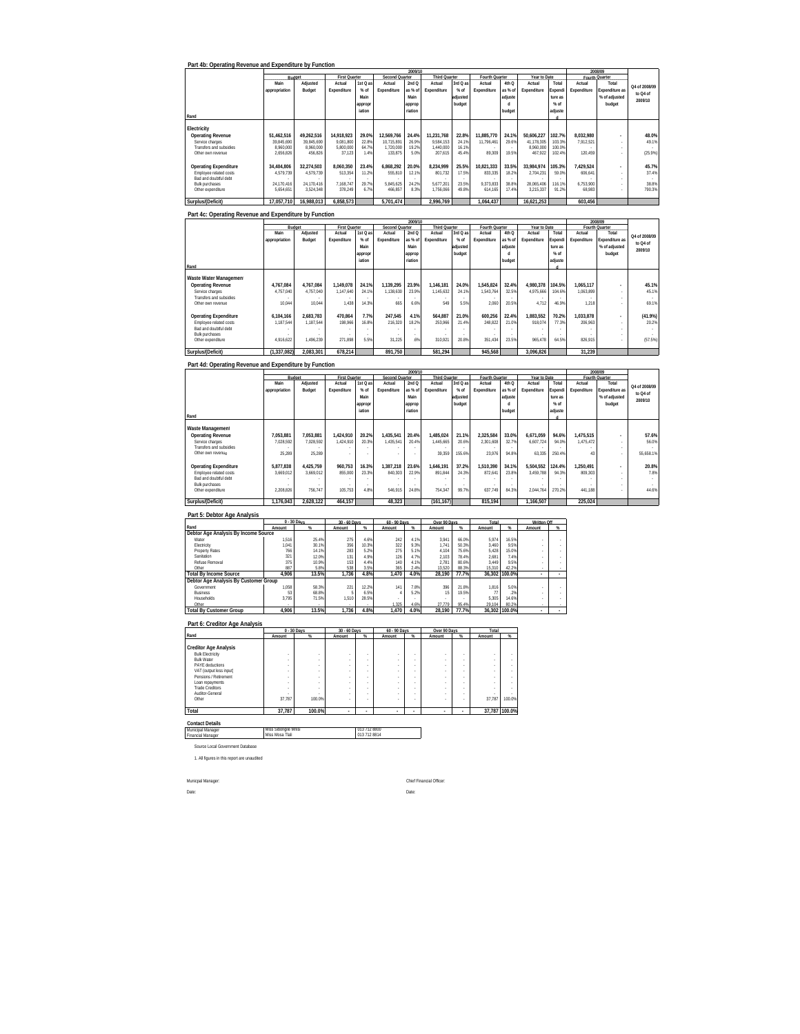## Part 4b: Operating Revenue and Expenditure by Function

| Rand | 2009/10 | | | | | | | | | | | | | 2008/09 | | Q4 of 2008/09 to Q4 of 2009/10 |
|---|---|---|---|---|---|---|---|---|---|---|---|---|---|---|---|---|
| | Budget | | First Quarter | | Second Quarter | | Third Quarter | | Fourth Quarter | | Year to Date | | Fourth Quarter | | | |
| | Main appropriation | Adjusted Budget | Actual Expenditure | 1st Q as % of Main appropriation | Actual Expenditure | 2nd Q as % of Main appropriation | Actual Expenditure | 3rd Q as % of adjusted budget | Actual Expenditure | 4th Q as % of adjusted budget | Actual Expenditure | Total Expenditure as % of adjusted | Actual Expenditure | Total Expenditure as % of adjusted budget | | |
| **Electricity** | | | | | | | | | | | | | | | | |
| **Operating Revenue** | **51,462,516** | **49,262,516** | **14,918,923** | **29.0%** | **12,569,766** | **24.4%** | **11,231,768** | **22.8%** | **11,885,770** | **24.1%** | **50,606,227** | **102.7%** | **8,032,980** | **-** | | **48.0%** |
| Service charges | 39,845,690 | 39,845,690 | 9,081,800 | 22.8% | 10,715,891 | 26.9% | 9,584,153 | 24.1% | 11,796,461 | 29.6% | 41,178,305 | 103.3% | 7,912,521 | - | | 49.1% |
| Transfers and subsidies | 8,960,000 | 8,960,000 | 5,800,000 | 64.7% | 1,720,000 | 19.2% | 1,440,000 | 16.1% | | | 8,960,000 | 100.0% | | - | | - |
| Other own revenue | 2,656,826 | 456,826 | 37,123 | 1.4% | 133,875 | 5.0% | 207,615 | 45.4% | 89,309 | 19.5% | 467,922 | 102.4% | 120,459 | - | | (25.9%) |
| **Operating Expenditure** | **34,404,806** | **32,274,503** | **8,060,350** | **23.4%** | **6,868,292** | **20.0%** | **8,234,999** | **25.5%** | **10,821,333** | **33.5%** | **33,984,974** | **105.3%** | **7,429,524** | **-** | | **45.7%** |
| Employee related costs | 4,579,739 | 4,579,739 | 513,354 | 11.2% | 555,810 | 12.1% | 801,732 | 17.5% | 833,335 | 18.2% | 2,704,231 | 59.0% | 606,641 | - | | 37.4% |
| Bad and doubtful debt | - | - | | | | | | | | | | | | - | | - |
| Bulk purchases | 24,170,416 | 24,170,416 | 7,168,747 | 29.7% | 5,845,625 | 24.2% | 5,677,201 | 23.5% | 9,373,833 | 38.8% | 28,065,406 | 116.1% | 6,753,900 | - | | 38.8% |
| Other expenditure | 5,654,651 | 3,524,348 | 378,249 | 6.7% | 466,857 | 8.3% | 1,756,066 | 49.8% | 614,165 | 17.4% | 3,215,337 | 91.2% | 68,983 | - | | 790.3% |
| **Surplus/(Deficit)** | **17,057,710** | **16,988,013** | **6,858,573** | | **5,701,474** | | **2,996,769** | | **1,064,437** | | **16,621,253** | | **603,456** | | | |

## Part 4c: Operating Revenue and Expenditure by Function

| Rand | 2009/10 | | | | | | | | | | | | | 2008/09 | | Q4 of 2008/09 to Q4 of 2009/10 |
|---|---|---|---|---|---|---|---|---|---|---|---|---|---|---|---|---|
| | Budget | | First Quarter | | Second Quarter | | Third Quarter | | Fourth Quarter | | Year to Date | | Fourth Quarter | | | |
| | Main appropriation | Adjusted Budget | Actual Expenditure | 1st Q as % of Main appropriation | Actual Expenditure | 2nd Q as % of Main appropriation | Actual Expenditure | 3rd Q as % of adjusted budget | Actual Expenditure | 4th Q as % of adjusted budget | Actual Expenditure | Total Expenditure as % of adjusted | Actual Expenditure | Total Expenditure as % of adjusted budget | | |
| **Waste Water Management** | | | | | | | | | | | | | | | | |
| **Operating Revenue** | **4,767,084** | **4,767,084** | **1,149,078** | **24.1%** | **1,139,295** | **23.9%** | **1,146,181** | **24.0%** | **1,545,824** | **32.4%** | **4,980,378** | **104.5%** | **1,065,117** | **-** | | **45.1%** |
| Service charges | 4,757,040 | 4,757,040 | 1,147,640 | 24.1% | 1,138,630 | 23.9% | 1,145,632 | 24.1% | 1,543,764 | 32.5% | 4,975,666 | 104.6% | 1,063,899 | - | | 45.1% |
| Transfers and subsidies | - | - | | | | | | | | | | | | - | | - |
| Other own revenue | 10,044 | 10,044 | 1,438 | 14.3% | 665 | 6.6% | 549 | 5.5% | 2,060 | 20.5% | 4,712 | 46.9% | 1,218 | - | | 69.1% |
| **Operating Expenditure** | **6,104,166** | **2,683,783** | **470,864** | **7.7%** | **247,545** | **4.1%** | **564,887** | **21.0%** | **600,256** | **22.4%** | **1,883,552** | **70.2%** | **1,033,878** | **-** | | **(41.9%)** |
| Employee related costs | 1,187,544 | 1,187,544 | 198,966 | 16.8% | 216,320 | 18.2% | 253,966 | 21.4% | 248,822 | 21.0% | 918,074 | 77.3% | 206,963 | - | | 20.2% |
| Bad and doubtful debt | - | - | - | - | - | - | - | - | - | - | - | - | - | - | | - |
| Bulk purchases | - | - | | | | | | | | | | | | - | | - |
| Other expenditure | 4,916,622 | 1,496,239 | 271,898 | 5.5% | 31,225 | .6% | 310,921 | 20.8% | 351,434 | 23.5% | 965,478 | 64.5% | 826,915 | - | | (57.5%) |
| **Surplus/(Deficit)** | **(1,337,082)** | **2,083,301** | **678,214** | | **891,750** | | **581,294** | | **945,568** | | **3,096,826** | | **31,239** | | | |

## Part 4d: Operating Revenue and Expenditure by Function

| Rand | 2009/10 | | | | | | | | | | | | | 2008/09 | | Q4 of 2008/09 to Q4 of 2009/10 |
|---|---|---|---|---|---|---|---|---|---|---|---|---|---|---|---|---|
| | Budget | | First Quarter | | Second Quarter | | Third Quarter | | Fourth Quarter | | Year to Date | | Fourth Quarter | | | |
| | Main appropriation | Adjusted Budget | Actual Expenditure | 1st Q as % of Main appropriation | Actual Expenditure | 2nd Q as % of Main appropriation | Actual Expenditure | 3rd Q as % of adjusted budget | Actual Expenditure | 4th Q as % of adjusted budget | Actual Expenditure | Total Expenditure as % of adjusted | Actual Expenditure | Total Expenditure as % of adjusted budget | | |
| **Waste Management** | | | | | | | | | | | | | | | | |
| **Operating Revenue** | **7,053,881** | **7,053,881** | **1,424,910** | **20.2%** | **1,435,541** | **20.4%** | **1,485,024** | **21.1%** | **2,325,584** | **33.0%** | **6,671,059** | **94.6%** | **1,475,515** | **-** | | **57.6%** |
| Service charges | 7,028,592 | 7,028,592 | 1,424,910 | 20.3% | 1,435,541 | 20.4% | 1,445,665 | 20.6% | 2,301,608 | 32.7% | 6,607,724 | 94.0% | 1,475,472 | - | | 56.0% |
| Transfers and subsidies | - | - | - | - | - | - | - | - | - | - | - | - | - | - | | - |
| Other own revenue | 25,289 | 25,289 | - | - | - | - | 39,359 | 155.6% | 23,976 | 94.8% | 63,335 | 250.4% | 43 | - | | 55,658.1% |
| **Operating Expenditure** | **5,877,838** | **4,425,759** | **960,753** | **16.3%** | **1,387,218** | **23.6%** | **1,646,191** | **37.2%** | **1,510,390** | **34.1%** | **5,504,552** | **124.4%** | **1,250,491** | **-** | | **20.8%** |
| Employee related costs | 3,669,012 | 3,669,012 | 855,000 | 23.3% | 840,303 | 22.9% | 891,844 | 24.3% | 872,641 | 23.8% | 3,459,788 | 94.3% | 809,303 | - | | 7.8% |
| Bad and doubtful debt | - | - | - | - | - | - | - | - | - | - | - | - | - | - | | - |
| Bulk purchases | - | - | - | - | - | - | - | - | - | - | - | - | - | - | | - |
| Other expenditure | 2,208,826 | 756,747 | 105,753 | 4.8% | 546,915 | 24.8% | 754,347 | 99.7% | 637,749 | 84.3% | 2,044,764 | 270.2% | 441,188 | - | | 44.6% |
| **Surplus/(Deficit)** | **1,176,043** | **2,628,122** | **464,157** | | **48,323** | | **(161,167)** | | **815,194** | | **1,166,507** | | **225,024** | | | |

## Part 5: Debtor Age Analysis

| Rand | 0 - 30 Days | | 30 - 60 Days | | 60 - 90 Days | | Over 90 Days | | Total | | Written Off | |
|---|---|---|---|---|---|---|---|---|---|---|---|---|
| | Amount | % | Amount | % | Amount | % | Amount | % | Amount | % | Amount | % |
| **Debtor Age Analysis By Income Source** | | | | | | | | | | | | |
| Water | 1,516 | 25.4% | 275 | 4.6% | 242 | 4.1% | 3,941 | 66.0% | 5,974 | 16.5% | - | - |
| Electricity | 1,041 | 30.1% | 356 | 10.3% | 322 | 9.3% | 1,741 | 50.3% | 3,460 | 9.5% | - | - |
| Property Rates | 766 | 14.1% | 283 | 5.2% | 275 | 5.1% | 4,104 | 75.6% | 5,428 | 15.0% | - | - |
| Sanitation | 321 | 12.0% | 131 | 4.9% | 126 | 4.7% | 2,103 | 78.4% | 2,681 | 7.4% | - | - |
| Refuse Removal | 375 | 10.9% | 153 | 4.4% | 140 | 4.1% | 2,781 | 80.6% | 3,449 | 9.5% | - | - |
| Other | 887 | 5.8% | 538 | 3.5% | 365 | 2.4% | 13,520 | 88.3% | 15,310 | 42.2% | - | - |
| **Total By Income Source** | **4,906** | **13.5%** | **1,736** | **4.8%** | **1,470** | **4.0%** | **28,190** | **77.7%** | **36,302** | **100.0%** | **-** | **-** |
| **Debtor Age Analysis By Customer Group** | | | | | | | | | | | | |
| Government | 1,058 | 58.3% | 221 | 12.2% | 141 | 7.8% | 396 | 21.8% | 1,816 | 5.0% | - | - |
| Business | 53 | 68.8% | 5 | 6.5% | 4 | 5.2% | 15 | 19.5% | 77 | .2% | - | - |
| Households | 3,795 | 71.5% | 1,510 | 28.5% | - | - | - | - | 5,305 | 14.6% | - | - |
| Other | - | - | - | - | 1,325 | 4.6% | 27,779 | 95.4% | 29,104 | 80.2% | - | - |
| **Total By Customer Group** | **4,906** | **13.5%** | **1,736** | **4.8%** | **1,470** | **4.0%** | **28,190** | **77.7%** | **36,302** | **100.0%** | **-** | **-** |

## Part 6: Creditor Age Analysis

| Rand | 0 - 30 Days | | 30 - 60 Days | | 60 - 90 Days | | Over 90 Days | | Total | |
|---|---|---|---|---|---|---|---|---|---|---|
| | Amount | % | Amount | % | Amount | % | Amount | % | Amount | % |
| **Creditor Age Analysis** | | | | | | | | | | |
| Bulk Electricity | - | - | - | - | - | - | - | - | - | - |
| Bulk Water | - | - | - | - | - | - | - | - | - | - |
| PAYE deductions | - | - | - | - | - | - | - | - | - | - |
| VAT (output less input) | - | - | - | - | - | - | - | - | - | - |
| Pensions / Retirement | - | - | - | - | - | - | - | - | - | - |
| Loan repayments | - | - | - | - | - | - | - | - | - | - |
| Trade Creditors | - | - | - | - | - | - | - | - | - | - |
| Auditor-General | - | - | - | - | - | - | - | - | - | - |
| Other | 37,787 | 100.0% | - | - | - | - | - | - | 37,787 | 100.0% |
| **Total** | **37,787** | **100.0%** | **-** | **-** | **-** | **-** | **-** | **-** | **37,787** | **100.0%** |

### Contact Details

| | | |
|---|---|---|
| Municipal Manager | Miss Sibongile Mnisi | 013 712 8800 |
| Financial Manager | Miss Mosa Tlali | 013 712 8814 |

Source Local Government Database

1. All figures in this report are unaudited

Municipal Manager: ______________________ Chief Financial Officer: ______________________

Date: ______________________ Date: ______________________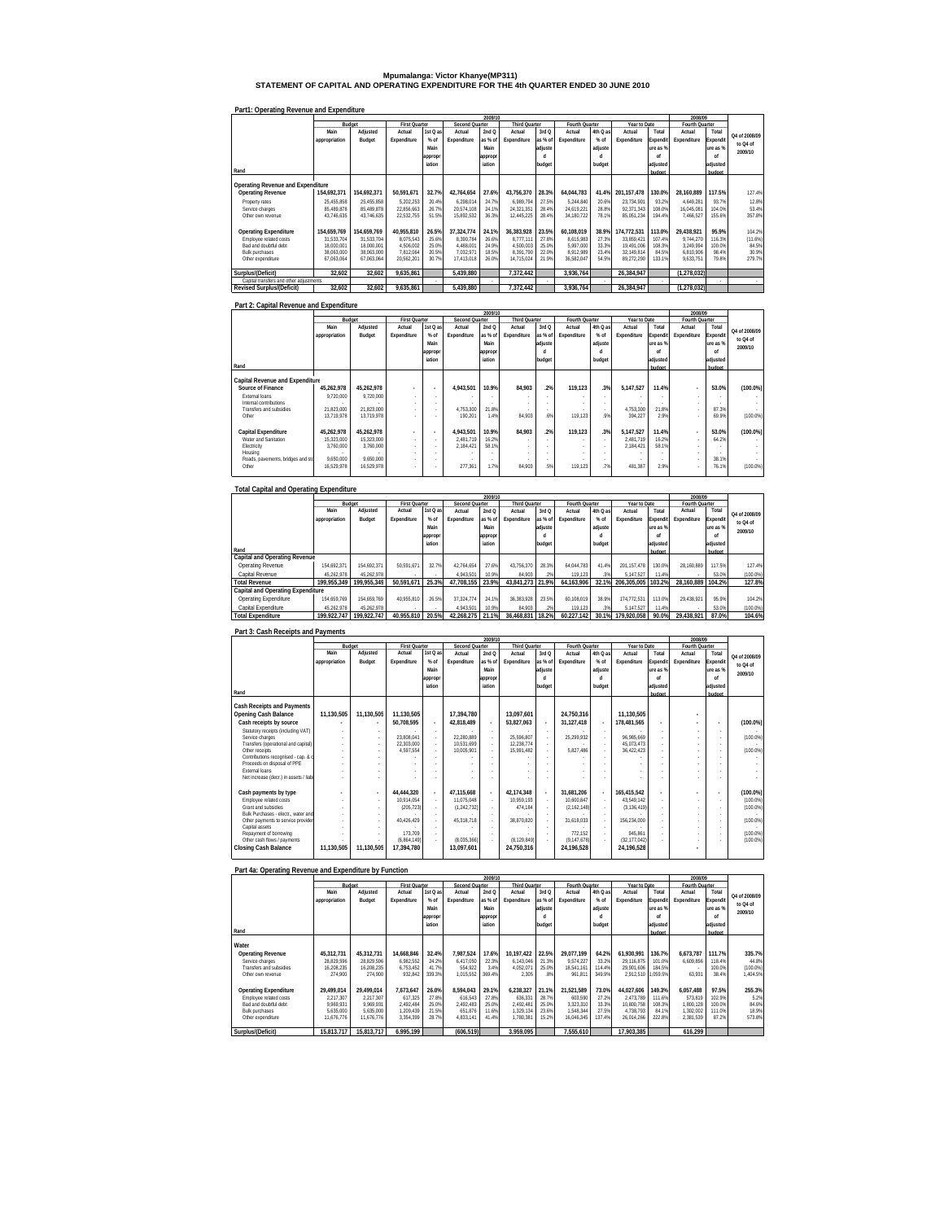# Mpumalanga: Victor Khanye(MP311)
## STATEMENT OF CAPITAL AND OPERATING EXPENDITURE FOR THE 4th QUARTER ENDED 30 JUNE 2010

### Part1: Operating Revenue and Expenditure

| Rand | 2009/10 Budget Main appropriation | Adjusted Budget | First Quarter Actual Expenditure | 1st Q as % of Main appropriation | Second Quarter Actual Expenditure | 2nd Q as % of Main appropriation | Third Quarter Actual Expenditure | 3rd Q as % of adjusted budget | Fourth Quarter Actual Expenditure | 4th Q as % of adjusted budget | Year to Date Actual Expenditure | Total Expenditure as % of adjusted budget | 2008/09 Fourth Quarter Actual Expenditure | Total Expenditure as % of adjusted budget | Q4 of 2008/09 to Q4 of 2009/10 |
|---|---|---|---|---|---|---|---|---|---|---|---|---|---|---|---|
| **Operating Revenue and Expenditure** | | | | | | | | | | | | | | | |
| **Operating Revenue** | **154,692,371** | **154,692,371** | **50,591,671** | **32.7%** | **42,764,654** | **27.6%** | **43,756,370** | **28.3%** | **64,044,783** | **41.4%** | **201,157,478** | **130.0%** | **28,160,889** | **117.5%** | 127.4% |
| Property rates | 25,455,858 | 25,455,858 | 5,202,253 | 20.4% | 6,298,014 | 24.7% | 6,989,794 | 27.5% | 5,244,840 | 20.6% | 23,734,901 | 93.2% | 4,649,281 | 93.7% | 12.8% |
| Service charges | 85,489,878 | 85,489,878 | 22,856,663 | 26.7% | 20,574,108 | 24.1% | 24,321,351 | 28.4% | 24,619,221 | 28.8% | 92,371,343 | 108.0% | 16,045,081 | 104.0% | 53.4% |
| Other own revenue | 43,746,635 | 43,746,635 | 22,532,755 | 51.5% | 15,892,532 | 36.3% | 12,445,225 | 28.4% | 34,180,722 | 78.1% | 85,051,234 | 194.4% | 7,466,527 | 155.6% | 357.8% |
| **Operating Expenditure** | **154,659,769** | **154,659,769** | **40,955,810** | **26.5%** | **37,324,774** | **24.1%** | **36,383,928** | **23.5%** | **60,108,019** | **38.9%** | **174,772,531** | **113.0%** | **29,438,921** | **95.9%** | 104.2% |
| Employee related costs | 31,533,704 | 31,533,704 | 8,075,543 | 25.6% | 8,390,784 | 26.6% | 8,777,111 | 27.8% | 8,615,983 | 27.3% | 33,859,421 | 107.4% | 9,744,270 | 116.3% | (11.6%) |
| Bad and doubtful debt | 18,000,001 | 18,000,001 | 4,506,002 | 25.0% | 4,488,001 | 24.9% | 4,500,003 | 25.0% | 5,997,000 | 33.3% | 19,491,006 | 108.3% | 3,249,994 | 100.0% | 84.5% |
| Bulk purchases | 38,063,000 | 38,063,000 | 7,812,064 | 20.5% | 7,032,971 | 18.5% | 8,391,790 | 22.0% | 8,912,989 | 23.4% | 32,149,814 | 84.5% | 6,810,906 | 98.4% | 30.9% |
| Other expenditure | 67,063,064 | 67,063,064 | 20,562,201 | 30.7% | 17,413,018 | 26.0% | 14,715,024 | 21.9% | 36,582,047 | 54.5% | 89,272,290 | 133.1% | 9,633,751 | 79.8% | 279.7% |
| **Surplus/(Deficit)** | **32,602** | **32,602** | **9,635,861** | | **5,439,880** | | **7,372,442** | | **3,936,764** | | **26,384,947** | | **(1,278,032)** | | |
| Capital transfers and other adjustments | | | - | | - | | - | | - | | - | | - | | - |
| **Revised Surplus/(Deficit)** | **32,602** | **32,602** | **9,635,861** | | **5,439,880** | | **7,372,442** | | **3,936,764** | | **26,384,947** | | **(1,278,032)** | | |

### Part 2: Capital Revenue and Expenditure

| Rand | 2009/10 Budget Main appropriation | Adjusted Budget | First Quarter Actual Expenditure | 1st Q as % of Main appropriation | Second Quarter Actual Expenditure | 2nd Q as % of Main appropriation | Third Quarter Actual Expenditure | 3rd Q as % of adjusted budget | Fourth Quarter Actual Expenditure | 4th Q as % of adjusted budget | Year to Date Actual Expenditure | Total Expenditure as % of adjusted budget | 2008/09 Fourth Quarter Actual Expenditure | Total Expenditure as % of adjusted budget | Q4 of 2008/09 to Q4 of 2009/10 |
|---|---|---|---|---|---|---|---|---|---|---|---|---|---|---|---|
| **Capital Revenue and Expenditure** | | | | | | | | | | | | | | | |
| **Source of Finance** | **45,262,978** | **45,262,978** | **-** | **-** | **4,943,501** | **10.9%** | **84,903** | **.2%** | **119,123** | **.3%** | **5,147,527** | **11.4%** | **-** | **53.0%** | **(100.0%)** |
| External loans | 9,720,000 | 9,720,000 | - | - | - | - | - | - | - | - | - | - | - | - | - |
| Internal contributions | - | - | - | - | - | - | - | - | - | - | - | - | - | - | - |
| Transfers and subsidies | 21,823,000 | 21,823,000 | - | - | 4,753,300 | 21.8% | - | - | - | - | 4,753,300 | 21.8% | - | 87.3% | - |
| Other | 13,719,978 | 13,719,978 | - | - | 190,201 | 1.4% | 84,903 | .6% | 119,123 | .9% | 394,227 | 2.9% | - | 69.9% | (100.0%) |
| **Capital Expenditure** | **45,262,978** | **45,262,978** | **-** | **-** | **4,943,501** | **10.9%** | **84,903** | **.2%** | **119,123** | **.3%** | **5,147,527** | **11.4%** | **-** | **53.0%** | **(100.0%)** |
| Water and Sanitation | 15,323,000 | 15,323,000 | - | - | 2,481,719 | 16.2% | - | - | - | - | 2,481,719 | 16.2% | - | 64.2% | - |
| Electricity | 3,760,000 | 3,760,000 | - | - | 2,184,421 | 58.1% | - | - | - | - | 2,184,421 | 58.1% | - | - | - |
| Housing | - | - | - | - | - | - | - | - | - | - | - | - | - | - | - |
| Roads, pavements, bridges and sto | 9,650,000 | 9,650,000 | - | - | - | - | - | - | - | - | - | - | - | 38.1% | - |
| Other | 16,529,978 | 16,529,978 | - | - | 277,361 | 1.7% | 84,903 | .5% | 119,123 | .7% | 481,387 | 2.9% | - | 76.1% | (100.0%) |

### Total Capital and Operating Expenditure

| Rand | 2009/10 Budget Main appropriation | Adjusted Budget | First Quarter Actual Expenditure | 1st Q as % of Main appropriation | Second Quarter Actual Expenditure | 2nd Q as % of Main appropriation | Third Quarter Actual Expenditure | 3rd Q as % of adjusted budget | Fourth Quarter Actual Expenditure | 4th Q as % of adjusted budget | Year to Date Actual Expenditure | Total Expenditure as % of adjusted budget | 2008/09 Fourth Quarter Actual Expenditure | Total Expenditure as % of adjusted budget | Q4 of 2008/09 to Q4 of 2009/10 |
|---|---|---|---|---|---|---|---|---|---|---|---|---|---|---|---|
| **Capital and Operating Revenue** | | | | | | | | | | | | | | | |
| Operating Revenue | 154,692,371 | 154,692,371 | 50,591,671 | 32.7% | 42,764,654 | 27.6% | 43,756,370 | 28.3% | 64,044,783 | 41.4% | 201,157,478 | 130.0% | 28,160,889 | 117.5% | 127.4% |
| Capital Revenue | 45,262,978 | 45,262,978 | - | - | 4,943,501 | 10.9% | 84,903 | .2% | 119,123 | .3% | 5,147,527 | 11.4% | - | 53.0% | (100.0%) |
| **Total Revenue** | **199,955,349** | **199,955,349** | **50,591,671** | **25.3%** | **47,708,155** | **23.9%** | **43,841,273** | **21.9%** | **64,163,906** | **32.1%** | **206,305,005** | **103.2%** | **28,160,889** | **104.2%** | **127.8%** |
| **Capital and Operating Expenditure** | | | | | | | | | | | | | | | |
| Operating Expenditure | 154,659,769 | 154,659,769 | 40,955,810 | 26.5% | 37,324,774 | 24.1% | 36,383,928 | 23.5% | 60,108,019 | 38.9% | 174,772,531 | 113.0% | 29,438,921 | 95.9% | 104.2% |
| Capital Expenditure | 45,262,978 | 45,262,978 | - | - | 4,943,501 | 10.9% | 84,903 | .2% | 119,123 | .3% | 5,147,527 | 11.4% | - | 53.0% | (100.0%) |
| **Total Expenditure** | **199,922,747** | **199,922,747** | **40,955,810** | **20.5%** | **42,268,275** | **21.1%** | **36,468,831** | **18.2%** | **60,227,142** | **30.1%** | **179,920,058** | **90.0%** | **29,438,921** | **87.0%** | **104.6%** |

### Part 3: Cash Receipts and Payments

| Rand | 2009/10 Budget Main appropriation | Adjusted Budget | First Quarter Actual Expenditure | 1st Q as % of Main appropriation | Second Quarter Actual Expenditure | 2nd Q as % of Main appropriation | Third Quarter Actual Expenditure | 3rd Q as % of adjusted budget | Fourth Quarter Actual Expenditure | 4th Q as % of adjusted budget | Year to Date Actual Expenditure | Total Expenditure as % of adjusted budget | 2008/09 Fourth Quarter Actual Expenditure | Total Expenditure as % of adjusted budget | Q4 of 2008/09 to Q4 of 2009/10 |
|---|---|---|---|---|---|---|---|---|---|---|---|---|---|---|---|
| **Cash Receipts and Payments** | | | | | | | | | | | | | | | |
| **Opening Cash Balance** | **11,130,505** | **11,130,505** | **11,130,505** | | **17,394,780** | | **13,097,601** | | **24,750,316** | | **11,130,505** | | **-** | | |
| **Cash receipts by source** | **-** | **-** | **50,708,595** | **-** | **42,818,489** | **-** | **53,827,063** | **-** | **31,127,418** | **-** | **178,481,565** | **-** | **-** | **-** | **(100.0%)** |
| Statutory receipts (including VAT) | - | - | - | - | - | - | - | - | - | - | - | - | - | - | - |
| Service charges | - | - | 23,808,041 | - | 22,280,889 | - | 25,596,807 | - | 25,299,932 | - | 96,985,669 | - | - | - | (100.0%) |
| Transfers (operational and capital) | - | - | 22,303,000 | - | 10,531,699 | - | 12,238,774 | - | - | - | 45,073,473 | - | - | - | - |
| Other receipts | - | - | 4,597,554 | - | 10,005,901 | - | 15,991,482 | - | 5,827,486 | - | 36,422,423 | - | - | - | (100.0%) |
| Contributions recognised - cap. & c | - | - | - | - | - | - | - | - | - | - | - | - | - | - | - |
| Proceeds on disposal of PPE | - | - | - | - | - | - | - | - | - | - | - | - | - | - | - |
| External loans | - | - | - | - | - | - | - | - | - | - | - | - | - | - | - |
| Net increase (decr.) in assets / liab | - | - | - | - | - | - | - | - | - | - | - | - | - | - | - |
| **Cash payments by type** | **-** | **-** | **44,444,320** | **-** | **47,115,668** | **-** | **42,174,348** | **-** | **31,681,206** | **-** | **165,415,542** | **-** | **-** | **-** | **(100.0%)** |
| Employee related costs | - | - | 10,914,054 | - | 11,075,048 | - | 10,959,193 | - | 10,600,847 | - | 43,549,142 | - | - | - | (100.0%) |
| Grant and subsidies | - | - | (205,723) | - | (1,242,732) | - | 474,184 | - | (2,162,148) | - | (3,136,419) | - | - | - | (100.0%) |
| Bulk Purchases - electr., water and | - | - | - | - | - | - | - | - | - | - | - | - | - | - | - |
| Other payments to service provider | - | - | 40,426,429 | - | 45,318,718 | - | 38,870,820 | - | 31,618,033 | - | 156,234,000 | - | - | - | (100.0%) |
| Capital assets | - | - | - | - | - | - | - | - | - | - | - | - | - | - | - |
| Repayment of borrowing | - | - | 173,709 | - | - | - | - | - | 772,152 | - | 945,861 | - | - | - | (100.0%) |
| Other cash flows / payments | - | - | (6,864,149) | - | (8,035,366) | - | (8,129,849) | - | (9,147,678) | - | (32,177,042) | - | - | - | (100.0%) |
| **Closing Cash Balance** | **11,130,505** | **11,130,505** | **17,394,780** | | **13,097,601** | | **24,750,316** | | **24,196,528** | | **24,196,528** | | **-** | | |

### Part 4a: Operating Revenue and Expenditure by Function

| Rand | 2009/10 Budget Main appropriation | Adjusted Budget | First Quarter Actual Expenditure | 1st Q as % of Main appropriation | Second Quarter Actual Expenditure | 2nd Q as % of Main appropriation | Third Quarter Actual Expenditure | 3rd Q as % of adjusted budget | Fourth Quarter Actual Expenditure | 4th Q as % of adjusted budget | Year to Date Actual Expenditure | Total Expenditure as % of adjusted budget | 2008/09 Fourth Quarter Actual Expenditure | Total Expenditure as % of adjusted budget | Q4 of 2008/09 to Q4 of 2009/10 |
|---|---|---|---|---|---|---|---|---|---|---|---|---|---|---|---|
| **Water** | | | | | | | | | | | | | | | |
| **Operating Revenue** | **45,312,731** | **45,312,731** | **14,668,846** | **32.4%** | **7,987,524** | **17.6%** | **10,197,422** | **22.5%** | **29,077,199** | **64.2%** | **61,930,991** | **136.7%** | **6,673,787** | **111.7%** | **335.7%** |
| Service charges | 28,829,596 | 28,829,596 | 6,982,552 | 24.2% | 6,417,050 | 22.3% | 6,143,046 | 21.3% | 9,574,227 | 33.2% | 29,116,875 | 101.0% | 6,609,856 | 118.4% | 44.8% |
| Transfers and subsidies | 16,208,235 | 16,208,235 | 6,753,452 | 41.7% | 554,922 | 3.4% | 4,052,071 | 25.0% | 18,541,161 | 114.4% | 29,901,606 | 184.5% | - | 100.0% | (100.0%) |
| Other own revenue | 274,900 | 274,900 | 932,842 | 339.3% | 1,015,552 | 369.4% | 2,305 | .8% | 961,811 | 349.9% | 2,912,510 | 1,059.5% | 63,931 | 38.4% | 1,404.5% |
| **Operating Expenditure** | **29,499,014** | **29,499,014** | **7,673,647** | **26.0%** | **8,594,043** | **29.1%** | **6,238,327** | **21.1%** | **21,521,589** | **73.0%** | **44,027,606** | **149.3%** | **6,057,488** | **97.5%** | **255.3%** |
| Employee related costs | 2,217,307 | 2,217,307 | 617,325 | 27.8% | 616,543 | 27.8% | 636,331 | 28.7% | 603,590 | 27.2% | 2,473,789 | 111.6% | 573,819 | 102.9% | 5.2% |
| Bad and doubtful debt | 9,969,931 | 9,969,931 | 2,492,484 | 25.0% | 2,492,483 | 25.0% | 2,492,481 | 25.0% | 3,323,310 | 33.3% | 10,800,758 | 108.3% | 1,800,128 | 100.0% | 84.6% |
| Bulk purchases | 5,635,000 | 5,635,000 | 1,209,439 | 21.5% | 651,876 | 11.6% | 1,329,134 | 23.6% | 1,548,344 | 27.5% | 4,738,793 | 84.1% | 1,302,002 | 111.0% | 18.9% |
| Other expenditure | 11,676,776 | 11,676,776 | 3,354,399 | 28.7% | 4,833,141 | 41.4% | 1,780,381 | 15.2% | 16,046,345 | 137.4% | 26,014,266 | 222.8% | 2,381,539 | 87.2% | 573.8% |
| **Surplus/(Deficit)** | **15,813,717** | **15,813,717** | **6,995,199** | | **(606,519)** | | **3,959,095** | | **7,555,610** | | **17,903,385** | | **616,299** | | |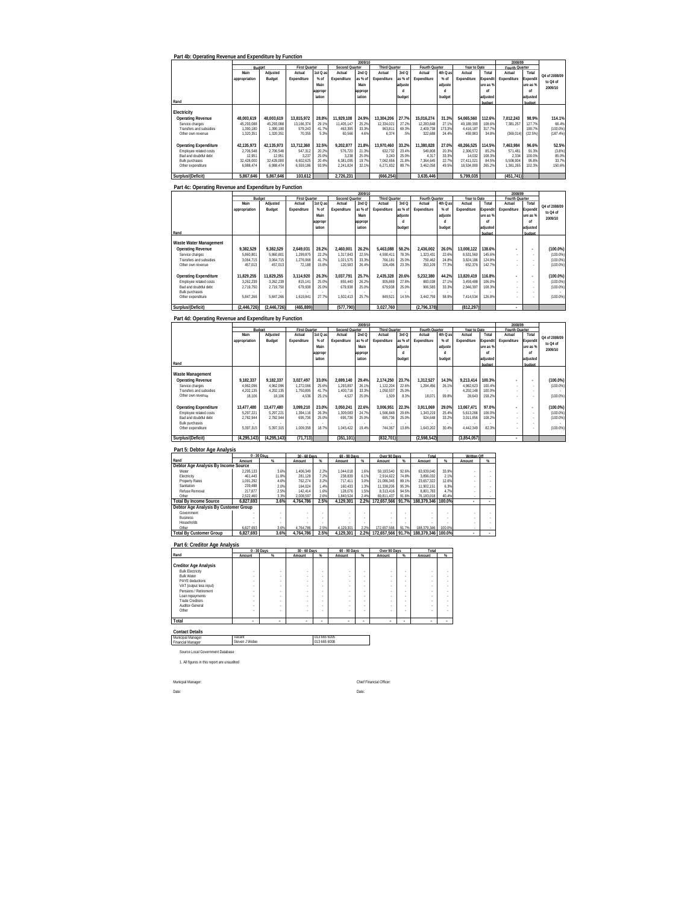## Part 4b: Operating Revenue and Expenditure by Function

| Rand | 2009/10 Budget Main appropriation | Adjusted Budget | First Quarter Actual Expenditure | 1st Q as % of Main appropriation | Second Quarter Actual Expenditure | 2nd Q as % of Main appropriation | Third Quarter Actual Expenditure | 3rd Q as % of adjusted budget | Fourth Quarter Actual Expenditure | 4th Q as % of adjusted budget | Year to Date Actual Expenditure | Total Expenditure as % of adjusted budget | 2008/09 Fourth Quarter Actual Expenditure | Total Expenditure as % of adjusted budget | Q4 of 2008/09 to Q4 of 2009/10 |
|---|---|---|---|---|---|---|---|---|---|---|---|---|---|---|---|
| **Electricity** | | | | | | | | | | | | | | | |
| **Operating Revenue** | **48,003,619** | **48,003,619** | **13,815,972** | **28.8%** | **11,929,108** | **24.9%** | **13,304,206** | **27.7%** | **15,016,274** | **31.3%** | **54,065,560** | **112.6%** | **7,012,243** | **98.9%** | **114.1%** |
| Service charges | 45,293,088 | 45,293,088 | 13,166,374 | 29.1% | 11,405,147 | 25.2% | 12,334,021 | 27.2% | 12,283,848 | 27.1% | 49,189,390 | 108.6% | 7,381,257 | 127.7% | 66.4% |
| Transfers and subsidies | 1,390,180 | 1,390,180 | 579,243 | 41.7% | 463,395 | 33.3% | 963,811 | 69.3% | 2,409,738 | 173.3% | 4,416,187 | 317.7% | - | 100.7% | (100.0%) |
| Other own revenue | 1,320,351 | 1,320,351 | 70,355 | 5.3% | 60,566 | 4.6% | 6,374 | .5% | 322,688 | 24.4% | 459,983 | 34.8% | (369,014) | (22.5%) | (187.4%) |
| **Operating Expenditure** | **42,135,973** | **42,135,973** | **13,712,360** | **32.5%** | **9,202,877** | **21.8%** | **13,970,460** | **33.2%** | **11,380,828** | **27.0%** | **48,266,525** | **114.5%** | **7,463,984** | **96.6%** | **52.5%** |
| Employee related costs | 2,706,548 | 2,706,548 | 547,312 | 20.2% | 576,720 | 21.3% | 632,732 | 23.4% | 549,808 | 20.3% | 2,306,572 | 85.2% | 571,481 | 91.3% | (3.8%) |
| Bad and doubtful debt | 12,951 | 12,951 | 3,237 | 25.0% | 3,238 | 25.0% | 3,240 | 25.0% | 4,317 | 33.3% | 14,032 | 108.3% | 2,334 | 100.0% | 85.0% |
| Bulk purchases | 32,428,000 | 32,428,000 | 6,602,625 | 20.4% | 6,381,095 | 19.7% | 7,062,656 | 21.8% | 7,364,645 | 22.7% | 27,411,021 | 84.5% | 5,508,904 | 95.8% | 33.7% |
| Other expenditure | 6,988,474 | 6,988,474 | 6,559,186 | 93.9% | 2,241,824 | 32.1% | 6,271,832 | 89.7% | 3,462,058 | 49.5% | 18,534,900 | 265.2% | 1,381,265 | 102.3% | 150.6% |
| **Surplus/(Deficit)** | **5,867,646** | **5,867,646** | **103,612** | | **2,726,231** | | **(666,254)** | | **3,635,446** | | **5,799,035** | | **(451,741)** | | |

## Part 4c: Operating Revenue and Expenditure by Function

| Rand | 2009/10 Budget Main appropriation | Adjusted Budget | First Quarter Actual Expenditure | 1st Q as % of Main appropriation | Second Quarter Actual Expenditure | 2nd Q as % of Main appropriation | Third Quarter Actual Expenditure | 3rd Q as % of adjusted budget | Fourth Quarter Actual Expenditure | 4th Q as % of adjusted budget | Year to Date Actual Expenditure | Total Expenditure as % of adjusted budget | 2008/09 Fourth Quarter Actual Expenditure | Total Expenditure as % of adjusted budget | Q4 of 2008/09 to Q4 of 2009/10 |
|---|---|---|---|---|---|---|---|---|---|---|---|---|---|---|---|
| **Waste Water Management** | | | | | | | | | | | | | | | |
| **Operating Revenue** | **9,382,529** | **9,382,529** | **2,649,031** | **28.2%** | **2,460,001** | **26.2%** | **5,463,088** | **58.2%** | **2,436,002** | **26.0%** | **13,008,122** | **138.6%** | **-** | **-** | **(100.0%)** |
| Service charges | 5,860,801 | 5,860,801 | 1,299,875 | 22.2% | 1,317,843 | 22.5% | 4,590,411 | 78.3% | 1,323,431 | 22.6% | 8,531,560 | 145.6% | - | - | (100.0%) |
| Transfers and subsidies | 3,064,715 | 3,064,715 | 1,276,968 | 41.7% | 1,021,575 | 33.3% | 766,181 | 25.0% | 759,462 | 24.8% | 3,824,186 | 124.8% | - | - | (100.0%) |
| Other own revenue | 457,013 | 457,013 | 72,188 | 15.8% | 120,583 | 26.4% | 106,496 | 23.3% | 353,109 | 77.3% | 652,376 | 142.7% | - | - | (100.0%) |
| **Operating Expenditure** | **11,829,255** | **11,829,255** | **3,114,920** | **26.3%** | **3,037,791** | **25.7%** | **2,435,328** | **20.6%** | **5,232,380** | **44.2%** | **13,820,419** | **116.8%** | **-** | **-** | **(100.0%)** |
| Employee related costs | 3,262,239 | 3,262,239 | 815,141 | 25.0% | 855,440 | 26.2% | 905,869 | 27.8% | 883,038 | 27.1% | 3,459,488 | 106.0% | - | - | (100.0%) |
| Bad and doubtful debt | 2,719,750 | 2,719,750 | 679,938 | 25.0% | 679,938 | 25.0% | 679,938 | 25.0% | 906,583 | 33.3% | 2,946,397 | 108.3% | - | - | (100.0%) |
| Bulk purchases | - | - | - | | - | | - | | - | | - | | - | - | - |
| Other expenditure | 5,847,266 | 5,847,266 | 1,619,841 | 27.7% | 1,502,413 | 25.7% | 849,521 | 14.5% | 3,442,759 | 58.9% | 7,414,534 | 126.8% | - | - | (100.0%) |
| **Surplus/(Deficit)** | **(2,446,726)** | **(2,446,726)** | **(465,889)** | | **(577,790)** | | **3,027,760** | | **(2,796,378)** | | **(812,297)** | | **-** | | |

## Part 4d: Operating Revenue and Expenditure by Function

| Rand | 2009/10 Budget Main appropriation | Adjusted Budget | First Quarter Actual Expenditure | 1st Q as % of Main appropriation | Second Quarter Actual Expenditure | 2nd Q as % of Main appropriation | Third Quarter Actual Expenditure | 3rd Q as % of adjusted budget | Fourth Quarter Actual Expenditure | 4th Q as % of adjusted budget | Year to Date Actual Expenditure | Total Expenditure as % of adjusted budget | 2008/09 Fourth Quarter Actual Expenditure | Total Expenditure as % of adjusted budget | Q4 of 2008/09 to Q4 of 2009/10 |
|---|---|---|---|---|---|---|---|---|---|---|---|---|---|---|---|
| **Waste Management** | | | | | | | | | | | | | | | |
| **Operating Revenue** | **9,182,337** | **9,182,337** | **3,027,497** | **33.0%** | **2,699,140** | **29.4%** | **2,174,250** | **23.7%** | **1,312,527** | **14.3%** | **9,213,414** | **100.3%** | **-** | **-** | **(100.0%)** |
| Service charges | 4,962,096 | 4,962,096 | 1,272,066 | 25.6% | 1,293,897 | 26.1% | 1,122,204 | 22.6% | 1,294,456 | 26.1% | 4,982,623 | 100.4% | - | - | (100.0%) |
| Transfers and subsidies | 4,202,135 | 4,202,135 | 1,750,895 | 41.7% | 1,400,716 | 33.3% | 1,050,537 | 25.0% | - | - | 4,202,148 | 100.0% | - | - | - |
| Other own revenue | 18,106 | 18,106 | 4,536 | 25.1% | 4,527 | 25.0% | 1,509 | 8.3% | 18,071 | 99.8% | 28,643 | 158.2% | - | - | (100.0%) |
| **Operating Expenditure** | **13,477,480** | **13,477,480** | **3,099,210** | **23.0%** | **3,050,241** | **22.6%** | **3,006,951** | **22.3%** | **3,911,069** | **29.0%** | **13,067,471** | **97.0%** | **-** | **-** | **(100.0%)** |
| Employee related costs | 5,297,221 | 5,297,221 | 1,394,116 | 26.3% | 1,309,083 | 24.7% | 1,566,848 | 29.6% | 1,343,219 | 25.4% | 5,613,266 | 106.0% | - | - | (100.0%) |
| Bad and doubtful debt | 2,782,944 | 2,782,944 | 695,736 | 25.0% | 695,736 | 25.0% | 695,736 | 25.0% | 924,648 | 33.2% | 3,011,856 | 108.2% | - | - | (100.0%) |
| Bulk purchases | - | - | - | | - | | - | | - | | - | | - | - | - |
| Other expenditure | 5,397,315 | 5,397,315 | 1,009,358 | 18.7% | 1,045,422 | 19.4% | 744,367 | 13.8% | 1,643,202 | 30.4% | 4,442,349 | 82.3% | - | - | (100.0%) |
| **Surplus/(Deficit)** | **(4,295,143)** | **(4,295,143)** | **(71,713)** | | **(351,101)** | | **(832,701)** | | **(2,598,542)** | | **(3,854,057)** | | **-** | | |

## Part 5: Debtor Age Analysis

| Rand | 0 - 30 Days Amount | % | 30 - 60 Days Amount | % | 60 - 90 Days Amount | % | Over 90 Days Amount | % | Total Amount | % | Written Off Amount | % |
|---|---|---|---|---|---|---|---|---|---|---|---|---|
| **Debtor Age Analysis By Income Source** | | | | | | | | | | | | |
| Water | 2,295,133 | 3.6% | 1,406,349 | 2.2% | 1,044,018 | 1.6% | 59,193,540 | 92.6% | 63,939,040 | 33.9% | - | - |
| Electricity | 461,443 | 11.8% | 281,128 | 7.2% | 238,839 | 6.1% | 2,914,622 | 74.8% | 3,896,032 | 2.1% | - | - |
| Property Rates | 1,091,292 | 4.6% | 762,274 | 3.2% | 717,411 | 3.0% | 21,086,345 | 89.1% | 23,657,322 | 12.6% | - | - |
| Sanitation | 239,488 | 2.0% | 164,024 | 1.4% | 160,433 | 1.3% | 11,338,206 | 95.3% | 11,902,151 | 6.3% | - | - |
| Refuse Removal | 217,877 | 2.5% | 142,414 | 1.6% | 128,076 | 1.5% | 8,313,416 | 94.5% | 8,801,783 | 4.7% | - | - |
| Other | 2,522,460 | 3.3% | 2,008,597 | 2.6% | 1,840,524 | 2.4% | 69,811,437 | 91.6% | 76,183,018 | 40.4% | - | - |
| **Total By Income Source** | **6,827,693** | **3.6%** | **4,764,786** | **2.5%** | **4,129,301** | **2.2%** | **172,657,566** | **91.7%** | **188,379,346** | **100.0%** | **-** | **-** |
| **Debtor Age Analysis By Customer Group** | | | | | | | | | | | | |
| Government | - | - | - | - | - | - | - | - | - | - | - | - |
| Business | - | - | - | - | - | - | - | - | - | - | - | - |
| Households | - | - | - | - | - | - | - | - | - | - | - | - |
| Other | 6,827,693 | 3.6% | 4,764,786 | 2.5% | 4,129,301 | 2.2% | 172,657,566 | 91.7% | 188,379,346 | 100.0% | - | - |
| **Total By Customer Group** | **6,827,693** | **3.6%** | **4,764,786** | **2.5%** | **4,129,301** | **2.2%** | **172,657,566** | **91.7%** | **188,379,346** | **100.0%** | **-** | **-** |

## Part 6: Creditor Age Analysis

| Rand | 0 - 30 Days Amount | % | 30 - 60 Days Amount | % | 60 - 90 Days Amount | % | Over 90 Days Amount | % | Total Amount | % |
|---|---|---|---|---|---|---|---|---|---|---|
| **Creditor Age Analysis** | | | | | | | | | | |
| Bulk Electricity | - | - | - | - | - | - | - | - | - | - |
| Bulk Water | - | - | - | - | - | - | - | - | - | - |
| PAYE deductions | - | - | - | - | - | - | - | - | - | - |
| VAT (output less input) | - | - | - | - | - | - | - | - | - | - |
| Pensions / Retirement | - | - | - | - | - | - | - | - | - | - |
| Loan repayments | - | - | - | - | - | - | - | - | - | - |
| Trade Creditors | - | - | - | - | - | - | - | - | - | - |
| Auditor-General | - | - | - | - | - | - | - | - | - | - |
| Other | - | - | - | - | - | - | - | - | - | - |
| **Total** | **-** | **-** | **-** | **-** | **-** | **-** | **-** | **-** | **-** | **-** |

**Contact Details**

| | | |
|---|---|---|
| Municipal Manager | Vacant | 013 665 6005 |
| Financial Manager | Steven J Weber | 013 665 6008 |

Source Local Government Database

1. All figures in this report are unaudited

Municipal Manager: Chief Financial Officer:

Date: Date: